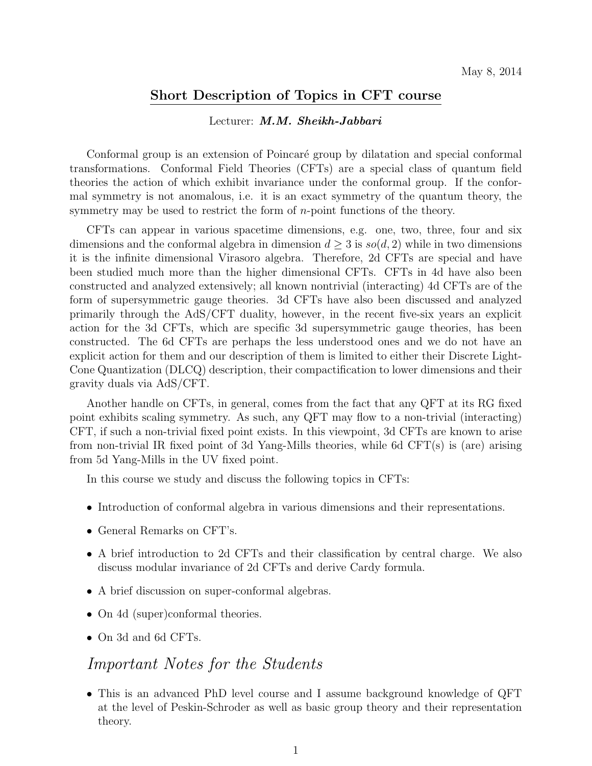May 8, 2014

# Short Description of Topics in CFT course

Lecturer: ***M.M. Sheikh-Jabbari***

Conformal group is an extension of Poincaré group by dilatation and special conformal transformations. Conformal Field Theories (CFTs) are a special class of quantum field theories the action of which exhibit invariance under the conformal group. If the conformal symmetry is not anomalous, i.e. it is an exact symmetry of the quantum theory, the symmetry may be used to restrict the form of $n$-point functions of the theory.

CFTs can appear in various spacetime dimensions, e.g. one, two, three, four and six dimensions and the conformal algebra in dimension $d \geq 3$ is $so(d, 2)$ while in two dimensions it is the infinite dimensional Virasoro algebra. Therefore, 2d CFTs are special and have been studied much more than the higher dimensional CFTs. CFTs in 4d have also been constructed and analyzed extensively; all known nontrivial (interacting) 4d CFTs are of the form of supersymmetric gauge theories. 3d CFTs have also been discussed and analyzed primarily through the AdS/CFT duality, however, in the recent five-six years an explicit action for the 3d CFTs, which are specific 3d supersymmetric gauge theories, has been constructed. The 6d CFTs are perhaps the less understood ones and we do not have an explicit action for them and our description of them is limited to either their Discrete Light-Cone Quantization (DLCQ) description, their compactification to lower dimensions and their gravity duals via AdS/CFT.

Another handle on CFTs, in general, comes from the fact that any QFT at its RG fixed point exhibits scaling symmetry. As such, any QFT may flow to a non-trivial (interacting) CFT, if such a non-trivial fixed point exists. In this viewpoint, 3d CFTs are known to arise from non-trivial IR fixed point of 3d Yang-Mills theories, while 6d CFT(s) is (are) arising from 5d Yang-Mills in the UV fixed point.

In this course we study and discuss the following topics in CFTs:

- Introduction of conformal algebra in various dimensions and their representations.
- General Remarks on CFT's.
- A brief introduction to 2d CFTs and their classification by central charge. We also discuss modular invariance of 2d CFTs and derive Cardy formula.
- A brief discussion on super-conformal algebras.
- On 4d (super)conformal theories.
- On 3d and 6d CFTs.

## *Important Notes for the Students*

- This is an advanced PhD level course and I assume background knowledge of QFT at the level of Peskin-Schroder as well as basic group theory and their representation theory.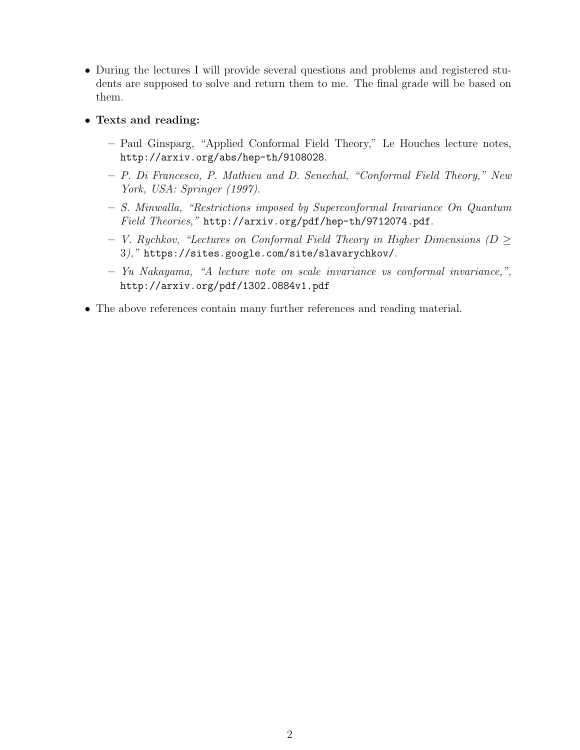- During the lectures I will provide several questions and problems and registered students are supposed to solve and return them to me. The final grade will be based on them.

- **Texts and reading:**

  - Paul Ginsparg, "Applied Conformal Field Theory," Le Houches lecture notes, `http://arxiv.org/abs/hep-th/9108028`.
  - *P. Di Francesco, P. Mathieu and D. Senechal, "Conformal Field Theory," New York, USA: Springer (1997).*
  - *S. Minwalla, "Restrictions imposed by Superconformal Invariance On Quantum Field Theories,"* `http://arxiv.org/pdf/hep-th/9712074.pdf`.
  - *V. Rychkov, "Lectures on Conformal Field Theory in Higher Dimensions ($D \geq 3$),"* `https://sites.google.com/site/slavarychkov/`.
  - *Yu Nakayama, "A lecture note on scale invariance vs conformal invariance,"*, `http://arxiv.org/pdf/1302.0884v1.pdf`

- The above references contain many further references and reading material.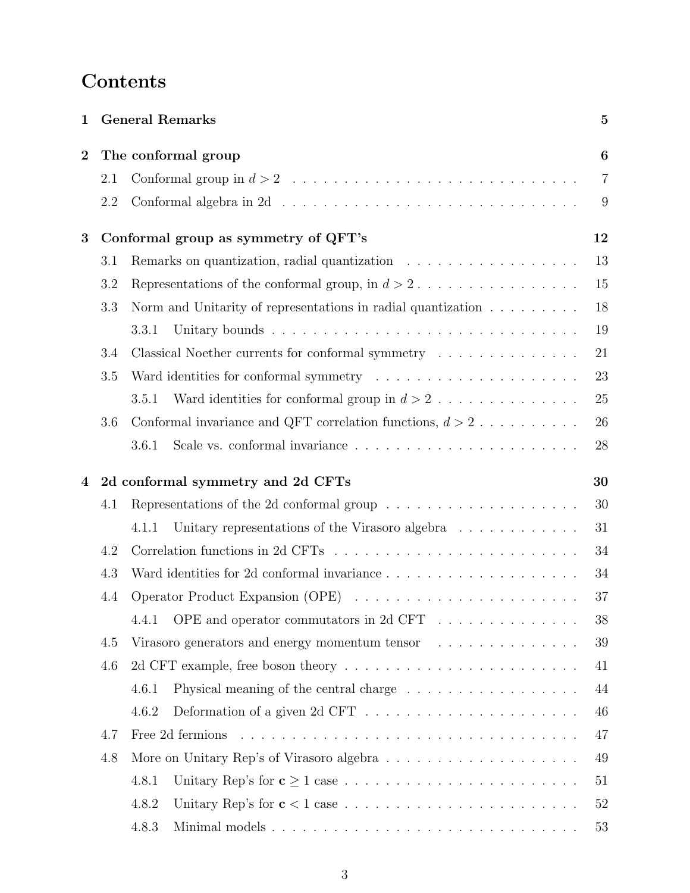# Contents

**1 General Remarks** **5**

**2 The conformal group** **6**

- 2.1 Conformal group in $d > 2$ . . . 7
- 2.2 Conformal algebra in 2d . . . 9

**3 Conformal group as symmetry of QFT's** **12**

- 3.1 Remarks on quantization, radial quantization . . . 13
- 3.2 Representations of the conformal group, in $d > 2$ . . . 15
- 3.3 Norm and Unitarity of representations in radial quantization . . . 18
  - 3.3.1 Unitary bounds . . . 19
- 3.4 Classical Noether currents for conformal symmetry . . . 21
- 3.5 Ward identities for conformal symmetry . . . 23
  - 3.5.1 Ward identities for conformal group in $d > 2$ . . . 25
- 3.6 Conformal invariance and QFT correlation functions, $d > 2$ . . . 26
  - 3.6.1 Scale vs. conformal invariance . . . 28

**4 2d conformal symmetry and 2d CFTs** **30**

- 4.1 Representations of the 2d conformal group . . . 30
  - 4.1.1 Unitary representations of the Virasoro algebra . . . 31
- 4.2 Correlation functions in 2d CFTs . . . 34
- 4.3 Ward identities for 2d conformal invariance . . . 34
- 4.4 Operator Product Expansion (OPE) . . . 37
  - 4.4.1 OPE and operator commutators in 2d CFT . . . 38
- 4.5 Virasoro generators and energy momentum tensor . . . 39
- 4.6 2d CFT example, free boson theory . . . 41
  - 4.6.1 Physical meaning of the central charge . . . 44
  - 4.6.2 Deformation of a given 2d CFT . . . 46
- 4.7 Free 2d fermions . . . 47
- 4.8 More on Unitary Rep's of Virasoro algebra . . . 49
  - 4.8.1 Unitary Rep's for $\mathbf{c} \geq 1$ case . . . 51
  - 4.8.2 Unitary Rep's for $\mathbf{c} < 1$ case . . . 52
  - 4.8.3 Minimal models . . . 53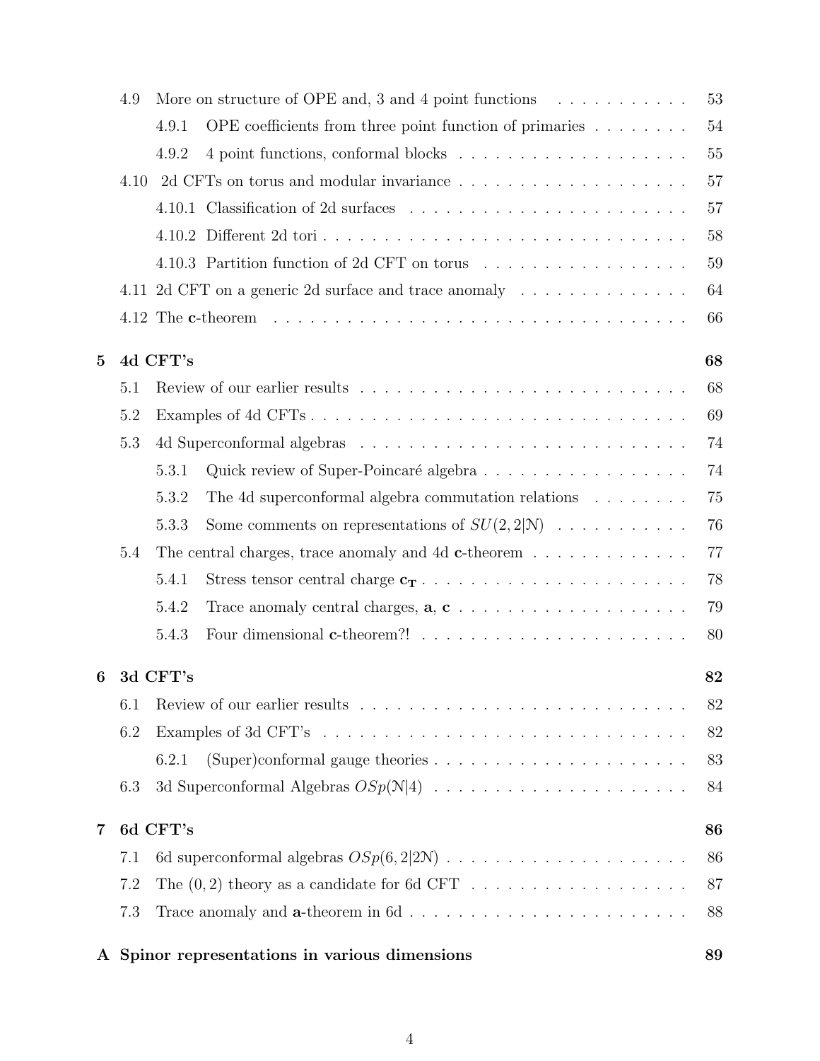- 4.9 More on structure of OPE and, 3 and 4 point functions . . . . . . . . . . . . 53
  - 4.9.1 OPE coefficients from three point function of primaries . . . . . . . . 54
  - 4.9.2 4 point functions, conformal blocks . . . . . . . . . . . . . . . . . . . 55
- 4.10 2d CFTs on torus and modular invariance . . . . . . . . . . . . . . . . . . . 57
  - 4.10.1 Classification of 2d surfaces . . . . . . . . . . . . . . . . . . . . . . . 57
  - 4.10.2 Different 2d tori . . . . . . . . . . . . . . . . . . . . . . . . . . . . . 58
  - 4.10.3 Partition function of 2d CFT on torus . . . . . . . . . . . . . . . . . 59
- 4.11 2d CFT on a generic 2d surface and trace anomaly . . . . . . . . . . . . . . 64
- 4.12 The **c**-theorem . . . . . . . . . . . . . . . . . . . . . . . . . . . . . . . . . 66

**5 4d CFT's** . . . 68

- 5.1 Review of our earlier results . . . . . . . . . . . . . . . . . . . . . . . . . . . 68
- 5.2 Examples of 4d CFTs . . . . . . . . . . . . . . . . . . . . . . . . . . . . . . . 69
- 5.3 4d Superconformal algebras . . . . . . . . . . . . . . . . . . . . . . . . . . . 74
  - 5.3.1 Quick review of Super-Poincaré algebra . . . . . . . . . . . . . . . . . 74
  - 5.3.2 The 4d superconformal algebra commutation relations . . . . . . . . 75
  - 5.3.3 Some comments on representations of $SU(2,2|\mathcal{N})$ . . . . . . . . . . . 76
- 5.4 The central charges, trace anomaly and 4d **c**-theorem . . . . . . . . . . . . . 77
  - 5.4.1 Stress tensor central charge $\mathbf{c_T}$ . . . . . . . . . . . . . . . . . . . . . . 78
  - 5.4.2 Trace anomaly central charges, **a**, **c** . . . . . . . . . . . . . . . . . . . 79
  - 5.4.3 Four dimensional **c**-theorem?! . . . . . . . . . . . . . . . . . . . . . . 80

**6 3d CFT's** . . . 82

- 6.1 Review of our earlier results . . . . . . . . . . . . . . . . . . . . . . . . . . . 82
- 6.2 Examples of 3d CFT's . . . . . . . . . . . . . . . . . . . . . . . . . . . . . . . 82
  - 6.2.1 (Super)conformal gauge theories . . . . . . . . . . . . . . . . . . . . . 83
- 6.3 3d Superconformal Algebras $OSp(\mathcal{N}|4)$ . . . . . . . . . . . . . . . . . . . . . 84

**7 6d CFT's** . . . 86

- 7.1 6d superconformal algebras $OSp(6,2|2\mathcal{N})$ . . . . . . . . . . . . . . . . . . . . 86
- 7.2 The $(0,2)$ theory as a candidate for 6d CFT . . . . . . . . . . . . . . . . . . 87
- 7.3 Trace anomaly and **a**-theorem in 6d . . . . . . . . . . . . . . . . . . . . . . . 88

**A Spinor representations in various dimensions** . . . 89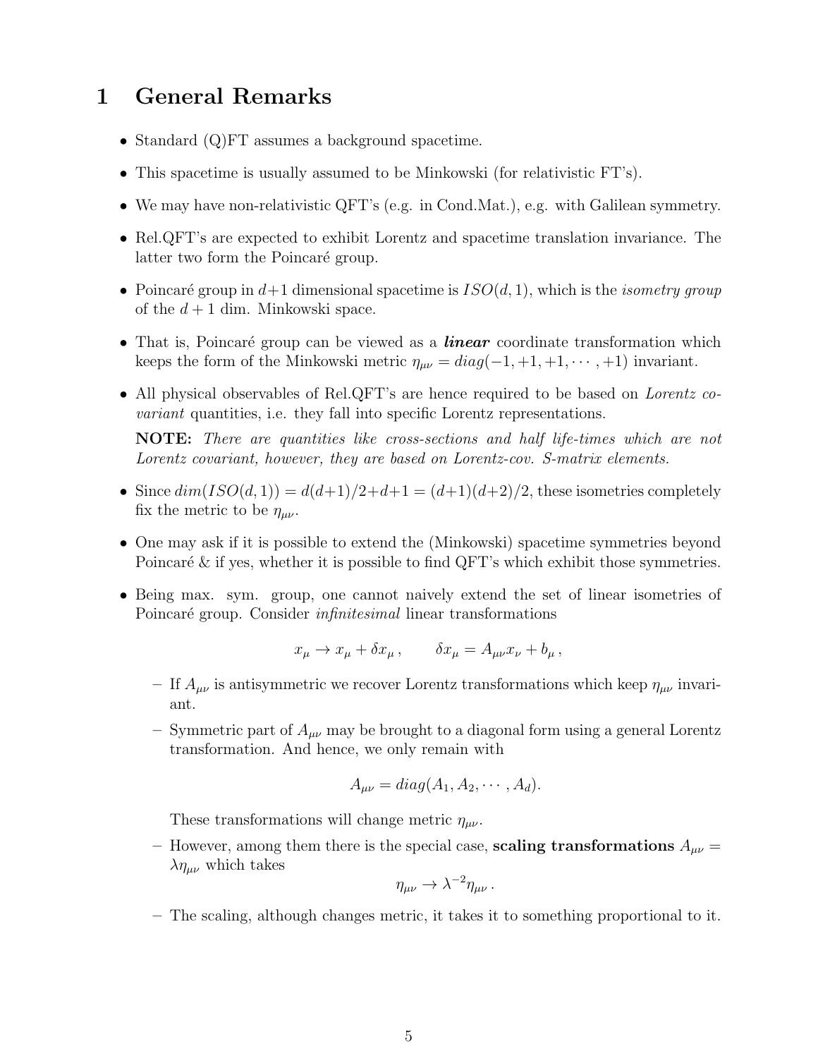# 1 General Remarks

- Standard (Q)FT assumes a background spacetime.
- This spacetime is usually assumed to be Minkowski (for relativistic FT's).
- We may have non-relativistic QFT's (e.g. in Cond.Mat.), e.g. with Galilean symmetry.
- Rel.QFT's are expected to exhibit Lorentz and spacetime translation invariance. The latter two form the Poincaré group.
- Poincaré group in $d+1$ dimensional spacetime is $ISO(d,1)$, which is the *isometry group* of the $d+1$ dim. Minkowski space.
- That is, Poincaré group can be viewed as a ***linear*** coordinate transformation which keeps the form of the Minkowski metric $\eta_{\mu\nu} = diag(-1, +1, +1, \cdots, +1)$ invariant.
- All physical observables of Rel.QFT's are hence required to be based on *Lorentz covariant* quantities, i.e. they fall into specific Lorentz representations.

  **NOTE:** *There are quantities like cross-sections and half life-times which are not Lorentz covariant, however, they are based on Lorentz-cov. S-matrix elements.*

- Since $dim(ISO(d,1)) = d(d+1)/2 + d + 1 = (d+1)(d+2)/2$, these isometries completely fix the metric to be $\eta_{\mu\nu}$.
- One may ask if it is possible to extend the (Minkowski) spacetime symmetries beyond Poincaré & if yes, whether it is possible to find QFT's which exhibit those symmetries.
- Being max. sym. group, one cannot naively extend the set of linear isometries of Poincaré group. Consider *infinitesimal* linear transformations

$$x_\mu \to x_\mu + \delta x_\mu \,, \qquad \delta x_\mu = A_{\mu\nu} x_\nu + b_\mu \,,$$

  - If $A_{\mu\nu}$ is antisymmetric we recover Lorentz transformations which keep $\eta_{\mu\nu}$ invariant.
  - Symmetric part of $A_{\mu\nu}$ may be brought to a diagonal form using a general Lorentz transformation. And hence, we only remain with

$$A_{\mu\nu} = diag(A_1, A_2, \cdots, A_d).$$

    These transformations will change metric $\eta_{\mu\nu}$.

  - However, among them there is the special case, **scaling transformations** $A_{\mu\nu} = \lambda \eta_{\mu\nu}$ which takes

$$\eta_{\mu\nu} \to \lambda^{-2} \eta_{\mu\nu} \,.$$

  - The scaling, although changes metric, it takes it to something proportional to it.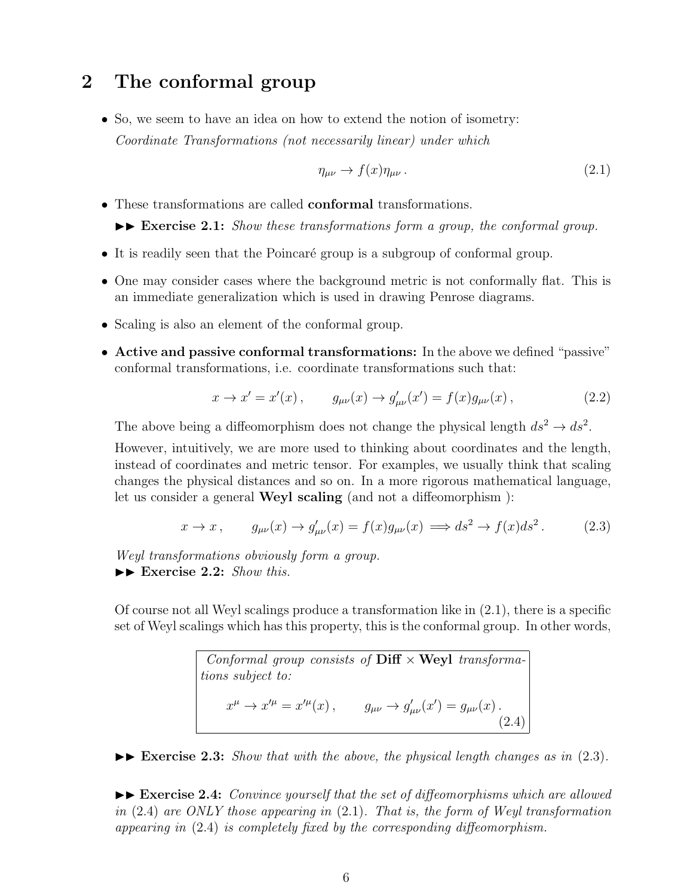## 2 The conformal group

- So, we seem to have an idea on how to extend the notion of isometry:
  *Coordinate Transformations (not necessarily linear) under which*

$$\eta_{\mu\nu} \to f(x)\eta_{\mu\nu} \,. \tag{2.1}$$

- These transformations are called **conformal** transformations.

  ►► **Exercise 2.1:** *Show these transformations form a group, the conformal group.*

- It is readily seen that the Poincaré group is a subgroup of conformal group.

- One may consider cases where the background metric is not conformally flat. This is an immediate generalization which is used in drawing Penrose diagrams.

- Scaling is also an element of the conformal group.

- **Active and passive conformal transformations:** In the above we defined "passive" conformal transformations, i.e. coordinate transformations such that:

$$x \to x' = x'(x)\,, \qquad g_{\mu\nu}(x) \to g'_{\mu\nu}(x') = f(x) g_{\mu\nu}(x)\,, \tag{2.2}$$

  The above being a diffeomorphism does not change the physical length $ds^2 \to ds^2$.

  However, intuitively, we are more used to thinking about coordinates and the length, instead of coordinates and metric tensor. For examples, we usually think that scaling changes the physical distances and so on. In a more rigorous mathematical language, let us consider a general **Weyl scaling** (and not a diffeomorphism ):

$$x \to x\,, \qquad g_{\mu\nu}(x) \to g'_{\mu\nu}(x) = f(x) g_{\mu\nu}(x) \Longrightarrow ds^2 \to f(x) ds^2\,. \tag{2.3}$$

  *Weyl transformations obviously form a group.*
  ►► **Exercise 2.2:** *Show this.*

  Of course not all Weyl scalings produce a transformation like in (2.1), there is a specific set of Weyl scalings which has this property, this is the conformal group. In other words,

  > *Conformal group consists of* **Diff** $\times$ **Weyl** *transformations subject to:*
  >
  > $$x^\mu \to x'^\mu = x'^\mu(x)\,, \qquad g_{\mu\nu} \to g'_{\mu\nu}(x') = g_{\mu\nu}(x)\,. \tag{2.4}$$

  ►► **Exercise 2.3:** *Show that with the above, the physical length changes as in* (2.3).

  ►► **Exercise 2.4:** *Convince yourself that the set of diffeomorphisms which are allowed in* (2.4) *are ONLY those appearing in* (2.1)*. That is, the form of Weyl transformation appearing in* (2.4) *is completely fixed by the corresponding diffeomorphism.*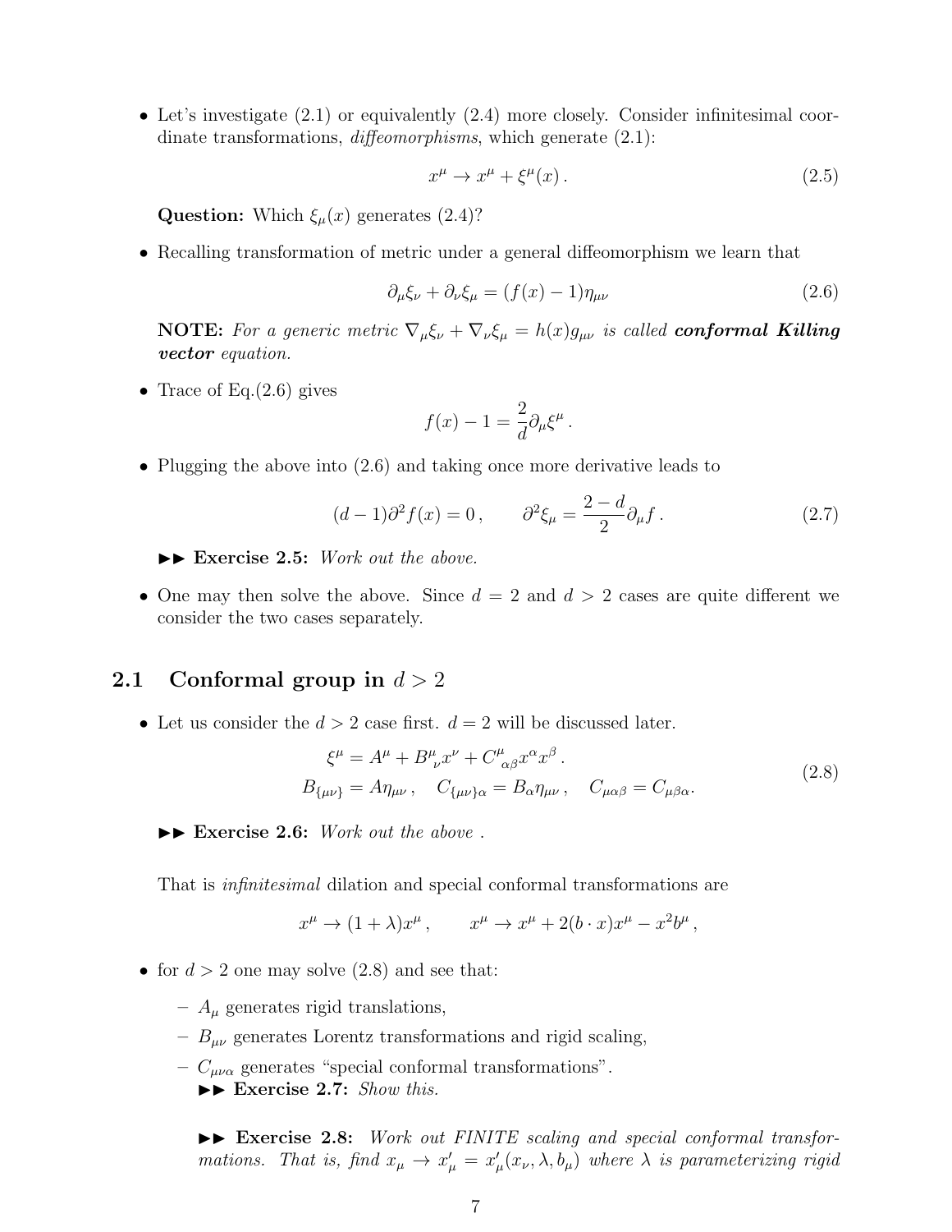- Let's investigate (2.1) or equivalently (2.4) more closely. Consider infinitesimal coordinate transformations, *diffeomorphisms*, which generate (2.1):

$$x^\mu \to x^\mu + \xi^\mu(x)\,. \tag{2.5}$$

**Question:** Which $\xi_\mu(x)$ generates (2.4)?

- Recalling transformation of metric under a general diffeomorphism we learn that

$$\partial_\mu \xi_\nu + \partial_\nu \xi_\mu = (f(x) - 1)\eta_{\mu\nu} \tag{2.6}$$

**NOTE:** *For a generic metric $\nabla_\mu \xi_\nu + \nabla_\nu \xi_\mu = h(x) g_{\mu\nu}$ is called **conformal Killing vector** equation.*

- Trace of Eq.(2.6) gives

$$f(x) - 1 = \frac{2}{d}\partial_\mu \xi^\mu\,.$$

- Plugging the above into (2.6) and taking once more derivative leads to

$$(d-1)\partial^2 f(x) = 0\,, \qquad \partial^2 \xi_\mu = \frac{2-d}{2}\partial_\mu f\,. \tag{2.7}$$

▶▶ **Exercise 2.5:** *Work out the above.*

- One may then solve the above. Since $d = 2$ and $d > 2$ cases are quite different we consider the two cases separately.

## 2.1 Conformal group in $d > 2$

- Let us consider the $d > 2$ case first. $d = 2$ will be discussed later.

$$\begin{aligned} \xi^\mu &= A^\mu + B^\mu{}_\nu x^\nu + C^\mu{}_{\alpha\beta} x^\alpha x^\beta\,. \\ B_{\{\mu\nu\}} &= A\eta_{\mu\nu}\,, \quad C_{\{\mu\nu\}\alpha} = B_\alpha \eta_{\mu\nu}\,, \quad C_{\mu\alpha\beta} = C_{\mu\beta\alpha}. \end{aligned} \tag{2.8}$$

▶▶ **Exercise 2.6:** *Work out the above .*

That is *infinitesimal* dilation and special conformal transformations are

$$x^\mu \to (1+\lambda)x^\mu\,, \qquad x^\mu \to x^\mu + 2(b\cdot x)x^\mu - x^2 b^\mu\,,$$

- for $d > 2$ one may solve (2.8) and see that:
  - $A_\mu$ generates rigid translations,
  - $B_{\mu\nu}$ generates Lorentz transformations and rigid scaling,
  - $C_{\mu\nu\alpha}$ generates "special conformal transformations".
    ▶▶ **Exercise 2.7:** *Show this.*

    ▶▶ **Exercise 2.8:** *Work out FINITE scaling and special conformal transformations. That is, find $x_\mu \to x'_\mu = x'_\mu(x_\nu, \lambda, b_\mu)$ where $\lambda$ is parameterizing rigid*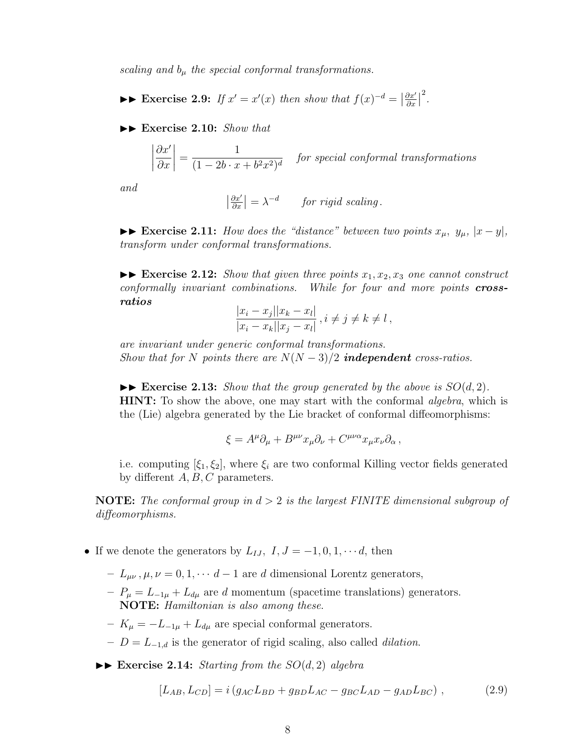*scaling and $b_\mu$ the special conformal transformations.*

►► **Exercise 2.9:** *If $x' = x'(x)$ then show that $f(x)^{-d} = \left|\frac{\partial x'}{\partial x}\right|^2$.*

►► **Exercise 2.10:** *Show that*

$$\left|\frac{\partial x'}{\partial x}\right| = \frac{1}{(1 - 2b\cdot x + b^2x^2)^d} \quad \textit{for special conformal transformations}$$

*and*

$$\left|\tfrac{\partial x'}{\partial x}\right| = \lambda^{-d} \qquad \textit{for rigid scaling}.$$

►► **Exercise 2.11:** *How does the "distance" between two points $x_\mu,\ y_\mu$, $|x-y|$, transform under conformal transformations.*

►► **Exercise 2.12:** *Show that given three points $x_1, x_2, x_3$ one cannot construct conformally invariant combinations. While for four and more points **cross-ratios***

$$\frac{|x_i - x_j||x_k - x_l|}{|x_i - x_k||x_j - x_l|}\,, i \neq j \neq k \neq l\,,$$

*are invariant under generic conformal transformations.*
*Show that for $N$ points there are $N(N-3)/2$ **independent** cross-ratios.*

►► **Exercise 2.13:** *Show that the group generated by the above is $SO(d,2)$.*
**HINT:** To show the above, one may start with the conformal *algebra*, which is the (Lie) algebra generated by the Lie bracket of conformal diffeomorphisms:

$$\xi = A^\mu\partial_\mu + B^{\mu\nu}x_\mu\partial_\nu + C^{\mu\nu\alpha}x_\mu x_\nu\partial_\alpha\,,$$

i.e. computing $[\xi_1, \xi_2]$, where $\xi_i$ are two conformal Killing vector fields generated by different $A, B, C$ parameters.

**NOTE:** *The conformal group in $d > 2$ is the largest FINITE dimensional subgroup of diffeomorphisms.*

- If we denote the generators by $L_{IJ},\ I, J = -1, 0, 1, \cdots d$, then
  - $L_{\mu\nu}\,, \mu, \nu = 0, 1, \cdots d-1$ are $d$ dimensional Lorentz generators,
  - $P_\mu = L_{-1\mu} + L_{d\mu}$ are $d$ momentum (spacetime translations) generators. **NOTE:** *Hamiltonian is also among these.*
  - $K_\mu = -L_{-1\mu} + L_{d\mu}$ are special conformal generators.
  - $D = L_{-1,d}$ is the generator of rigid scaling, also called *dilation*.

►► **Exercise 2.14:** *Starting from the $SO(d,2)$ algebra*

$$[L_{AB}, L_{CD}] = i\left(g_{AC}L_{BD} + g_{BD}L_{AC} - g_{BC}L_{AD} - g_{AD}L_{BC}\right)\,, \tag{2.9}$$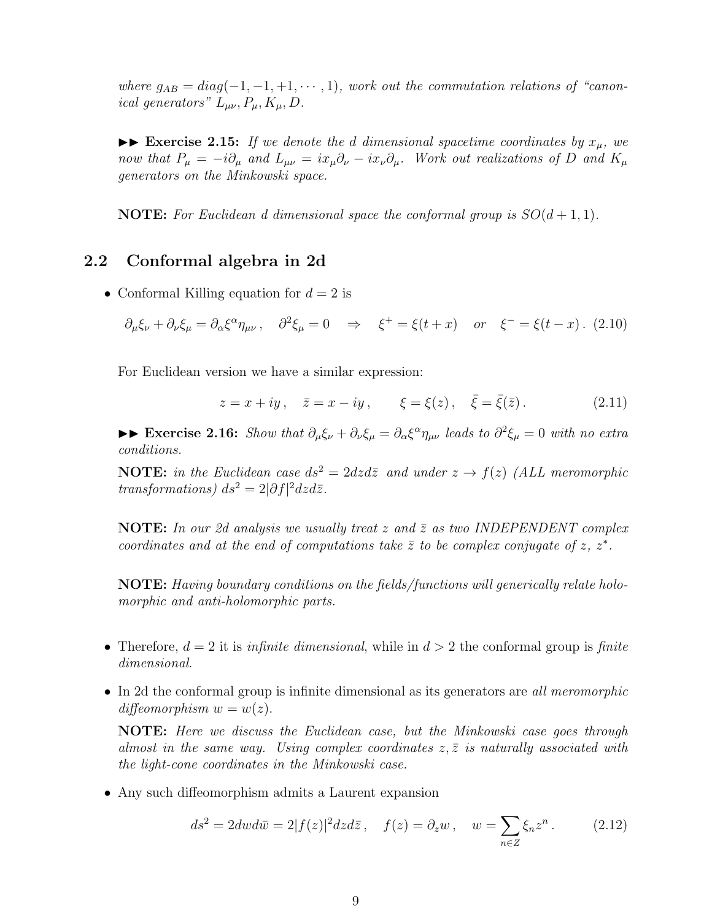*where $g_{AB} = diag(-1, -1, +1, \cdots, 1)$, work out the commutation relations of "canonical generators" $L_{\mu\nu}, P_\mu, K_\mu, D$.*

►► **Exercise 2.15:** *If we denote the d dimensional spacetime coordinates by $x_\mu$, we now that $P_\mu = -i\partial_\mu$ and $L_{\mu\nu} = ix_\mu\partial_\nu - ix_\nu\partial_\mu$. Work out realizations of D and $K_\mu$ generators on the Minkowski space.*

**NOTE:** *For Euclidean d dimensional space the conformal group is $SO(d + 1, 1)$.*

## 2.2 Conformal algebra in 2d

- Conformal Killing equation for $d = 2$ is

$$\partial_\mu\xi_\nu + \partial_\nu\xi_\mu = \partial_\alpha\xi^\alpha\eta_{\mu\nu}\,, \quad \partial^2\xi_\mu = 0 \quad \Rightarrow \quad \xi^+ = \xi(t + x) \quad or \quad \xi^- = \xi(t - x)\,. \tag{2.10}$$

  For Euclidean version we have a similar expression:

$$z = x + iy\,, \quad \bar{z} = x - iy\,, \qquad \xi = \xi(z)\,, \quad \bar{\xi} = \bar{\xi}(\bar{z})\,. \tag{2.11}$$

  ►► **Exercise 2.16:** *Show that $\partial_\mu\xi_\nu + \partial_\nu\xi_\mu = \partial_\alpha\xi^\alpha\eta_{\mu\nu}$ leads to $\partial^2\xi_\mu = 0$ with no extra conditions.*

  **NOTE:** *in the Euclidean case $ds^2 = 2dzd\bar{z}$ and under $z \to f(z)$ (ALL meromorphic transformations) $ds^2 = 2|\partial f|^2 dzd\bar{z}$.*

  **NOTE:** *In our 2d analysis we usually treat z and $\bar{z}$ as two INDEPENDENT complex coordinates and at the end of computations take $\bar{z}$ to be complex conjugate of z, $z^*$.*

  **NOTE:** *Having boundary conditions on the fields/functions will generically relate holomorphic and anti-holomorphic parts.*

- Therefore, $d = 2$ it is *infinite dimensional*, while in $d > 2$ the conformal group is *finite dimensional*.

- In 2d the conformal group is infinite dimensional as its generators are *all meromorphic diffeomorphism $w = w(z)$.*

  **NOTE:** *Here we discuss the Euclidean case, but the Minkowski case goes through almost in the same way. Using complex coordinates $z, \bar{z}$ is naturally associated with the light-cone coordinates in the Minkowski case.*

- Any such diffeomorphism admits a Laurent expansion

$$ds^2 = 2dwd\bar{w} = 2|f(z)|^2 dzd\bar{z}\,, \quad f(z) = \partial_z w\,, \quad w = \sum_{n\in Z} \xi_n z^n\,. \tag{2.12}$$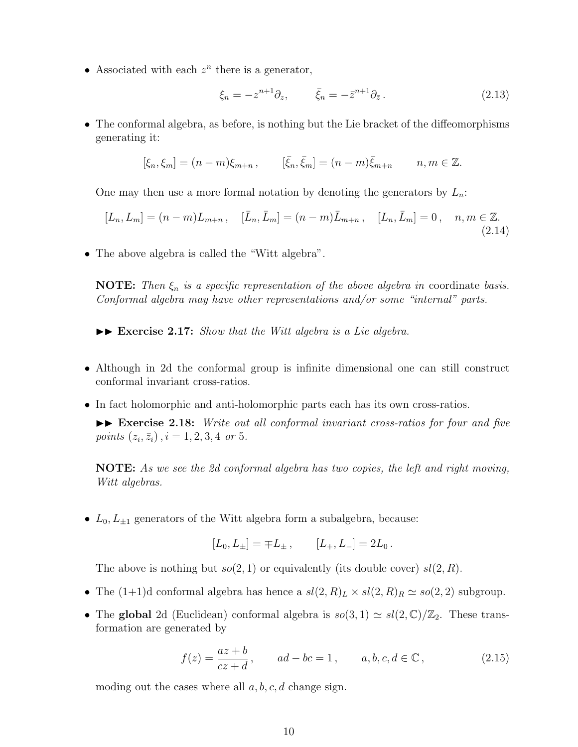- Associated with each $z^n$ there is a generator,

$$\xi_n = -z^{n+1}\partial_z, \qquad \bar{\xi}_n = -\bar{z}^{n+1}\partial_{\bar{z}}\,. \tag{2.13}$$

- The conformal algebra, as before, is nothing but the Lie bracket of the diffeomorphisms generating it:

$$[\xi_n, \xi_m] = (n-m)\xi_{m+n}\,, \qquad [\bar{\xi}_n, \bar{\xi}_m] = (n-m)\bar{\xi}_{m+n} \qquad n, m \in \mathbb{Z}.$$

  One may then use a more formal notation by denoting the generators by $L_n$:

$$[L_n, L_m] = (n-m)L_{m+n}\,, \quad [\bar{L}_n, \bar{L}_m] = (n-m)\bar{L}_{m+n}\,, \quad [L_n, \bar{L}_m] = 0\,, \quad n, m \in \mathbb{Z}. \tag{2.14}$$

- The above algebra is called the "Witt algebra".

  **NOTE:** *Then $\xi_n$ is a specific representation of the above algebra in* coordinate *basis. Conformal algebra may have other representations and/or some "internal" parts.*

  ►► **Exercise 2.17:** *Show that the Witt algebra is a Lie algebra.*

- Although in 2d the conformal group is infinite dimensional one can still construct conformal invariant cross-ratios.
- In fact holomorphic and anti-holomorphic parts each has its own cross-ratios.

  ►► **Exercise 2.18:** *Write out all conformal invariant cross-ratios for four and five points $(z_i, \bar{z}_i)\,, i = 1, 2, 3, 4$ or 5.*

  **NOTE:** *As we see the 2d conformal algebra has two copies, the left and right moving, Witt algebras.*

- $L_0, L_{\pm 1}$ generators of the Witt algebra form a subalgebra, because:

$$[L_0, L_\pm] = \mp L_\pm\,, \qquad [L_+, L_-] = 2L_0\,.$$

  The above is nothing but $so(2,1)$ or equivalently (its double cover) $sl(2,R)$.

- The (1+1)d conformal algebra has hence a $sl(2,R)_L \times sl(2,R)_R \simeq so(2,2)$ subgroup.
- The **global** 2d (Euclidean) conformal algebra is $so(3,1) \simeq sl(2,\mathbb{C})/\mathbb{Z}_2$. These transformation are generated by

$$f(z) = \frac{az+b}{cz+d}\,, \qquad ad - bc = 1\,, \qquad a, b, c, d \in \mathbb{C}\,, \tag{2.15}$$

  moding out the cases where all $a, b, c, d$ change sign.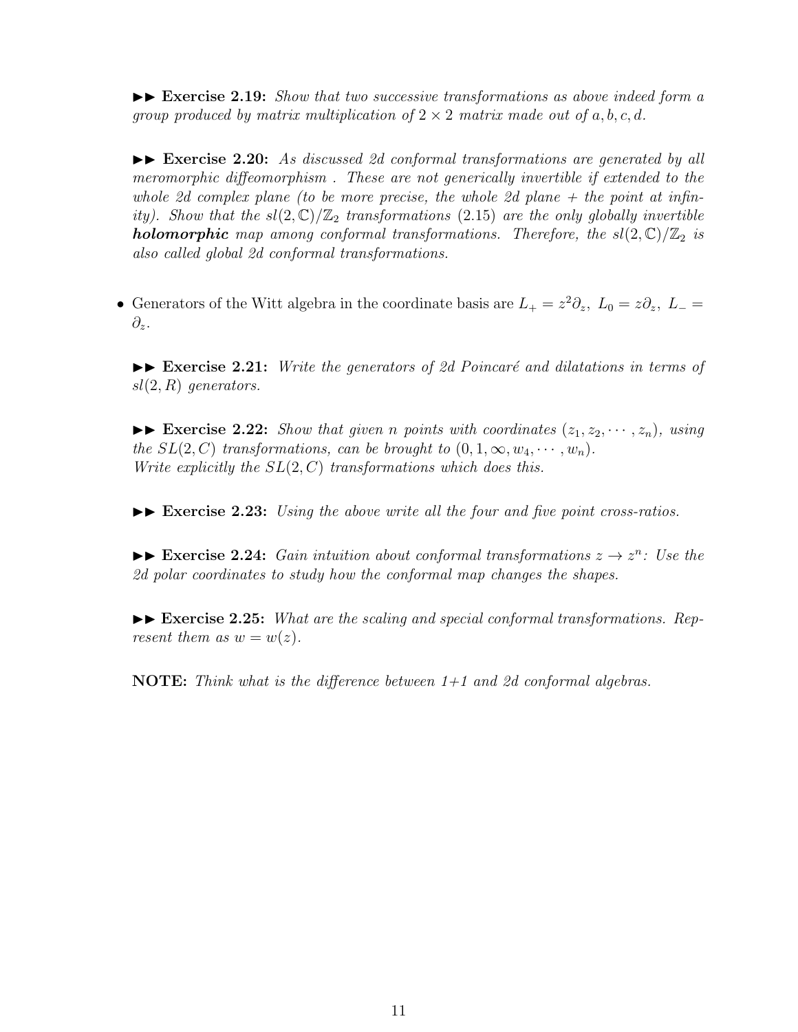►► **Exercise 2.19:** *Show that two successive transformations as above indeed form a group produced by matrix multiplication of $2 \times 2$ matrix made out of $a, b, c, d$.*

►► **Exercise 2.20:** *As discussed 2d conformal transformations are generated by all meromorphic diffeomorphism . These are not generically invertible if extended to the whole 2d complex plane (to be more precise, the whole 2d plane + the point at infinity). Show that the $sl(2,\mathbb{C})/\mathbb{Z}_2$ transformations (2.15) are the only globally invertible* ***holomorphic*** *map among conformal transformations. Therefore, the $sl(2,\mathbb{C})/\mathbb{Z}_2$ is also called global 2d conformal transformations.*

- Generators of the Witt algebra in the coordinate basis are $L_+ = z^2\partial_z,\ L_0 = z\partial_z,\ L_- = \partial_z$.

►► **Exercise 2.21:** *Write the generators of 2d Poincaré and dilatations in terms of $sl(2,R)$ generators.*

►► **Exercise 2.22:** *Show that given $n$ points with coordinates $(z_1, z_2, \cdots, z_n)$, using the $SL(2,C)$ transformations, can be brought to $(0, 1, \infty, w_4, \cdots, w_n)$. Write explicitly the $SL(2,C)$ transformations which does this.*

►► **Exercise 2.23:** *Using the above write all the four and five point cross-ratios.*

►► **Exercise 2.24:** *Gain intuition about conformal transformations $z \to z^n$: Use the 2d polar coordinates to study how the conformal map changes the shapes.*

►► **Exercise 2.25:** *What are the scaling and special conformal transformations. Represent them as $w = w(z)$.*

**NOTE:** *Think what is the difference between 1+1 and 2d conformal algebras.*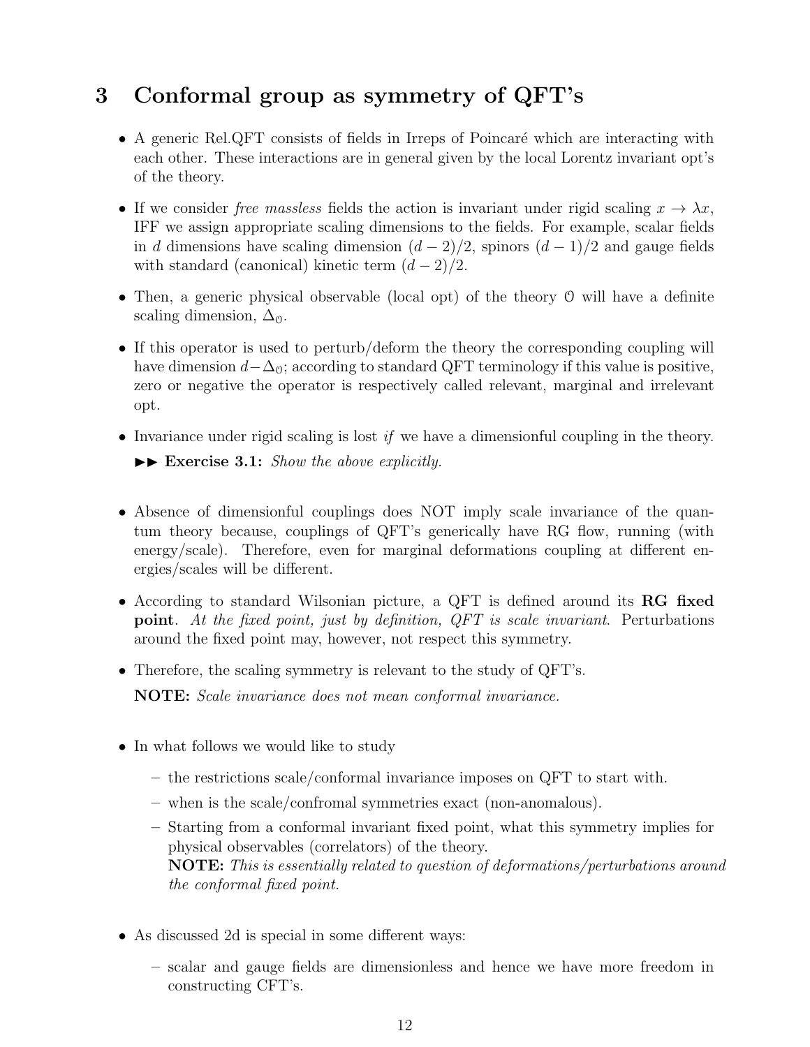# 3 Conformal group as symmetry of QFT's

- A generic Rel.QFT consists of fields in Irreps of Poincaré which are interacting with each other. These interactions are in general given by the local Lorentz invariant opt's of the theory.
- If we consider *free massless* fields the action is invariant under rigid scaling $x \to \lambda x$, IFF we assign appropriate scaling dimensions to the fields. For example, scalar fields in $d$ dimensions have scaling dimension $(d-2)/2$, spinors $(d-1)/2$ and gauge fields with standard (canonical) kinetic term $(d-2)/2$.
- Then, a generic physical observable (local opt) of the theory $\mathcal{O}$ will have a definite scaling dimension, $\Delta_{\mathcal{O}}$.
- If this operator is used to perturb/deform the theory the corresponding coupling will have dimension $d - \Delta_{\mathcal{O}}$; according to standard QFT terminology if this value is positive, zero or negative the operator is respectively called relevant, marginal and irrelevant opt.
- Invariance under rigid scaling is lost *if* we have a dimensionful coupling in the theory.

  ►► **Exercise 3.1:** *Show the above explicitly.*

- Absence of dimensionful couplings does NOT imply scale invariance of the quantum theory because, couplings of QFT's generically have RG flow, running (with energy/scale). Therefore, even for marginal deformations coupling at different energies/scales will be different.
- According to standard Wilsonian picture, a QFT is defined around its **RG fixed point**. *At the fixed point, just by definition, QFT is scale invariant.* Perturbations around the fixed point may, however, not respect this symmetry.
- Therefore, the scaling symmetry is relevant to the study of QFT's.

  **NOTE:** *Scale invariance does not mean conformal invariance.*

- In what follows we would like to study
  - the restrictions scale/conformal invariance imposes on QFT to start with.
  - when is the scale/confromal symmetries exact (non-anomalous).
  - Starting from a conformal invariant fixed point, what this symmetry implies for physical observables (correlators) of the theory.
    **NOTE:** *This is essentially related to question of deformations/perturbations around the conformal fixed point.*
- As discussed 2d is special in some different ways:
  - scalar and gauge fields are dimensionless and hence we have more freedom in constructing CFT's.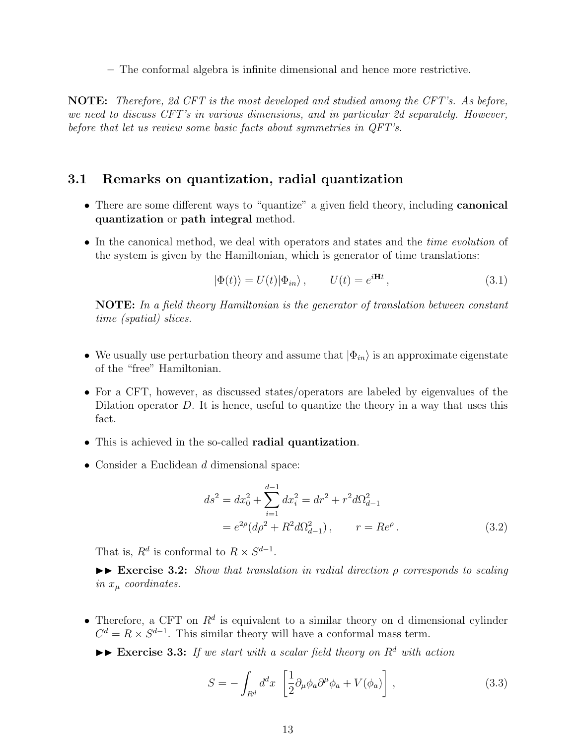– The conformal algebra is infinite dimensional and hence more restrictive.

**NOTE:** *Therefore, 2d CFT is the most developed and studied among the CFT's. As before, we need to discuss CFT's in various dimensions, and in particular 2d separately. However, before that let us review some basic facts about symmetries in QFT's.*

## 3.1 Remarks on quantization, radial quantization

- There are some different ways to "quantize" a given field theory, including **canonical quantization** or **path integral** method.
- In the canonical method, we deal with operators and states and the *time evolution* of the system is given by the Hamiltonian, which is generator of time translations:

$$|\Phi(t)\rangle = U(t)|\Phi_{in}\rangle\,, \qquad U(t) = e^{i\mathbf{H}t}\,, \tag{3.1}$$

**NOTE:** *In a field theory Hamiltonian is the generator of translation between constant time (spatial) slices.*

- We usually use perturbation theory and assume that $|\Phi_{in}\rangle$ is an approximate eigenstate of the "free" Hamiltonian.
- For a CFT, however, as discussed states/operators are labeled by eigenvalues of the Dilation operator $D$. It is hence, useful to quantize the theory in a way that uses this fact.
- This is achieved in the so-called **radial quantization**.
- Consider a Euclidean $d$ dimensional space:

$$\begin{aligned} ds^2 = dx_0^2 + \sum_{i=1}^{d-1} dx_i^2 &= dr^2 + r^2 d\Omega_{d-1}^2 \\ &= e^{2\rho}(d\rho^2 + R^2 d\Omega_{d-1}^2)\,, \qquad r = Re^{\rho}\,. \end{aligned} \tag{3.2}$$

That is, $R^d$ is conformal to $R \times S^{d-1}$.

►► **Exercise 3.2:** *Show that translation in radial direction $\rho$ corresponds to scaling in $x_\mu$ coordinates.*

- Therefore, a CFT on $R^d$ is equivalent to a similar theory on d dimensional cylinder $C^d = R \times S^{d-1}$. This similar theory will have a conformal mass term.

►► **Exercise 3.3:** *If we start with a scalar field theory on $R^d$ with action*

$$S = -\int_{R^d} d^d x \;\left[\frac{1}{2}\partial_\mu\phi_a\partial^\mu\phi_a + V(\phi_a)\right]\,, \tag{3.3}$$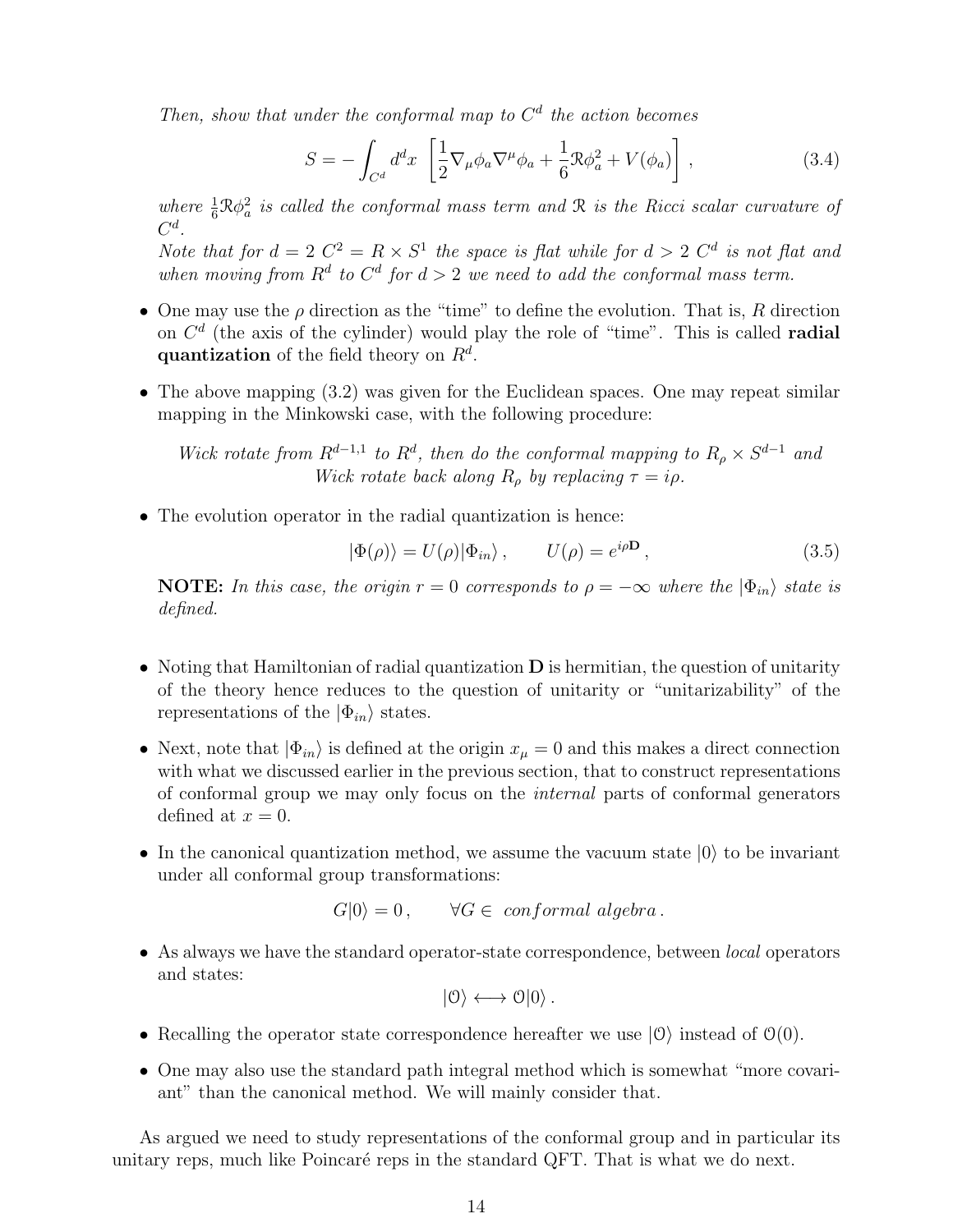*Then, show that under the conformal map to $C^d$ the action becomes*

$$S = -\int_{C^d} d^dx \left[\frac{1}{2}\nabla_\mu\phi_a\nabla^\mu\phi_a + \frac{1}{6}\mathcal{R}\phi_a^2 + V(\phi_a)\right], \tag{3.4}$$

*where $\frac{1}{6}\mathcal{R}\phi_a^2$ is called the conformal mass term and $\mathcal{R}$ is the Ricci scalar curvature of $C^d$.*
*Note that for $d = 2$ $C^2 = R \times S^1$ the space is flat while for $d > 2$ $C^d$ is not flat and when moving from $R^d$ to $C^d$ for $d > 2$ we need to add the conformal mass term.*

- One may use the $\rho$ direction as the "time" to define the evolution. That is, $R$ direction on $C^d$ (the axis of the cylinder) would play the role of "time". This is called **radial quantization** of the field theory on $R^d$.

- The above mapping (3.2) was given for the Euclidean spaces. One may repeat similar mapping in the Minkowski case, with the following procedure:

  *Wick rotate from $R^{d-1,1}$ to $R^d$, then do the conformal mapping to $R_\rho \times S^{d-1}$ and Wick rotate back along $R_\rho$ by replacing $\tau = i\rho$.*

- The evolution operator in the radial quantization is hence:

$$|\Phi(\rho)\rangle = U(\rho)|\Phi_{in}\rangle\,, \qquad U(\rho) = e^{i\rho\mathbf{D}}\,, \tag{3.5}$$

  **NOTE:** *In this case, the origin $r = 0$ corresponds to $\rho = -\infty$ where the $|\Phi_{in}\rangle$ state is defined.*

- Noting that Hamiltonian of radial quantization $\mathbf{D}$ is hermitian, the question of unitarity of the theory hence reduces to the question of unitarity or "unitarizability" of the representations of the $|\Phi_{in}\rangle$ states.

- Next, note that $|\Phi_{in}\rangle$ is defined at the origin $x_\mu = 0$ and this makes a direct connection with what we discussed earlier in the previous section, that to construct representations of conformal group we may only focus on the *internal* parts of conformal generators defined at $x = 0$.

- In the canonical quantization method, we assume the vacuum state $|0\rangle$ to be invariant under all conformal group transformations:

$$G|0\rangle = 0\,, \qquad \forall G \in \ conformal\ algebra\,.$$

- As always we have the standard operator-state correspondence, between *local* operators and states:

$$|\mathcal{O}\rangle \longleftrightarrow \mathcal{O}|0\rangle\,.$$

- Recalling the operator state correspondence hereafter we use $|\mathcal{O}\rangle$ instead of $\mathcal{O}(0)$.

- One may also use the standard path integral method which is somewhat "more covariant" than the canonical method. We will mainly consider that.

As argued we need to study representations of the conformal group and in particular its unitary reps, much like Poincaré reps in the standard QFT. That is what we do next.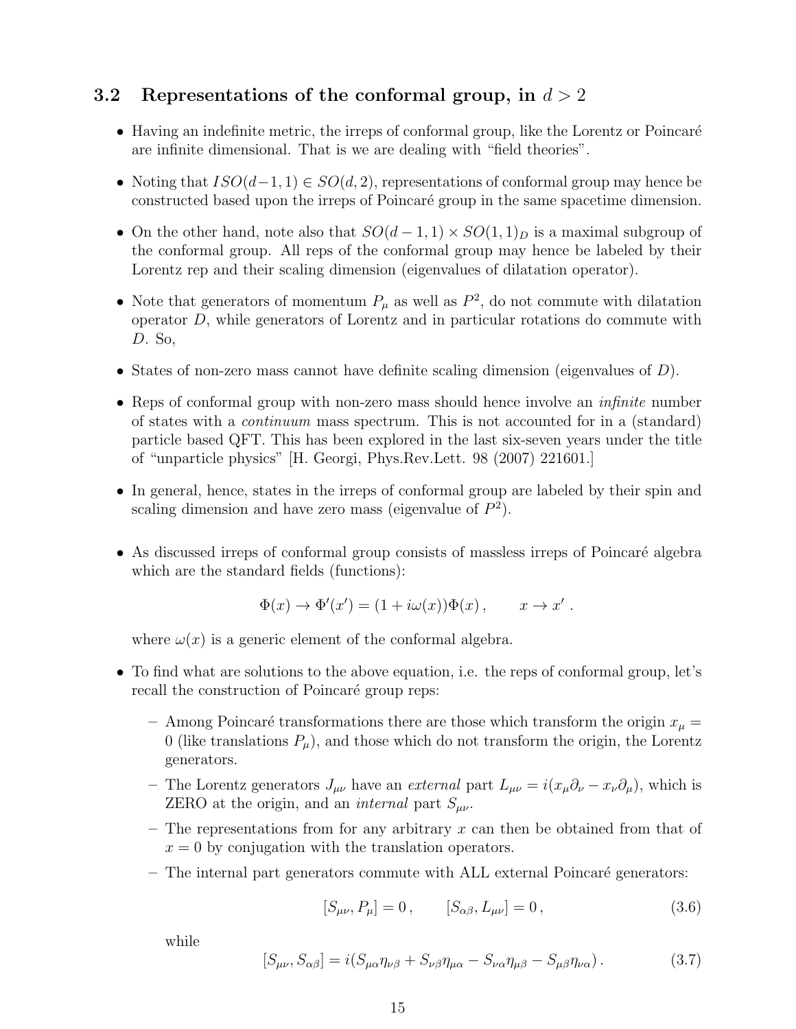### 3.2 Representations of the conformal group, in $d > 2$

- Having an indefinite metric, the irreps of conformal group, like the Lorentz or Poincaré are infinite dimensional. That is we are dealing with "field theories".
- Noting that $ISO(d-1,1) \in SO(d,2)$, representations of conformal group may hence be constructed based upon the irreps of Poincaré group in the same spacetime dimension.
- On the other hand, note also that $SO(d-1,1) \times SO(1,1)_D$ is a maximal subgroup of the conformal group. All reps of the conformal group may hence be labeled by their Lorentz rep and their scaling dimension (eigenvalues of dilatation operator).
- Note that generators of momentum $P_\mu$ as well as $P^2$, do not commute with dilatation operator $D$, while generators of Lorentz and in particular rotations do commute with $D$. So,
- States of non-zero mass cannot have definite scaling dimension (eigenvalues of $D$).
- Reps of conformal group with non-zero mass should hence involve an *infinite* number of states with a *continuum* mass spectrum. This is not accounted for in a (standard) particle based QFT. This has been explored in the last six-seven years under the title of "unparticle physics" [H. Georgi, Phys.Rev.Lett. 98 (2007) 221601.]
- In general, hence, states in the irreps of conformal group are labeled by their spin and scaling dimension and have zero mass (eigenvalue of $P^2$).
- As discussed irreps of conformal group consists of massless irreps of Poincaré algebra which are the standard fields (functions):

$$\Phi(x) \to \Phi'(x') = (1 + i\omega(x))\Phi(x) \,, \qquad x \to x' \,.$$

where $\omega(x)$ is a generic element of the conformal algebra.

- To find what are solutions to the above equation, i.e. the reps of conformal group, let's recall the construction of Poincaré group reps:
  - Among Poincaré transformations there are those which transform the origin $x_\mu = 0$ (like translations $P_\mu$), and those which do not transform the origin, the Lorentz generators.
  - The Lorentz generators $J_{\mu\nu}$ have an *external* part $L_{\mu\nu} = i(x_\mu \partial_\nu - x_\nu \partial_\mu)$, which is ZERO at the origin, and an *internal* part $S_{\mu\nu}$.
  - The representations from for any arbitrary $x$ can then be obtained from that of $x = 0$ by conjugation with the translation operators.
  - The internal part generators commute with ALL external Poincaré generators:

$$[S_{\mu\nu}, P_\mu] = 0 \,, \qquad [S_{\alpha\beta}, L_{\mu\nu}] = 0 \,, \tag{3.6}$$

while

$$[S_{\mu\nu}, S_{\alpha\beta}] = i(S_{\mu\alpha}\eta_{\nu\beta} + S_{\nu\beta}\eta_{\mu\alpha} - S_{\nu\alpha}\eta_{\mu\beta} - S_{\mu\beta}\eta_{\nu\alpha}) \,. \tag{3.7}$$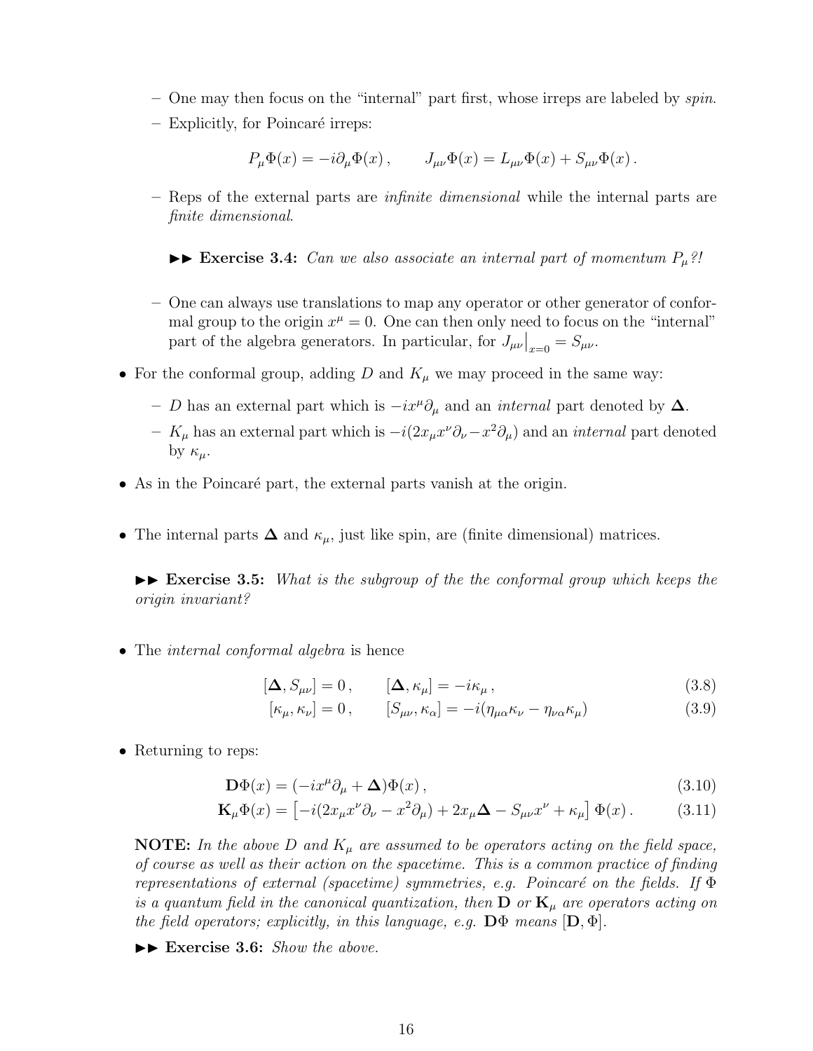- One may then focus on the "internal" part first, whose irreps are labeled by *spin*.
- Explicitly, for Poincaré irreps:

$$P_\mu \Phi(x) = -i\partial_\mu \Phi(x)\,, \qquad J_{\mu\nu}\Phi(x) = L_{\mu\nu}\Phi(x) + S_{\mu\nu}\Phi(x)\,.$$

- Reps of the external parts are *infinite dimensional* while the internal parts are *finite dimensional*.

►► **Exercise 3.4:** *Can we also associate an internal part of momentum $P_\mu$?!*

- One can always use translations to map any operator or other generator of conformal group to the origin $x^\mu = 0$. One can then only need to focus on the "internal" part of the algebra generators. In particular, for $J_{\mu\nu}\big|_{x=0} = S_{\mu\nu}$.

- For the conformal group, adding $D$ and $K_\mu$ we may proceed in the same way:
  - $D$ has an external part which is $-ix^\mu\partial_\mu$ and an *internal* part denoted by $\mathbf{\Delta}$.
  - $K_\mu$ has an external part which is $-i(2x_\mu x^\nu \partial_\nu - x^2\partial_\mu)$ and an *internal* part denoted by $\kappa_\mu$.

- As in the Poincaré part, the external parts vanish at the origin.

- The internal parts $\mathbf{\Delta}$ and $\kappa_\mu$, just like spin, are (finite dimensional) matrices.

►► **Exercise 3.5:** *What is the subgroup of the the conformal group which keeps the origin invariant?*

- The *internal conformal algebra* is hence

$$[\mathbf{\Delta}, S_{\mu\nu}] = 0\,, \qquad [\mathbf{\Delta}, \kappa_\mu] = -i\kappa_\mu\,, \tag{3.8}$$

$$[\kappa_\mu, \kappa_\nu] = 0\,, \qquad [S_{\mu\nu}, \kappa_\alpha] = -i(\eta_{\mu\alpha}\kappa_\nu - \eta_{\nu\alpha}\kappa_\mu) \tag{3.9}$$

- Returning to reps:

$$\mathbf{D}\Phi(x) = (-ix^\mu\partial_\mu + \mathbf{\Delta})\Phi(x)\,, \tag{3.10}$$

$$\mathbf{K}_\mu\Phi(x) = \left[-i(2x_\mu x^\nu\partial_\nu - x^2\partial_\mu) + 2x_\mu\mathbf{\Delta} - S_{\mu\nu}x^\nu + \kappa_\mu\right]\Phi(x)\,. \tag{3.11}$$

**NOTE:** *In the above $D$ and $K_\mu$ are assumed to be operators acting on the field space, of course as well as their action on the spacetime. This is a common practice of finding representations of external (spacetime) symmetries, e.g. Poincaré on the fields. If $\Phi$ is a quantum field in the canonical quantization, then $\mathbf{D}$ or $\mathbf{K}_\mu$ are operators acting on the field operators; explicitly, in this language, e.g. $\mathbf{D}\Phi$ means $[\mathbf{D}, \Phi]$.*

►► **Exercise 3.6:** *Show the above.*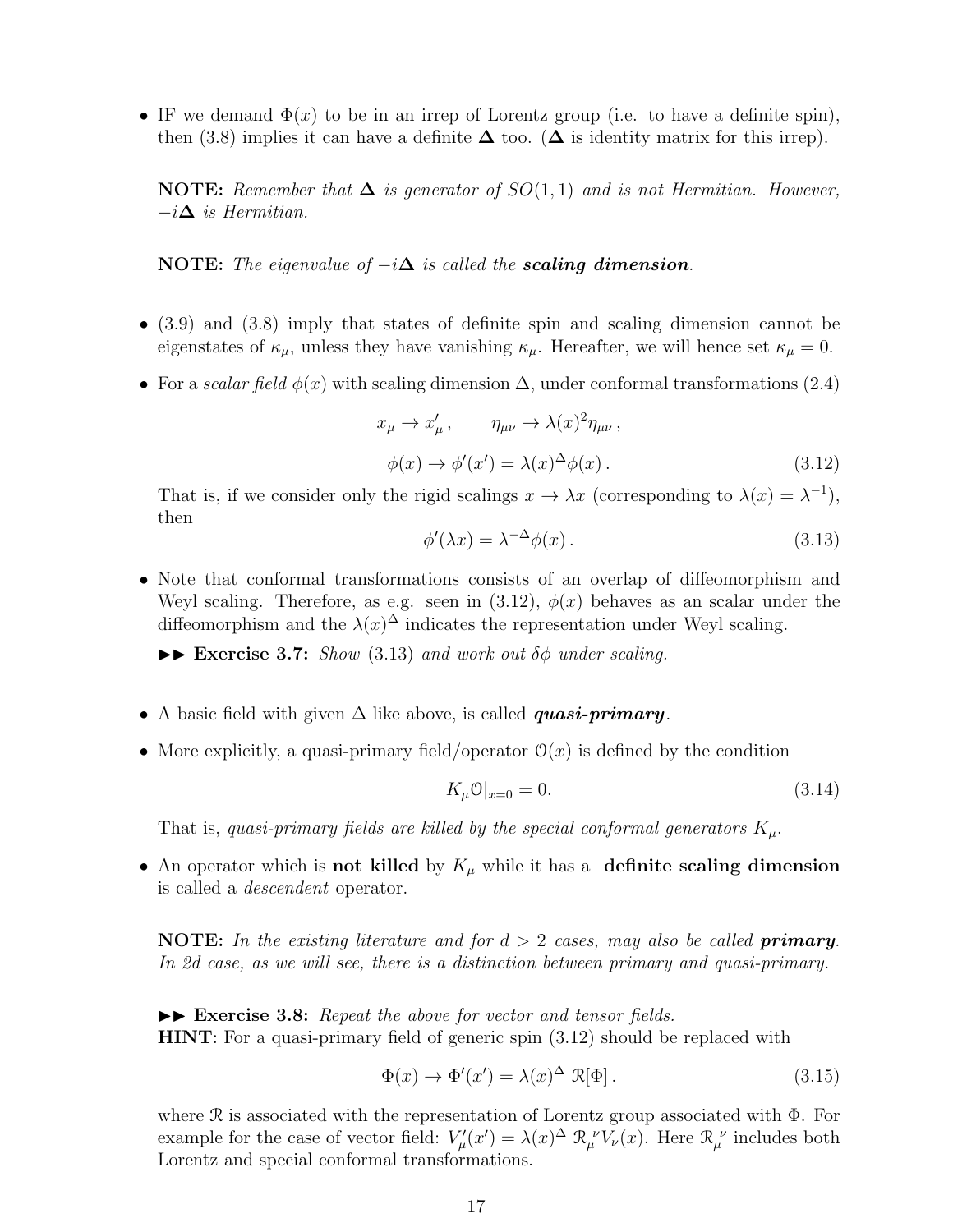- IF we demand $\Phi(x)$ to be in an irrep of Lorentz group (i.e. to have a definite spin), then (3.8) implies it can have a definite $\mathbf{\Delta}$ too. ($\mathbf{\Delta}$ is identity matrix for this irrep).

  **NOTE:** *Remember that $\mathbf{\Delta}$ is generator of $SO(1,1)$ and is not Hermitian. However, $-i\mathbf{\Delta}$ is Hermitian.*

  **NOTE:** *The eigenvalue of $-i\mathbf{\Delta}$ is called the* ***scaling dimension****.*

- (3.9) and (3.8) imply that states of definite spin and scaling dimension cannot be eigenstates of $\kappa_\mu$, unless they have vanishing $\kappa_\mu$. Hereafter, we will hence set $\kappa_\mu = 0$.

- For a *scalar field* $\phi(x)$ with scaling dimension $\Delta$, under conformal transformations (2.4)

$$x_\mu \to x'_\mu\,, \qquad \eta_{\mu\nu} \to \lambda(x)^2 \eta_{\mu\nu}\,,$$

$$\phi(x) \to \phi'(x') = \lambda(x)^{\Delta} \phi(x)\,. \tag{3.12}$$

  That is, if we consider only the rigid scalings $x \to \lambda x$ (corresponding to $\lambda(x) = \lambda^{-1}$), then

$$\phi'(\lambda x) = \lambda^{-\Delta} \phi(x)\,. \tag{3.13}$$

- Note that conformal transformations consists of an overlap of diffeomorphism and Weyl scaling. Therefore, as e.g. seen in (3.12), $\phi(x)$ behaves as an scalar under the diffeomorphism and the $\lambda(x)^{\Delta}$ indicates the representation under Weyl scaling.

  ►► **Exercise 3.7:** *Show* (3.13) *and work out* $\delta\phi$ *under scaling.*

- A basic field with given $\Delta$ like above, is called ***quasi-primary***.

- More explicitly, a quasi-primary field/operator $\mathcal{O}(x)$ is defined by the condition

$$K_\mu \mathcal{O}|_{x=0} = 0. \tag{3.14}$$

  That is, *quasi-primary fields are killed by the special conformal generators $K_\mu$.*

- An operator which is **not killed** by $K_\mu$ while it has a **definite scaling dimension** is called a *descendent* operator.

  **NOTE:** *In the existing literature and for $d > 2$ cases, may also be called* ***primary****. In 2d case, as we will see, there is a distinction between primary and quasi-primary.*

►► **Exercise 3.8:** *Repeat the above for vector and tensor fields.*
**HINT**: For a quasi-primary field of generic spin (3.12) should be replaced with

$$\Phi(x) \to \Phi'(x') = \lambda(x)^{\Delta}\ \mathcal{R}[\Phi]\,. \tag{3.15}$$

where $\mathcal{R}$ is associated with the representation of Lorentz group associated with $\Phi$. For example for the case of vector field: $V'_\mu(x') = \lambda(x)^{\Delta}\ \mathcal{R}_\mu{}^\nu V_\nu(x)$. Here $\mathcal{R}_\mu{}^\nu$ includes both Lorentz and special conformal transformations.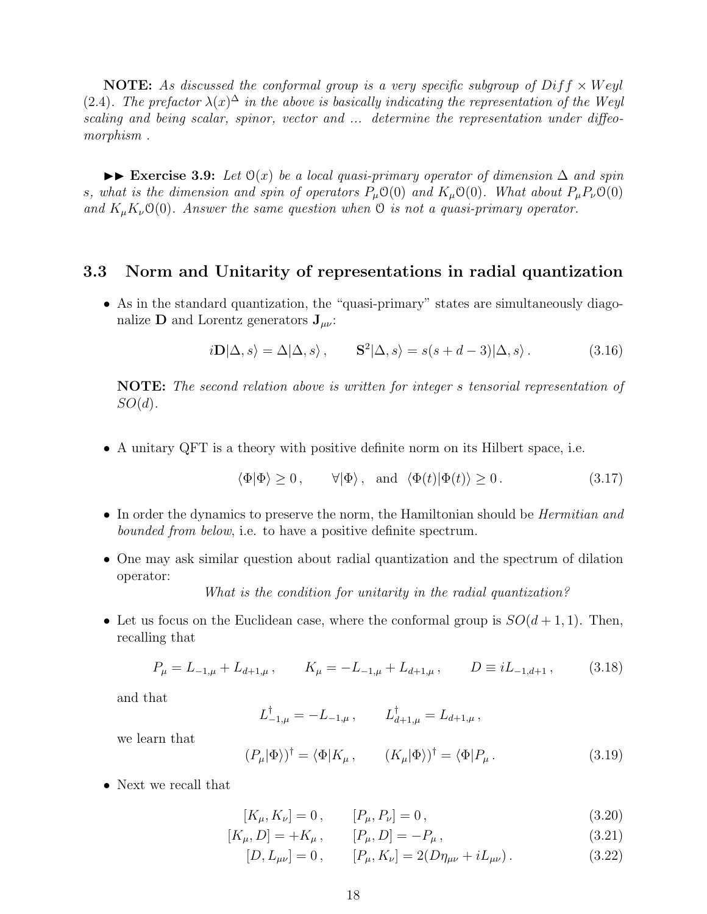**NOTE:** *As discussed the conformal group is a very specific subgroup of $Diff \times Weyl$ (2.4). The prefactor $\lambda(x)^\Delta$ in the above is basically indicating the representation of the Weyl scaling and being scalar, spinor, vector and ... determine the representation under diffeomorphism .*

►► **Exercise 3.9:** *Let $\mathcal{O}(x)$ be a local quasi-primary operator of dimension $\Delta$ and spin $s$, what is the dimension and spin of operators $P_\mu \mathcal{O}(0)$ and $K_\mu \mathcal{O}(0)$. What about $P_\mu P_\nu \mathcal{O}(0)$ and $K_\mu K_\nu \mathcal{O}(0)$. Answer the same question when $\mathcal{O}$ is not a quasi-primary operator.*

## 3.3 Norm and Unitarity of representations in radial quantization

- As in the standard quantization, the "quasi-primary" states are simultaneously diagonalize $\mathbf{D}$ and Lorentz generators $\mathbf{J}_{\mu\nu}$:

$$i\mathbf{D}|\Delta, s\rangle = \Delta|\Delta, s\rangle\,, \qquad \mathbf{S}^2|\Delta, s\rangle = s(s+d-3)|\Delta, s\rangle\,. \tag{3.16}$$

  **NOTE:** *The second relation above is written for integer $s$ tensorial representation of $SO(d)$.*

- A unitary QFT is a theory with positive definite norm on its Hilbert space, i.e.

$$\langle \Phi|\Phi\rangle \geq 0\,, \qquad \forall |\Phi\rangle\,, \quad \text{and} \quad \langle \Phi(t)|\Phi(t)\rangle \geq 0\,. \tag{3.17}$$

- In order the dynamics to preserve the norm, the Hamiltonian should be *Hermitian and bounded from below*, i.e. to have a positive definite spectrum.

- One may ask similar question about radial quantization and the spectrum of dilation operator:

  *What is the condition for unitarity in the radial quantization?*

- Let us focus on the Euclidean case, where the conformal group is $SO(d+1,1)$. Then, recalling that

$$P_\mu = L_{-1,\mu} + L_{d+1,\mu}\,, \qquad K_\mu = -L_{-1,\mu} + L_{d+1,\mu}\,, \qquad D \equiv iL_{-1,d+1}\,, \tag{3.18}$$

  and that

$$L^\dagger_{-1,\mu} = -L_{-1,\mu}\,, \qquad L^\dagger_{d+1,\mu} = L_{d+1,\mu}\,,$$

  we learn that

$$(P_\mu|\Phi\rangle)^\dagger = \langle\Phi|K_\mu\,, \qquad (K_\mu|\Phi\rangle)^\dagger = \langle\Phi|P_\mu\,. \tag{3.19}$$

- Next we recall that

$$[K_\mu, K_\nu] = 0\,, \qquad [P_\mu, P_\nu] = 0\,, \tag{3.20}$$

$$[K_\mu, D] = +K_\mu\,, \qquad [P_\mu, D] = -P_\mu\,, \tag{3.21}$$

$$[D, L_{\mu\nu}] = 0\,, \qquad [P_\mu, K_\nu] = 2(D\eta_{\mu\nu} + iL_{\mu\nu})\,. \tag{3.22}$$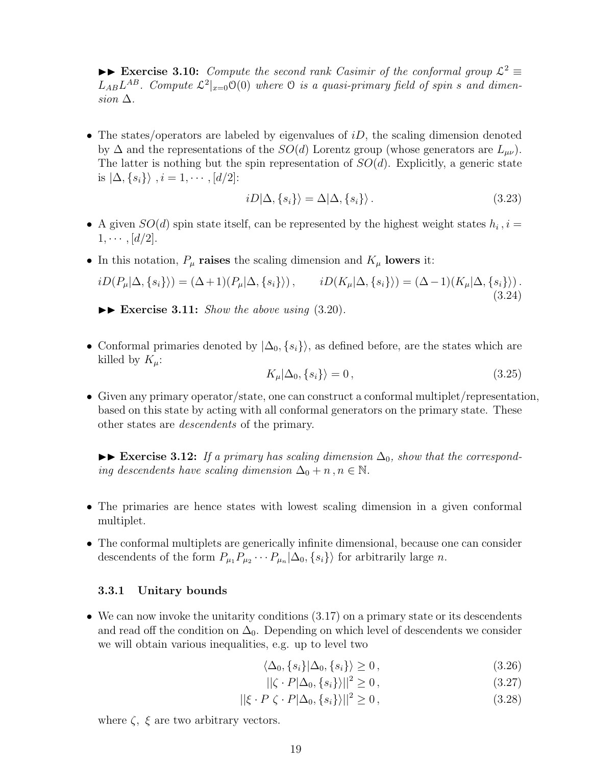►► **Exercise 3.10:** *Compute the second rank Casimir of the conformal group* $\mathcal{L}^2 \equiv L_{AB}L^{AB}$. *Compute* $\mathcal{L}^2|_{x=0}\mathcal{O}(0)$ *where* $\mathcal{O}$ *is a quasi-primary field of spin* $s$ *and dimension* $\Delta$.

- The states/operators are labeled by eigenvalues of $iD$, the scaling dimension denoted by $\Delta$ and the representations of the $SO(d)$ Lorentz group (whose generators are $L_{\mu\nu}$). The latter is nothing but the spin representation of $SO(d)$. Explicitly, a generic state is $|\Delta, \{s_i\}\rangle$ , $i = 1, \cdots, [d/2]$:

$$iD|\Delta, \{s_i\}\rangle = \Delta|\Delta, \{s_i\}\rangle\,. \tag{3.23}$$

- A given $SO(d)$ spin state itself, can be represented by the highest weight states $h_i$ , $i = 1, \cdots, [d/2]$.
- In this notation, $P_\mu$ **raises** the scaling dimension and $K_\mu$ **lowers** it:

$$iD(P_\mu|\Delta, \{s_i\}\rangle) = (\Delta+1)(P_\mu|\Delta, \{s_i\}\rangle)\,, \qquad iD(K_\mu|\Delta, \{s_i\}\rangle) = (\Delta-1)(K_\mu|\Delta, \{s_i\}\rangle)\,. \tag{3.24}$$

►► **Exercise 3.11:** *Show the above using* (3.20).

- Conformal primaries denoted by $|\Delta_0, \{s_i\}\rangle$, as defined before, are the states which are killed by $K_\mu$:

$$K_\mu|\Delta_0, \{s_i\}\rangle = 0\,, \tag{3.25}$$

- Given any primary operator/state, one can construct a conformal multiplet/representation, based on this state by acting with all conformal generators on the primary state. These other states are *descendents* of the primary.

►► **Exercise 3.12:** *If a primary has scaling dimension* $\Delta_0$, *show that the corresponding descendents have scaling dimension* $\Delta_0 + n\,, n \in \mathbb{N}$.

- The primaries are hence states with lowest scaling dimension in a given conformal multiplet.
- The conformal multiplets are generically infinite dimensional, because one can consider descendents of the form $P_{\mu_1}P_{\mu_2}\cdots P_{\mu_n}|\Delta_0, \{s_i\}\rangle$ for arbitrarily large $n$.

### 3.3.1 Unitary bounds

- We can now invoke the unitarity conditions (3.17) on a primary state or its descendents and read off the condition on $\Delta_0$. Depending on which level of descendents we consider we will obtain various inequalities, e.g. up to level two

$$\langle\Delta_0, \{s_i\}|\Delta_0, \{s_i\}\rangle \geq 0\,, \tag{3.26}$$

$$||\zeta\cdot P|\Delta_0, \{s_i\}\rangle||^2 \geq 0\,, \tag{3.27}$$

$$||\xi\cdot P\;\zeta\cdot P|\Delta_0, \{s_i\}\rangle||^2 \geq 0\,, \tag{3.28}$$

where $\zeta,\ \xi$ are two arbitrary vectors.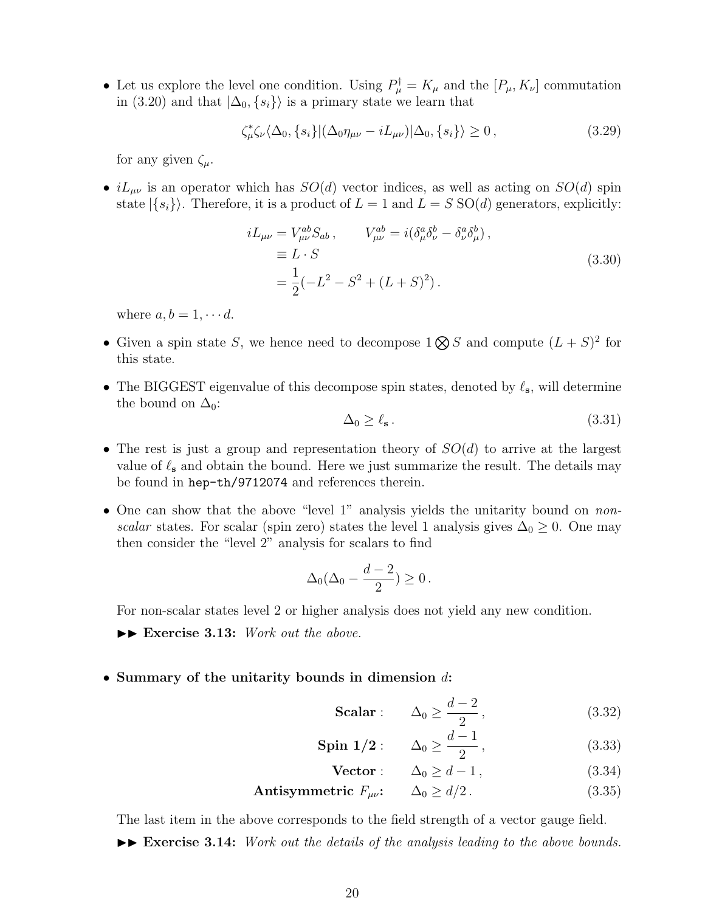- Let us explore the level one condition. Using $P_\mu^\dagger = K_\mu$ and the $[P_\mu, K_\nu]$ commutation in (3.20) and that $|\Delta_0, \{s_i\}\rangle$ is a primary state we learn that

$$\zeta^*_\mu \zeta_\nu \langle \Delta_0, \{s_i\}|(\Delta_0 \eta_{\mu\nu} - iL_{\mu\nu})|\Delta_0, \{s_i\}\rangle \geq 0\,, \tag{3.29}$$

for any given $\zeta_\mu$.

- $iL_{\mu\nu}$ is an operator which has $SO(d)$ vector indices, as well as acting on $SO(d)$ spin state $|\{s_i\}\rangle$. Therefore, it is a product of $L = 1$ and $L = S$ SO$(d)$ generators, explicitly:

$$\begin{aligned} iL_{\mu\nu} &= V^{ab}_{\mu\nu} S_{ab}\,, \qquad V^{ab}_{\mu\nu} = i(\delta^a_\mu \delta^b_\nu - \delta^a_\nu \delta^b_\mu)\,, \\ &\equiv L \cdot S \\ &= \frac{1}{2}(-L^2 - S^2 + (L+S)^2)\,. \end{aligned} \tag{3.30}$$

where $a, b = 1, \cdots d$.

- Given a spin state $S$, we hence need to decompose $1 \bigotimes S$ and compute $(L+S)^2$ for this state.
- The BIGGEST eigenvalue of this decompose spin states, denoted by $\ell_{\mathbf{s}}$, will determine the bound on $\Delta_0$:

$$\Delta_0 \geq \ell_{\mathbf{s}}\,. \tag{3.31}$$

- The rest is just a group and representation theory of $SO(d)$ to arrive at the largest value of $\ell_{\mathbf{s}}$ and obtain the bound. Here we just summarize the result. The details may be found in `hep-th/9712074` and references therein.
- One can show that the above "level 1" analysis yields the unitarity bound on *non-scalar* states. For scalar (spin zero) states the level 1 analysis gives $\Delta_0 \geq 0$. One may then consider the "level 2" analysis for scalars to find

$$\Delta_0(\Delta_0 - \frac{d-2}{2}) \geq 0\,.$$

For non-scalar states level 2 or higher analysis does not yield any new condition.

►► **Exercise 3.13:** *Work out the above.*

- **Summary of the unitarity bounds in dimension $d$:**

$$\textbf{Scalar}: \qquad \Delta_0 \geq \frac{d-2}{2}\,, \tag{3.32}$$

$$\textbf{Spin 1/2}: \qquad \Delta_0 \geq \frac{d-1}{2}\,, \tag{3.33}$$

$$\textbf{Vector}: \qquad \Delta_0 \geq d-1\,, \tag{3.34}$$

$$\textbf{Antisymmetric } F_{\mu\nu}\textbf{:} \qquad \Delta_0 \geq d/2\,. \tag{3.35}$$

The last item in the above corresponds to the field strength of a vector gauge field.

►► **Exercise 3.14:** *Work out the details of the analysis leading to the above bounds.*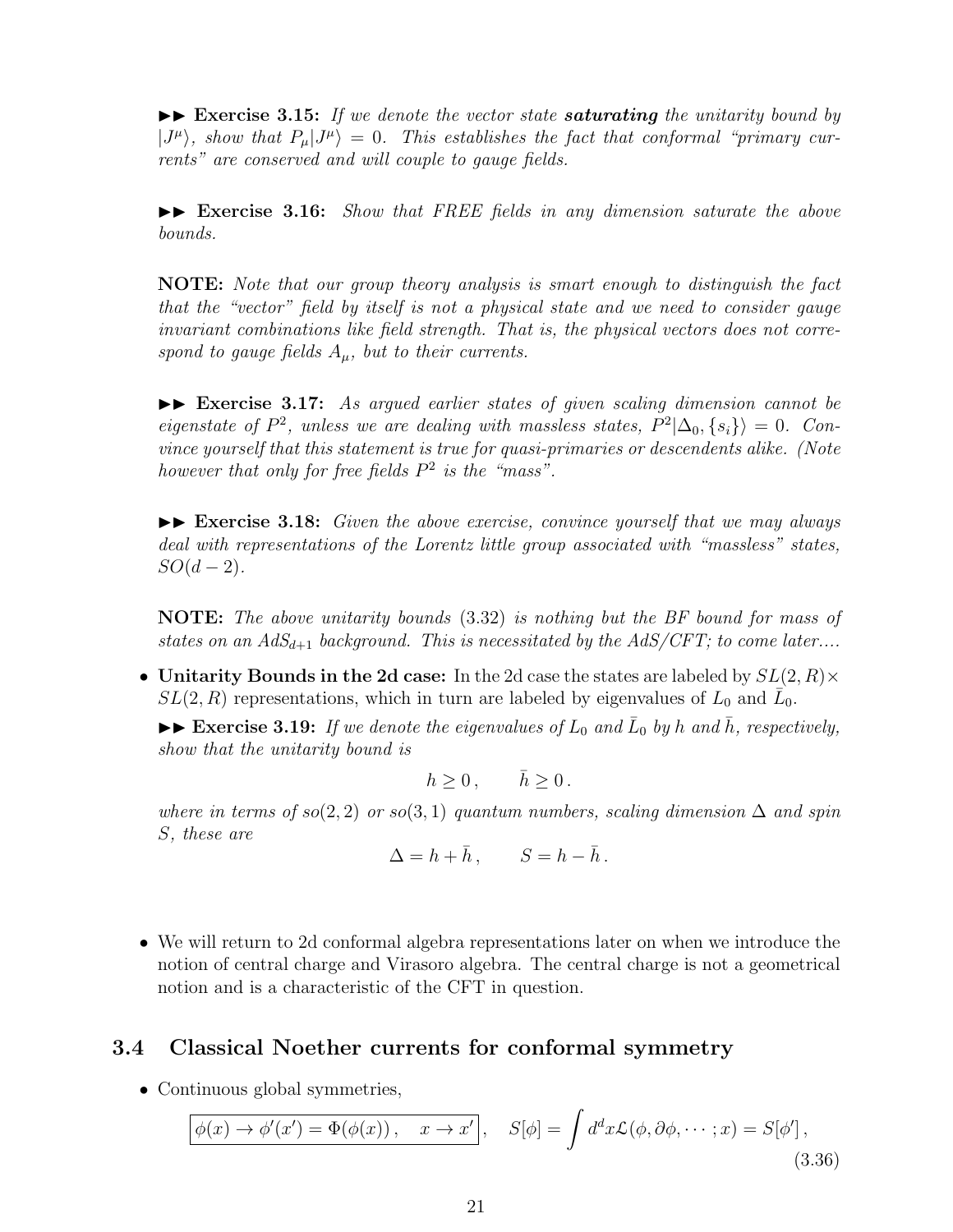►► **Exercise 3.15:** *If we denote the vector state* ***saturating*** *the unitarity bound by $|J^\mu\rangle$, show that $P_\mu|J^\mu\rangle = 0$. This establishes the fact that conformal "primary currents" are conserved and will couple to gauge fields.*

►► **Exercise 3.16:** *Show that FREE fields in any dimension saturate the above bounds.*

**NOTE:** *Note that our group theory analysis is smart enough to distinguish the fact that the "vector" field by itself is not a physical state and we need to consider gauge invariant combinations like field strength. That is, the physical vectors does not correspond to gauge fields $A_\mu$, but to their currents.*

►► **Exercise 3.17:** *As argued earlier states of given scaling dimension cannot be eigenstate of $P^2$, unless we are dealing with massless states, $P^2|\Delta_0, \{s_i\}\rangle = 0$. Convince yourself that this statement is true for quasi-primaries or descendents alike. (Note however that only for free fields $P^2$ is the "mass".*

►► **Exercise 3.18:** *Given the above exercise, convince yourself that we may always deal with representations of the Lorentz little group associated with "massless" states, $SO(d-2)$.*

**NOTE:** *The above unitarity bounds (3.32) is nothing but the BF bound for mass of states on an $AdS_{d+1}$ background. This is necessitated by the AdS/CFT; to come later....*

- **Unitarity Bounds in the 2d case:** In the 2d case the states are labeled by $SL(2,R) \times SL(2,R)$ representations, which in turn are labeled by eigenvalues of $L_0$ and $\bar{L}_0$.

  ►► **Exercise 3.19:** *If we denote the eigenvalues of $L_0$ and $\bar{L}_0$ by $h$ and $\bar{h}$, respectively, show that the unitarity bound is*

  $$h \geq 0\,, \qquad \bar{h} \geq 0\,.$$

  *where in terms of $so(2,2)$ or $so(3,1)$ quantum numbers, scaling dimension $\Delta$ and spin $S$, these are*

  $$\Delta = h + \bar{h}\,, \qquad S = h - \bar{h}\,.$$

- We will return to 2d conformal algebra representations later on when we introduce the notion of central charge and Virasoro algebra. The central charge is not a geometrical notion and is a characteristic of the CFT in question.

## 3.4 Classical Noether currents for conformal symmetry

- Continuous global symmetries,

$$\boxed{\phi(x) \to \phi'(x') = \Phi(\phi(x))\,, \quad x \to x'}\,, \quad S[\phi] = \int d^d x \mathcal{L}(\phi, \partial\phi, \cdots; x) = S[\phi']\,, \tag{3.36}$$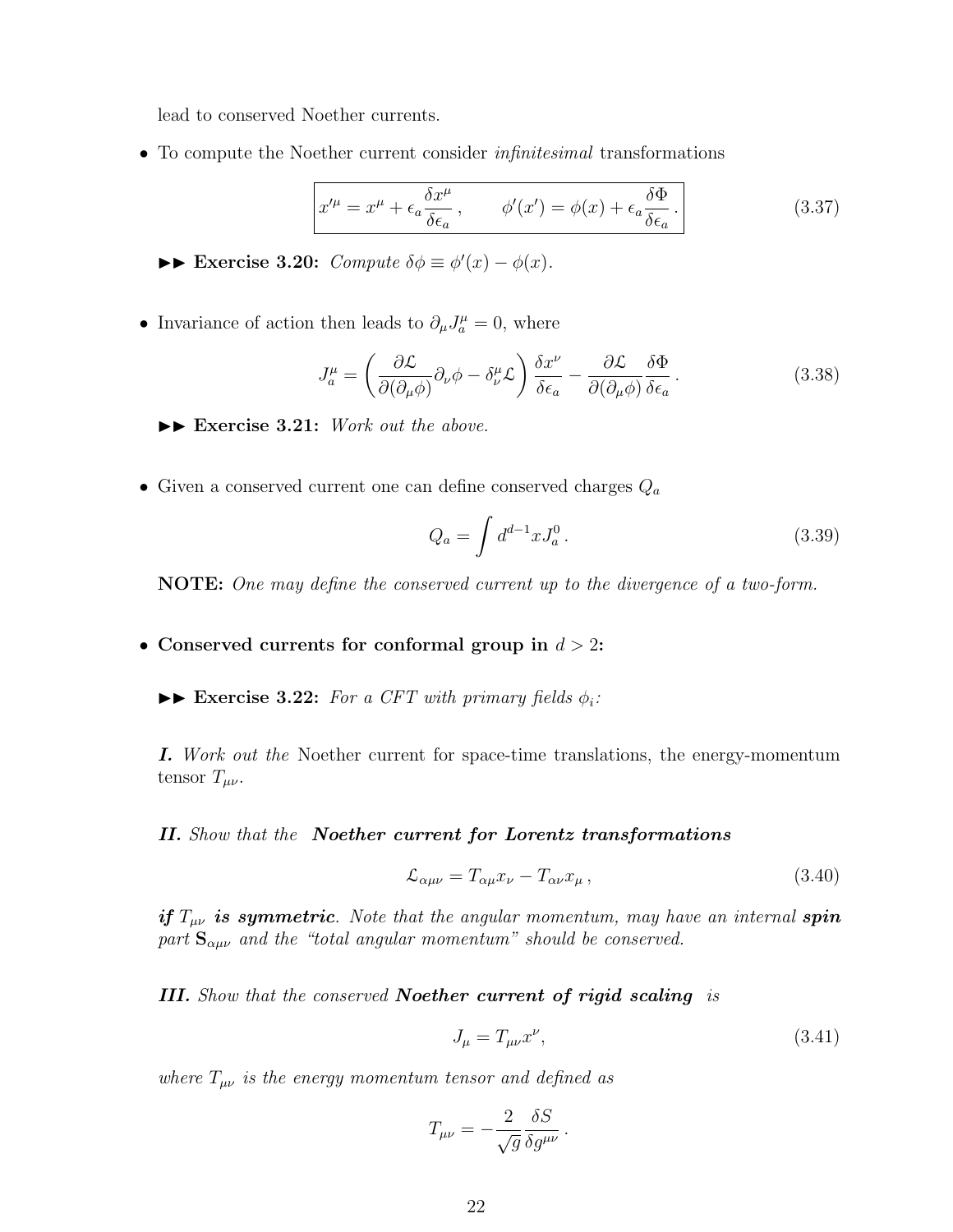lead to conserved Noether currents.

- To compute the Noether current consider *infinitesimal* transformations

$$\boxed{x'^\mu = x^\mu + \epsilon_a \frac{\delta x^\mu}{\delta \epsilon_a}\,, \qquad \phi'(x') = \phi(x) + \epsilon_a \frac{\delta \Phi}{\delta \epsilon_a}\,.} \tag{3.37}$$

►► **Exercise 3.20:** *Compute* $\delta\phi \equiv \phi'(x) - \phi(x)$.

- Invariance of action then leads to $\partial_\mu J^\mu_a = 0$, where

$$J^\mu_a = \left( \frac{\partial \mathcal{L}}{\partial(\partial_\mu \phi)} \partial_\nu \phi - \delta^\mu_\nu \mathcal{L} \right) \frac{\delta x^\nu}{\delta \epsilon_a} - \frac{\partial \mathcal{L}}{\partial(\partial_\mu \phi)} \frac{\delta \Phi}{\delta \epsilon_a}\,. \tag{3.38}$$

►► **Exercise 3.21:** *Work out the above.*

- Given a conserved current one can define conserved charges $Q_a$

$$Q_a = \int d^{d-1}x J^0_a\,. \tag{3.39}$$

**NOTE:** *One may define the conserved current up to the divergence of a two-form.*

- **Conserved currents for conformal group in $d > 2$:**

►► **Exercise 3.22:** *For a CFT with primary fields $\phi_i$:*

***I.*** *Work out the* Noether current for space-time translations, the energy-momentum tensor $T_{\mu\nu}$.

***II.*** *Show that the* ***Noether current for Lorentz transformations***

$$\mathcal{L}_{\alpha\mu\nu} = T_{\alpha\mu} x_\nu - T_{\alpha\nu} x_\mu\,, \tag{3.40}$$

***if $T_{\mu\nu}$ is symmetric****. Note that the angular momentum, may have an internal* ***spin*** *part $\mathbf{S}_{\alpha\mu\nu}$ and the "total angular momentum" should be conserved.*

***III.*** *Show that the conserved* ***Noether current of rigid scaling*** *is*

$$J_\mu = T_{\mu\nu} x^\nu, \tag{3.41}$$

*where $T_{\mu\nu}$ is the energy momentum tensor and defined as*

$$T_{\mu\nu} = -\frac{2}{\sqrt{g}} \frac{\delta S}{\delta g^{\mu\nu}}\,.$$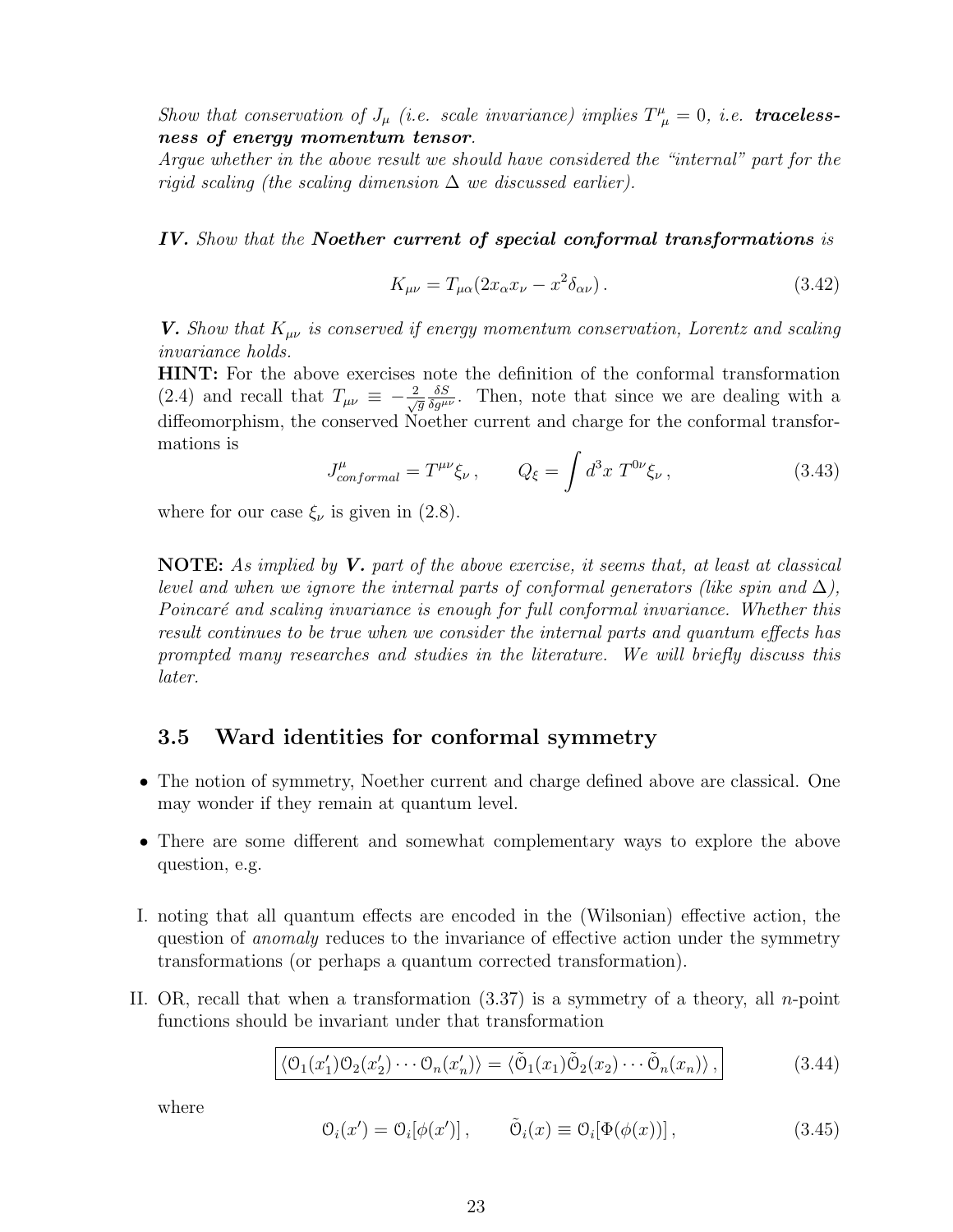*Show that conservation of $J_\mu$ (i.e. scale invariance) implies $T^\mu{}_\mu = 0$, i.e.* ***tracelessness of energy momentum tensor****.*
*Argue whether in the above result we should have considered the "internal" part for the rigid scaling (the scaling dimension $\Delta$ we discussed earlier).*

***IV.*** *Show that the* ***Noether current of special conformal transformations*** *is*

$$K_{\mu\nu} = T_{\mu\alpha}(2x_\alpha x_\nu - x^2\delta_{\alpha\nu})\,. \tag{3.42}$$

***V.*** *Show that $K_{\mu\nu}$ is conserved if energy momentum conservation, Lorentz and scaling invariance holds.*
**HINT:** For the above exercises note the definition of the conformal transformation (2.4) and recall that $T_{\mu\nu} \equiv -\frac{2}{\sqrt{g}}\frac{\delta S}{\delta g^{\mu\nu}}$. Then, note that since we are dealing with a diffeomorphism, the conserved Noether current and charge for the conformal transformations is

$$J^\mu_{conformal} = T^{\mu\nu}\xi_\nu\,, \qquad Q_\xi = \int d^3x\; T^{0\nu}\xi_\nu\,, \tag{3.43}$$

where for our case $\xi_\nu$ is given in (2.8).

**NOTE:** *As implied by* ***V.*** *part of the above exercise, it seems that, at least at classical level and when we ignore the internal parts of conformal generators (like spin and $\Delta$), Poincaré and scaling invariance is enough for full conformal invariance. Whether this result continues to be true when we consider the internal parts and quantum effects has prompted many researches and studies in the literature. We will briefly discuss this later.*

## 3.5 Ward identities for conformal symmetry

- The notion of symmetry, Noether current and charge defined above are classical. One may wonder if they remain at quantum level.
- There are some different and somewhat complementary ways to explore the above question, e.g.

I. noting that all quantum effects are encoded in the (Wilsonian) effective action, the question of *anomaly* reduces to the invariance of effective action under the symmetry transformations (or perhaps a quantum corrected transformation).

II. OR, recall that when a transformation (3.37) is a symmetry of a theory, all $n$-point functions should be invariant under that transformation

$$\boxed{\langle \mathcal{O}_1(x_1')\mathcal{O}_2(x_2')\cdots\mathcal{O}_n(x_n')\rangle = \langle \tilde{\mathcal{O}}_1(x_1)\tilde{\mathcal{O}}_2(x_2)\cdots\tilde{\mathcal{O}}_n(x_n)\rangle\,,} \tag{3.44}$$

where

$$\mathcal{O}_i(x') = \mathcal{O}_i[\phi(x')]\,, \qquad \tilde{\mathcal{O}}_i(x) \equiv \mathcal{O}_i[\Phi(\phi(x))]\,, \tag{3.45}$$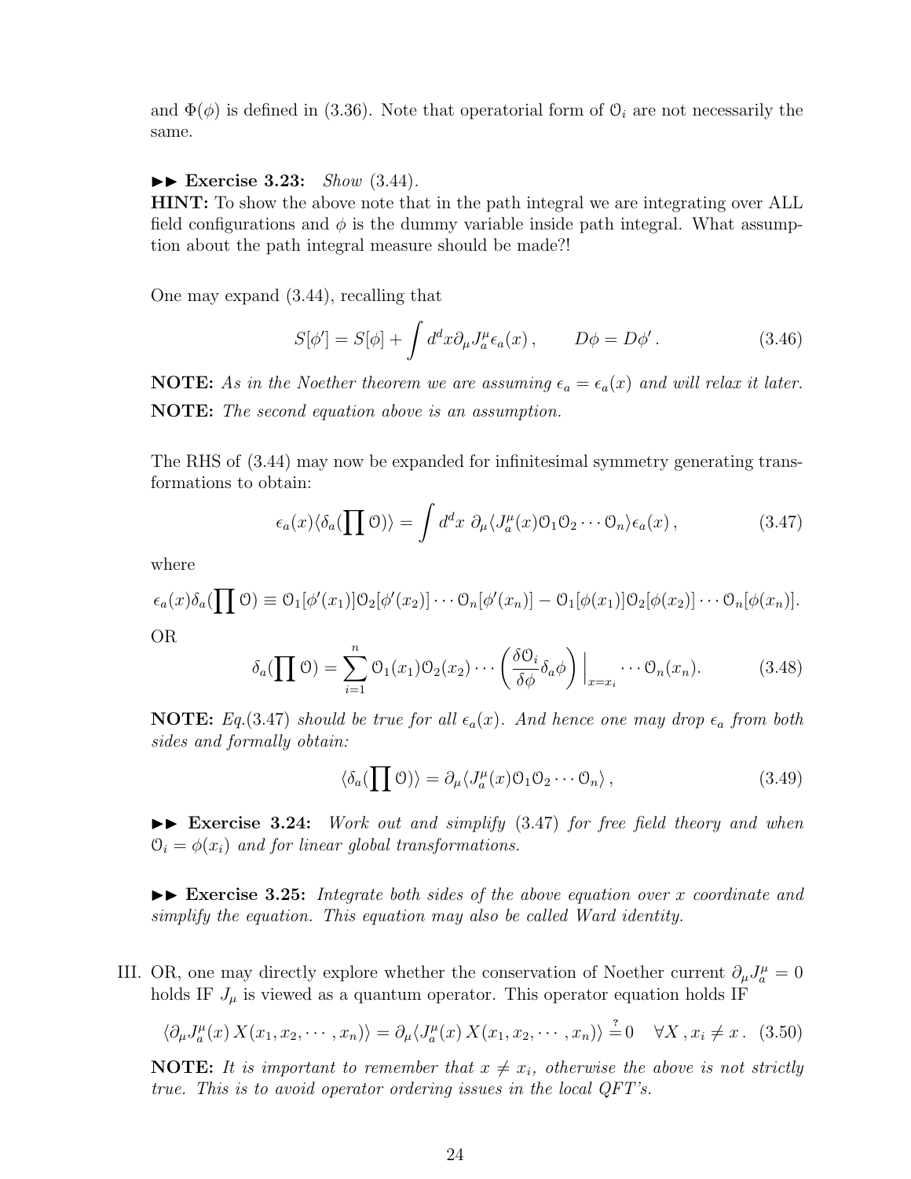and $\Phi(\phi)$ is defined in (3.36). Note that operatorial form of $\mathcal{O}_i$ are not necessarily the same.

►► **Exercise 3.23:** *Show* (3.44).
**HINT:** To show the above note that in the path integral we are integrating over ALL field configurations and $\phi$ is the dummy variable inside path integral. What assumption about the path integral measure should be made?!

One may expand (3.44), recalling that

$$S[\phi'] = S[\phi] + \int d^dx \partial_\mu J^\mu_a \epsilon_a(x)\,, \qquad D\phi = D\phi'\,. \tag{3.46}$$

**NOTE:** *As in the Noether theorem we are assuming $\epsilon_a = \epsilon_a(x)$ and will relax it later.*

**NOTE:** *The second equation above is an assumption.*

The RHS of (3.44) may now be expanded for infinitesimal symmetry generating transformations to obtain:

$$\epsilon_a(x)\langle\delta_a(\prod \mathcal{O})\rangle = \int d^dx\ \partial_\mu\langle J^\mu_a(x)\mathcal{O}_1\mathcal{O}_2\cdots\mathcal{O}_n\rangle\epsilon_a(x)\,, \tag{3.47}$$

where

$$\epsilon_a(x)\delta_a(\prod \mathcal{O}) \equiv \mathcal{O}_1[\phi'(x_1)]\mathcal{O}_2[\phi'(x_2)]\cdots\mathcal{O}_n[\phi'(x_n)] - \mathcal{O}_1[\phi(x_1)]\mathcal{O}_2[\phi(x_2)]\cdots\mathcal{O}_n[\phi(x_n)].$$

OR

$$\delta_a(\prod \mathcal{O}) = \sum_{i=1}^n \mathcal{O}_1(x_1)\mathcal{O}_2(x_2)\cdots\left(\frac{\delta\mathcal{O}_i}{\delta\phi}\delta_a\phi\right)\Big|_{x=x_i}\cdots\mathcal{O}_n(x_n). \tag{3.48}$$

**NOTE:** *Eq.(3.47) should be true for all $\epsilon_a(x)$. And hence one may drop $\epsilon_a$ from both sides and formally obtain:*

$$\langle\delta_a(\prod \mathcal{O})\rangle = \partial_\mu\langle J^\mu_a(x)\mathcal{O}_1\mathcal{O}_2\cdots\mathcal{O}_n\rangle\,, \tag{3.49}$$

►► **Exercise 3.24:** *Work out and simplify* (3.47) *for free field theory and when $\mathcal{O}_i = \phi(x_i)$ and for linear global transformations.*

►► **Exercise 3.25:** *Integrate both sides of the above equation over $x$ coordinate and simplify the equation. This equation may also be called Ward identity.*

III. OR, one may directly explore whether the conservation of Noether current $\partial_\mu J^\mu_a = 0$ holds IF $J_\mu$ is viewed as a quantum operator. This operator equation holds IF

$$\langle\partial_\mu J^\mu_a(x)\,X(x_1,x_2,\cdots,x_n)\rangle = \partial_\mu\langle J^\mu_a(x)\,X(x_1,x_2,\cdots,x_n)\rangle \overset{?}{=} 0 \quad \forall X\,, x_i \neq x\,. \tag{3.50}$$

**NOTE:** *It is important to remember that $x \neq x_i$, otherwise the above is not strictly true. This is to avoid operator ordering issues in the local QFT's.*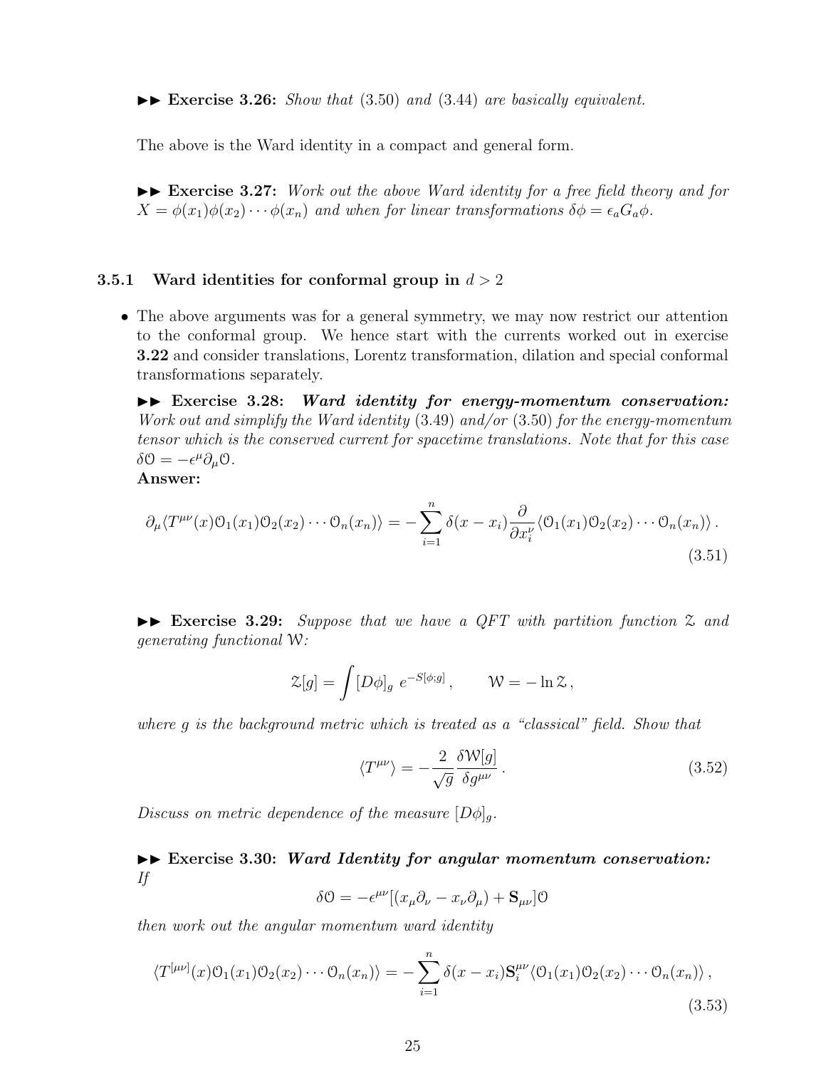►► **Exercise 3.26:** *Show that* (3.50) *and* (3.44) *are basically equivalent.*

The above is the Ward identity in a compact and general form.

►► **Exercise 3.27:** *Work out the above Ward identity for a free field theory and for* $X = \phi(x_1)\phi(x_2)\cdots\phi(x_n)$ *and when for linear transformations* $\delta\phi = \epsilon_a G_a \phi$.

### 3.5.1 Ward identities for conformal group in $d > 2$

- The above arguments was for a general symmetry, we may now restrict our attention to the conformal group. We hence start with the currents worked out in exercise **3.22** and consider translations, Lorentz transformation, dilation and special conformal transformations separately.

  ►► **Exercise 3.28:** ***Ward identity for energy-momentum conservation:*** *Work out and simplify the Ward identity* (3.49) *and/or* (3.50) *for the energy-momentum tensor which is the conserved current for spacetime translations. Note that for this case* $\delta\mathcal{O} = -\epsilon^\mu \partial_\mu \mathcal{O}$.
  **Answer:**

$$
\partial_\mu \langle T^{\mu\nu}(x)\mathcal{O}_1(x_1)\mathcal{O}_2(x_2)\cdots\mathcal{O}_n(x_n)\rangle = -\sum_{i=1}^{n}\delta(x-x_i)\frac{\partial}{\partial x_i^\nu}\langle \mathcal{O}_1(x_1)\mathcal{O}_2(x_2)\cdots\mathcal{O}_n(x_n)\rangle\,. \tag{3.51}
$$

►► **Exercise 3.29:** *Suppose that we have a QFT with partition function* $\mathcal{Z}$ *and generating functional* $\mathcal{W}$:

$$
\mathcal{Z}[g] = \int [D\phi]_g \; e^{-S[\phi;g]}\,, \qquad \mathcal{W} = -\ln \mathcal{Z}\,,
$$

*where* $g$ *is the background metric which is treated as a "classical" field. Show that*

$$
\langle T^{\mu\nu}\rangle = -\frac{2}{\sqrt{g}}\frac{\delta \mathcal{W}[g]}{\delta g^{\mu\nu}}\,. \tag{3.52}
$$

*Discuss on metric dependence of the measure* $[D\phi]_g$.

►► **Exercise 3.30:** ***Ward Identity for angular momentum conservation:*** *If*

$$
\delta\mathcal{O} = -\epsilon^{\mu\nu}[(x_\mu\partial_\nu - x_\nu\partial_\mu) + \mathbf{S}_{\mu\nu}]\mathcal{O}
$$

*then work out the angular momentum ward identity*

$$
\langle T^{[\mu\nu]}(x)\mathcal{O}_1(x_1)\mathcal{O}_2(x_2)\cdots\mathcal{O}_n(x_n)\rangle = -\sum_{i=1}^{n}\delta(x-x_i)\mathbf{S}_i^{\mu\nu}\langle \mathcal{O}_1(x_1)\mathcal{O}_2(x_2)\cdots\mathcal{O}_n(x_n)\rangle\,, \tag{3.53}
$$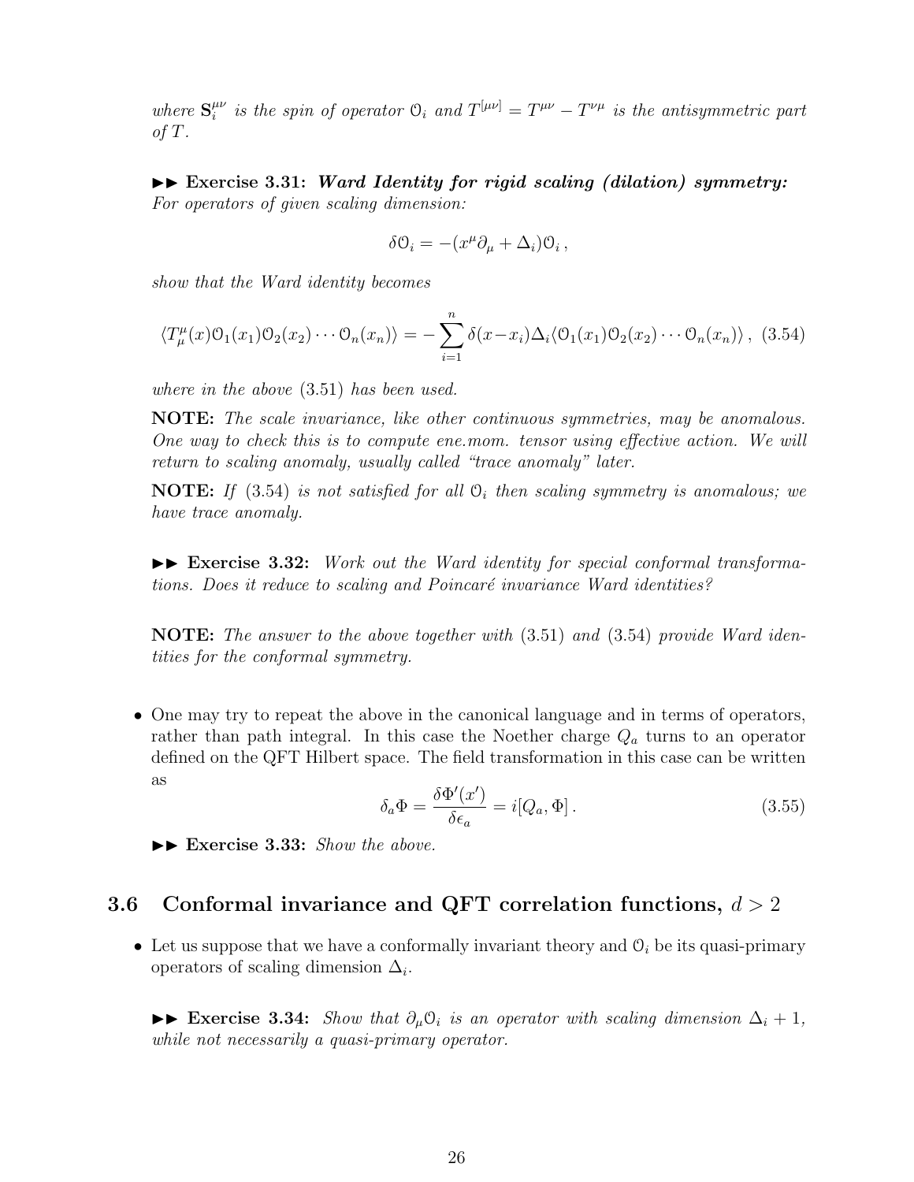*where $\mathbf{S}_i^{\mu\nu}$ is the spin of operator $\mathcal{O}_i$ and $T^{[\mu\nu]} = T^{\mu\nu} - T^{\nu\mu}$ is the antisymmetric part of $T$.*

►► **Exercise 3.31:** ***Ward Identity for rigid scaling (dilation) symmetry:*** *For operators of given scaling dimension:*

$$\delta\mathcal{O}_i = -(x^\mu\partial_\mu + \Delta_i)\mathcal{O}_i\,,$$

*show that the Ward identity becomes*

$$\langle T^\mu_\mu(x)\mathcal{O}_1(x_1)\mathcal{O}_2(x_2)\cdots\mathcal{O}_n(x_n)\rangle = -\sum_{i=1}^{n}\delta(x-x_i)\Delta_i\langle\mathcal{O}_1(x_1)\mathcal{O}_2(x_2)\cdots\mathcal{O}_n(x_n)\rangle\,, \tag{3.54}$$

*where in the above* (3.51) *has been used.*

**NOTE:** *The scale invariance, like other continuous symmetries, may be anomalous. One way to check this is to compute ene.mom. tensor using effective action. We will return to scaling anomaly, usually called "trace anomaly" later.*

**NOTE:** *If* (3.54) *is not satisfied for all $\mathcal{O}_i$ then scaling symmetry is anomalous; we have trace anomaly.*

►► **Exercise 3.32:** *Work out the Ward identity for special conformal transformations. Does it reduce to scaling and Poincaré invariance Ward identities?*

**NOTE:** *The answer to the above together with* (3.51) *and* (3.54) *provide Ward identities for the conformal symmetry.*

- One may try to repeat the above in the canonical language and in terms of operators, rather than path integral. In this case the Noether charge $Q_a$ turns to an operator defined on the QFT Hilbert space. The field transformation in this case can be written as

$$\delta_a\Phi = \frac{\delta\Phi'(x')}{\delta\epsilon_a} = i[Q_a, \Phi]\,. \tag{3.55}$$

►► **Exercise 3.33:** *Show the above.*

## 3.6 Conformal invariance and QFT correlation functions, $d > 2$

- Let us suppose that we have a conformally invariant theory and $\mathcal{O}_i$ be its quasi-primary operators of scaling dimension $\Delta_i$.

►► **Exercise 3.34:** *Show that $\partial_\mu\mathcal{O}_i$ is an operator with scaling dimension $\Delta_i + 1$, while not necessarily a quasi-primary operator.*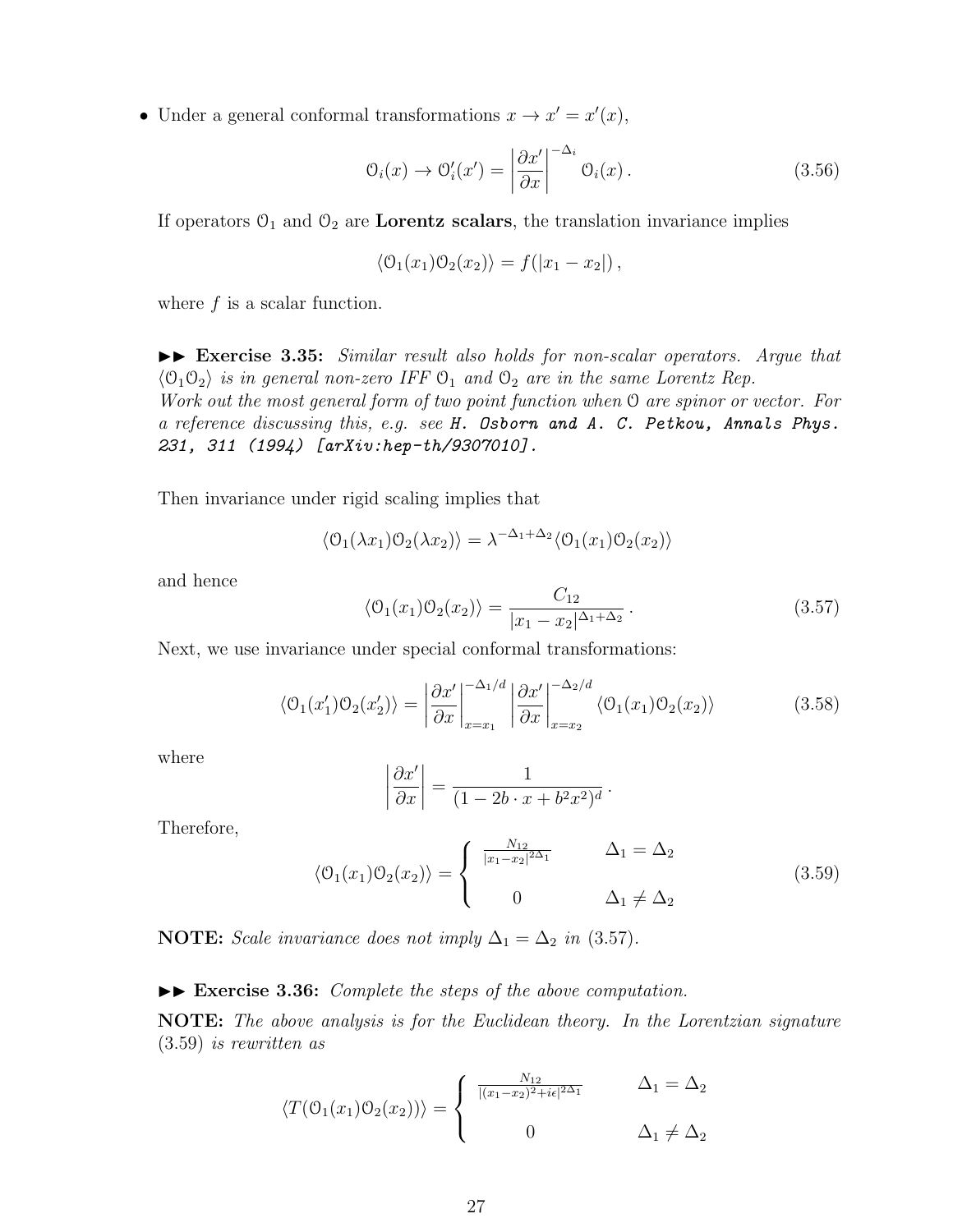- Under a general conformal transformations $x \to x' = x'(x)$,

$$\mathcal{O}_i(x) \to \mathcal{O}'_i(x') = \left|\frac{\partial x'}{\partial x}\right|^{-\Delta_i} \mathcal{O}_i(x)\,. \tag{3.56}$$

If operators $\mathcal{O}_1$ and $\mathcal{O}_2$ are **Lorentz scalars**, the translation invariance implies

$$\langle \mathcal{O}_1(x_1)\mathcal{O}_2(x_2)\rangle = f(|x_1 - x_2|)\,,$$

where $f$ is a scalar function.

►► **Exercise 3.35:** *Similar result also holds for non-scalar operators. Argue that $\langle \mathcal{O}_1\mathcal{O}_2\rangle$ is in general non-zero IFF $\mathcal{O}_1$ and $\mathcal{O}_2$ are in the same Lorentz Rep.*
*Work out the most general form of two point function when $\mathcal{O}$ are spinor or vector. For a reference discussing this, e.g. see* ***H. Osborn and A. C. Petkou, Annals Phys. 231, 311 (1994) [arXiv:hep-th/9307010].***

Then invariance under rigid scaling implies that

$$\langle \mathcal{O}_1(\lambda x_1)\mathcal{O}_2(\lambda x_2)\rangle = \lambda^{-\Delta_1+\Delta_2}\langle \mathcal{O}_1(x_1)\mathcal{O}_2(x_2)\rangle$$

and hence

$$\langle \mathcal{O}_1(x_1)\mathcal{O}_2(x_2)\rangle = \frac{C_{12}}{|x_1 - x_2|^{\Delta_1+\Delta_2}}\,. \tag{3.57}$$

Next, we use invariance under special conformal transformations:

$$\langle \mathcal{O}_1(x'_1)\mathcal{O}_2(x'_2)\rangle = \left|\frac{\partial x'}{\partial x}\right|^{-\Delta_1/d}_{x=x_1}\left|\frac{\partial x'}{\partial x}\right|^{-\Delta_2/d}_{x=x_2}\langle \mathcal{O}_1(x_1)\mathcal{O}_2(x_2)\rangle \tag{3.58}$$

where

$$\left|\frac{\partial x'}{\partial x}\right| = \frac{1}{(1 - 2b\cdot x + b^2x^2)^d}\,.$$

Therefore,

$$\langle \mathcal{O}_1(x_1)\mathcal{O}_2(x_2)\rangle = \begin{cases} \frac{N_{12}}{|x_1-x_2|^{2\Delta_1}} & \Delta_1 = \Delta_2 \\[2ex] 0 & \Delta_1 \neq \Delta_2 \end{cases} \tag{3.59}$$

**NOTE:** *Scale invariance does not imply $\Delta_1 = \Delta_2$ in (3.57).*

►► **Exercise 3.36:** *Complete the steps of the above computation.*

**NOTE:** *The above analysis is for the Euclidean theory. In the Lorentzian signature (3.59) is rewritten as*

$$\langle T(\mathcal{O}_1(x_1)\mathcal{O}_2(x_2))\rangle = \begin{cases} \frac{N_{12}}{|(x_1-x_2)^2+i\epsilon|^{2\Delta_1}} & \Delta_1 = \Delta_2 \\[2ex] 0 & \Delta_1 \neq \Delta_2 \end{cases}$$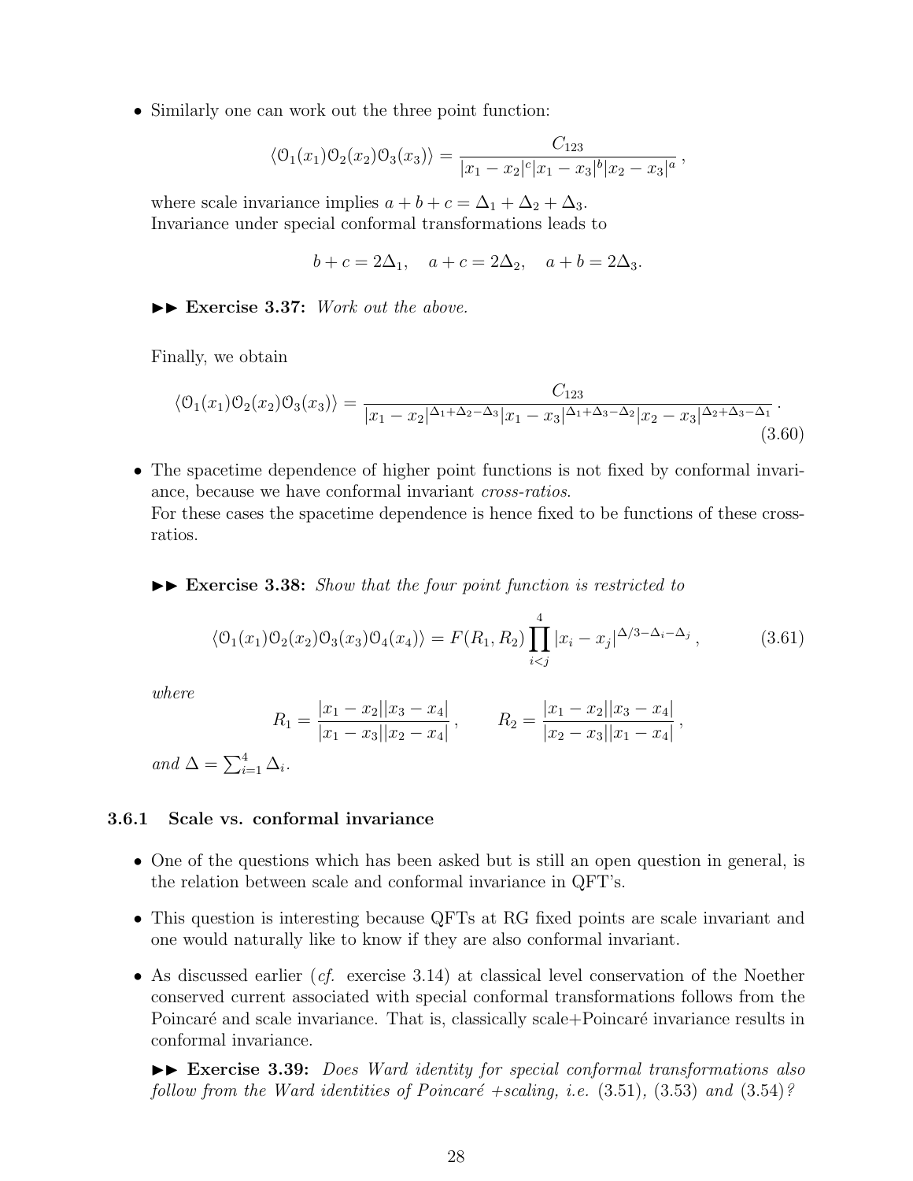- Similarly one can work out the three point function:

$$\langle \mathcal{O}_1(x_1)\mathcal{O}_2(x_2)\mathcal{O}_3(x_3)\rangle = \frac{C_{123}}{|x_1 - x_2|^c |x_1 - x_3|^b |x_2 - x_3|^a}\,,$$

  where scale invariance implies $a + b + c = \Delta_1 + \Delta_2 + \Delta_3$.
  Invariance under special conformal transformations leads to

$$b + c = 2\Delta_1, \quad a + c = 2\Delta_2, \quad a + b = 2\Delta_3.$$

  ►► **Exercise 3.37:** *Work out the above.*

  Finally, we obtain

$$\langle \mathcal{O}_1(x_1)\mathcal{O}_2(x_2)\mathcal{O}_3(x_3)\rangle = \frac{C_{123}}{|x_1 - x_2|^{\Delta_1+\Delta_2-\Delta_3} |x_1 - x_3|^{\Delta_1+\Delta_3-\Delta_2} |x_2 - x_3|^{\Delta_2+\Delta_3-\Delta_1}}\,. \tag{3.60}$$

- The spacetime dependence of higher point functions is not fixed by conformal invariance, because we have conformal invariant *cross-ratios*.
  For these cases the spacetime dependence is hence fixed to be functions of these cross-ratios.

  ►► **Exercise 3.38:** *Show that the four point function is restricted to*

$$\langle \mathcal{O}_1(x_1)\mathcal{O}_2(x_2)\mathcal{O}_3(x_3)\mathcal{O}_4(x_4)\rangle = F(R_1, R_2) \prod_{i<j}^{4} |x_i - x_j|^{\Delta/3 - \Delta_i - \Delta_j}\,, \tag{3.61}$$

  *where*

$$R_1 = \frac{|x_1 - x_2||x_3 - x_4|}{|x_1 - x_3||x_2 - x_4|}\,, \qquad R_2 = \frac{|x_1 - x_2||x_3 - x_4|}{|x_2 - x_3||x_1 - x_4|}\,,$$

  *and* $\Delta = \sum_{i=1}^{4} \Delta_i$.

### 3.6.1 Scale vs. conformal invariance

- One of the questions which has been asked but is still an open question in general, is the relation between scale and conformal invariance in QFT's.
- This question is interesting because QFTs at RG fixed points are scale invariant and one would naturally like to know if they are also conformal invariant.
- As discussed earlier (*cf.* exercise 3.14) at classical level conservation of the Noether conserved current associated with special conformal transformations follows from the Poincaré and scale invariance. That is, classically scale+Poincaré invariance results in conformal invariance.

  ►► **Exercise 3.39:** *Does Ward identity for special conformal transformations also follow from the Ward identities of Poincaré +scaling, i.e.* (3.51), (3.53) *and* (3.54)*?*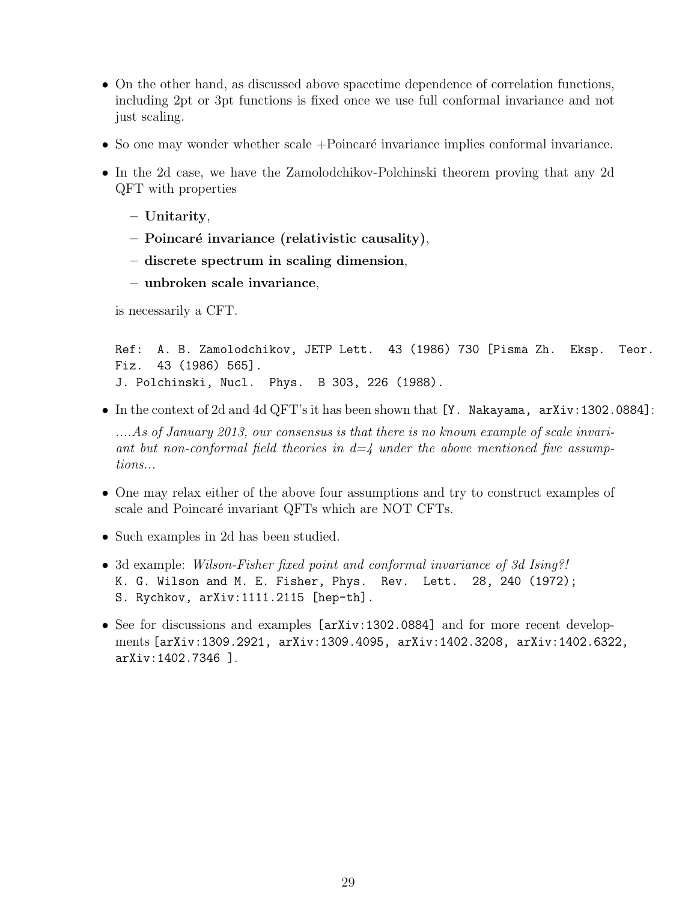- On the other hand, as discussed above spacetime dependence of correlation functions, including 2pt or 3pt functions is fixed once we use full conformal invariance and not just scaling.
- So one may wonder whether scale +Poincaré invariance implies conformal invariance.
- In the 2d case, we have the Zamolodchikov-Polchinski theorem proving that any 2d QFT with properties
  - **Unitarity**,
  - **Poincaré invariance (relativistic causality)**,
  - **discrete spectrum in scaling dimension**,
  - **unbroken scale invariance**,

  is necessarily a CFT.

  `Ref: A. B. Zamolodchikov, JETP Lett. 43 (1986) 730 [Pisma Zh. Eksp. Teor. Fiz. 43 (1986) 565].`
  `J. Polchinski, Nucl. Phys. B 303, 226 (1988).`

- In the context of 2d and 4d QFT's it has been shown that `[Y. Nakayama, arXiv:1302.0884]`:

  *....As of January 2013, our consensus is that there is no known example of scale invariant but non-conformal field theories in d=4 under the above mentioned five assumptions...*

- One may relax either of the above four assumptions and try to construct examples of scale and Poincaré invariant QFTs which are NOT CFTs.
- Such examples in 2d has been studied.
- 3d example: *Wilson-Fisher fixed point and conformal invariance of 3d Ising?!*
  `K. G. Wilson and M. E. Fisher, Phys. Rev. Lett. 28, 240 (1972);`
  `S. Rychkov, arXiv:1111.2115 [hep-th].`
- See for discussions and examples `[arXiv:1302.0884]` and for more recent developments `[arXiv:1309.2921, arXiv:1309.4095, arXiv:1402.3208, arXiv:1402.6322, arXiv:1402.7346 ]`.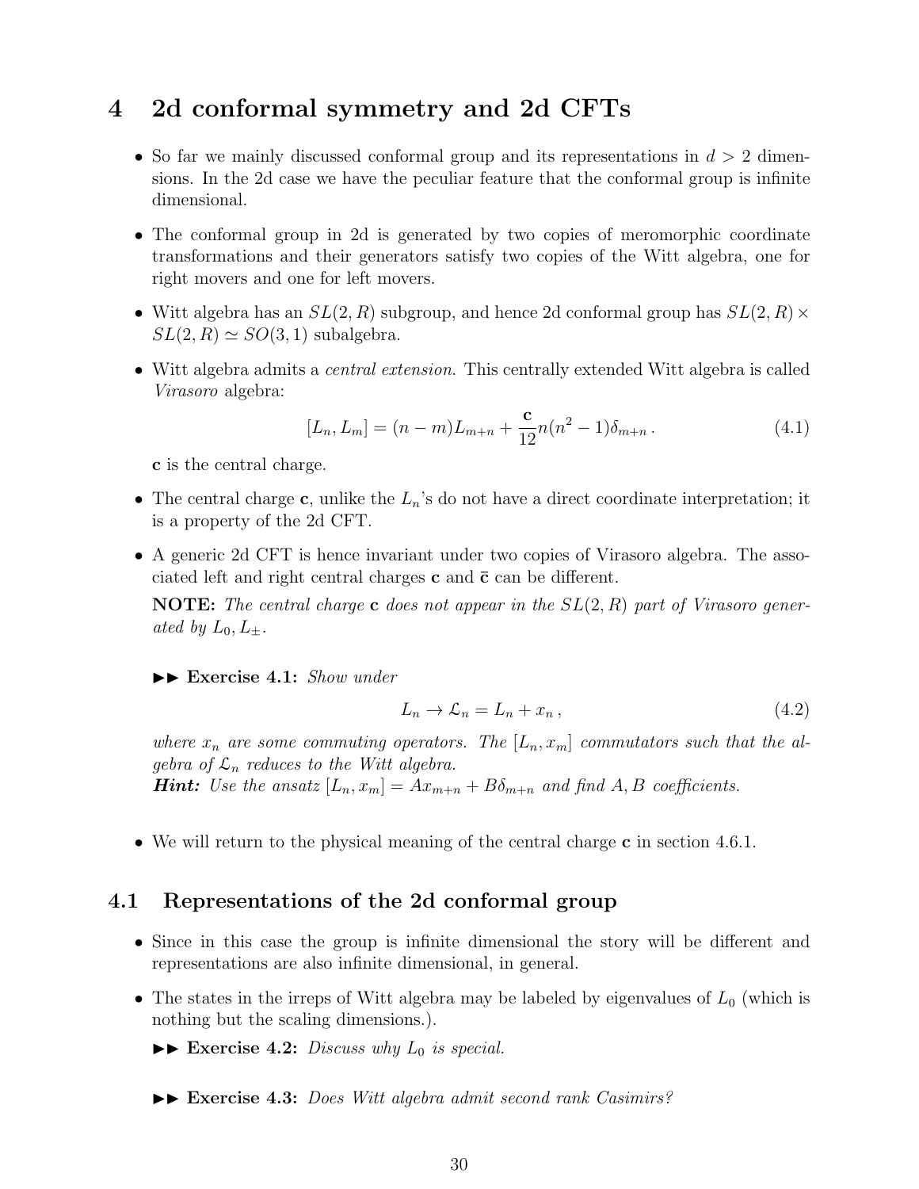# 4 2d conformal symmetry and 2d CFTs

- So far we mainly discussed conformal group and its representations in $d > 2$ dimensions. In the 2d case we have the peculiar feature that the conformal group is infinite dimensional.
- The conformal group in 2d is generated by two copies of meromorphic coordinate transformations and their generators satisfy two copies of the Witt algebra, one for right movers and one for left movers.
- Witt algebra has an $SL(2,R)$ subgroup, and hence 2d conformal group has $SL(2,R) \times SL(2,R) \simeq SO(3,1)$ subalgebra.
- Witt algebra admits a *central extension*. This centrally extended Witt algebra is called *Virasoro* algebra:

$$[L_n, L_m] = (n-m)L_{m+n} + \frac{\mathbf{c}}{12}n(n^2-1)\delta_{m+n}\,. \tag{4.1}$$

  $\mathbf{c}$ is the central charge.
- The central charge $\mathbf{c}$, unlike the $L_n$'s do not have a direct coordinate interpretation; it is a property of the 2d CFT.
- A generic 2d CFT is hence invariant under two copies of Virasoro algebra. The associated left and right central charges $\mathbf{c}$ and $\bar{\mathbf{c}}$ can be different.

  **NOTE:** *The central charge* $\mathbf{c}$ *does not appear in the* $SL(2,R)$ *part of Virasoro generated by* $L_0, L_\pm$.

  ►► **Exercise 4.1:** *Show under*

$$L_n \to \mathcal{L}_n = L_n + x_n\,, \tag{4.2}$$

  *where* $x_n$ *are some commuting operators. The* $[L_n, x_m]$ *commutators such that the algebra of* $\mathcal{L}_n$ *reduces to the Witt algebra.*
  ***Hint:*** *Use the ansatz* $[L_n, x_m] = Ax_{m+n} + B\delta_{m+n}$ *and find* $A, B$ *coefficients.*

- We will return to the physical meaning of the central charge $\mathbf{c}$ in section 4.6.1.

## 4.1 Representations of the 2d conformal group

- Since in this case the group is infinite dimensional the story will be different and representations are also infinite dimensional, in general.
- The states in the irreps of Witt algebra may be labeled by eigenvalues of $L_0$ (which is nothing but the scaling dimensions.).

  ►► **Exercise 4.2:** *Discuss why* $L_0$ *is special.*

  ►► **Exercise 4.3:** *Does Witt algebra admit second rank Casimirs?*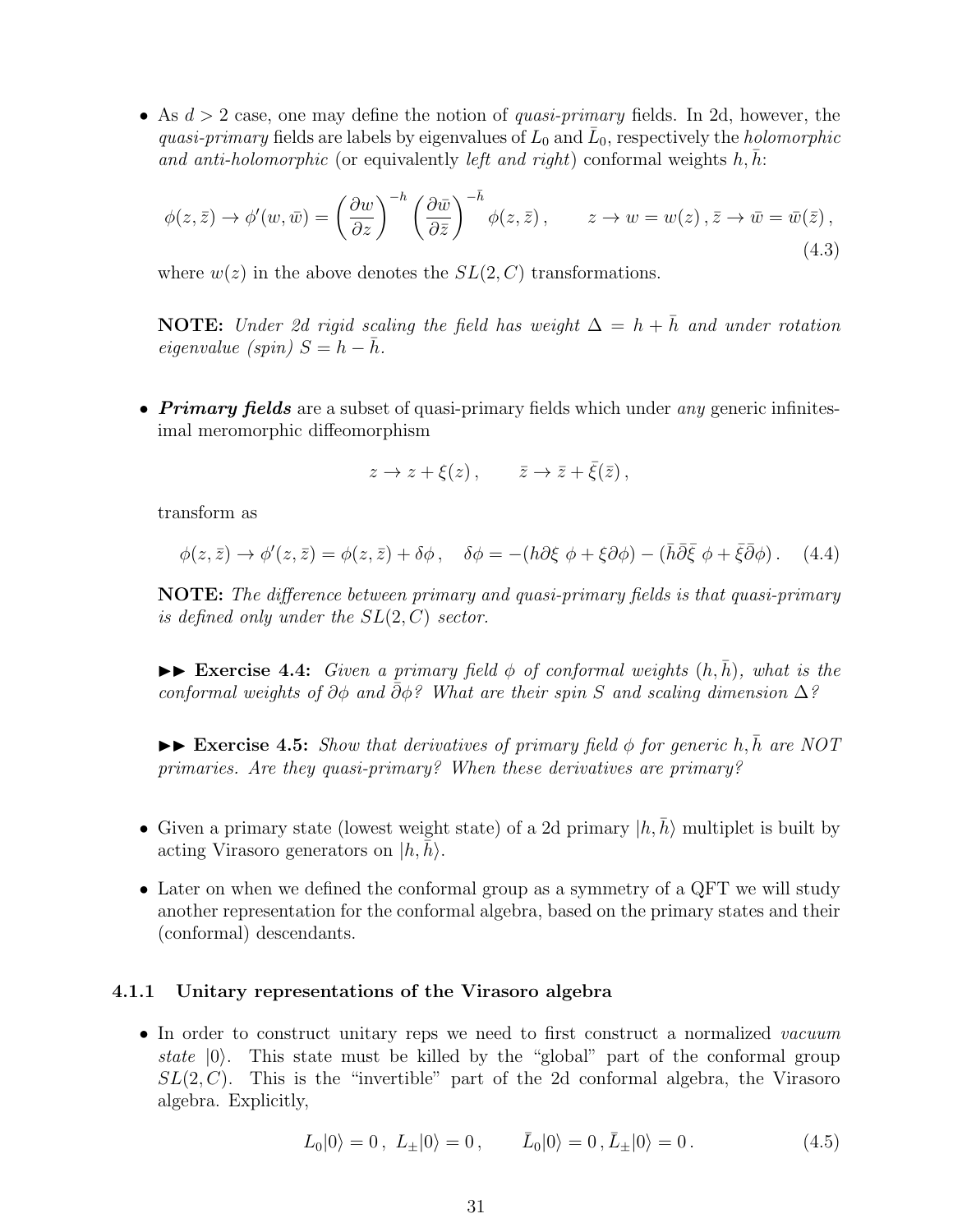- As $d > 2$ case, one may define the notion of *quasi-primary* fields. In 2d, however, the *quasi-primary* fields are labels by eigenvalues of $L_0$ and $\bar{L}_0$, respectively the *holomorphic and anti-holomorphic* (or equivalently *left and right*) conformal weights $h, \bar{h}$:

$$\phi(z, \bar{z}) \to \phi'(w, \bar{w}) = \left(\frac{\partial w}{\partial z}\right)^{-h} \left(\frac{\partial \bar{w}}{\partial \bar{z}}\right)^{-\bar{h}} \phi(z, \bar{z}) , \qquad z \to w = w(z) \, , \bar{z} \to \bar{w} = \bar{w}(\bar{z}) \, , \tag{4.3}$$

where $w(z)$ in the above denotes the $SL(2, C)$ transformations.

**NOTE:** *Under 2d rigid scaling the field has weight* $\Delta = h + \bar{h}$ *and under rotation eigenvalue (spin)* $S = h - \bar{h}$.

- ***Primary fields*** are a subset of quasi-primary fields which under *any* generic infinitesimal meromorphic diffeomorphism

$$z \to z + \xi(z) \, , \qquad \bar{z} \to \bar{z} + \bar{\xi}(\bar{z}) \, ,$$

transform as

$$\phi(z, \bar{z}) \to \phi'(z, \bar{z}) = \phi(z, \bar{z}) + \delta\phi \, , \quad \delta\phi = -(h\partial\xi \; \phi + \xi\partial\phi) - (\bar{h}\bar{\partial}\bar{\xi} \; \phi + \bar{\xi}\bar{\partial}\phi) \, . \tag{4.4}$$

**NOTE:** *The difference between primary and quasi-primary fields is that quasi-primary is defined only under the* $SL(2, C)$ *sector.*

►► **Exercise 4.4:** *Given a primary field* $\phi$ *of conformal weights* $(h, \bar{h})$*, what is the conformal weights of* $\partial\phi$ *and* $\bar{\partial}\phi$*? What are their spin* $S$ *and scaling dimension* $\Delta$*?*

►► **Exercise 4.5:** *Show that derivatives of primary field* $\phi$ *for generic* $h, \bar{h}$ *are NOT primaries. Are they quasi-primary? When these derivatives are primary?*

- Given a primary state (lowest weight state) of a 2d primary $|h, \bar{h}\rangle$ multiplet is built by acting Virasoro generators on $|h, \bar{h}\rangle$.
- Later on when we defined the conformal group as a symmetry of a QFT we will study another representation for the conformal algebra, based on the primary states and their (conformal) descendants.

### 4.1.1 Unitary representations of the Virasoro algebra

- In order to construct unitary reps we need to first construct a normalized *vacuum state* $|0\rangle$. This state must be killed by the "global" part of the conformal group $SL(2, C)$. This is the "invertible" part of the 2d conformal algebra, the Virasoro algebra. Explicitly,

$$L_0|0\rangle = 0 \, , \; L_{\pm}|0\rangle = 0 \, , \qquad \bar{L}_0|0\rangle = 0 \, , \bar{L}_{\pm}|0\rangle = 0 \, . \tag{4.5}$$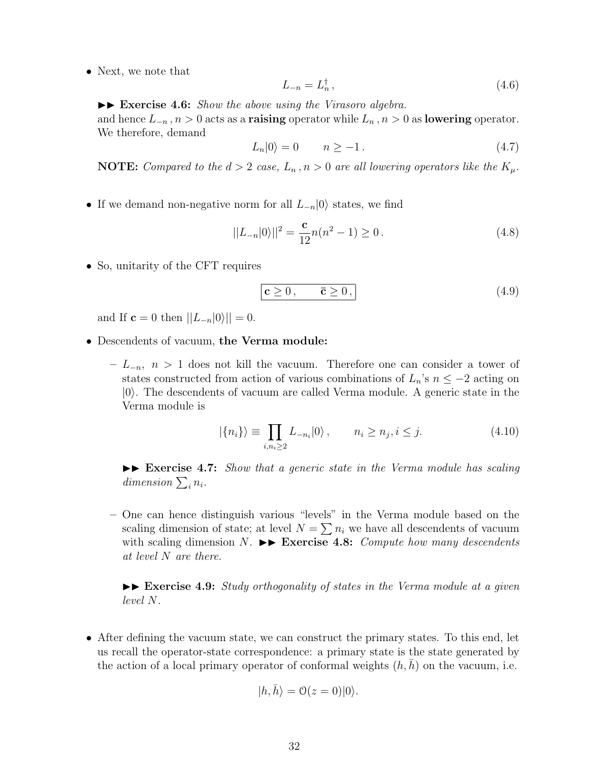- Next, we note that

$$L_{-n} = L_n^\dagger \,, \tag{4.6}$$

►► **Exercise 4.6:** *Show the above using the Virasoro algebra.*

and hence $L_{-n}\,, n > 0$ acts as a **raising** operator while $L_n\,, n > 0$ as **lowering** operator. We therefore, demand

$$L_n|0\rangle = 0 \qquad n \geq -1\,. \tag{4.7}$$

**NOTE:** *Compared to the $d > 2$ case, $L_n\,, n > 0$ are all lowering operators like the $K_\mu$.*

- If we demand non-negative norm for all $L_{-n}|0\rangle$ states, we find

$$||L_{-n}|0\rangle||^2 = \frac{\mathbf{c}}{12} n(n^2-1) \geq 0\,. \tag{4.8}$$

- So, unitarity of the CFT requires

$$\boxed{\mathbf{c} \geq 0\,, \qquad \bar{\mathbf{c}} \geq 0\,,} \tag{4.9}$$

and If $\mathbf{c} = 0$ then $||L_{-n}|0\rangle|| = 0$.

- Descendents of vacuum, **the Verma module:**

  – $L_{-n},\ n > 1$ does not kill the vacuum. Therefore one can consider a tower of states constructed from action of various combinations of $L_n$'s $n \leq -2$ acting on $|0\rangle$. The descendents of vacuum are called Verma module. A generic state in the Verma module is

$$|\{n_i\}\rangle \equiv \prod_{i, n_i \geq 2} L_{-n_i}|0\rangle\,, \qquad n_i \geq n_j, i \leq j. \tag{4.10}$$

  ►► **Exercise 4.7:** *Show that a generic state in the Verma module has scaling dimension $\sum_i n_i$.*

  – One can hence distinguish various "levels" in the Verma module based on the scaling dimension of state; at level $N = \sum n_i$ we have all descendents of vacuum with scaling dimension $N$. ►► **Exercise 4.8:** *Compute how many descendents at level $N$ are there.*

  ►► **Exercise 4.9:** *Study orthogonality of states in the Verma module at a given level $N$.*

- After defining the vacuum state, we can construct the primary states. To this end, let us recall the operator-state correspondence: a primary state is the state generated by the action of a local primary operator of conformal weights $(h, \bar{h})$ on the vacuum, i.e.

$$|h, \bar{h}\rangle = \mathcal{O}(z = 0)|0\rangle.$$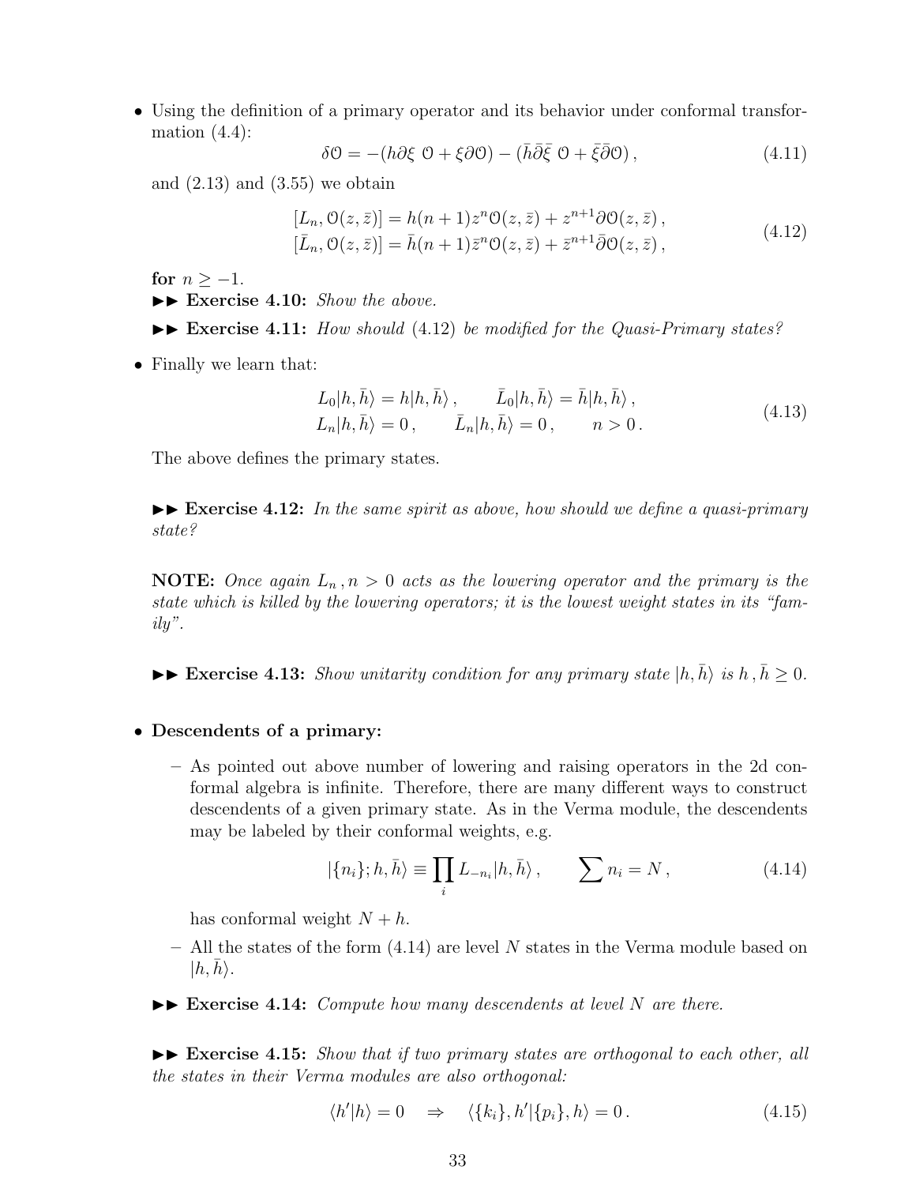- Using the definition of a primary operator and its behavior under conformal transformation (4.4):

$$\delta \mathcal{O} = -(h\partial\xi \ \mathcal{O} + \xi\partial\mathcal{O}) - (\bar{h}\bar{\partial}\bar{\xi} \ \mathcal{O} + \bar{\xi}\bar{\partial}\mathcal{O}) \,, \tag{4.11}$$

  and (2.13) and (3.55) we obtain

$$\begin{aligned} [L_n, \mathcal{O}(z,\bar{z})] &= h(n+1)z^n \mathcal{O}(z,\bar{z}) + z^{n+1}\partial\mathcal{O}(z,\bar{z}) \,, \\ [\bar{L}_n, \mathcal{O}(z,\bar{z})] &= \bar{h}(n+1)\bar{z}^n \mathcal{O}(z,\bar{z}) + \bar{z}^{n+1}\bar{\partial}\mathcal{O}(z,\bar{z}) \,, \end{aligned} \tag{4.12}$$

  **for** $n \geq -1$.

  ►► **Exercise 4.10:** *Show the above.*

  ►► **Exercise 4.11:** *How should* (4.12) *be modified for the Quasi-Primary states?*

- Finally we learn that:

$$\begin{aligned} L_0|h,\bar{h}\rangle &= h|h,\bar{h}\rangle \,, \qquad \bar{L}_0|h,\bar{h}\rangle = \bar{h}|h,\bar{h}\rangle \,, \\ L_n|h,\bar{h}\rangle &= 0 \,, \qquad \bar{L}_n|h,\bar{h}\rangle = 0 \,, \qquad n > 0 \,. \end{aligned} \tag{4.13}$$

  The above defines the primary states.

►► **Exercise 4.12:** *In the same spirit as above, how should we define a quasi-primary state?*

**NOTE:** *Once again $L_n \,, n > 0$ acts as the lowering operator and the primary is the state which is killed by the lowering operators; it is the lowest weight states in its "family".*

►► **Exercise 4.13:** *Show unitarity condition for any primary state $|h,\bar{h}\rangle$ is $h\,,\bar{h} \geq 0$.*

- **Descendents of a primary:**

  - As pointed out above number of lowering and raising operators in the 2d conformal algebra is infinite. Therefore, there are many different ways to construct descendents of a given primary state. As in the Verma module, the descendents may be labeled by their conformal weights, e.g.

$$|\{n_i\}; h, \bar{h}\rangle \equiv \prod_i L_{-n_i}|h,\bar{h}\rangle \,, \qquad \sum n_i = N \,, \tag{4.14}$$

    has conformal weight $N + h$.

  - All the states of the form (4.14) are level $N$ states in the Verma module based on $|h,\bar{h}\rangle$.

►► **Exercise 4.14:** *Compute how many descendents at level $N$ are there.*

►► **Exercise 4.15:** *Show that if two primary states are orthogonal to each other, all the states in their Verma modules are also orthogonal:*

$$\langle h'|h\rangle = 0 \quad \Rightarrow \quad \langle \{k_i\}, h'|\{p_i\}, h\rangle = 0 \,. \tag{4.15}$$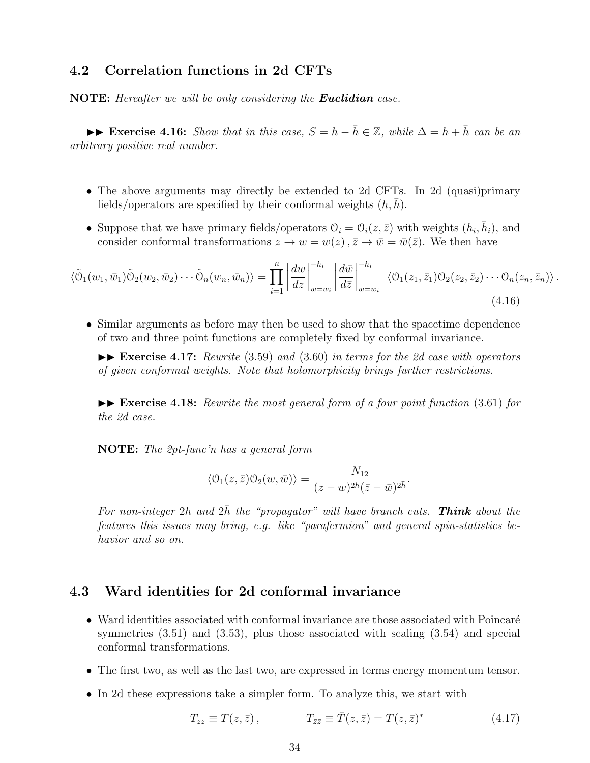### 4.2 Correlation functions in 2d CFTs

**NOTE:** *Hereafter we will be only considering the* ***Euclidian*** *case.*

►► **Exercise 4.16:** *Show that in this case, $S = h - \bar{h} \in \mathbb{Z}$, while $\Delta = h + \bar{h}$ can be an arbitrary positive real number.*

- The above arguments may directly be extended to 2d CFTs. In 2d (quasi)primary fields/operators are specified by their conformal weights $(h, \bar{h})$.
- Suppose that we have primary fields/operators $\mathcal{O}_i = \mathcal{O}_i(z, \bar{z})$ with weights $(h_i, \bar{h}_i)$, and consider conformal transformations $z \to w = w(z)\,, \bar{z} \to \bar{w} = \bar{w}(\bar{z})$. We then have

$$
\langle \tilde{\mathcal{O}}_1(w_1, \bar{w}_1)\tilde{\mathcal{O}}_2(w_2, \bar{w}_2)\cdots\tilde{\mathcal{O}}_n(w_n, \bar{w}_n)\rangle = \prod_{i=1}^{n}\left|\frac{dw}{dz}\right|_{w=w_i}^{-h_i}\left|\frac{d\bar{w}}{d\bar{z}}\right|_{\bar{w}=\bar{w}_i}^{-\bar{h}_i}\ \langle \mathcal{O}_1(z_1, \bar{z}_1)\mathcal{O}_2(z_2, \bar{z}_2)\cdots\mathcal{O}_n(z_n, \bar{z}_n)\rangle\,. \tag{4.16}
$$

- Similar arguments as before may then be used to show that the spacetime dependence of two and three point functions are completely fixed by conformal invariance.

  ►► **Exercise 4.17:** *Rewrite* (3.59) *and* (3.60) *in terms for the 2d case with operators of given conformal weights. Note that holomorphicity brings further restrictions.*

  ►► **Exercise 4.18:** *Rewrite the most general form of a four point function* (3.61) *for the 2d case.*

**NOTE:** *The 2pt-func'n has a general form*

$$
\langle \mathcal{O}_1(z, \bar{z})\mathcal{O}_2(w, \bar{w})\rangle = \frac{N_{12}}{(z-w)^{2h}(\bar{z}-\bar{w})^{2\bar{h}}}.
$$

*For non-integer $2h$ and $2\bar{h}$ the "propagator" will have branch cuts.* ***Think*** *about the features this issues may bring, e.g. like "parafermion" and general spin-statistics behavior and so on.*

### 4.3 Ward identities for 2d conformal invariance

- Ward identities associated with conformal invariance are those associated with Poincaré symmetries (3.51) and (3.53), plus those associated with scaling (3.54) and special conformal transformations.
- The first two, as well as the last two, are expressed in terms energy momentum tensor.
- In 2d these expressions take a simpler form. To analyze this, we start with

$$
T_{zz} \equiv T(z, \bar{z})\,, \qquad\qquad T_{\bar{z}\bar{z}} \equiv \bar{T}(z, \bar{z}) = T(z, \bar{z})^* \tag{4.17}
$$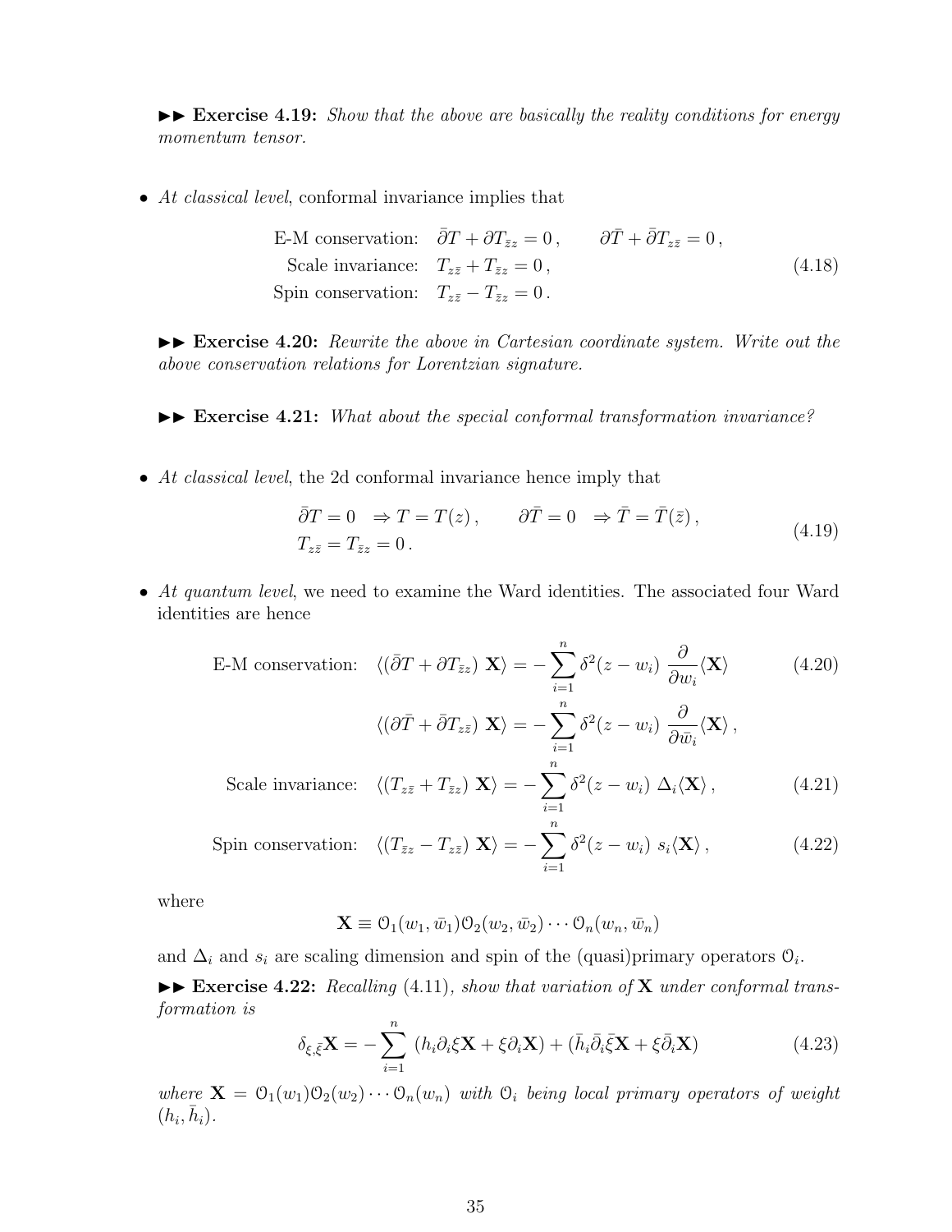▶▶ **Exercise 4.19:** *Show that the above are basically the reality conditions for energy momentum tensor.*

- *At classical level*, conformal invariance implies that

$$
\begin{aligned}
\text{E-M conservation:}\quad & \bar{\partial}T + \partial T_{\bar{z}z} = 0\,, \qquad \partial\bar{T} + \bar{\partial}T_{z\bar{z}} = 0\,,\\
\text{Scale invariance:}\quad & T_{z\bar{z}} + T_{\bar{z}z} = 0\,,\\
\text{Spin conservation:}\quad & T_{z\bar{z}} - T_{\bar{z}z} = 0\,.
\end{aligned}
\tag{4.18}
$$

▶▶ **Exercise 4.20:** *Rewrite the above in Cartesian coordinate system. Write out the above conservation relations for Lorentzian signature.*

▶▶ **Exercise 4.21:** *What about the special conformal transformation invariance?*

- *At classical level*, the 2d conformal invariance hence imply that

$$
\begin{aligned}
& \bar{\partial}T = 0 \quad \Rightarrow T = T(z)\,, \qquad \partial\bar{T} = 0 \quad \Rightarrow \bar{T} = \bar{T}(\bar{z})\,,\\
& T_{z\bar{z}} = T_{\bar{z}z} = 0\,.
\end{aligned}
\tag{4.19}
$$

- *At quantum level*, we need to examine the Ward identities. The associated four Ward identities are hence

$$
\text{E-M conservation:}\quad \langle(\bar{\partial}T + \partial T_{\bar{z}z})\ \mathbf{X}\rangle = -\sum_{i=1}^{n}\delta^2(z-w_i)\ \frac{\partial}{\partial w_i}\langle\mathbf{X}\rangle \tag{4.20}
$$

$$
\langle(\partial\bar{T} + \bar{\partial}T_{z\bar{z}})\ \mathbf{X}\rangle = -\sum_{i=1}^{n}\delta^2(z-w_i)\ \frac{\partial}{\partial \bar{w}_i}\langle\mathbf{X}\rangle\,,
$$

$$
\text{Scale invariance:}\quad \langle(T_{z\bar{z}} + T_{\bar{z}z})\ \mathbf{X}\rangle = -\sum_{i=1}^{n}\delta^2(z-w_i)\ \Delta_i\langle\mathbf{X}\rangle\,, \tag{4.21}
$$

$$
\text{Spin conservation:}\quad \langle(T_{\bar{z}z} - T_{z\bar{z}})\ \mathbf{X}\rangle = -\sum_{i=1}^{n}\delta^2(z-w_i)\ s_i\langle\mathbf{X}\rangle\,, \tag{4.22}
$$

where

$$
\mathbf{X} \equiv \mathcal{O}_1(w_1,\bar{w}_1)\mathcal{O}_2(w_2,\bar{w}_2)\cdots\mathcal{O}_n(w_n,\bar{w}_n)
$$

and $\Delta_i$ and $s_i$ are scaling dimension and spin of the (quasi)primary operators $\mathcal{O}_i$.

▶▶ **Exercise 4.22:** *Recalling* (4.11)*, show that variation of* $\mathbf{X}$ *under conformal transformation is*

$$
\delta_{\xi,\bar{\xi}}\mathbf{X} = -\sum_{i=1}^{n}\ (h_i\partial_i\xi\mathbf{X} + \xi\partial_i\mathbf{X}) + (\bar{h}_i\bar{\partial}_i\bar{\xi}\mathbf{X} + \xi\bar{\partial}_i\mathbf{X}) \tag{4.23}
$$

*where* $\mathbf{X} = \mathcal{O}_1(w_1)\mathcal{O}_2(w_2)\cdots\mathcal{O}_n(w_n)$ *with* $\mathcal{O}_i$ *being local primary operators of weight* $(h_i,\bar{h}_i)$.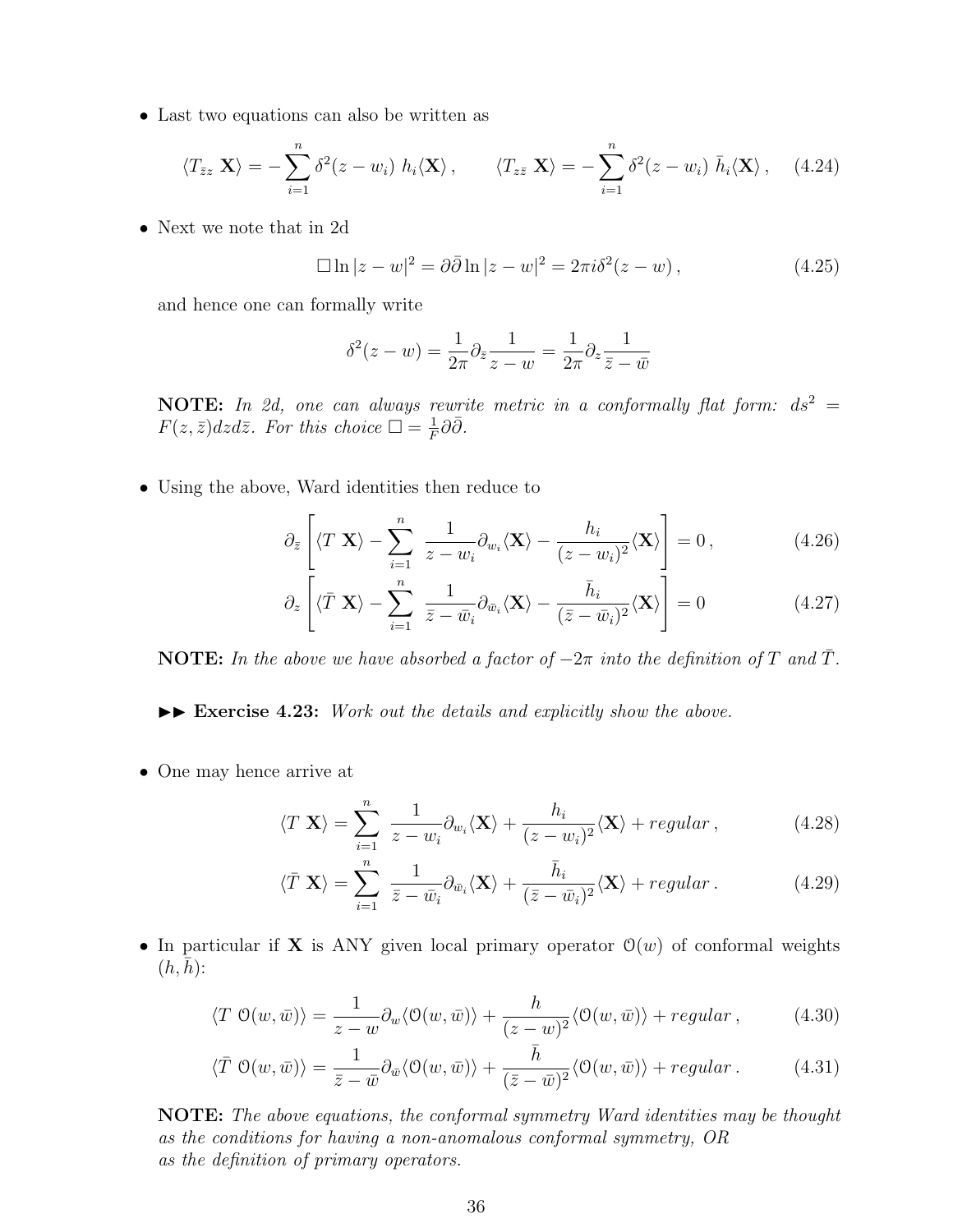- Last two equations can also be written as

$$\langle T_{\bar{z}z} \, \mathbf{X} \rangle = -\sum_{i=1}^{n} \delta^2(z - w_i) \; h_i \langle \mathbf{X} \rangle \,, \qquad \langle T_{z\bar{z}} \, \mathbf{X} \rangle = -\sum_{i=1}^{n} \delta^2(z - w_i) \; \bar{h}_i \langle \mathbf{X} \rangle \,, \tag{4.24}$$

- Next we note that in 2d

$$\Box \ln |z - w|^2 = \partial \bar{\partial} \ln |z - w|^2 = 2\pi i \delta^2(z - w) \,, \tag{4.25}$$

and hence one can formally write

$$\delta^2(z - w) = \frac{1}{2\pi} \partial_{\bar{z}} \frac{1}{z - w} = \frac{1}{2\pi} \partial_z \frac{1}{\bar{z} - \bar{w}}$$

**NOTE:** *In 2d, one can always rewrite metric in a conformally flat form: $ds^2 = F(z, \bar{z}) dz d\bar{z}$. For this choice $\Box = \frac{1}{F} \partial \bar{\partial}$.*

- Using the above, Ward identities then reduce to

$$\partial_{\bar{z}} \left[ \langle T \; \mathbf{X} \rangle - \sum_{i=1}^{n} \; \frac{1}{z - w_i} \partial_{w_i} \langle \mathbf{X} \rangle - \frac{h_i}{(z - w_i)^2} \langle \mathbf{X} \rangle \right] = 0 \,, \tag{4.26}$$

$$\partial_z \left[ \langle \bar{T} \; \mathbf{X} \rangle - \sum_{i=1}^{n} \; \frac{1}{\bar{z} - \bar{w}_i} \partial_{\bar{w}_i} \langle \mathbf{X} \rangle - \frac{\bar{h}_i}{(\bar{z} - \bar{w}_i)^2} \langle \mathbf{X} \rangle \right] = 0 \tag{4.27}$$

**NOTE:** *In the above we have absorbed a factor of $-2\pi$ into the definition of $T$ and $\bar{T}$.*

►► **Exercise 4.23:** *Work out the details and explicitly show the above.*

- One may hence arrive at

$$\langle T \; \mathbf{X} \rangle = \sum_{i=1}^{n} \; \frac{1}{z - w_i} \partial_{w_i} \langle \mathbf{X} \rangle + \frac{h_i}{(z - w_i)^2} \langle \mathbf{X} \rangle + regular \,, \tag{4.28}$$

$$\langle \bar{T} \; \mathbf{X} \rangle = \sum_{i=1}^{n} \; \frac{1}{\bar{z} - \bar{w}_i} \partial_{\bar{w}_i} \langle \mathbf{X} \rangle + \frac{\bar{h}_i}{(\bar{z} - \bar{w}_i)^2} \langle \mathbf{X} \rangle + regular \,. \tag{4.29}$$

- In particular if $\mathbf{X}$ is ANY given local primary operator $\mathcal{O}(w)$ of conformal weights $(h, \bar{h})$:

$$\langle T \; \mathcal{O}(w, \bar{w}) \rangle = \frac{1}{z - w} \partial_w \langle \mathcal{O}(w, \bar{w}) \rangle + \frac{h}{(z - w)^2} \langle \mathcal{O}(w, \bar{w}) \rangle + regular \,, \tag{4.30}$$

$$\langle \bar{T} \; \mathcal{O}(w, \bar{w}) \rangle = \frac{1}{\bar{z} - \bar{w}} \partial_{\bar{w}} \langle \mathcal{O}(w, \bar{w}) \rangle + \frac{\bar{h}}{(\bar{z} - \bar{w})^2} \langle \mathcal{O}(w, \bar{w}) \rangle + regular \,. \tag{4.31}$$

**NOTE:** *The above equations, the conformal symmetry Ward identities may be thought as the conditions for having a non-anomalous conformal symmetry, OR as the definition of primary operators.*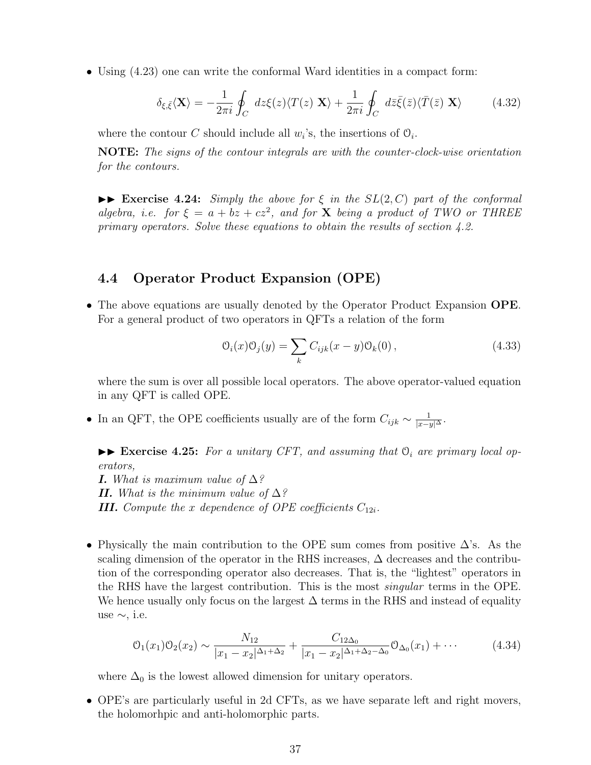- Using (4.23) one can write the conformal Ward identities in a compact form:

$$\delta_{\xi,\bar{\xi}}\langle \mathbf{X}\rangle = -\frac{1}{2\pi i}\oint_C dz\xi(z)\langle T(z)\ \mathbf{X}\rangle + \frac{1}{2\pi i}\oint_C d\bar{z}\bar{\xi}(\bar{z})\langle \bar{T}(\bar{z})\ \mathbf{X}\rangle \tag{4.32}$$

where the contour $C$ should include all $w_i$'s, the insertions of $\mathcal{O}_i$.

**NOTE:** *The signs of the contour integrals are with the counter-clock-wise orientation for the contours.*

►► **Exercise 4.24:** *Simply the above for $\xi$ in the $SL(2,C)$ part of the conformal algebra, i.e. for $\xi = a + bz + cz^2$, and for $\mathbf{X}$ being a product of TWO or THREE primary operators. Solve these equations to obtain the results of section 4.2.*

## 4.4 Operator Product Expansion (OPE)

- The above equations are usually denoted by the Operator Product Expansion **OPE**. For a general product of two operators in QFTs a relation of the form

$$\mathcal{O}_i(x)\mathcal{O}_j(y) = \sum_k C_{ijk}(x-y)\mathcal{O}_k(0)\,, \tag{4.33}$$

where the sum is over all possible local operators. The above operator-valued equation in any QFT is called OPE.

- In an QFT, the OPE coefficients usually are of the form $C_{ijk} \sim \frac{1}{|x-y|^{\Delta}}$.

►► **Exercise 4.25:** *For a unitary CFT, and assuming that $\mathcal{O}_i$ are primary local operators,*
***I.*** *What is maximum value of $\Delta$?*
***II.*** *What is the minimum value of $\Delta$?*
***III.*** *Compute the $x$ dependence of OPE coefficients $C_{12i}$.*

- Physically the main contribution to the OPE sum comes from positive $\Delta$'s. As the scaling dimension of the operator in the RHS increases, $\Delta$ decreases and the contribution of the corresponding operator also decreases. That is, the "lightest" operators in the RHS have the largest contribution. This is the most *singular* terms in the OPE. We hence usually only focus on the largest $\Delta$ terms in the RHS and instead of equality use $\sim$, i.e.

$$\mathcal{O}_1(x_1)\mathcal{O}_2(x_2) \sim \frac{N_{12}}{|x_1-x_2|^{\Delta_1+\Delta_2}} + \frac{C_{12\Delta_0}}{|x_1-x_2|^{\Delta_1+\Delta_2-\Delta_0}}\mathcal{O}_{\Delta_0}(x_1) + \cdots \tag{4.34}$$

where $\Delta_0$ is the lowest allowed dimension for unitary operators.

- OPE's are particularly useful in 2d CFTs, as we have separate left and right movers, the holomorhpic and anti-holomorphic parts.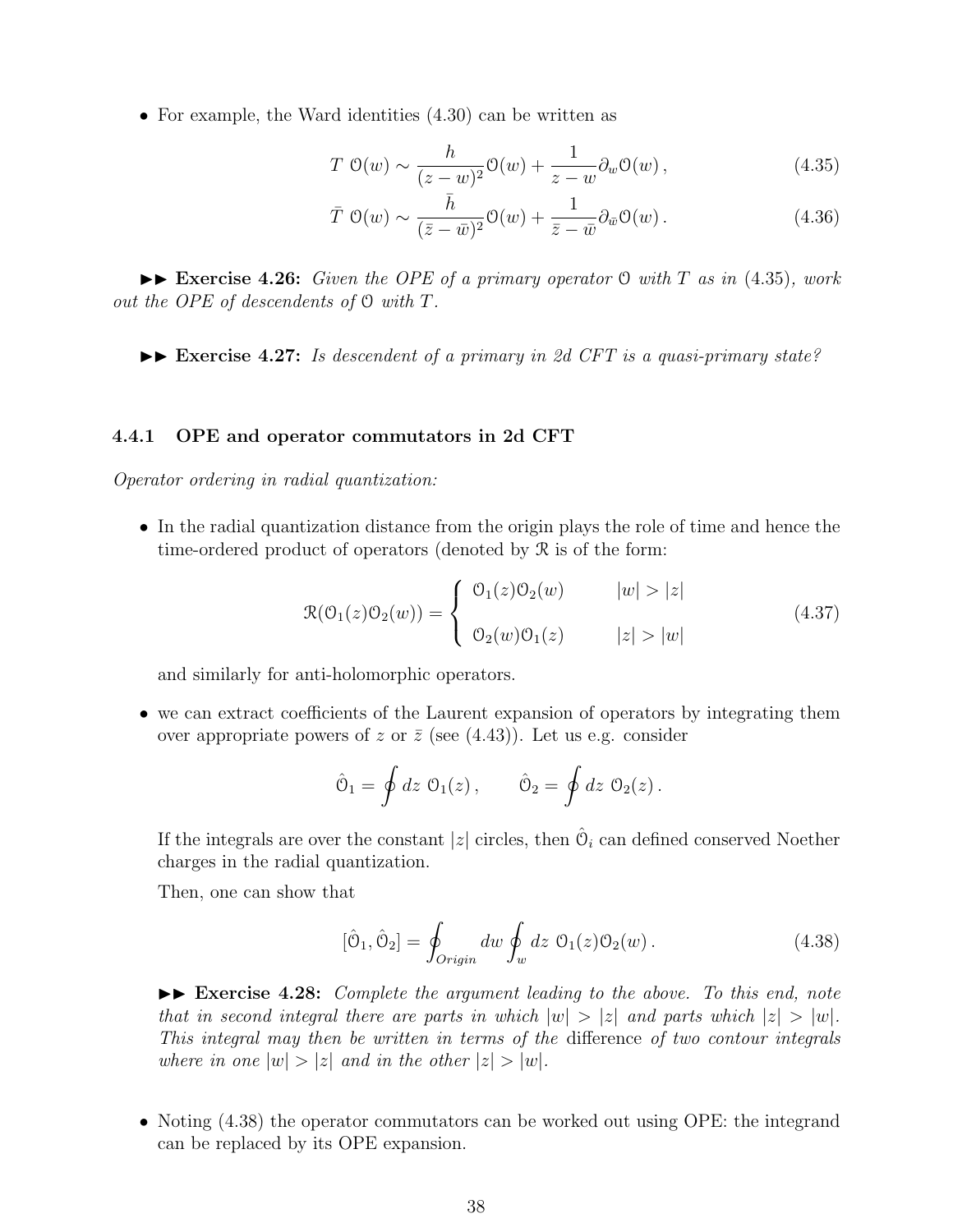- For example, the Ward identities (4.30) can be written as

$$T\ \mathcal{O}(w) \sim \frac{h}{(z-w)^2}\mathcal{O}(w) + \frac{1}{z-w}\partial_w \mathcal{O}(w)\,, \tag{4.35}$$

$$\bar{T}\ \mathcal{O}(w) \sim \frac{\bar{h}}{(\bar{z}-\bar{w})^2}\mathcal{O}(w) + \frac{1}{\bar{z}-\bar{w}}\partial_{\bar{w}} \mathcal{O}(w)\,. \tag{4.36}$$

►► **Exercise 4.26:** *Given the OPE of a primary operator $\mathcal{O}$ with $T$ as in (4.35), work out the OPE of descendents of $\mathcal{O}$ with $T$.*

►► **Exercise 4.27:** *Is descendent of a primary in 2d CFT is a quasi-primary state?*

### 4.4.1 OPE and operator commutators in 2d CFT

*Operator ordering in radial quantization:*

- In the radial quantization distance from the origin plays the role of time and hence the time-ordered product of operators (denoted by $\mathcal{R}$ is of the form:

$$\mathcal{R}(\mathcal{O}_1(z)\mathcal{O}_2(w)) = \begin{cases} \mathcal{O}_1(z)\mathcal{O}_2(w) & |w| > |z| \\ \\ \mathcal{O}_2(w)\mathcal{O}_1(z) & |z| > |w| \end{cases} \tag{4.37}$$

  and similarly for anti-holomorphic operators.

- we can extract coefficients of the Laurent expansion of operators by integrating them over appropriate powers of $z$ or $\bar{z}$ (see (4.43)). Let us e.g. consider

$$\hat{\mathcal{O}}_1 = \oint dz\ \mathcal{O}_1(z)\,, \qquad \hat{\mathcal{O}}_2 = \oint dz\ \mathcal{O}_2(z)\,.$$

  If the integrals are over the constant $|z|$ circles, then $\hat{\mathcal{O}}_i$ can defined conserved Noether charges in the radial quantization.

  Then, one can show that

$$[\hat{\mathcal{O}}_1, \hat{\mathcal{O}}_2] = \oint_{Origin} dw \oint_w dz\ \mathcal{O}_1(z)\mathcal{O}_2(w)\,. \tag{4.38}$$

►► **Exercise 4.28:** *Complete the argument leading to the above. To this end, note that in second integral there are parts in which $|w| > |z|$ and parts which $|z| > |w|$. This integral may then be written in terms of the* difference *of two contour integrals where in one $|w| > |z|$ and in the other $|z| > |w|$.*

- Noting (4.38) the operator commutators can be worked out using OPE: the integrand can be replaced by its OPE expansion.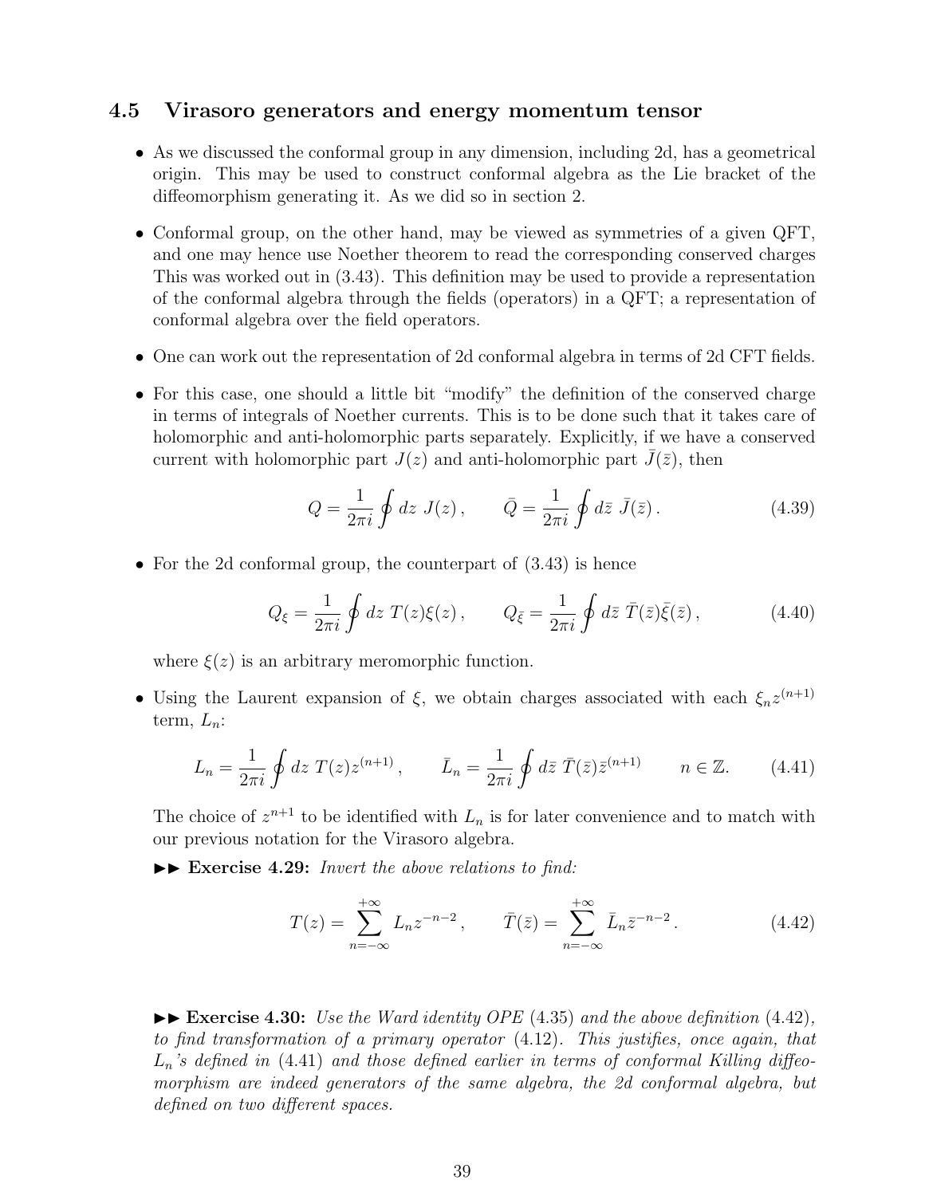### 4.5 Virasoro generators and energy momentum tensor

- As we discussed the conformal group in any dimension, including 2d, has a geometrical origin. This may be used to construct conformal algebra as the Lie bracket of the diffeomorphism generating it. As we did so in section 2.
- Conformal group, on the other hand, may be viewed as symmetries of a given QFT, and one may hence use Noether theorem to read the corresponding conserved charges This was worked out in (3.43). This definition may be used to provide a representation of the conformal algebra through the fields (operators) in a QFT; a representation of conformal algebra over the field operators.
- One can work out the representation of 2d conformal algebra in terms of 2d CFT fields.
- For this case, one should a little bit "modify" the definition of the conserved charge in terms of integrals of Noether currents. This is to be done such that it takes care of holomorphic and anti-holomorphic parts separately. Explicitly, if we have a conserved current with holomorphic part $J(z)$ and anti-holomorphic part $\bar{J}(\bar{z})$, then

$$Q = \frac{1}{2\pi i}\oint dz\ J(z)\,, \qquad \bar{Q} = \frac{1}{2\pi i}\oint d\bar{z}\ \bar{J}(\bar{z})\,. \tag{4.39}$$

- For the 2d conformal group, the counterpart of (3.43) is hence

$$Q_\xi = \frac{1}{2\pi i}\oint dz\ T(z)\xi(z)\,, \qquad Q_{\bar{\xi}} = \frac{1}{2\pi i}\oint d\bar{z}\ \bar{T}(\bar{z})\bar{\xi}(\bar{z})\,, \tag{4.40}$$

where $\xi(z)$ is an arbitrary meromorphic function.

- Using the Laurent expansion of $\xi$, we obtain charges associated with each $\xi_n z^{(n+1)}$ term, $L_n$:

$$L_n = \frac{1}{2\pi i}\oint dz\ T(z)z^{(n+1)}\,, \qquad \bar{L}_n = \frac{1}{2\pi i}\oint d\bar{z}\ \bar{T}(\bar{z})\bar{z}^{(n+1)} \qquad n\in\mathbb{Z}. \tag{4.41}$$

The choice of $z^{n+1}$ to be identified with $L_n$ is for later convenience and to match with our previous notation for the Virasoro algebra.

►► **Exercise 4.29:** *Invert the above relations to find:*

$$T(z) = \sum_{n=-\infty}^{+\infty} L_n z^{-n-2}\,, \qquad \bar{T}(\bar{z}) = \sum_{n=-\infty}^{+\infty} \bar{L}_n \bar{z}^{-n-2}\,. \tag{4.42}$$

►► **Exercise 4.30:** *Use the Ward identity OPE* (4.35) *and the above definition* (4.42)*, to find transformation of a primary operator* (4.12)*. This justifies, once again, that $L_n$'s defined in* (4.41) *and those defined earlier in terms of conformal Killing diffeomorphism are indeed generators of the same algebra, the 2d conformal algebra, but defined on two different spaces.*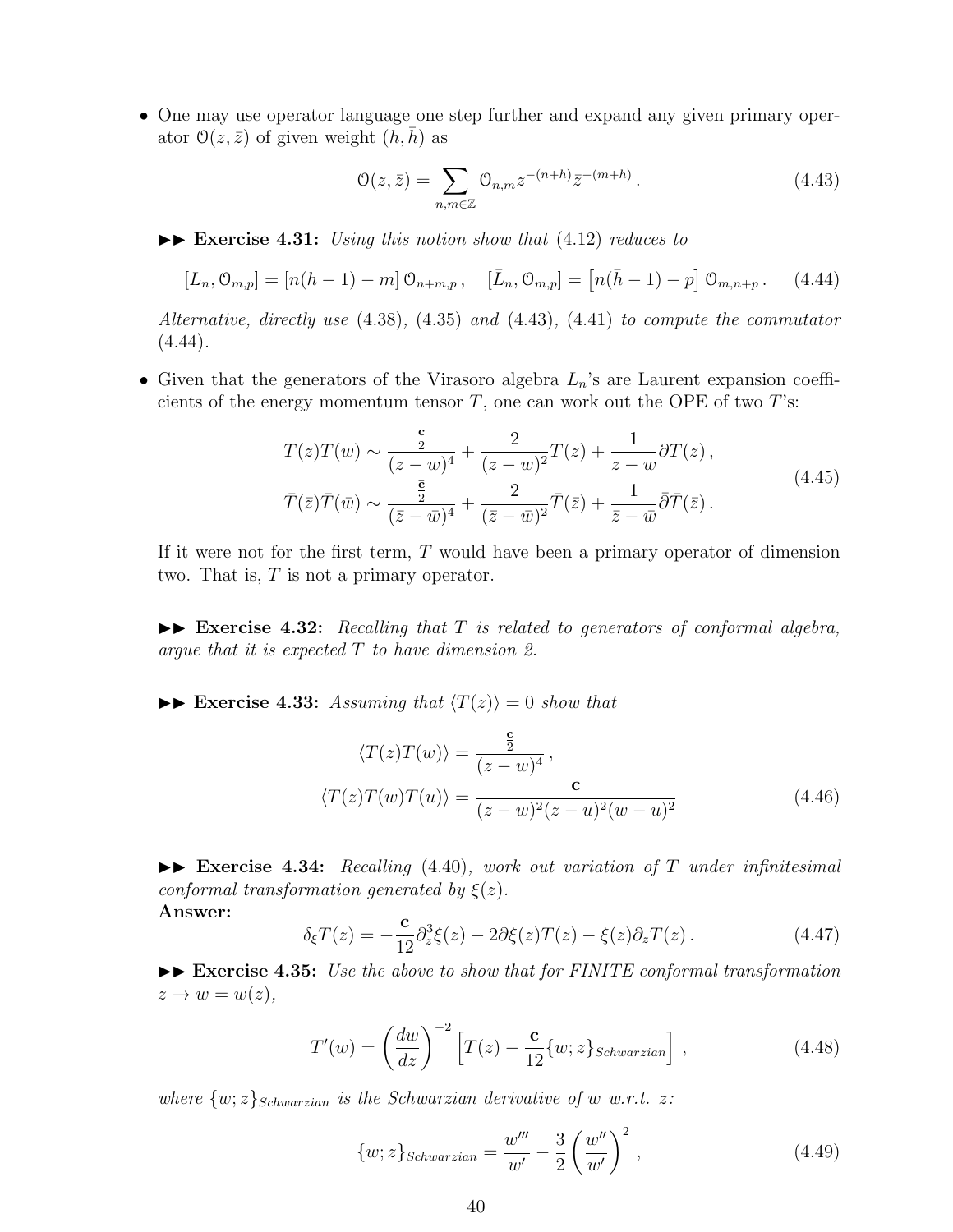- One may use operator language one step further and expand any given primary operator $\mathcal{O}(z,\bar{z})$ of given weight $(h,\bar{h})$ as

$$\mathcal{O}(z,\bar{z}) = \sum_{n,m\in\mathbb{Z}} \mathcal{O}_{n,m} z^{-(n+h)} \bar{z}^{-(m+\bar{h})} \,. \tag{4.43}$$

►► **Exercise 4.31:** *Using this notion show that* (4.12) *reduces to*

$$[L_n, \mathcal{O}_{m,p}] = [n(h-1) - m]\, \mathcal{O}_{n+m,p} \,, \quad [\bar{L}_n, \mathcal{O}_{m,p}] = \left[n(\bar{h}-1) - p\right] \mathcal{O}_{m,n+p} \,. \tag{4.44}$$

*Alternative, directly use* (4.38), (4.35) *and* (4.43), (4.41) *to compute the commutator* (4.44).

- Given that the generators of the Virasoro algebra $L_n$'s are Laurent expansion coefficients of the energy momentum tensor $T$, one can work out the OPE of two $T$'s:

$$\begin{aligned} T(z)T(w) &\sim \frac{\frac{\mathbf{c}}{2}}{(z-w)^4} + \frac{2}{(z-w)^2} T(z) + \frac{1}{z-w} \partial T(z) \,, \\ \bar{T}(\bar{z})\bar{T}(\bar{w}) &\sim \frac{\frac{\bar{\mathbf{c}}}{2}}{(\bar{z}-\bar{w})^4} + \frac{2}{(\bar{z}-\bar{w})^2} \bar{T}(\bar{z}) + \frac{1}{\bar{z}-\bar{w}} \bar{\partial} \bar{T}(\bar{z}) \,. \end{aligned} \tag{4.45}$$

If it were not for the first term, $T$ would have been a primary operator of dimension two. That is, $T$ is not a primary operator.

►► **Exercise 4.32:** *Recalling that $T$ is related to generators of conformal algebra, argue that it is expected $T$ to have dimension 2.*

►► **Exercise 4.33:** *Assuming that $\langle T(z) \rangle = 0$ show that*

$$\begin{aligned} \langle T(z)T(w) \rangle &= \frac{\frac{\mathbf{c}}{2}}{(z-w)^4} \,, \\ \langle T(z)T(w)T(u) \rangle &= \frac{\mathbf{c}}{(z-w)^2 (z-u)^2 (w-u)^2} \end{aligned} \tag{4.46}$$

►► **Exercise 4.34:** *Recalling* (4.40), *work out variation of $T$ under infinitesimal conformal transformation generated by $\xi(z)$.*
**Answer:**

$$\delta_\xi T(z) = -\frac{\mathbf{c}}{12} \partial_z^3 \xi(z) - 2\partial\xi(z) T(z) - \xi(z) \partial_z T(z) \,. \tag{4.47}$$

►► **Exercise 4.35:** *Use the above to show that for FINITE conformal transformation $z \to w = w(z)$,*

$$T'(w) = \left(\frac{dw}{dz}\right)^{-2} \left[ T(z) - \frac{\mathbf{c}}{12} \{w; z\}_{Schwarzian} \right] \,, \tag{4.48}$$

*where $\{w;z\}_{Schwarzian}$ is the Schwarzian derivative of $w$ w.r.t. $z$:*

$$\{w; z\}_{Schwarzian} = \frac{w'''}{w'} - \frac{3}{2} \left(\frac{w''}{w'}\right)^2 \,, \tag{4.49}$$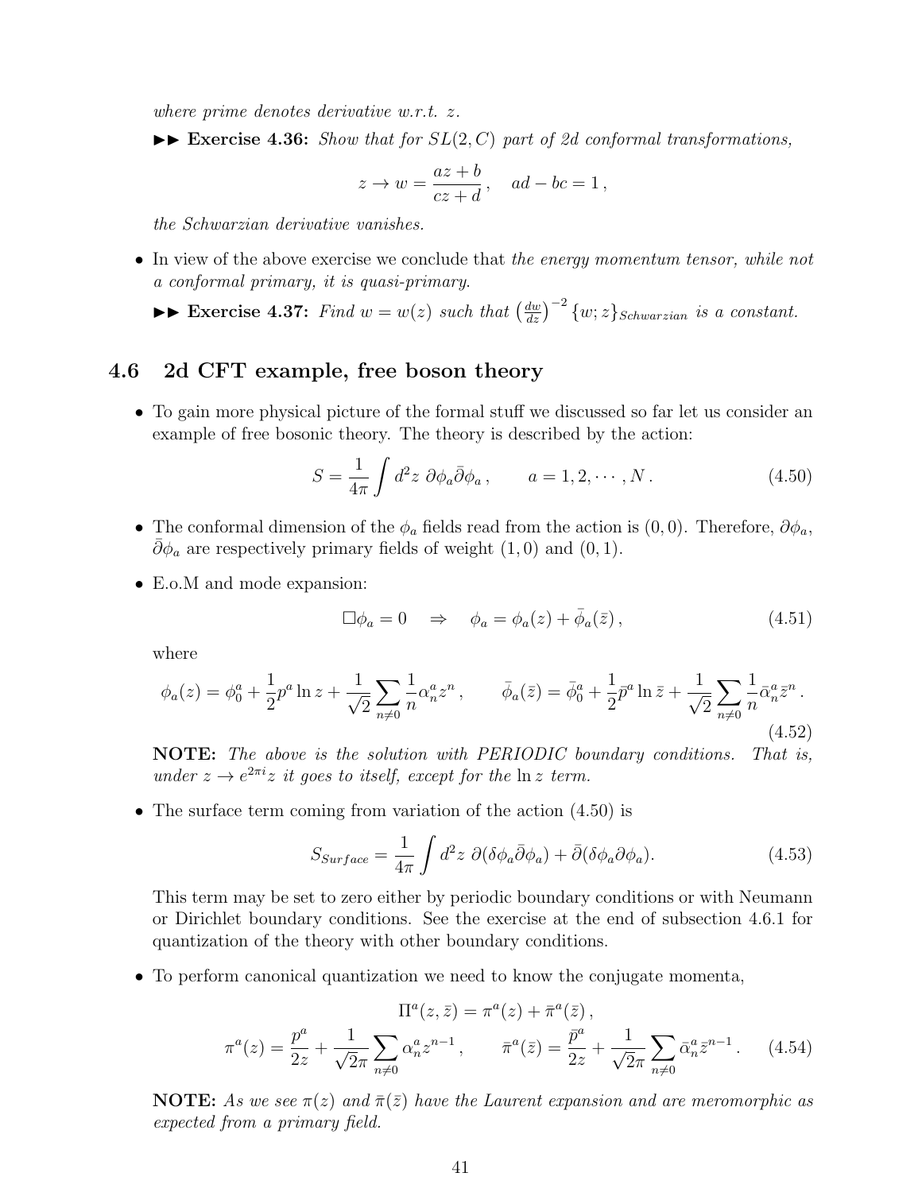*where prime denotes derivative w.r.t. z.*

►► **Exercise 4.36:** *Show that for $SL(2,C)$ part of 2d conformal transformations,*

$$z \to w = \frac{az+b}{cz+d}\,, \quad ad - bc = 1\,,$$

*the Schwarzian derivative vanishes.*

- In view of the above exercise we conclude that *the energy momentum tensor, while not a conformal primary, it is quasi-primary.*

►► **Exercise 4.37:** *Find $w = w(z)$ such that $\left(\frac{dw}{dz}\right)^{-2}\{w;z\}_{Schwarzian}$ is a constant.*

## 4.6 2d CFT example, free boson theory

- To gain more physical picture of the formal stuff we discussed so far let us consider an example of free bosonic theory. The theory is described by the action:

$$S = \frac{1}{4\pi}\int d^2z\ \partial\phi_a\bar{\partial}\phi_a\,, \qquad a = 1,2,\cdots,N\,. \tag{4.50}$$

- The conformal dimension of the $\phi_a$ fields read from the action is $(0,0)$. Therefore, $\partial\phi_a$, $\bar{\partial}\phi_a$ are respectively primary fields of weight $(1,0)$ and $(0,1)$.

- E.o.M and mode expansion:

$$\Box\phi_a = 0 \quad \Rightarrow \quad \phi_a = \phi_a(z) + \bar{\phi}_a(\bar{z})\,, \tag{4.51}$$

where

$$\phi_a(z) = \phi_0^a + \frac{1}{2}p^a \ln z + \frac{1}{\sqrt{2}}\sum_{n\neq 0}\frac{1}{n}\alpha_n^a z^n\,, \qquad \bar{\phi}_a(\bar{z}) = \bar{\phi}_0^a + \frac{1}{2}\bar{p}^a \ln \bar{z} + \frac{1}{\sqrt{2}}\sum_{n\neq 0}\frac{1}{n}\bar{\alpha}_n^a \bar{z}^n\,. \tag{4.52}$$

**NOTE:** *The above is the solution with PERIODIC boundary conditions. That is, under $z \to e^{2\pi i}z$ it goes to itself, except for the $\ln z$ term.*

- The surface term coming from variation of the action (4.50) is

$$S_{Surface} = \frac{1}{4\pi}\int d^2z\ \partial(\delta\phi_a\bar{\partial}\phi_a) + \bar{\partial}(\delta\phi_a\partial\phi_a). \tag{4.53}$$

This term may be set to zero either by periodic boundary conditions or with Neumann or Dirichlet boundary conditions. See the exercise at the end of subsection 4.6.1 for quantization of the theory with other boundary conditions.

- To perform canonical quantization we need to know the conjugate momenta,

$$\Pi^a(z,\bar{z}) = \pi^a(z) + \bar{\pi}^a(\bar{z})\,,$$
$$\pi^a(z) = \frac{p^a}{2z} + \frac{1}{\sqrt{2}\pi}\sum_{n\neq 0}\alpha_n^a z^{n-1}\,, \qquad \bar{\pi}^a(\bar{z}) = \frac{\bar{p}^a}{2z} + \frac{1}{\sqrt{2}\pi}\sum_{n\neq 0}\bar{\alpha}_n^a \bar{z}^{n-1}\,. \tag{4.54}$$

**NOTE:** *As we see $\pi(z)$ and $\bar{\pi}(\bar{z})$ have the Laurent expansion and are meromorphic as expected from a primary field.*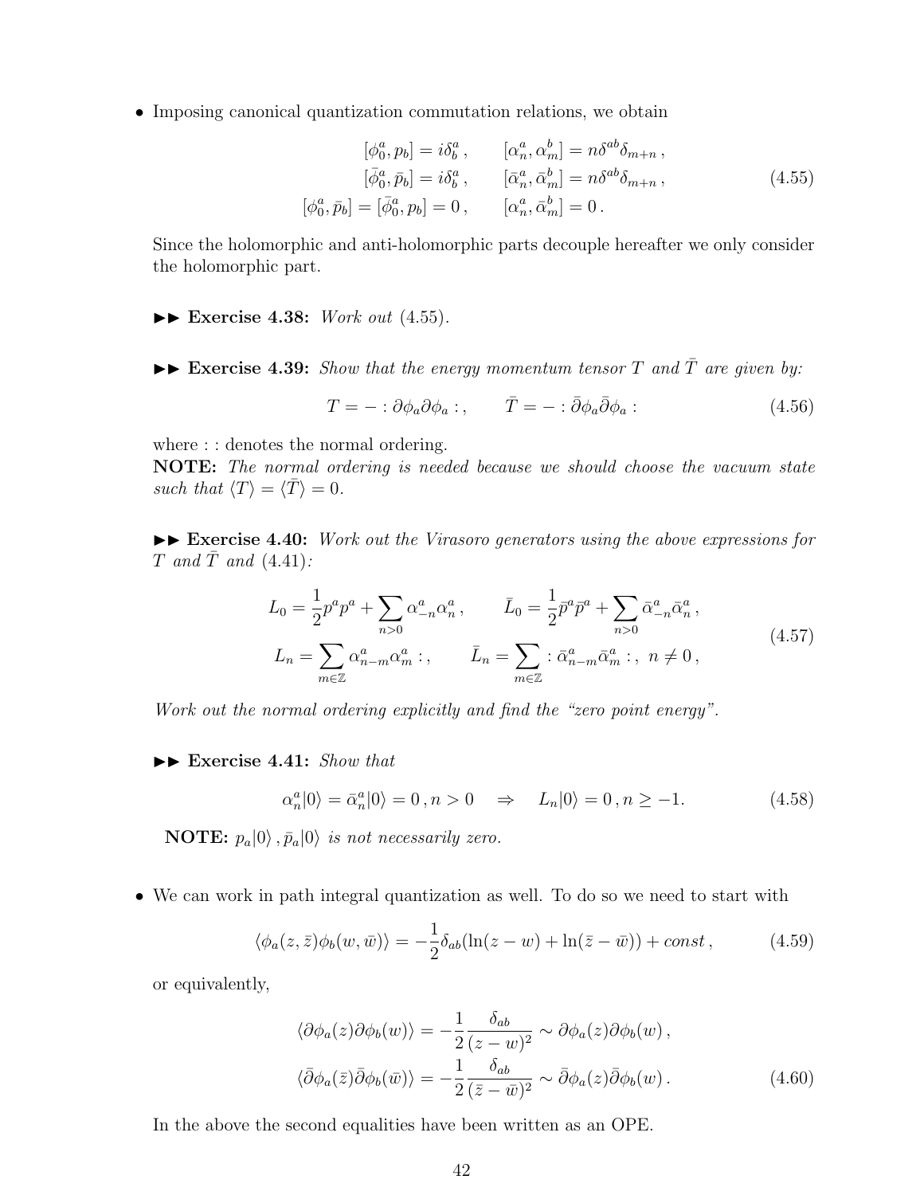- Imposing canonical quantization commutation relations, we obtain

$$
\begin{aligned}
[\phi_0^a, p_b] = i\delta_b^a\,, \qquad & [\alpha_n^a, \alpha_m^b] = n\delta^{ab}\delta_{m+n}\,,\\
[\bar\phi_0^a, \bar p_b] = i\delta_b^a\,, \qquad & [\bar\alpha_n^a, \bar\alpha_m^b] = n\delta^{ab}\delta_{m+n}\,,\\
[\phi_0^a, \bar p_b] = [\bar\phi_0^a, p_b] = 0\,, \qquad & [\alpha_n^a, \bar\alpha_m^b] = 0\,.
\end{aligned}
\tag{4.55}
$$

Since the holomorphic and anti-holomorphic parts decouple hereafter we only consider the holomorphic part.

▶▶ **Exercise 4.38:** *Work out* (4.55).

▶▶ **Exercise 4.39:** *Show that the energy momentum tensor $T$ and $\bar T$ are given by:*

$$
T = -:\partial\phi_a\partial\phi_a:\,, \qquad \bar T = -:\bar\partial\phi_a\bar\partial\phi_a: \tag{4.56}
$$

where : : denotes the normal ordering.
**NOTE:** *The normal ordering is needed because we should choose the vacuum state such that $\langle T\rangle = \langle \bar T\rangle = 0$.*

▶▶ **Exercise 4.40:** *Work out the Virasoro generators using the above expressions for $T$ and $\bar T$ and* (4.41)*:*

$$
\begin{aligned}
L_0 = \frac{1}{2}p^a p^a + \sum_{n>0}\alpha_{-n}^a\alpha_n^a\,, \qquad & \bar L_0 = \frac{1}{2}\bar p^a\bar p^a + \sum_{n>0}\bar\alpha_{-n}^a\bar\alpha_n^a\,,\\
L_n = \sum_{m\in\mathbb{Z}}\alpha_{n-m}^a\alpha_m^a:\,, \qquad & \bar L_n = \sum_{m\in\mathbb{Z}}:\bar\alpha_{n-m}^a\bar\alpha_m^a:\,,\ n\neq 0\,,
\end{aligned}
\tag{4.57}
$$

*Work out the normal ordering explicitly and find the "zero point energy".*

▶▶ **Exercise 4.41:** *Show that*

$$
\alpha_n^a|0\rangle = \bar\alpha_n^a|0\rangle = 0\,, n>0 \quad \Rightarrow \quad L_n|0\rangle = 0\,, n\geq -1. \tag{4.58}
$$

**NOTE:** *$p_a|0\rangle\,, \bar p_a|0\rangle$ is not necessarily zero.*

- We can work in path integral quantization as well. To do so we need to start with

$$
\langle\phi_a(z,\bar z)\phi_b(w,\bar w)\rangle = -\frac{1}{2}\delta_{ab}(\ln(z-w) + \ln(\bar z-\bar w)) + const\,, \tag{4.59}
$$

or equivalently,

$$
\begin{aligned}
\langle\partial\phi_a(z)\partial\phi_b(w)\rangle &= -\frac{1}{2}\frac{\delta_{ab}}{(z-w)^2} \sim \partial\phi_a(z)\partial\phi_b(w)\,,\\
\langle\bar\partial\phi_a(\bar z)\bar\partial\phi_b(\bar w)\rangle &= -\frac{1}{2}\frac{\delta_{ab}}{(\bar z-\bar w)^2} \sim \bar\partial\phi_a(z)\bar\partial\phi_b(w)\,.
\end{aligned}
\tag{4.60}
$$

In the above the second equalities have been written as an OPE.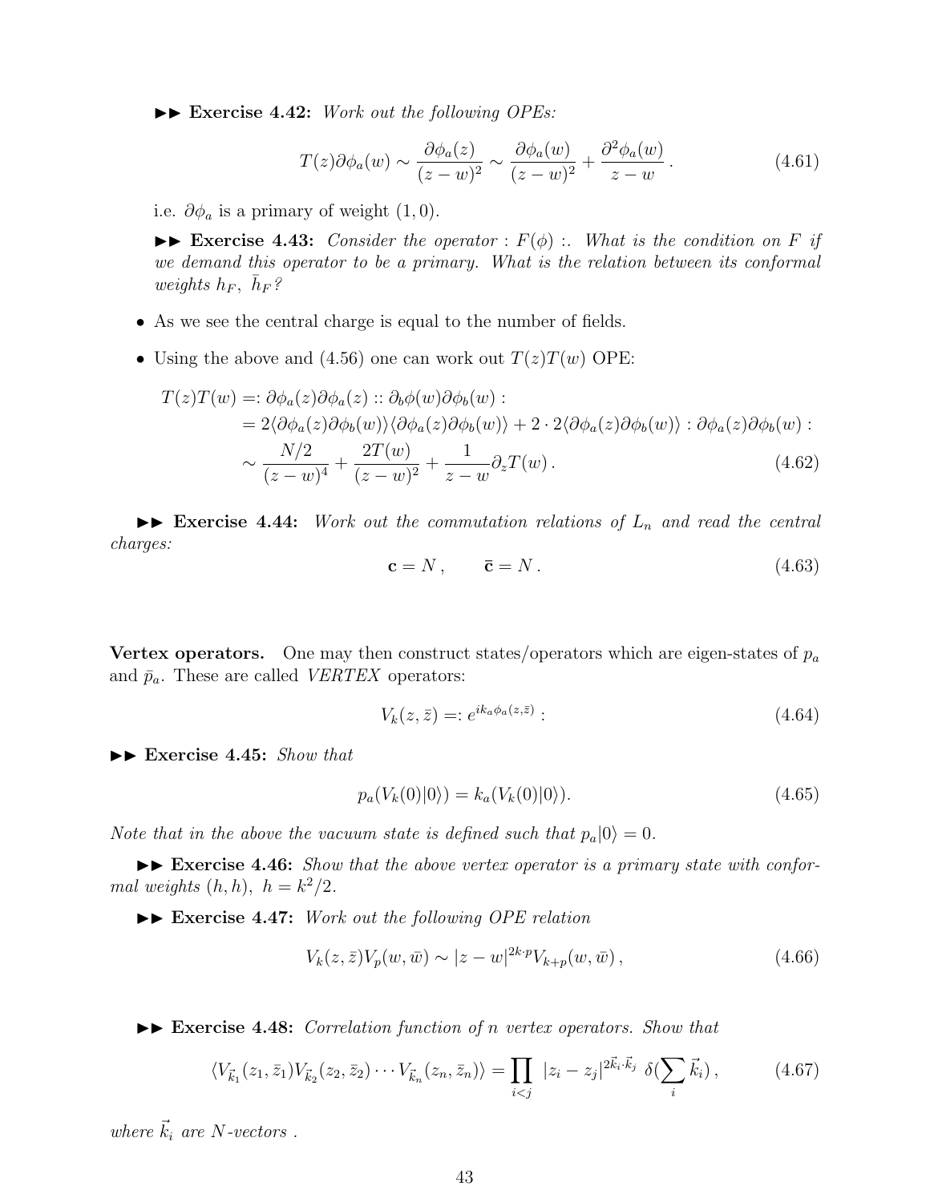►► **Exercise 4.42:** *Work out the following OPEs:*

$$T(z)\partial\phi_a(w) \sim \frac{\partial\phi_a(z)}{(z-w)^2} \sim \frac{\partial\phi_a(w)}{(z-w)^2} + \frac{\partial^2\phi_a(w)}{z-w}\,. \tag{4.61}$$

i.e. $\partial\phi_a$ is a primary of weight $(1,0)$.

►► **Exercise 4.43:** *Consider the operator* $:F(\phi):$. *What is the condition on* $F$ *if we demand this operator to be a primary. What is the relation between its conformal weights* $h_F,\ \bar{h}_F$*?*

- As we see the central charge is equal to the number of fields.
- Using the above and (4.56) one can work out $T(z)T(w)$ OPE:

$$\begin{aligned} T(z)T(w) =&: \partial\phi_a(z)\partial\phi_a(z) :: \partial_b\phi(w)\partial\phi_b(w) : \\ &= 2\langle\partial\phi_a(z)\partial\phi_b(w)\rangle\langle\partial\phi_a(z)\partial\phi_b(w)\rangle + 2\cdot 2\langle\partial\phi_a(z)\partial\phi_b(w)\rangle : \partial\phi_a(z)\partial\phi_b(w) : \\ &\sim \frac{N/2}{(z-w)^4} + \frac{2T(w)}{(z-w)^2} + \frac{1}{z-w}\partial_z T(w)\,. \end{aligned} \tag{4.62}$$

►► **Exercise 4.44:** *Work out the commutation relations of* $L_n$ *and read the central charges:*

$$\mathbf{c} = N\,, \qquad \bar{\mathbf{c}} = N\,. \tag{4.63}$$

**Vertex operators.** One may then construct states/operators which are eigen-states of $p_a$ and $\bar{p}_a$. These are called *VERTEX* operators:

$$V_k(z,\bar{z}) =: e^{ik_a\phi_a(z,\bar{z})} : \tag{4.64}$$

►► **Exercise 4.45:** *Show that*

$$p_a(V_k(0)|0\rangle) = k_a(V_k(0)|0\rangle). \tag{4.65}$$

*Note that in the above the vacuum state is defined such that* $p_a|0\rangle = 0$.

►► **Exercise 4.46:** *Show that the above vertex operator is a primary state with conformal weights* $(h,h),\ h = k^2/2$.

►► **Exercise 4.47:** *Work out the following OPE relation*

$$V_k(z,\bar{z})V_p(w,\bar{w}) \sim |z-w|^{2k\cdot p}V_{k+p}(w,\bar{w})\,, \tag{4.66}$$

►► **Exercise 4.48:** *Correlation function of* $n$ *vertex operators. Show that*

$$\langle V_{\vec{k}_1}(z_1,\bar{z}_1)V_{\vec{k}_2}(z_2,\bar{z}_2)\cdots V_{\vec{k}_n}(z_n,\bar{z}_n)\rangle = \prod_{i<j} |z_i - z_j|^{2\vec{k}_i\cdot\vec{k}_j}\ \delta(\sum_i \vec{k}_i)\,, \tag{4.67}$$

*where* $\vec{k}_i$ *are* $N$*-vectors .*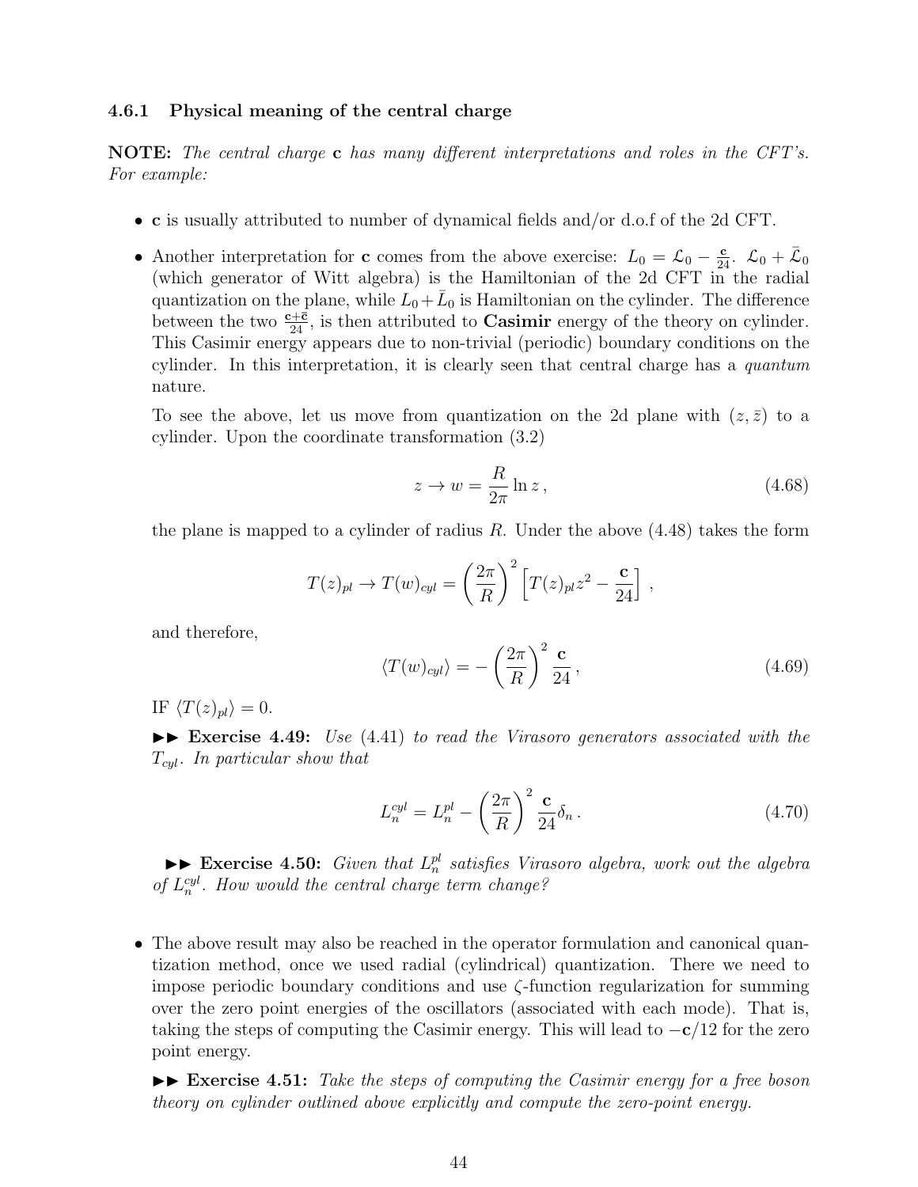### 4.6.1 Physical meaning of the central charge

**NOTE:** *The central charge* $\mathbf{c}$ *has many different interpretations and roles in the CFT's. For example:*

- $\mathbf{c}$ is usually attributed to number of dynamical fields and/or d.o.f of the 2d CFT.
- Another interpretation for $\mathbf{c}$ comes from the above exercise: $L_0 = \mathcal{L}_0 - \frac{\mathbf{c}}{24}$. $\mathcal{L}_0 + \bar{\mathcal{L}}_0$ (which generator of Witt algebra) is the Hamiltonian of the 2d CFT in the radial quantization on the plane, while $L_0 + \bar{L}_0$ is Hamiltonian on the cylinder. The difference between the two $\frac{\mathbf{c}+\bar{\mathbf{c}}}{24}$, is then attributed to **Casimir** energy of the theory on cylinder. This Casimir energy appears due to non-trivial (periodic) boundary conditions on the cylinder. In this interpretation, it is clearly seen that central charge has a *quantum* nature.

  To see the above, let us move from quantization on the 2d plane with $(z, \bar{z})$ to a cylinder. Upon the coordinate transformation (3.2)

  $$z \to w = \frac{R}{2\pi} \ln z \,, \tag{4.68}$$

  the plane is mapped to a cylinder of radius $R$. Under the above (4.48) takes the form

  $$T(z)_{pl} \to T(w)_{cyl} = \left(\frac{2\pi}{R}\right)^2 \left[T(z)_{pl} z^2 - \frac{\mathbf{c}}{24}\right] \,,$$

  and therefore,

  $$\langle T(w)_{cyl} \rangle = -\left(\frac{2\pi}{R}\right)^2 \frac{\mathbf{c}}{24} \,, \tag{4.69}$$

  IF $\langle T(z)_{pl} \rangle = 0$.

  ►► **Exercise 4.49:** *Use* (4.41) *to read the Virasoro generators associated with the* $T_{cyl}$. *In particular show that*

  $$L_n^{cyl} = L_n^{pl} - \left(\frac{2\pi}{R}\right)^2 \frac{\mathbf{c}}{24} \delta_n \,. \tag{4.70}$$

  ►► **Exercise 4.50:** *Given that* $L_n^{pl}$ *satisfies Virasoro algebra, work out the algebra of* $L_n^{cyl}$. *How would the central charge term change?*

- The above result may also be reached in the operator formulation and canonical quantization method, once we used radial (cylindrical) quantization. There we need to impose periodic boundary conditions and use $\zeta$-function regularization for summing over the zero point energies of the oscillators (associated with each mode). That is, taking the steps of computing the Casimir energy. This will lead to $-\mathbf{c}/12$ for the zero point energy.

  ►► **Exercise 4.51:** *Take the steps of computing the Casimir energy for a free boson theory on cylinder outlined above explicitly and compute the zero-point energy.*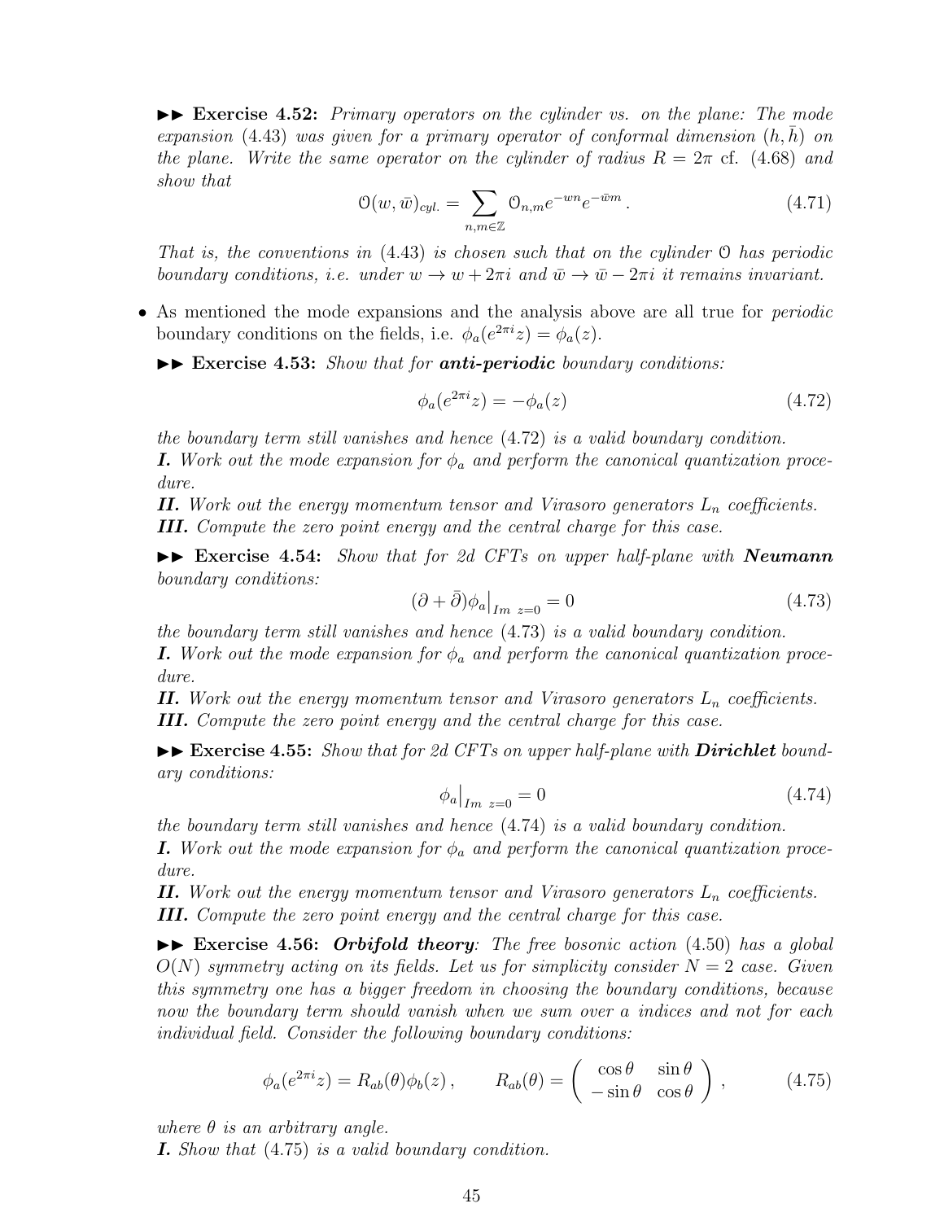►► **Exercise 4.52:** *Primary operators on the cylinder vs. on the plane: The mode expansion (4.43) was given for a primary operator of conformal dimension $(h, \bar{h})$ on the plane. Write the same operator on the cylinder of radius $R = 2\pi$ cf. (4.68) and show that*

$$\mathcal{O}(w, \bar{w})_{cyl.} = \sum_{n,m\in\mathbb{Z}} \mathcal{O}_{n,m} e^{-wn} e^{-\bar{w}m} \,. \tag{4.71}$$

*That is, the conventions in (4.43) is chosen such that on the cylinder $\mathcal{O}$ has periodic boundary conditions, i.e. under $w \to w + 2\pi i$ and $\bar{w} \to \bar{w} - 2\pi i$ it remains invariant.*

- As mentioned the mode expansions and the analysis above are all true for *periodic* boundary conditions on the fields, i.e. $\phi_a(e^{2\pi i} z) = \phi_a(z)$.

►► **Exercise 4.53:** *Show that for **anti-periodic** boundary conditions:*

$$\phi_a(e^{2\pi i} z) = -\phi_a(z) \tag{4.72}$$

*the boundary term still vanishes and hence (4.72) is a valid boundary condition.*
***I.*** *Work out the mode expansion for $\phi_a$ and perform the canonical quantization procedure.*
***II.*** *Work out the energy momentum tensor and Virasoro generators $L_n$ coefficients.*
***III.*** *Compute the zero point energy and the central charge for this case.*

►► **Exercise 4.54:** *Show that for 2d CFTs on upper half-plane with **Neumann** boundary conditions:*

$$(\partial + \bar{\partial})\phi_a\big|_{Im\ z=0} = 0 \tag{4.73}$$

*the boundary term still vanishes and hence (4.73) is a valid boundary condition.*
***I.*** *Work out the mode expansion for $\phi_a$ and perform the canonical quantization procedure.*
***II.*** *Work out the energy momentum tensor and Virasoro generators $L_n$ coefficients.*
***III.*** *Compute the zero point energy and the central charge for this case.*

►► **Exercise 4.55:** *Show that for 2d CFTs on upper half-plane with **Dirichlet** boundary conditions:*

$$\phi_a\big|_{Im\ z=0} = 0 \tag{4.74}$$

*the boundary term still vanishes and hence (4.74) is a valid boundary condition.*
***I.*** *Work out the mode expansion for $\phi_a$ and perform the canonical quantization procedure.*
***II.*** *Work out the energy momentum tensor and Virasoro generators $L_n$ coefficients.*
***III.*** *Compute the zero point energy and the central charge for this case.*

►► **Exercise 4.56:** ***Orbifold theory**: The free bosonic action (4.50) has a global $O(N)$ symmetry acting on its fields. Let us for simplicity consider $N = 2$ case. Given this symmetry one has a bigger freedom in choosing the boundary conditions, because now the boundary term should vanish when we sum over a indices and not for each individual field. Consider the following boundary conditions:*

$$\phi_a(e^{2\pi i} z) = R_{ab}(\theta)\phi_b(z) \,, \qquad R_{ab}(\theta) = \begin{pmatrix} \cos\theta & \sin\theta \\ -\sin\theta & \cos\theta \end{pmatrix} , \tag{4.75}$$

*where $\theta$ is an arbitrary angle.*
***I.*** *Show that (4.75) is a valid boundary condition.*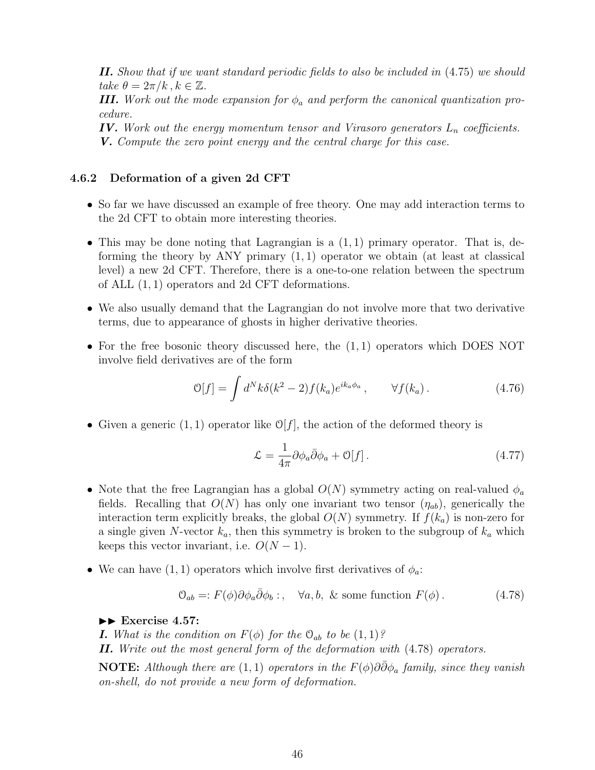***II.*** *Show that if we want standard periodic fields to also be included in* (4.75) *we should take* $\theta = 2\pi/k\,, k \in \mathbb{Z}$.
***III.*** *Work out the mode expansion for* $\phi_a$ *and perform the canonical quantization procedure.*
***IV.*** *Work out the energy momentum tensor and Virasoro generators* $L_n$ *coefficients.*
***V.*** *Compute the zero point energy and the central charge for this case.*

### 4.6.2 Deformation of a given 2d CFT

- So far we have discussed an example of free theory. One may add interaction terms to the 2d CFT to obtain more interesting theories.
- This may be done noting that Lagrangian is a $(1,1)$ primary operator. That is, deforming the theory by ANY primary $(1,1)$ operator we obtain (at least at classical level) a new 2d CFT. Therefore, there is a one-to-one relation between the spectrum of ALL $(1,1)$ operators and 2d CFT deformations.
- We also usually demand that the Lagrangian do not involve more that two derivative terms, due to appearance of ghosts in higher derivative theories.
- For the free bosonic theory discussed here, the $(1,1)$ operators which DOES NOT involve field derivatives are of the form

$$\mathcal{O}[f] = \int d^N k \delta(k^2 - 2) f(k_a) e^{ik_a\phi_a}\,, \qquad \forall f(k_a)\,. \tag{4.76}$$

- Given a generic $(1,1)$ operator like $\mathcal{O}[f]$, the action of the deformed theory is

$$\mathcal{L} = \frac{1}{4\pi}\partial\phi_a\bar{\partial}\phi_a + \mathcal{O}[f]\,. \tag{4.77}$$

- Note that the free Lagrangian has a global $O(N)$ symmetry acting on real-valued $\phi_a$ fields. Recalling that $O(N)$ has only one invariant two tensor ($\eta_{ab}$), generically the interaction term explicitly breaks, the global $O(N)$ symmetry. If $f(k_a)$ is non-zero for a single given $N$-vector $k_a$, then this symmetry is broken to the subgroup of $k_a$ which keeps this vector invariant, i.e. $O(N-1)$.
- We can have $(1,1)$ operators which involve first derivatives of $\phi_a$:

$$\mathcal{O}_{ab} =: F(\phi)\partial\phi_a\bar{\partial}\phi_b :\,, \quad \forall a,b,\ \&\ \text{some function } F(\phi)\,. \tag{4.78}$$

**▸▸ Exercise 4.57:**
***I.*** *What is the condition on* $F(\phi)$ *for the* $\mathcal{O}_{ab}$ *to be* $(1,1)$*?*
***II.*** *Write out the most general form of the deformation with* (4.78) *operators.*

**NOTE:** *Although there are* $(1,1)$ *operators in the* $F(\phi)\partial\bar{\partial}\phi_a$ *family, since they vanish on-shell, do not provide a new form of deformation.*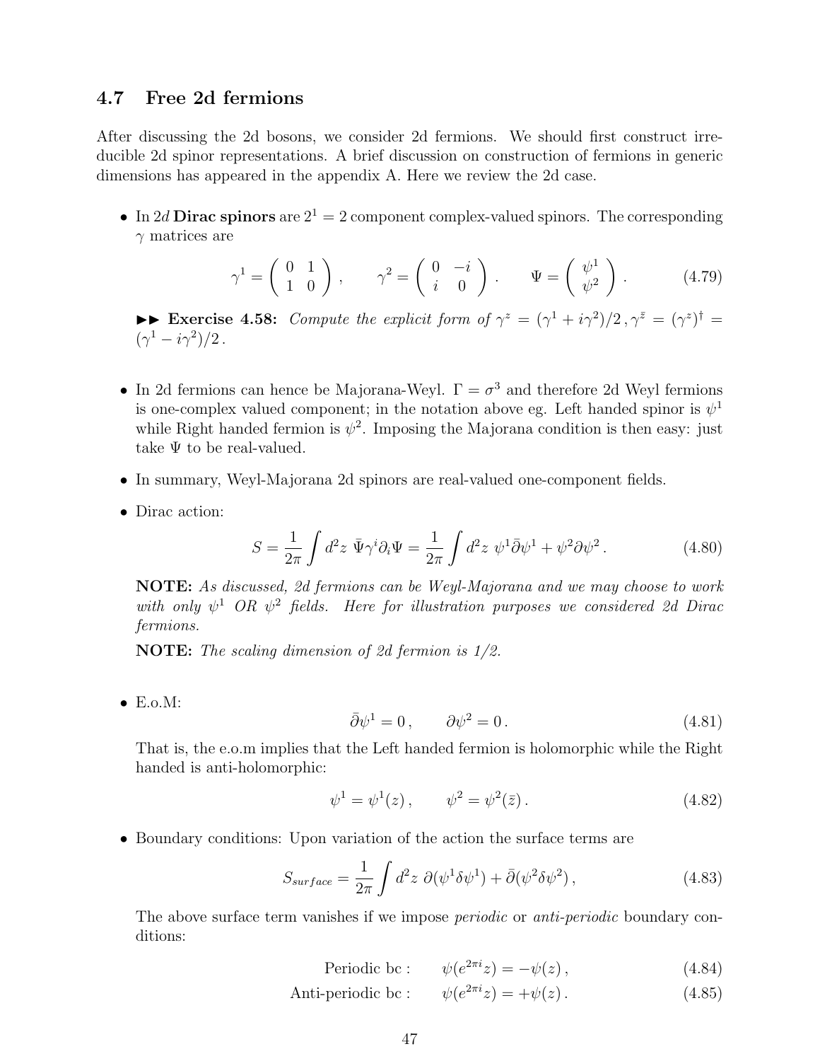### 4.7 Free 2d fermions

After discussing the 2d bosons, we consider 2d fermions. We should first construct irreducible 2d spinor representations. A brief discussion on construction of fermions in generic dimensions has appeared in the appendix A. Here we review the 2d case.

- In 2*d* **Dirac spinors** are $2^1 = 2$ component complex-valued spinors. The corresponding $\gamma$ matrices are

$$\gamma^1 = \begin{pmatrix} 0 & 1 \\ 1 & 0 \end{pmatrix}\,, \qquad \gamma^2 = \begin{pmatrix} 0 & -i \\ i & 0 \end{pmatrix}\,. \qquad \Psi = \begin{pmatrix} \psi^1 \\ \psi^2 \end{pmatrix}\,. \tag{4.79}$$

  ►► **Exercise 4.58:** *Compute the explicit form of* $\gamma^z = (\gamma^1 + i\gamma^2)/2\,, \gamma^{\bar{z}} = (\gamma^z)^\dagger = (\gamma^1 - i\gamma^2)/2\,.$

- In 2d fermions can hence be Majorana-Weyl. $\Gamma = \sigma^3$ and therefore 2d Weyl fermions is one-complex valued component; in the notation above eg. Left handed spinor is $\psi^1$ while Right handed fermion is $\psi^2$. Imposing the Majorana condition is then easy: just take $\Psi$ to be real-valued.

- In summary, Weyl-Majorana 2d spinors are real-valued one-component fields.

- Dirac action:

$$S = \frac{1}{2\pi}\int d^2z\ \bar{\Psi}\gamma^i\partial_i\Psi = \frac{1}{2\pi}\int d^2z\ \psi^1\bar{\partial}\psi^1 + \psi^2\partial\psi^2\,. \tag{4.80}$$

  **NOTE:** *As discussed, 2d fermions can be Weyl-Majorana and we may choose to work with only* $\psi^1$ *OR* $\psi^2$ *fields. Here for illustration purposes we considered 2d Dirac fermions.*

  **NOTE:** *The scaling dimension of 2d fermion is 1/2.*

- E.o.M:

$$\bar{\partial}\psi^1 = 0\,, \qquad \partial\psi^2 = 0\,. \tag{4.81}$$

  That is, the e.o.m implies that the Left handed fermion is holomorphic while the Right handed is anti-holomorphic:

$$\psi^1 = \psi^1(z)\,, \qquad \psi^2 = \psi^2(\bar{z})\,. \tag{4.82}$$

- Boundary conditions: Upon variation of the action the surface terms are

$$S_{surface} = \frac{1}{2\pi}\int d^2z\ \partial(\psi^1\delta\psi^1) + \bar{\partial}(\psi^2\delta\psi^2)\,, \tag{4.83}$$

  The above surface term vanishes if we impose *periodic* or *anti-periodic* boundary conditions:

$$\text{Periodic bc :} \qquad \psi(e^{2\pi i}z) = -\psi(z)\,, \tag{4.84}$$

$$\text{Anti-periodic bc :} \qquad \psi(e^{2\pi i}z) = +\psi(z)\,. \tag{4.85}$$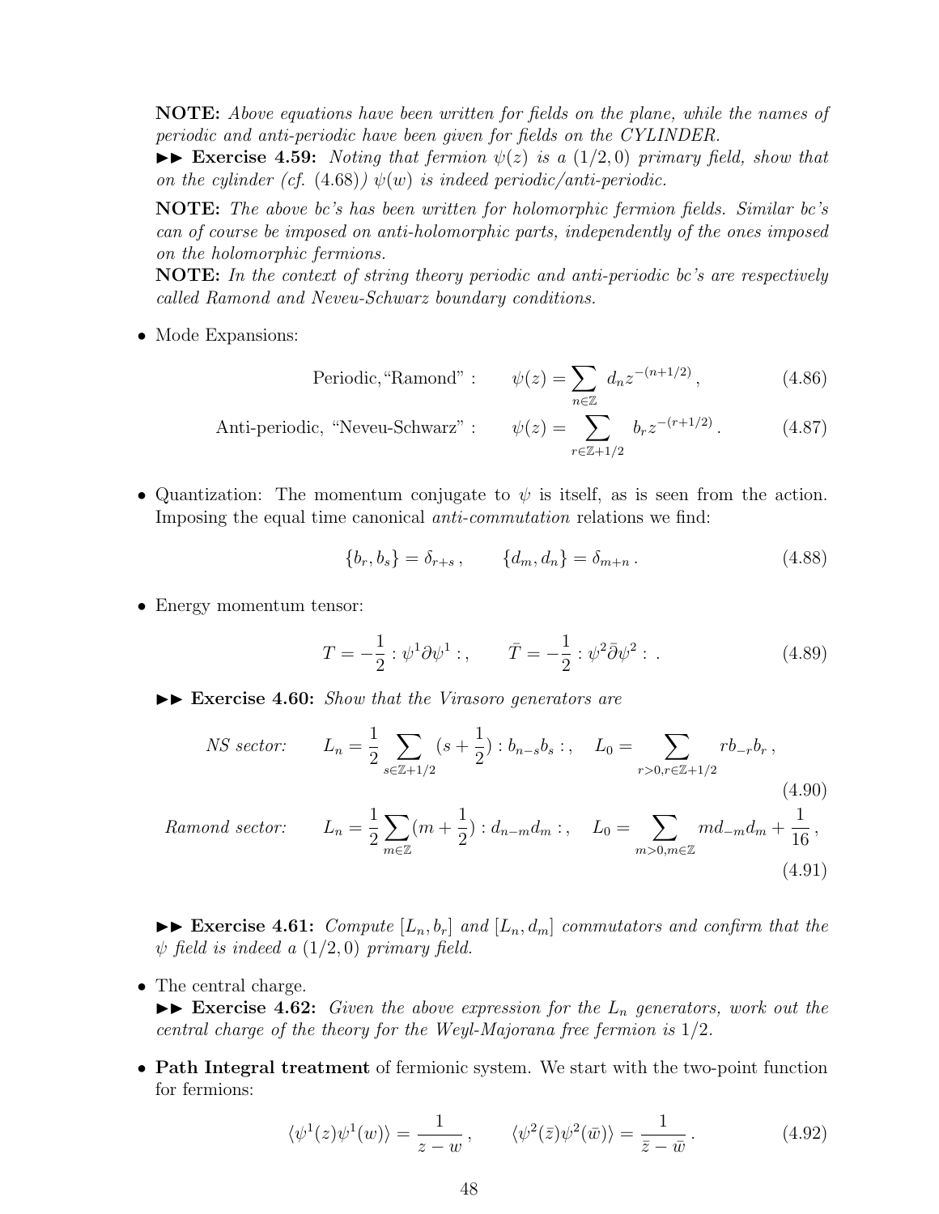**NOTE:** *Above equations have been written for fields on the plane, while the names of periodic and anti-periodic have been given for fields on the CYLINDER.*

►► **Exercise 4.59:** *Noting that fermion $\psi(z)$ is a $(1/2, 0)$ primary field, show that on the cylinder (cf. (4.68)) $\psi(w)$ is indeed periodic/anti-periodic.*

**NOTE:** *The above bc's has been written for holomorphic fermion fields. Similar bc's can of course be imposed on anti-holomorphic parts, independently of the ones imposed on the holomorphic fermions.*

**NOTE:** *In the context of string theory periodic and anti-periodic bc's are respectively called Ramond and Neveu-Schwarz boundary conditions.*

- Mode Expansions:

$$\text{Periodic, “Ramond”}: \qquad \psi(z) = \sum_{n\in\mathbb{Z}} d_n z^{-(n+1/2)}\,, \tag{4.86}$$

$$\text{Anti-periodic, “Neveu-Schwarz”}: \qquad \psi(z) = \sum_{r\in\mathbb{Z}+1/2} b_r z^{-(r+1/2)}\,. \tag{4.87}$$

- Quantization: The momentum conjugate to $\psi$ is itself, as is seen from the action. Imposing the equal time canonical *anti-commutation* relations we find:

$$\{b_r, b_s\} = \delta_{r+s}\,, \qquad \{d_m, d_n\} = \delta_{m+n}\,. \tag{4.88}$$

- Energy momentum tensor:

$$T = -\frac{1}{2} :\psi^1 \partial \psi^1:\,, \qquad \bar{T} = -\frac{1}{2} :\psi^2 \bar{\partial} \psi^2:\,. \tag{4.89}$$

►► **Exercise 4.60:** *Show that the Virasoro generators are*

$$\textit{NS sector:} \qquad L_n = \frac{1}{2}\sum_{s\in\mathbb{Z}+1/2}(s+\frac{1}{2}) :b_{n-s}b_s:\,, \quad L_0 = \sum_{r>0, r\in\mathbb{Z}+1/2} r b_{-r} b_r\,, \tag{4.90}$$

$$\textit{Ramond sector:} \qquad L_n = \frac{1}{2}\sum_{m\in\mathbb{Z}}(m+\frac{1}{2}) :d_{n-m}d_m:\,, \quad L_0 = \sum_{m>0, m\in\mathbb{Z}} m d_{-m} d_m + \frac{1}{16}\,, \tag{4.91}$$

►► **Exercise 4.61:** *Compute $[L_n, b_r]$ and $[L_n, d_m]$ commutators and confirm that the $\psi$ field is indeed a $(1/2, 0)$ primary field.*

- The central charge.

  ►► **Exercise 4.62:** *Given the above expression for the $L_n$ generators, work out the central charge of the theory for the Weyl-Majorana free fermion is $1/2$.*

- **Path Integral treatment** of fermionic system. We start with the two-point function for fermions:

$$\langle \psi^1(z)\psi^1(w)\rangle = \frac{1}{z-w}\,, \qquad \langle \psi^2(\bar{z})\psi^2(\bar{w})\rangle = \frac{1}{\bar{z}-\bar{w}}\,. \tag{4.92}$$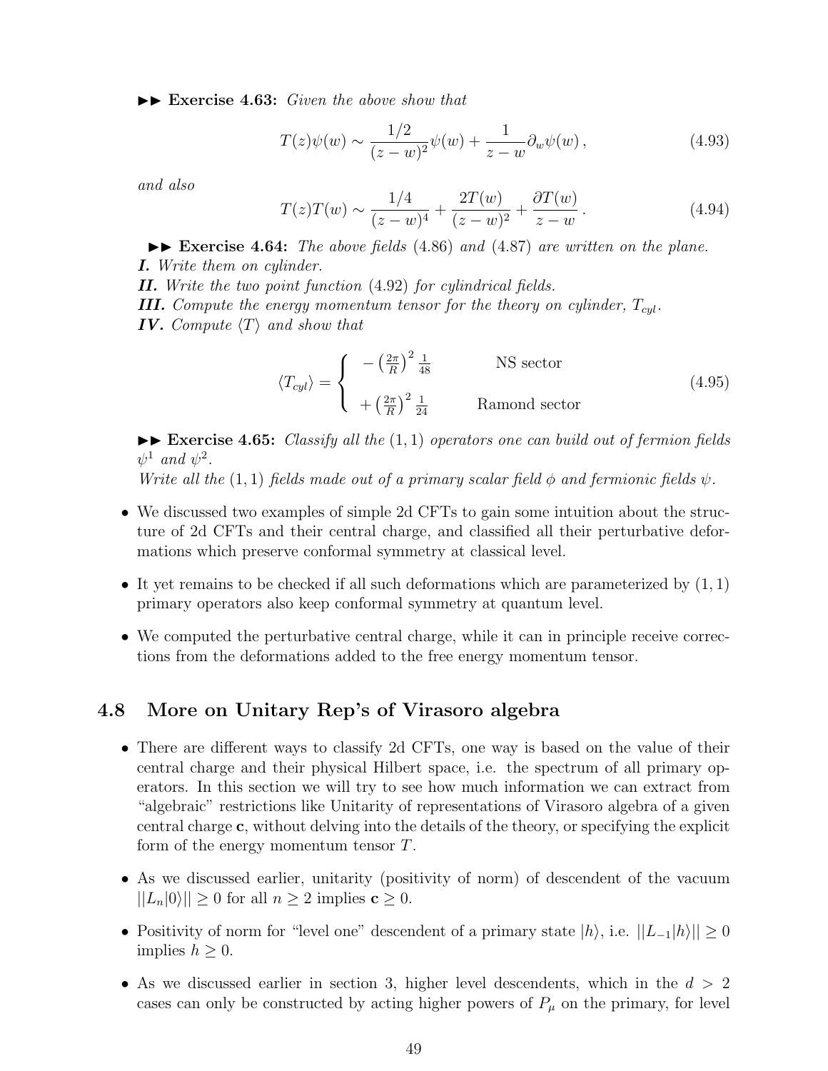►► **Exercise 4.63:** *Given the above show that*

$$T(z)\psi(w) \sim \frac{1/2}{(z-w)^2}\psi(w) + \frac{1}{z-w}\partial_w \psi(w)\,, \tag{4.93}$$

*and also*

$$T(z)T(w) \sim \frac{1/4}{(z-w)^4} + \frac{2T(w)}{(z-w)^2} + \frac{\partial T(w)}{z-w}\,. \tag{4.94}$$

►► **Exercise 4.64:** *The above fields* (4.86) *and* (4.87) *are written on the plane.*
***I.*** *Write them on cylinder.*
***II.*** *Write the two point function* (4.92) *for cylindrical fields.*
***III.*** *Compute the energy momentum tensor for the theory on cylinder, $T_{cyl}$.*
***IV.*** *Compute $\langle T \rangle$ and show that*

$$\langle T_{cyl} \rangle = \begin{cases} -\left(\frac{2\pi}{R}\right)^2 \frac{1}{48} & \text{NS sector} \\ \\ +\left(\frac{2\pi}{R}\right)^2 \frac{1}{24} & \text{Ramond sector} \end{cases} \tag{4.95}$$

►► **Exercise 4.65:** *Classify all the $(1,1)$ operators one can build out of fermion fields $\psi^1$ and $\psi^2$.*
*Write all the $(1,1)$ fields made out of a primary scalar field $\phi$ and fermionic fields $\psi$.*

- We discussed two examples of simple 2d CFTs to gain some intuition about the structure of 2d CFTs and their central charge, and classified all their perturbative deformations which preserve conformal symmetry at classical level.
- It yet remains to be checked if all such deformations which are parameterized by $(1,1)$ primary operators also keep conformal symmetry at quantum level.
- We computed the perturbative central charge, while it can in principle receive corrections from the deformations added to the free energy momentum tensor.

## 4.8 More on Unitary Rep's of Virasoro algebra

- There are different ways to classify 2d CFTs, one way is based on the value of their central charge and their physical Hilbert space, i.e. the spectrum of all primary operators. In this section we will try to see how much information we can extract from "algebraic" restrictions like Unitarity of representations of Virasoro algebra of a given central charge $\mathbf{c}$, without delving into the details of the theory, or specifying the explicit form of the energy momentum tensor $T$.
- As we discussed earlier, unitarity (positivity of norm) of descendent of the vacuum $||L_n|0\rangle|| \geq 0$ for all $n \geq 2$ implies $\mathbf{c} \geq 0$.
- Positivity of norm for "level one" descendent of a primary state $|h\rangle$, i.e. $||L_{-1}|h\rangle|| \geq 0$ implies $h \geq 0$.
- As we discussed earlier in section 3, higher level descendents, which in the $d > 2$ cases can only be constructed by acting higher powers of $P_\mu$ on the primary, for level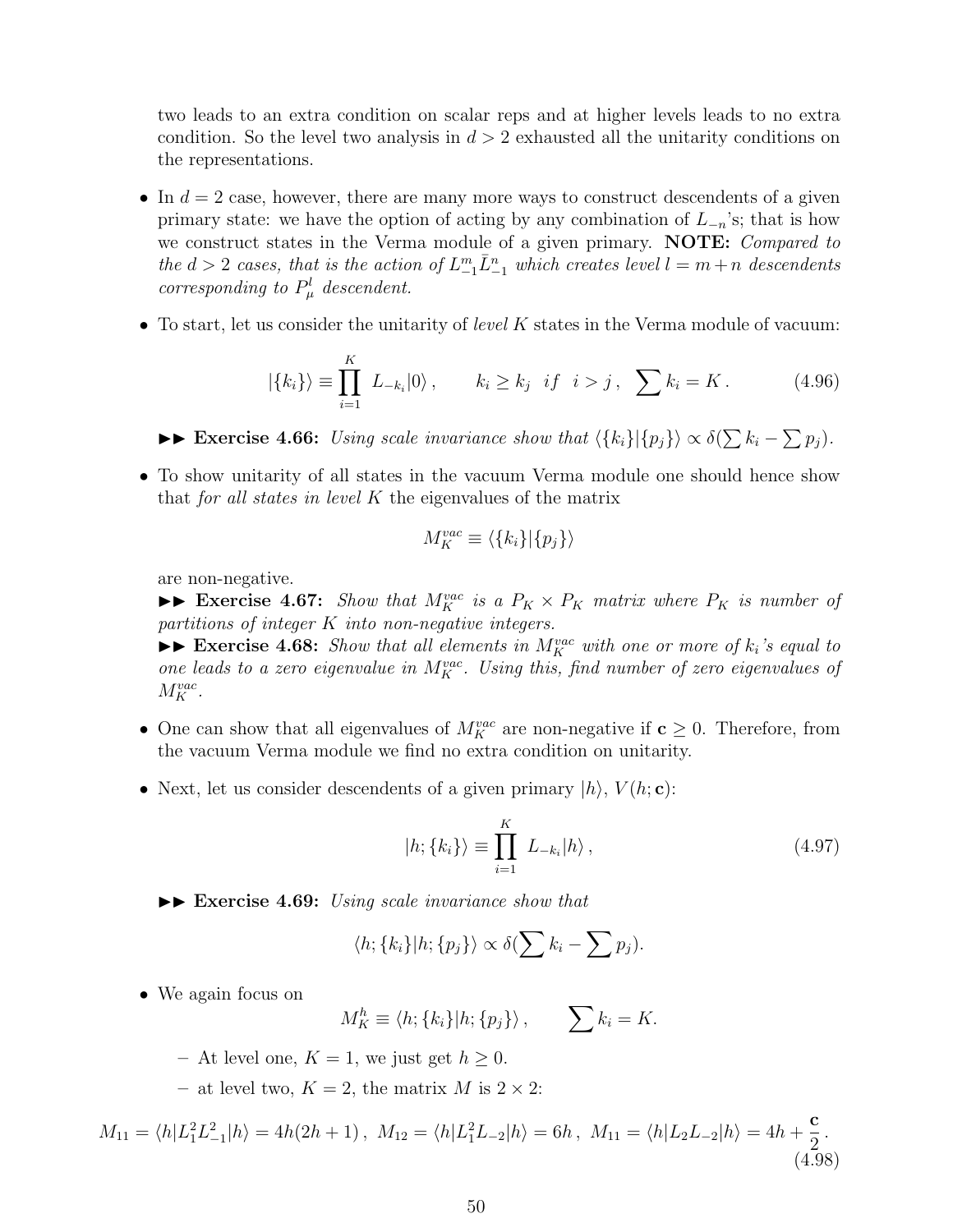two leads to an extra condition on scalar reps and at higher levels leads to no extra condition. So the level two analysis in $d > 2$ exhausted all the unitarity conditions on the representations.

- In $d = 2$ case, however, there are many more ways to construct descendents of a given primary state: we have the option of acting by any combination of $L_{-n}$'s; that is how we construct states in the Verma module of a given primary. **NOTE:** *Compared to the $d > 2$ cases, that is the action of $L_{-1}^m \bar{L}_{-1}^n$ which creates level $l = m + n$ descendents corresponding to $P_\mu^l$ descendent.*

- To start, let us consider the unitarity of *level $K$* states in the Verma module of vacuum:

$$|\{k_i\}\rangle \equiv \prod_{i=1}^{K} L_{-k_i}|0\rangle\,, \qquad k_i \geq k_j \;\; if \;\; i > j\,, \;\; \sum k_i = K\,. \tag{4.96}$$

▶▶ **Exercise 4.66:** *Using scale invariance show that $\langle\{k_i\}|\{p_j\}\rangle \propto \delta(\sum k_i - \sum p_j)$.*

- To show unitarity of all states in the vacuum Verma module one should hence show that *for all states in level $K$* the eigenvalues of the matrix

$$M_K^{vac} \equiv \langle\{k_i\}|\{p_j\}\rangle$$

are non-negative.

▶▶ **Exercise 4.67:** *Show that $M_K^{vac}$ is a $P_K \times P_K$ matrix where $P_K$ is number of partitions of integer $K$ into non-negative integers.*

▶▶ **Exercise 4.68:** *Show that all elements in $M_K^{vac}$ with one or more of $k_i$'s equal to one leads to a zero eigenvalue in $M_K^{vac}$. Using this, find number of zero eigenvalues of $M_K^{vac}$.*

- One can show that all eigenvalues of $M_K^{vac}$ are non-negative if $\mathbf{c} \geq 0$. Therefore, from the vacuum Verma module we find no extra condition on unitarity.

- Next, let us consider descendents of a given primary $|h\rangle$, $V(h;\mathbf{c})$:

$$|h;\{k_i\}\rangle \equiv \prod_{i=1}^{K} L_{-k_i}|h\rangle\,, \tag{4.97}$$

▶▶ **Exercise 4.69:** *Using scale invariance show that*

$$\langle h;\{k_i\}|h;\{p_j\}\rangle \propto \delta(\sum k_i - \sum p_j).$$

- We again focus on

$$M_K^h \equiv \langle h;\{k_i\}|h;\{p_j\}\rangle\,, \qquad \sum k_i = K.$$

  - At level one, $K = 1$, we just get $h \geq 0$.
  - at level two, $K = 2$, the matrix $M$ is $2 \times 2$:

$$M_{11} = \langle h|L_1^2 L_{-1}^2|h\rangle = 4h(2h+1)\,,\;\; M_{12} = \langle h|L_1^2 L_{-2}|h\rangle = 6h\,,\;\; M_{11} = \langle h|L_2 L_{-2}|h\rangle = 4h + \frac{\mathbf{c}}{2}\,. \tag{4.98}$$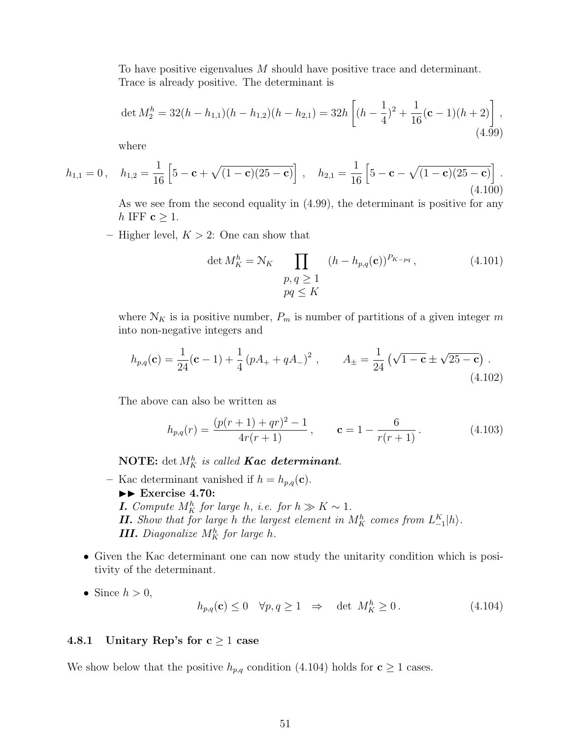To have positive eigenvalues $M$ should have positive trace and determinant. Trace is already positive. The determinant is

$$\det M_2^h = 32(h - h_{1,1})(h - h_{1,2})(h - h_{2,1}) = 32h\left[(h - \frac{1}{4})^2 + \frac{1}{16}(\mathbf{c} - 1)(h + 2)\right], \tag{4.99}$$

where

$$h_{1,1} = 0\,, \quad h_{1,2} = \frac{1}{16}\left[5 - \mathbf{c} + \sqrt{(1 - \mathbf{c})(25 - \mathbf{c})}\right], \quad h_{2,1} = \frac{1}{16}\left[5 - \mathbf{c} - \sqrt{(1 - \mathbf{c})(25 - \mathbf{c})}\right]. \tag{4.100}$$

As we see from the second equality in (4.99), the determinant is positive for any $h$ IFF $\mathbf{c} \geq 1$.

– Higher level, $K > 2$: One can show that

$$\det M_K^h = \mathcal{N}_K \prod_{\substack{p, q \geq 1 \\ pq \leq K}} (h - h_{p,q}(\mathbf{c}))^{P_{K-pq}}\,, \tag{4.101}$$

where $\mathcal{N}_K$ is ia positive number, $P_m$ is number of partitions of a given integer $m$ into non-negative integers and

$$h_{p,q}(\mathbf{c}) = \frac{1}{24}(\mathbf{c} - 1) + \frac{1}{4}\left(pA_+ + qA_-\right)^2, \qquad A_\pm = \frac{1}{24}\left(\sqrt{1 - \mathbf{c}} \pm \sqrt{25 - \mathbf{c}}\right). \tag{4.102}$$

The above can also be written as

$$h_{p,q}(r) = \frac{(p(r+1) + qr)^2 - 1}{4r(r+1)}\,, \qquad \mathbf{c} = 1 - \frac{6}{r(r+1)}\,. \tag{4.103}$$

**NOTE:** *$\det M_K^h$ is called **Kac determinant**.*

– Kac determinant vanished if $h = h_{p,q}(\mathbf{c})$.

►► **Exercise 4.70:**
***I.*** *Compute $M_K^h$ for large $h$, i.e. for $h \gg K \sim 1$.*
***II.*** *Show that for large $h$ the largest element in $M_K^h$ comes from $L_{-1}^K|h\rangle$.*
***III.*** *Diagonalize $M_K^h$ for large $h$.*

- Given the Kac determinant one can now study the unitarity condition which is positivity of the determinant.

- Since $h > 0$,

$$h_{p,q}(\mathbf{c}) \leq 0 \quad \forall p, q \geq 1 \quad \Rightarrow \quad \det\ M_K^h \geq 0\,. \tag{4.104}$$

### 4.8.1 Unitary Rep's for $\mathbf{c} \geq 1$ case

We show below that the positive $h_{p,q}$ condition (4.104) holds for $\mathbf{c} \geq 1$ cases.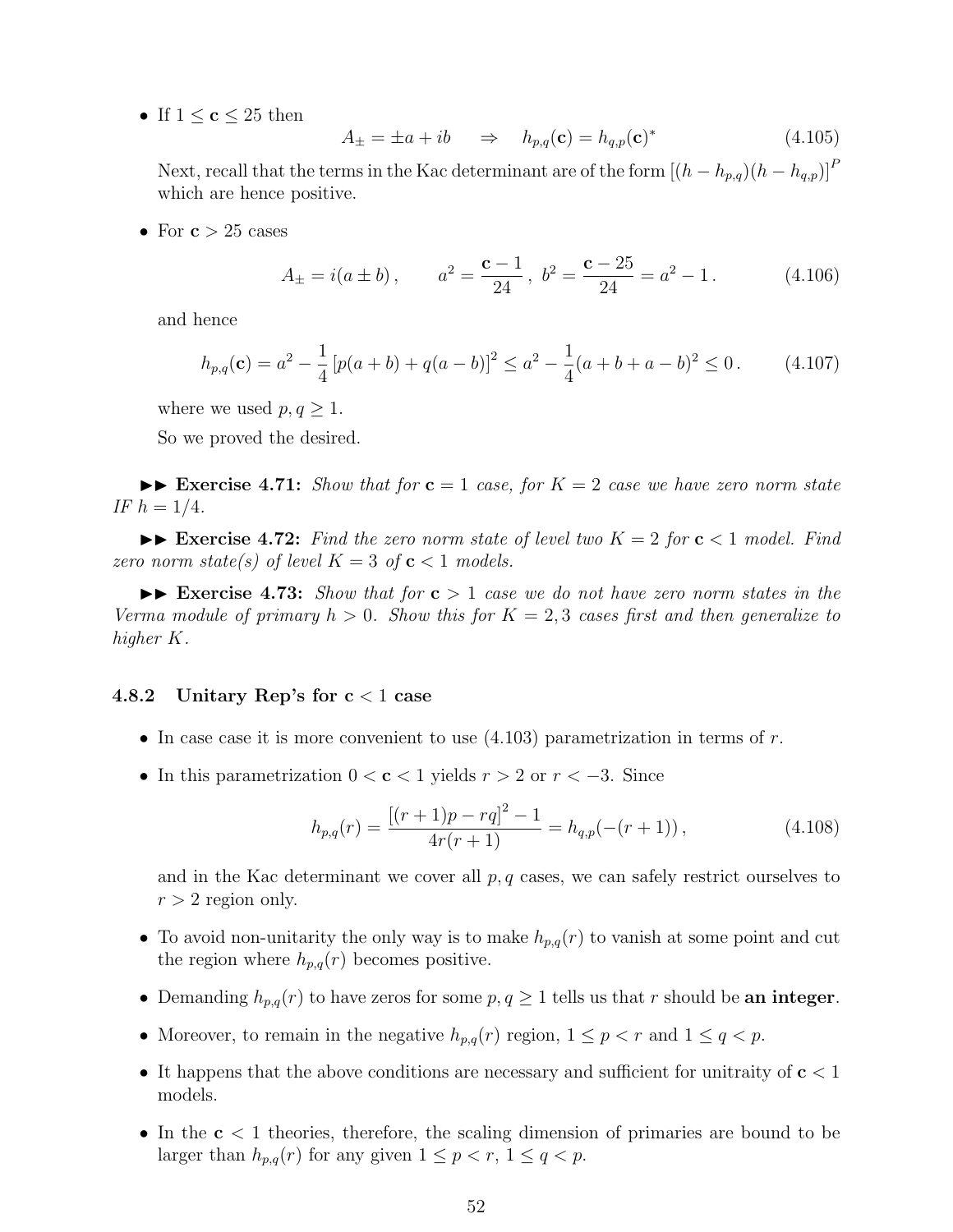- If $1 \leq \mathbf{c} \leq 25$ then

$$A_\pm = \pm a + ib \quad \Rightarrow \quad h_{p,q}(\mathbf{c}) = h_{q,p}(\mathbf{c})^* \tag{4.105}$$

  Next, recall that the terms in the Kac determinant are of the form $\left[(h - h_{p,q})(h - h_{q,p})\right]^P$ which are hence positive.

- For $\mathbf{c} > 25$ cases

$$A_\pm = i(a \pm b)\,, \qquad a^2 = \frac{\mathbf{c}-1}{24}\,,\ b^2 = \frac{\mathbf{c}-25}{24} = a^2 - 1\,. \tag{4.106}$$

  and hence

$$h_{p,q}(\mathbf{c}) = a^2 - \frac{1}{4}\left[p(a+b) + q(a-b)\right]^2 \leq a^2 - \frac{1}{4}(a+b+a-b)^2 \leq 0\,. \tag{4.107}$$

  where we used $p, q \geq 1$.

  So we proved the desired.

►► **Exercise 4.71:** *Show that for $\mathbf{c} = 1$ case, for $K = 2$ case we have zero norm state IF $h = 1/4$.*

►► **Exercise 4.72:** *Find the zero norm state of level two $K = 2$ for $\mathbf{c} < 1$ model. Find zero norm state(s) of level $K = 3$ of $\mathbf{c} < 1$ models.*

►► **Exercise 4.73:** *Show that for $\mathbf{c} > 1$ case we do not have zero norm states in the Verma module of primary $h > 0$. Show this for $K = 2, 3$ cases first and then generalize to higher $K$.*

### 4.8.2 Unitary Rep's for c < 1 case

- In case case it is more convenient to use (4.103) parametrization in terms of $r$.
- In this parametrization $0 < \mathbf{c} < 1$ yields $r > 2$ or $r < -3$. Since

$$h_{p,q}(r) = \frac{\left[(r+1)p - rq\right]^2 - 1}{4r(r+1)} = h_{q,p}(-(r+1))\,, \tag{4.108}$$

  and in the Kac determinant we cover all $p, q$ cases, we can safely restrict ourselves to $r > 2$ region only.

- To avoid non-unitarity the only way is to make $h_{p,q}(r)$ to vanish at some point and cut the region where $h_{p,q}(r)$ becomes positive.
- Demanding $h_{p,q}(r)$ to have zeros for some $p, q \geq 1$ tells us that $r$ should be **an integer**.
- Moreover, to remain in the negative $h_{p,q}(r)$ region, $1 \leq p < r$ and $1 \leq q < p$.
- It happens that the above conditions are necessary and sufficient for unitraity of $\mathbf{c} < 1$ models.
- In the $\mathbf{c} < 1$ theories, therefore, the scaling dimension of primaries are bound to be larger than $h_{p,q}(r)$ for any given $1 \leq p < r$, $1 \leq q < p$.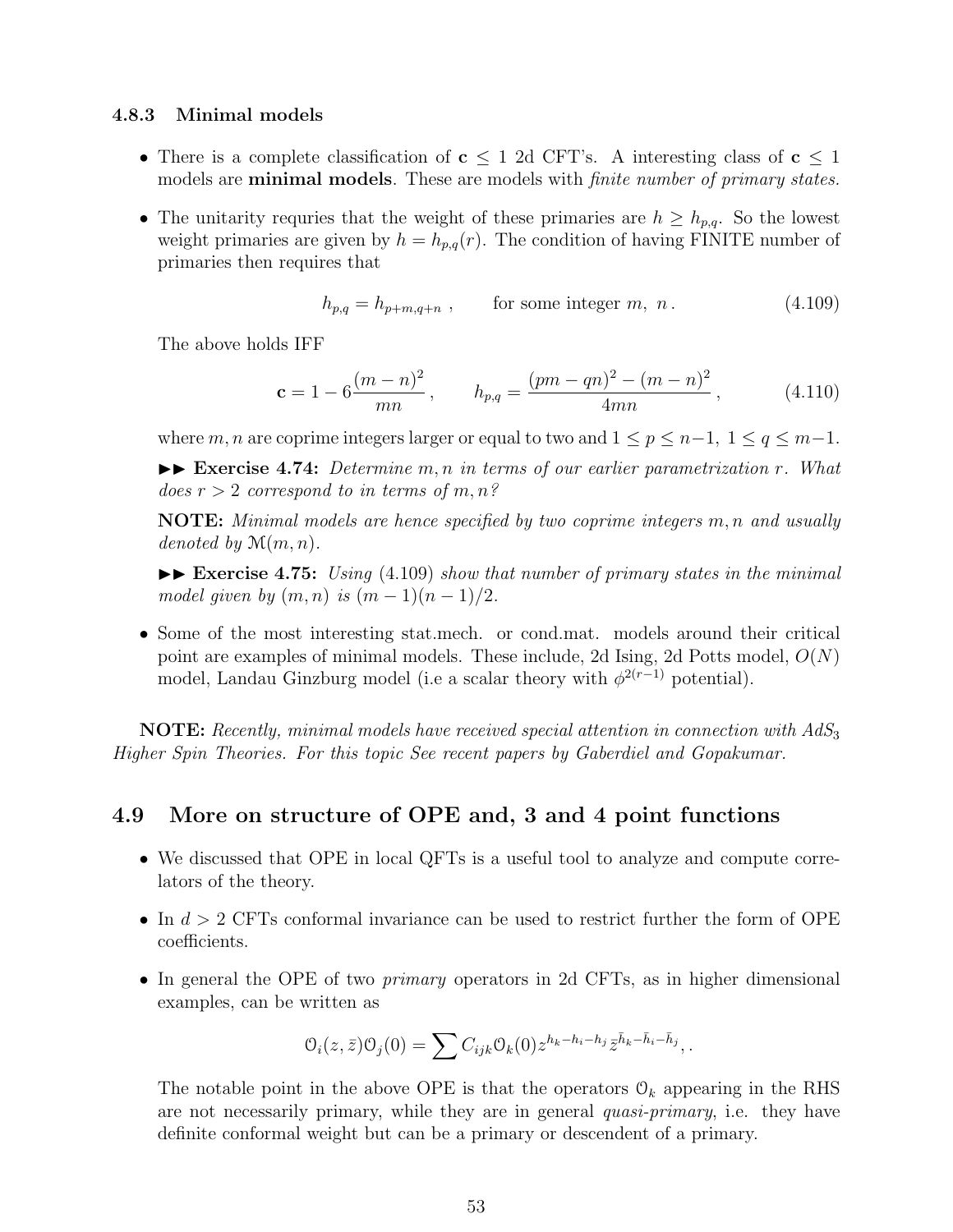### 4.8.3 Minimal models

- There is a complete classification of $\mathbf{c} \leq 1$ 2d CFT's. A interesting class of $\mathbf{c} \leq 1$ models are **minimal models**. These are models with *finite number of primary states.*

- The unitarity requries that the weight of these primaries are $h \geq h_{p,q}$. So the lowest weight primaries are given by $h = h_{p,q}(r)$. The condition of having FINITE number of primaries then requires that

$$h_{p,q} = h_{p+m,q+n}\ , \qquad \text{for some integer } m,\ n\,. \tag{4.109}$$

  The above holds IFF

$$\mathbf{c} = 1 - 6\frac{(m-n)^2}{mn}\,, \qquad h_{p,q} = \frac{(pm-qn)^2-(m-n)^2}{4mn}\,, \tag{4.110}$$

  where $m, n$ are coprime integers larger or equal to two and $1 \leq p \leq n-1,\ 1 \leq q \leq m-1$.

  ►► **Exercise 4.74:** *Determine $m, n$ in terms of our earlier parametrization $r$. What does $r > 2$ correspond to in terms of $m, n$?*

  **NOTE:** *Minimal models are hence specified by two coprime integers $m, n$ and usually denoted by $\mathcal{M}(m, n)$.*

  ►► **Exercise 4.75:** *Using (4.109) show that number of primary states in the minimal model given by $(m, n)$ is $(m-1)(n-1)/2$.*

- Some of the most interesting stat.mech. or cond.mat. models around their critical point are examples of minimal models. These include, 2d Ising, 2d Potts model, $O(N)$ model, Landau Ginzburg model (i.e a scalar theory with $\phi^{2(r-1)}$ potential).

**NOTE:** *Recently, minimal models have received special attention in connection with $AdS_3$ Higher Spin Theories. For this topic See recent papers by Gaberdiel and Gopakumar.*

## 4.9 More on structure of OPE and, 3 and 4 point functions

- We discussed that OPE in local QFTs is a useful tool to analyze and compute correlators of the theory.

- In $d > 2$ CFTs conformal invariance can be used to restrict further the form of OPE coefficients.

- In general the OPE of two *primary* operators in 2d CFTs, as in higher dimensional examples, can be written as

$$\mathcal{O}_i(z,\bar{z})\mathcal{O}_j(0) = \sum C_{ijk}\mathcal{O}_k(0) z^{h_k-h_i-h_j}\bar{z}^{\bar{h}_k-\bar{h}_i-\bar{h}_j},\,.$$

  The notable point in the above OPE is that the operators $\mathcal{O}_k$ appearing in the RHS are not necessarily primary, while they are in general *quasi-primary*, i.e. they have definite conformal weight but can be a primary or descendent of a primary.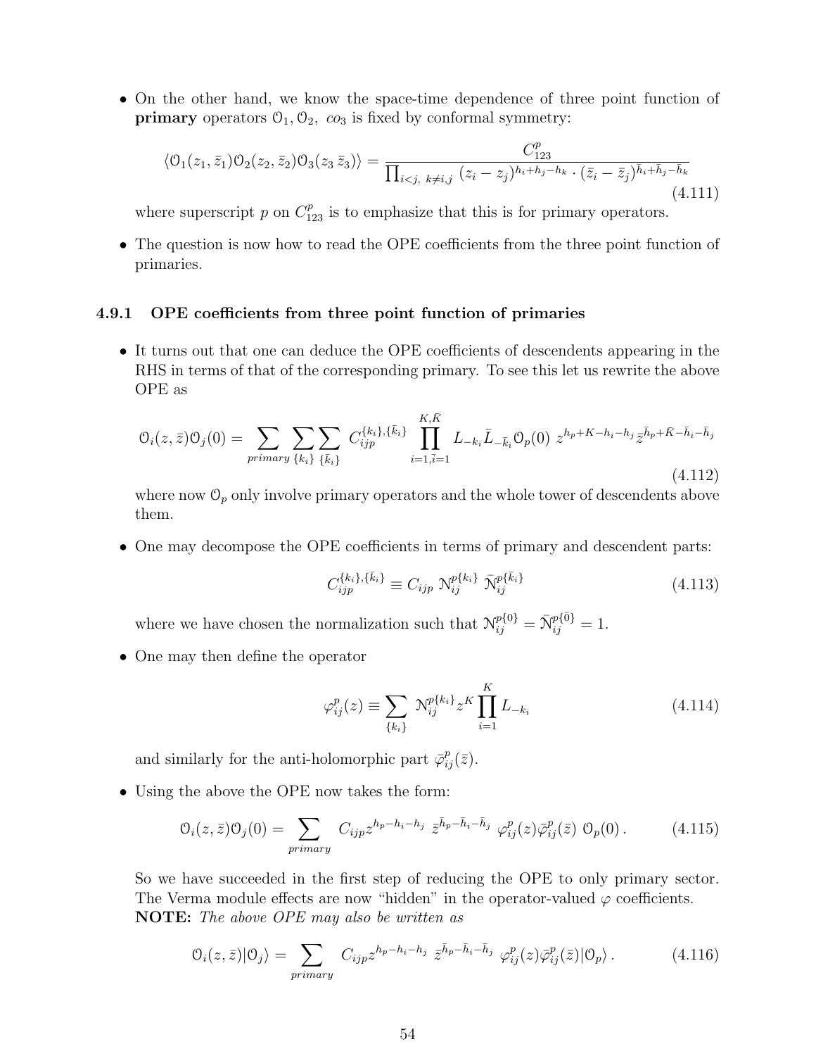- On the other hand, we know the space-time dependence of three point function of **primary** operators $\mathcal{O}_1, \mathcal{O}_2,\ co_3$ is fixed by conformal symmetry:

$$\langle \mathcal{O}_1(z_1, \bar{z}_1)\mathcal{O}_2(z_2, \bar{z}_2)\mathcal{O}_3(z_3\, \bar{z}_3)\rangle = \frac{C^p_{123}}{\prod_{i<j,\ k\neq i,j}\ (z_i - z_j)^{h_i+h_j-h_k} \cdot (\bar{z}_i - \bar{z}_j)^{\bar{h}_i+\bar{h}_j-\bar{h}_k}} \tag{4.111}$$

where superscript $p$ on $C^p_{123}$ is to emphasize that this is for primary operators.

- The question is now how to read the OPE coefficients from the three point function of primaries.

### 4.9.1 OPE coefficients from three point function of primaries

- It turns out that one can deduce the OPE coefficients of descendents appearing in the RHS in terms of that of the corresponding primary. To see this let us rewrite the above OPE as

$$\mathcal{O}_i(z, \bar{z})\mathcal{O}_j(0) = \sum_{primary}\sum_{\{k_i\}}\sum_{\{\bar{k}_i\}} C^{\{k_i\},\{\bar{k}_i\}}_{ijp} \prod_{i=1,\bar{i}=1}^{K,\bar{K}} L_{-k_i}\bar{L}_{-\bar{k}_i}\mathcal{O}_p(0)\ z^{h_p+K-h_i-h_j}\bar{z}^{\bar{h}_p+\bar{K}-\bar{h}_i-\bar{h}_j} \tag{4.112}$$

where now $\mathcal{O}_p$ only involve primary operators and the whole tower of descendents above them.

- One may decompose the OPE coefficients in terms of primary and descendent parts:

$$C^{\{k_i\},\{\bar{k}_i\}}_{ijp} \equiv C_{ijp}\ \mathcal{N}^{p\{k_i\}}_{ij}\ \bar{\mathcal{N}}^{p\{\bar{k}_i\}}_{ij} \tag{4.113}$$

where we have chosen the normalization such that $\mathcal{N}^{p\{0\}}_{ij} = \bar{\mathcal{N}}^{p\{\bar{0}\}}_{ij} = 1$.

- One may then define the operator

$$\varphi^p_{ij}(z) \equiv \sum_{\{k_i\}}\ \mathcal{N}^{p\{k_i\}}_{ij} z^K \prod_{i=1}^{K} L_{-k_i} \tag{4.114}$$

and similarly for the anti-holomorphic part $\bar{\varphi}^p_{ij}(\bar{z})$.

- Using the above the OPE now takes the form:

$$\mathcal{O}_i(z, \bar{z})\mathcal{O}_j(0) = \sum_{primary} C_{ijp} z^{h_p-h_i-h_j}\ \bar{z}^{\bar{h}_p-\bar{h}_i-\bar{h}_j}\ \varphi^p_{ij}(z)\bar{\varphi}^p_{ij}(\bar{z})\ \mathcal{O}_p(0)\,. \tag{4.115}$$

So we have succeeded in the first step of reducing the OPE to only primary sector. The Verma module effects are now "hidden" in the operator-valued $\varphi$ coefficients.
**NOTE:** *The above OPE may also be written as*

$$\mathcal{O}_i(z, \bar{z})|\mathcal{O}_j\rangle = \sum_{primary} C_{ijp} z^{h_p-h_i-h_j}\ \bar{z}^{\bar{h}_p-\bar{h}_i-\bar{h}_j}\ \varphi^p_{ij}(z)\bar{\varphi}^p_{ij}(\bar{z})|\mathcal{O}_p\rangle\,. \tag{4.116}$$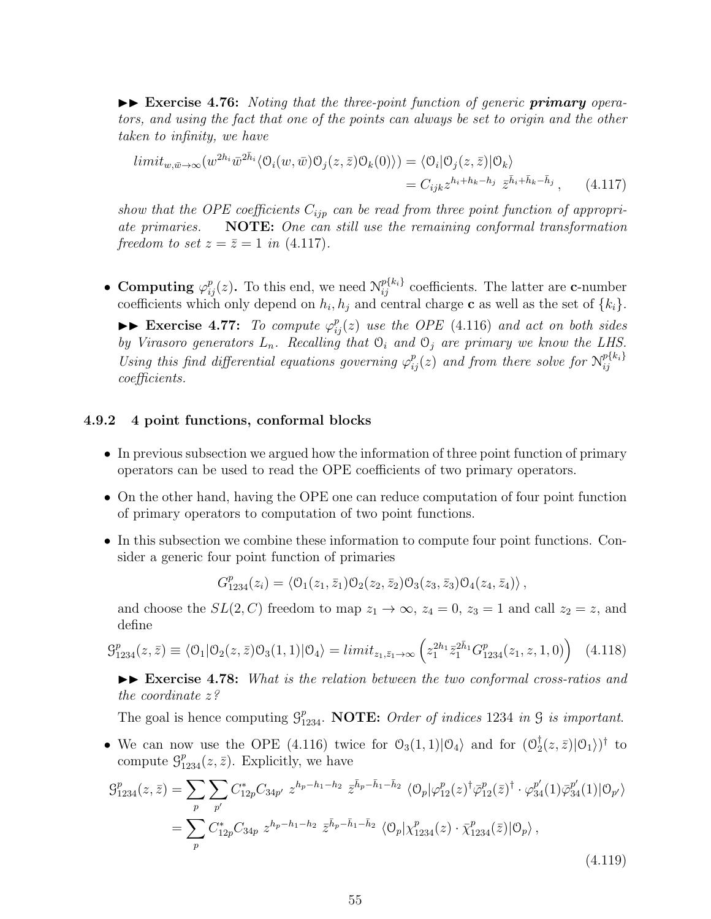►► **Exercise 4.76:** *Noting that the three-point function of generic* ***primary*** *operators, and using the fact that one of the points can always be set to origin and the other taken to infinity, we have*

$$
\begin{aligned}
limit_{w,\bar{w}\to\infty}(w^{2h_i}\bar{w}^{2\bar{h}_i}\langle \mathcal{O}_i(w,\bar{w})\mathcal{O}_j(z,\bar{z})\mathcal{O}_k(0)\rangle) &= \langle \mathcal{O}_i|\mathcal{O}_j(z,\bar{z})|\mathcal{O}_k\rangle \\
&= C_{ijk} z^{h_i+h_k-h_j}\ \bar{z}^{\bar{h}_i+\bar{h}_k-\bar{h}_j}\,, \qquad (4.117)
\end{aligned}
$$

*show that the OPE coefficients $C_{ijp}$ can be read from three point function of appropriate primaries.* **NOTE:** *One can still use the remaining conformal transformation freedom to set $z=\bar{z}=1$ in (4.117).*

- **Computing $\varphi^p_{ij}(z)$.** To this end, we need $\mathcal{N}^{p\{k_i\}}_{ij}$ coefficients. The latter are **c**-number coefficients which only depend on $h_i, h_j$ and central charge **c** as well as the set of $\{k_i\}$.

  ►► **Exercise 4.77:** *To compute $\varphi^p_{ij}(z)$ use the OPE (4.116) and act on both sides by Virasoro generators $L_n$. Recalling that $\mathcal{O}_i$ and $\mathcal{O}_j$ are primary we know the LHS. Using this find differential equations governing $\varphi^p_{ij}(z)$ and from there solve for $\mathcal{N}^{p\{k_i\}}_{ij}$ coefficients.*

### 4.9.2 4 point functions, conformal blocks

- In previous subsection we argued how the information of three point function of primary operators can be used to read the OPE coefficients of two primary operators.
- On the other hand, having the OPE one can reduce computation of four point function of primary operators to computation of two point functions.
- In this subsection we combine these information to compute four point functions. Consider a generic four point function of primaries

$$
G^p_{1234}(z_i) = \langle \mathcal{O}_1(z_1,\bar{z}_1)\mathcal{O}_2(z_2,\bar{z}_2)\mathcal{O}_3(z_3,\bar{z}_3)\mathcal{O}_4(z_4,\bar{z}_4)\rangle\,,
$$

  and choose the $SL(2,C)$ freedom to map $z_1\to\infty$, $z_4=0$, $z_3=1$ and call $z_2=z$, and define

$$
\mathcal{G}^p_{1234}(z,\bar{z}) \equiv \langle \mathcal{O}_1|\mathcal{O}_2(z,\bar{z})\mathcal{O}_3(1,1)|\mathcal{O}_4\rangle = limit_{z_1,\bar{z}_1\to\infty}\left(z_1^{2h_1}\bar{z}_1^{2\bar{h}_1}G^p_{1234}(z_1,z,1,0)\right) \quad (4.118)
$$

  ►► **Exercise 4.78:** *What is the relation between the two conformal cross-ratios and the coordinate $z$?*

  The goal is hence computing $\mathcal{G}^p_{1234}$. **NOTE:** *Order of indices 1234 in $\mathcal{G}$ is important.*

- We can now use the OPE (4.116) twice for $\mathcal{O}_3(1,1)|\mathcal{O}_4\rangle$ and for $(\mathcal{O}_2^\dagger(z,\bar{z})|\mathcal{O}_1\rangle)^\dagger$ to compute $\mathcal{G}^p_{1234}(z,\bar{z})$. Explicitly, we have

$$
\begin{aligned}
\mathcal{G}^p_{1234}(z,\bar{z}) &= \sum_p\sum_{p'} C^*_{12p}C_{34p'}\ z^{h_p-h_1-h_2}\ \bar{z}^{\bar{h}_p-\bar{h}_1-\bar{h}_2}\ \langle \mathcal{O}_p|\varphi^p_{12}(z)^\dagger\bar{\varphi}^p_{12}(\bar{z})^\dagger\cdot\varphi^{p'}_{34}(1)\bar{\varphi}^{p'}_{34}(1)|\mathcal{O}_{p'}\rangle \\
&= \sum_p C^*_{12p}C_{34p}\ z^{h_p-h_1-h_2}\ \bar{z}^{\bar{h}_p-\bar{h}_1-\bar{h}_2}\ \langle \mathcal{O}_p|\chi^p_{1234}(z)\cdot\bar{\chi}^p_{1234}(\bar{z})|\mathcal{O}_p\rangle\,,
\end{aligned}
\tag{4.119}
$$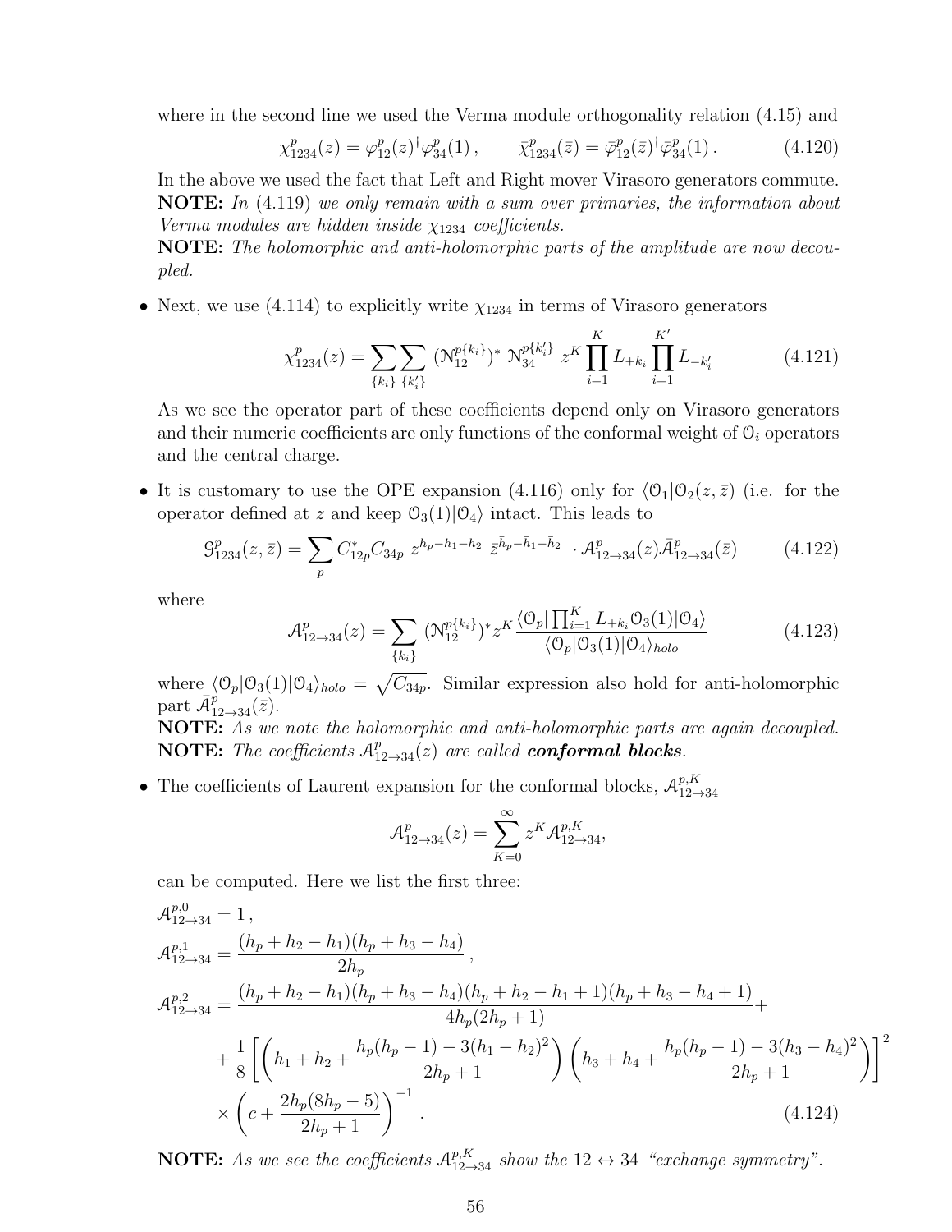where in the second line we used the Verma module orthogonality relation (4.15) and

$$\chi^p_{1234}(z) = \varphi^p_{12}(z)^\dagger \varphi^p_{34}(1)\,, \qquad \bar{\chi}^p_{1234}(\bar{z}) = \bar{\varphi}^p_{12}(\bar{z})^\dagger \bar{\varphi}^p_{34}(1)\,. \tag{4.120}$$

In the above we used the fact that Left and Right mover Virasoro generators commute.
**NOTE:** *In (4.119) we only remain with a sum over primaries, the information about Verma modules are hidden inside $\chi_{1234}$ coefficients.*
**NOTE:** *The holomorphic and anti-holomorphic parts of the amplitude are now decoupled.*

- Next, we use (4.114) to explicitly write $\chi_{1234}$ in terms of Virasoro generators

$$\chi^p_{1234}(z) = \sum_{\{k_i\}} \sum_{\{k'_i\}} \, (\mathcal{N}^{p\{k_i\}}_{12})^* \, \mathcal{N}^{p\{k'_i\}}_{34} \, z^K \prod_{i=1}^{K} L_{+k_i} \prod_{i=1}^{K'} L_{-k'_i} \tag{4.121}$$

As we see the operator part of these coefficients depend only on Virasoro generators and their numeric coefficients are only functions of the conformal weight of $\mathcal{O}_i$ operators and the central charge.

- It is customary to use the OPE expansion (4.116) only for $\langle \mathcal{O}_1 | \mathcal{O}_2(z, \bar{z})$ (i.e. for the operator defined at $z$ and keep $\mathcal{O}_3(1)|\mathcal{O}_4\rangle$ intact. This leads to

$$\mathcal{G}^p_{1234}(z, \bar{z}) = \sum_p C^*_{12p} C_{34p} \; z^{h_p - h_1 - h_2} \; \bar{z}^{\bar{h}_p - \bar{h}_1 - \bar{h}_2} \; \cdot \mathcal{A}^p_{12\to 34}(z) \bar{\mathcal{A}}^p_{12\to 34}(\bar{z}) \tag{4.122}$$

where

$$\mathcal{A}^p_{12\to 34}(z) = \sum_{\{k_i\}} (\mathcal{N}^{p\{k_i\}}_{12})^* z^K \frac{\langle \mathcal{O}_p | \prod_{i=1}^K L_{+k_i} \mathcal{O}_3(1) | \mathcal{O}_4 \rangle}{\langle \mathcal{O}_p | \mathcal{O}_3(1) | \mathcal{O}_4 \rangle_{holo}} \tag{4.123}$$

where $\langle \mathcal{O}_p | \mathcal{O}_3(1) | \mathcal{O}_4 \rangle_{holo} = \sqrt{C_{34p}}$. Similar expression also hold for anti-holomorphic part $\bar{\mathcal{A}}^p_{12\to 34}(\bar{z})$.
**NOTE:** *As we note the holomorphic and anti-holomorphic parts are again decoupled.*
**NOTE:** *The coefficients $\mathcal{A}^p_{12\to 34}(z)$ are called* ***conformal blocks****.*

- The coefficients of Laurent expansion for the conformal blocks, $\mathcal{A}^{p,K}_{12\to 34}$

$$\mathcal{A}^p_{12\to 34}(z) = \sum_{K=0}^{\infty} z^K \mathcal{A}^{p,K}_{12\to 34},$$

can be computed. Here we list the first three:

$$\begin{aligned}
\mathcal{A}^{p,0}_{12\to 34} &= 1\,, \\
\mathcal{A}^{p,1}_{12\to 34} &= \frac{(h_p + h_2 - h_1)(h_p + h_3 - h_4)}{2h_p}\,, \\
\mathcal{A}^{p,2}_{12\to 34} &= \frac{(h_p + h_2 - h_1)(h_p + h_3 - h_4)(h_p + h_2 - h_1 + 1)(h_p + h_3 - h_4 + 1)}{4h_p(2h_p + 1)} + \\
&\quad + \frac{1}{8}\left[ \left( h_1 + h_2 + \frac{h_p(h_p - 1) - 3(h_1 - h_2)^2}{2h_p + 1} \right) \left( h_3 + h_4 + \frac{h_p(h_p - 1) - 3(h_3 - h_4)^2}{2h_p + 1} \right) \right]^2 \\
&\quad \times \left( c + \frac{2h_p(8h_p - 5)}{2h_p + 1} \right)^{-1}\,.
\end{aligned} \tag{4.124}$$

**NOTE:** *As we see the coefficients $\mathcal{A}^{p,K}_{12\to 34}$ show the $12 \leftrightarrow 34$ "exchange symmetry".*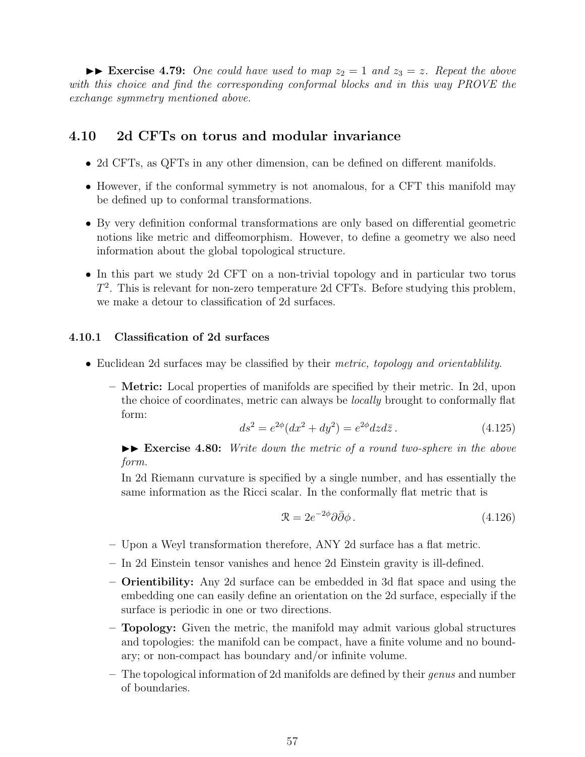►► **Exercise 4.79:** *One could have used to map $z_2 = 1$ and $z_3 = z$. Repeat the above with this choice and find the corresponding conformal blocks and in this way PROVE the exchange symmetry mentioned above.*

## 4.10 2d CFTs on torus and modular invariance

- 2d CFTs, as QFTs in any other dimension, can be defined on different manifolds.
- However, if the conformal symmetry is not anomalous, for a CFT this manifold may be defined up to conformal transformations.
- By very definition conformal transformations are only based on differential geometric notions like metric and diffeomorphism. However, to define a geometry we also need information about the global topological structure.
- In this part we study 2d CFT on a non-trivial topology and in particular two torus $T^2$. This is relevant for non-zero temperature 2d CFTs. Before studying this problem, we make a detour to classification of 2d surfaces.

### 4.10.1 Classification of 2d surfaces

- Euclidean 2d surfaces may be classified by their *metric, topology and orientablility.*
  - **Metric:** Local properties of manifolds are specified by their metric. In 2d, upon the choice of coordinates, metric can always be *locally* brought to conformally flat form:
  $$ds^2 = e^{2\phi}(dx^2 + dy^2) = e^{2\phi} dz d\bar{z}\,. \tag{4.125}$$

    ►► **Exercise 4.80:** *Write down the metric of a round two-sphere in the above form.*

    In 2d Riemann curvature is specified by a single number, and has essentially the same information as the Ricci scalar. In the conformally flat metric that is
  $$\mathcal{R} = 2e^{-2\phi}\partial\bar{\partial}\phi\,. \tag{4.126}$$
  - Upon a Weyl transformation therefore, ANY 2d surface has a flat metric.
  - In 2d Einstein tensor vanishes and hence 2d Einstein gravity is ill-defined.
  - **Orientibility:** Any 2d surface can be embedded in 3d flat space and using the embedding one can easily define an orientation on the 2d surface, especially if the surface is periodic in one or two directions.
  - **Topology:** Given the metric, the manifold may admit various global structures and topologies: the manifold can be compact, have a finite volume and no boundary; or non-compact has boundary and/or infinite volume.
  - The topological information of 2d manifolds are defined by their *genus* and number of boundaries.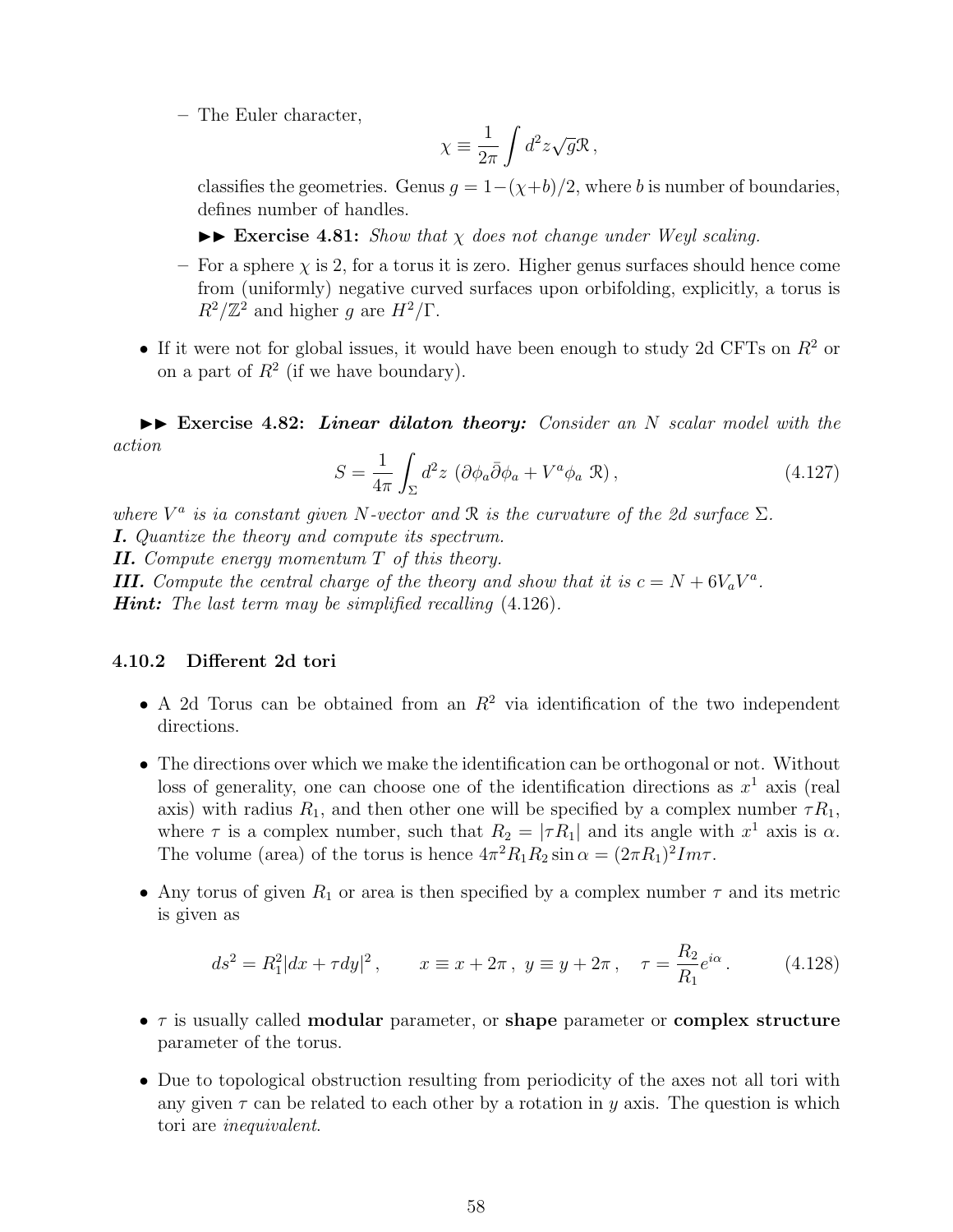- The Euler character,

$$\chi \equiv \frac{1}{2\pi}\int d^2z\sqrt{g}\mathcal{R}\,,$$

  classifies the geometries. Genus $g = 1-(\chi+b)/2$, where $b$ is number of boundaries, defines number of handles.

  ►► **Exercise 4.81:** *Show that $\chi$ does not change under Weyl scaling.*

- For a sphere $\chi$ is 2, for a torus it is zero. Higher genus surfaces should hence come from (uniformly) negative curved surfaces upon orbifolding, explicitly, a torus is $R^2/\mathbb{Z}^2$ and higher $g$ are $H^2/\Gamma$.

- If it were not for global issues, it would have been enough to study 2d CFTs on $R^2$ or on a part of $R^2$ (if we have boundary).

►► **Exercise 4.82:** ***Linear dilaton theory:*** *Consider an $N$ scalar model with the action*

$$S = \frac{1}{4\pi}\int_\Sigma d^2z\ (\partial\phi_a\bar{\partial}\phi_a + V^a\phi_a\ \mathcal{R})\,, \tag{4.127}$$

*where $V^a$ is ia constant given $N$-vector and $\mathcal{R}$ is the curvature of the 2d surface $\Sigma$.*
***I.*** *Quantize the theory and compute its spectrum.*
***II.*** *Compute energy momentum $T$ of this theory.*
***III.*** *Compute the central charge of the theory and show that it is $c = N + 6V_aV^a$.*
***Hint:*** *The last term may be simplified recalling (4.126).*

### 4.10.2 Different 2d tori

- A 2d Torus can be obtained from an $R^2$ via identification of the two independent directions.

- The directions over which we make the identification can be orthogonal or not. Without loss of generality, one can choose one of the identification directions as $x^1$ axis (real axis) with radius $R_1$, and then other one will be specified by a complex number $\tau R_1$, where $\tau$ is a complex number, such that $R_2 = |\tau R_1|$ and its angle with $x^1$ axis is $\alpha$. The volume (area) of the torus is hence $4\pi^2 R_1R_2\sin\alpha = (2\pi R_1)^2 Im\tau$.

- Any torus of given $R_1$ or area is then specified by a complex number $\tau$ and its metric is given as

$$ds^2 = R_1^2|dx+\tau dy|^2\,, \qquad x \equiv x+2\pi\,,\ y\equiv y+2\pi\,, \quad \tau = \frac{R_2}{R_1}e^{i\alpha}\,. \tag{4.128}$$

- $\tau$ is usually called **modular** parameter, or **shape** parameter or **complex structure** parameter of the torus.

- Due to topological obstruction resulting from periodicity of the axes not all tori with any given $\tau$ can be related to each other by a rotation in $y$ axis. The question is which tori are *inequivalent*.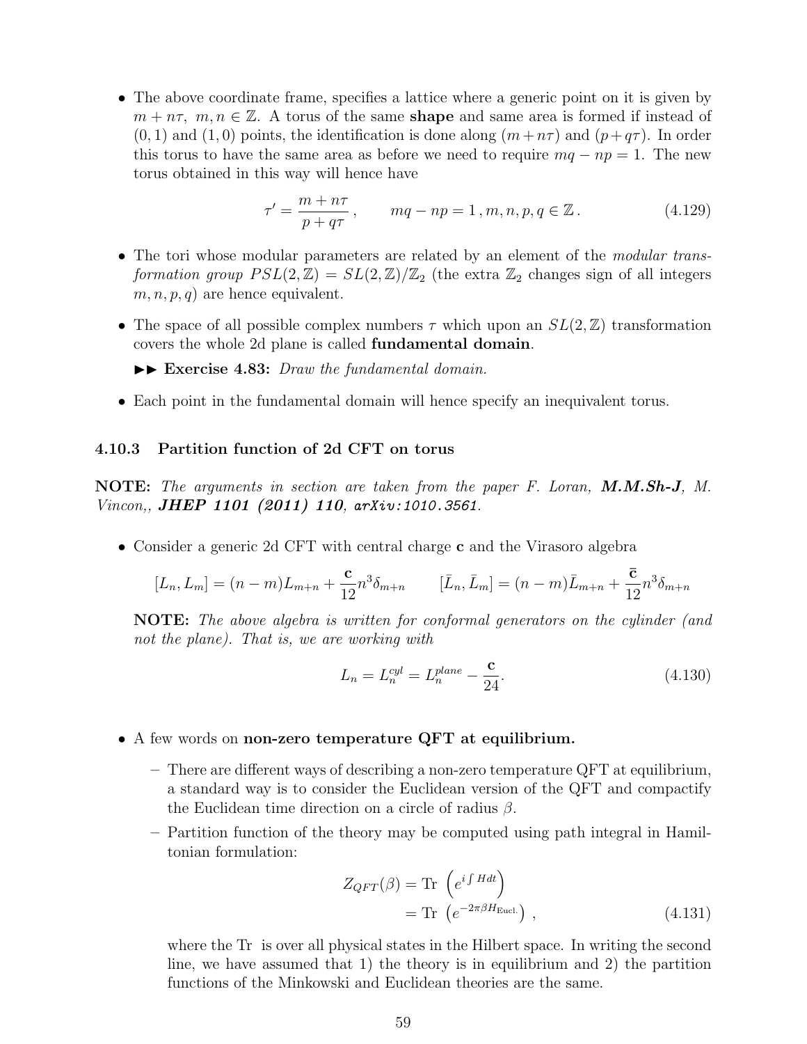- The above coordinate frame, specifies a lattice where a generic point on it is given by $m + n\tau,\ m, n \in \mathbb{Z}$. A torus of the same **shape** and same area is formed if instead of $(0, 1)$ and $(1, 0)$ points, the identification is done along $(m + n\tau)$ and $(p + q\tau)$. In order this torus to have the same area as before we need to require $mq - np = 1$. The new torus obtained in this way will hence have

$$\tau' = \frac{m + n\tau}{p + q\tau}\,, \qquad mq - np = 1\,, m, n, p, q \in \mathbb{Z}\,. \tag{4.129}$$

- The tori whose modular parameters are related by an element of the *modular transformation group* $PSL(2, \mathbb{Z}) = SL(2, \mathbb{Z})/\mathbb{Z}_2$ (the extra $\mathbb{Z}_2$ changes sign of all integers $m, n, p, q$) are hence equivalent.

- The space of all possible complex numbers $\tau$ which upon an $SL(2, \mathbb{Z})$ transformation covers the whole 2d plane is called **fundamental domain**.

  ►► **Exercise 4.83:** *Draw the fundamental domain.*

- Each point in the fundamental domain will hence specify an inequivalent torus.

### 4.10.3 Partition function of 2d CFT on torus

**NOTE:** *The arguments in section are taken from the paper F. Loran,* ***M.M.Sh-J****, M. Vincon,,* ***JHEP 1101 (2011) 110****, arXiv:1010.3561.*

- Consider a generic 2d CFT with central charge $\mathbf{c}$ and the Virasoro algebra

$$[L_n, L_m] = (n - m)L_{m+n} + \frac{\mathbf{c}}{12}n^3\delta_{m+n} \qquad [\bar{L}_n, \bar{L}_m] = (n - m)\bar{L}_{m+n} + \frac{\bar{\mathbf{c}}}{12}n^3\delta_{m+n}$$

  **NOTE:** *The above algebra is written for conformal generators on the cylinder (and not the plane). That is, we are working with*

$$L_n = L_n^{cyl} = L_n^{plane} - \frac{\mathbf{c}}{24}. \tag{4.130}$$

- A few words on **non-zero temperature QFT at equilibrium.**

  – There are different ways of describing a non-zero temperature QFT at equilibrium, a standard way is to consider the Euclidean version of the QFT and compactify the Euclidean time direction on a circle of radius $\beta$.

  – Partition function of the theory may be computed using path integral in Hamiltonian formulation:

$$\begin{aligned} Z_{QFT}(\beta) &= \text{Tr}\ \left(e^{i\int H dt}\right) \\ &= \text{Tr}\ \left(e^{-2\pi\beta H_{\text{Eucl.}}}\right)\,, \end{aligned} \tag{4.131}$$

  where the Tr is over all physical states in the Hilbert space. In writing the second line, we have assumed that 1) the theory is in equilibrium and 2) the partition functions of the Minkowski and Euclidean theories are the same.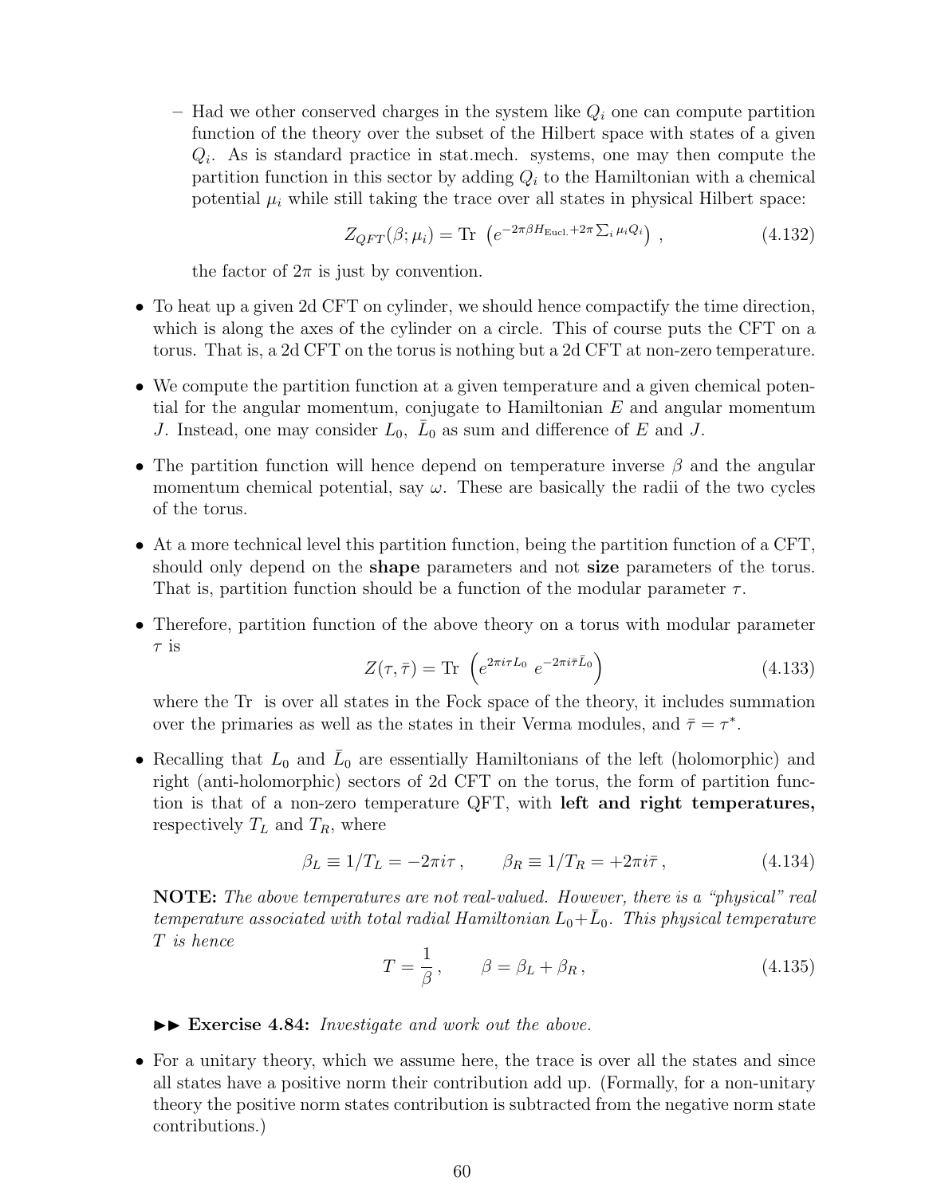- Had we other conserved charges in the system like $Q_i$ one can compute partition function of the theory over the subset of the Hilbert space with states of a given $Q_i$. As is standard practice in stat.mech. systems, one may then compute the partition function in this sector by adding $Q_i$ to the Hamiltonian with a chemical potential $\mu_i$ while still taking the trace over all states in physical Hilbert space:

$$Z_{QFT}(\beta;\mu_i) = \text{Tr}\ \left(e^{-2\pi\beta H_{\text{Eucl.}}+2\pi\sum_i \mu_i Q_i}\right)\,, \tag{4.132}$$

    the factor of $2\pi$ is just by convention.

- To heat up a given 2d CFT on cylinder, we should hence compactify the time direction, which is along the axes of the cylinder on a circle. This of course puts the CFT on a torus. That is, a 2d CFT on the torus is nothing but a 2d CFT at non-zero temperature.

- We compute the partition function at a given temperature and a given chemical potential for the angular momentum, conjugate to Hamiltonian $E$ and angular momentum $J$. Instead, one may consider $L_0$, $\bar{L}_0$ as sum and difference of $E$ and $J$.

- The partition function will hence depend on temperature inverse $\beta$ and the angular momentum chemical potential, say $\omega$. These are basically the radii of the two cycles of the torus.

- At a more technical level this partition function, being the partition function of a CFT, should only depend on the **shape** parameters and not **size** parameters of the torus. That is, partition function should be a function of the modular parameter $\tau$.

- Therefore, partition function of the above theory on a torus with modular parameter $\tau$ is

$$Z(\tau,\bar{\tau}) = \text{Tr}\ \left(e^{2\pi i\tau L_0}\ e^{-2\pi i\bar{\tau}\bar{L}_0}\right) \tag{4.133}$$

  where the Tr is over all states in the Fock space of the theory, it includes summation over the primaries as well as the states in their Verma modules, and $\bar{\tau} = \tau^*$.

- Recalling that $L_0$ and $\bar{L}_0$ are essentially Hamiltonians of the left (holomorphic) and right (anti-holomorphic) sectors of 2d CFT on the torus, the form of partition function is that of a non-zero temperature QFT, with **left and right temperatures,** respectively $T_L$ and $T_R$, where

$$\beta_L \equiv 1/T_L = -2\pi i\tau\,, \qquad \beta_R \equiv 1/T_R = +2\pi i\bar{\tau}\,, \tag{4.134}$$

  **NOTE:** *The above temperatures are not real-valued. However, there is a "physical" real temperature associated with total radial Hamiltonian $L_0+\bar{L}_0$. This physical temperature $T$ is hence*

$$T = \frac{1}{\beta}\,, \qquad \beta = \beta_L + \beta_R\,, \tag{4.135}$$

►► **Exercise 4.84:** *Investigate and work out the above.*

- For a unitary theory, which we assume here, the trace is over all the states and since all states have a positive norm their contribution add up. (Formally, for a non-unitary theory the positive norm states contribution is subtracted from the negative norm state contributions.)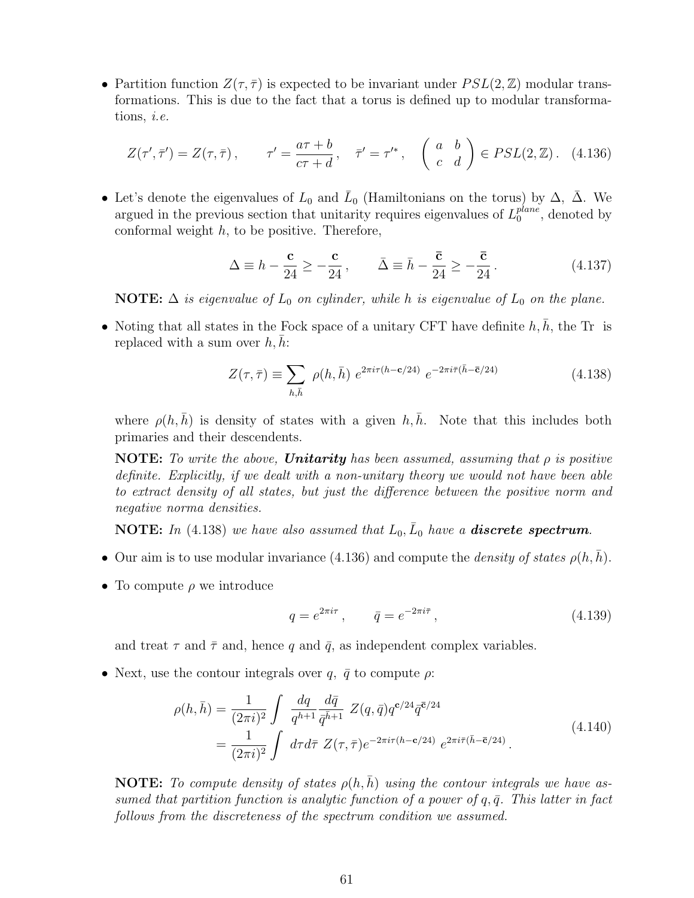- Partition function $Z(\tau, \bar{\tau})$ is expected to be invariant under $PSL(2,\mathbb{Z})$ modular transformations. This is due to the fact that a torus is defined up to modular transformations, *i.e.*

$$Z(\tau', \bar{\tau}') = Z(\tau, \bar{\tau}) \,, \qquad \tau' = \frac{a\tau + b}{c\tau + d} \,, \quad \bar{\tau}' = \tau'^* \,, \quad \begin{pmatrix} a & b \\ c & d \end{pmatrix} \in PSL(2,\mathbb{Z}) \,. \quad (4.136)$$

- Let's denote the eigenvalues of $L_0$ and $\bar{L}_0$ (Hamiltonians on the torus) by $\Delta$, $\bar{\Delta}$. We argued in the previous section that unitarity requires eigenvalues of $L_0^{plane}$, denoted by conformal weight $h$, to be positive. Therefore,

$$\Delta \equiv h - \frac{\mathbf{c}}{24} \geq -\frac{\mathbf{c}}{24} \,, \qquad \bar{\Delta} \equiv \bar{h} - \frac{\bar{\mathbf{c}}}{24} \geq -\frac{\bar{\mathbf{c}}}{24} \,. \quad (4.137)$$

**NOTE:** $\Delta$ *is eigenvalue of* $L_0$ *on cylinder, while* $h$ *is eigenvalue of* $L_0$ *on the plane.*

- Noting that all states in the Fock space of a unitary CFT have definite $h, \bar{h}$, the Tr is replaced with a sum over $h, \bar{h}$:

$$Z(\tau, \bar{\tau}) \equiv \sum_{h,\bar{h}} \rho(h, \bar{h}) \; e^{2\pi i \tau (h - \mathbf{c}/24)} \; e^{-2\pi i \bar{\tau} (\bar{h} - \bar{\mathbf{c}}/24)} \quad (4.138)$$

where $\rho(h, \bar{h})$ is density of states with a given $h, \bar{h}$. Note that this includes both primaries and their descendents.

**NOTE:** *To write the above,* ***Unitarity*** *has been assumed, assuming that* $\rho$ *is positive definite. Explicitly, if we dealt with a non-unitary theory we would not have been able to extract density of all states, but just the difference between the positive norm and negative norma densities.*

**NOTE:** *In* (4.138) *we have also assumed that* $L_0, \bar{L}_0$ *have a* ***discrete spectrum****.*

- Our aim is to use modular invariance (4.136) and compute the *density of states* $\rho(h, \bar{h})$.

- To compute $\rho$ we introduce

$$q = e^{2\pi i \tau} \,, \qquad \bar{q} = e^{-2\pi i \bar{\tau}} \,, \quad (4.139)$$

and treat $\tau$ and $\bar{\tau}$ and, hence $q$ and $\bar{q}$, as independent complex variables.

- Next, use the contour integrals over $q$, $\bar{q}$ to compute $\rho$:

$$\begin{aligned} \rho(h, \bar{h}) &= \frac{1}{(2\pi i)^2} \int \frac{dq}{q^{h+1}} \frac{d\bar{q}}{\bar{q}^{\bar{h}+1}} \; Z(q, \bar{q}) q^{\mathbf{c}/24} \bar{q}^{\bar{\mathbf{c}}/24} \\ &= \frac{1}{(2\pi i)^2} \int d\tau d\bar{\tau} \; Z(\tau, \bar{\tau}) e^{-2\pi i \tau (h - \mathbf{c}/24)} \; e^{2\pi i \bar{\tau} (\bar{h} - \bar{\mathbf{c}}/24)} \,. \end{aligned} \quad (4.140)$$

**NOTE:** *To compute density of states* $\rho(h, \bar{h})$ *using the contour integrals we have assumed that partition function is analytic function of a power of* $q, \bar{q}$*. This latter in fact follows from the discreteness of the spectrum condition we assumed.*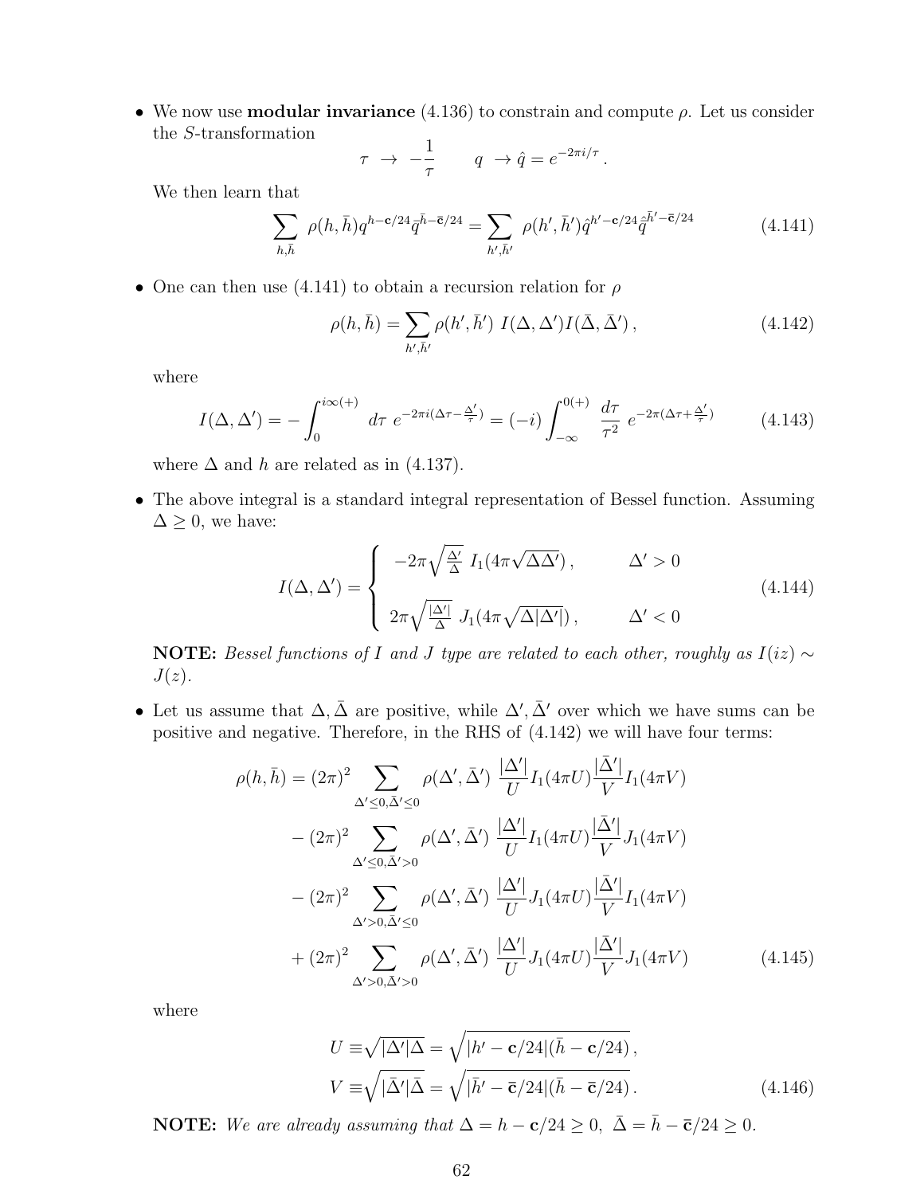- We now use **modular invariance** (4.136) to constrain and compute $\rho$. Let us consider the $S$-transformation

$$\tau \;\to\; -\frac{1}{\tau} \qquad q \;\to \hat{q} = e^{-2\pi i/\tau}\,.$$

We then learn that

$$\sum_{h,\bar{h}} \rho(h,\bar{h}) q^{h-\mathbf{c}/24}\bar{q}^{\bar{h}-\bar{\mathbf{c}}/24} = \sum_{h',\bar{h}'} \rho(h',\bar{h}')\hat{q}^{h'-\mathbf{c}/24}\hat{\bar{q}}^{\bar{h}'-\bar{\mathbf{c}}/24} \tag{4.141}$$

- One can then use (4.141) to obtain a recursion relation for $\rho$

$$\rho(h,\bar{h}) = \sum_{h',\bar{h}'} \rho(h',\bar{h}') \; I(\Delta,\Delta')I(\bar{\Delta},\bar{\Delta}')\,, \tag{4.142}$$

where

$$I(\Delta,\Delta') = -\int_0^{i\infty(+)} d\tau \; e^{-2\pi i(\Delta\tau - \frac{\Delta'}{\tau})} = (-i)\int_{-\infty}^{0(+)} \frac{d\tau}{\tau^2}\; e^{-2\pi(\Delta\tau + \frac{\Delta'}{\tau})} \tag{4.143}$$

where $\Delta$ and $h$ are related as in (4.137).

- The above integral is a standard integral representation of Bessel function. Assuming $\Delta \geq 0$, we have:

$$I(\Delta,\Delta') = \begin{cases} -2\pi\sqrt{\frac{\Delta'}{\Delta}}\; I_1(4\pi\sqrt{\Delta\Delta'})\,, & \Delta' > 0 \\ \\ 2\pi\sqrt{\frac{|\Delta'|}{\Delta}}\; J_1(4\pi\sqrt{\Delta|\Delta'|})\,, & \Delta' < 0 \end{cases} \tag{4.144}$$

**NOTE:** *Bessel functions of I and J type are related to each other, roughly as $I(iz) \sim J(z)$.*

- Let us assume that $\Delta, \bar{\Delta}$ are positive, while $\Delta', \bar{\Delta}'$ over which we have sums can be positive and negative. Therefore, in the RHS of (4.142) we will have four terms:

$$\begin{aligned}
\rho(h,\bar{h}) = {} & (2\pi)^2 \sum_{\Delta'\leq 0,\bar{\Delta}'\leq 0} \rho(\Delta',\bar{\Delta}')\; \frac{|\Delta'|}{U} I_1(4\pi U)\frac{|\bar{\Delta}'|}{V} I_1(4\pi V) \\
& - (2\pi)^2 \sum_{\Delta'\leq 0,\bar{\Delta}'> 0} \rho(\Delta',\bar{\Delta}')\; \frac{|\Delta'|}{U} I_1(4\pi U)\frac{|\bar{\Delta}'|}{V} J_1(4\pi V) \\
& - (2\pi)^2 \sum_{\Delta'> 0,\bar{\Delta}'\leq 0} \rho(\Delta',\bar{\Delta}')\; \frac{|\Delta'|}{U} J_1(4\pi U)\frac{|\bar{\Delta}'|}{V} I_1(4\pi V) \\
& + (2\pi)^2 \sum_{\Delta'> 0,\bar{\Delta}'> 0} \rho(\Delta',\bar{\Delta}')\; \frac{|\Delta'|}{U} J_1(4\pi U)\frac{|\bar{\Delta}'|}{V} J_1(4\pi V)
\end{aligned} \tag{4.145}$$

where

$$\begin{aligned}
U &\equiv \sqrt{|\Delta'|\Delta} = \sqrt{|h' - \mathbf{c}/24|(\bar{h} - \mathbf{c}/24)}\,, \\
V &\equiv \sqrt{|\bar{\Delta}'|\bar{\Delta}} = \sqrt{|\bar{h}' - \bar{\mathbf{c}}/24|(\bar{h} - \bar{\mathbf{c}}/24)}\,.
\end{aligned} \tag{4.146}$$

**NOTE:** *We are already assuming that $\Delta = h - \mathbf{c}/24 \geq 0,\; \bar{\Delta} = \bar{h} - \bar{\mathbf{c}}/24 \geq 0$.*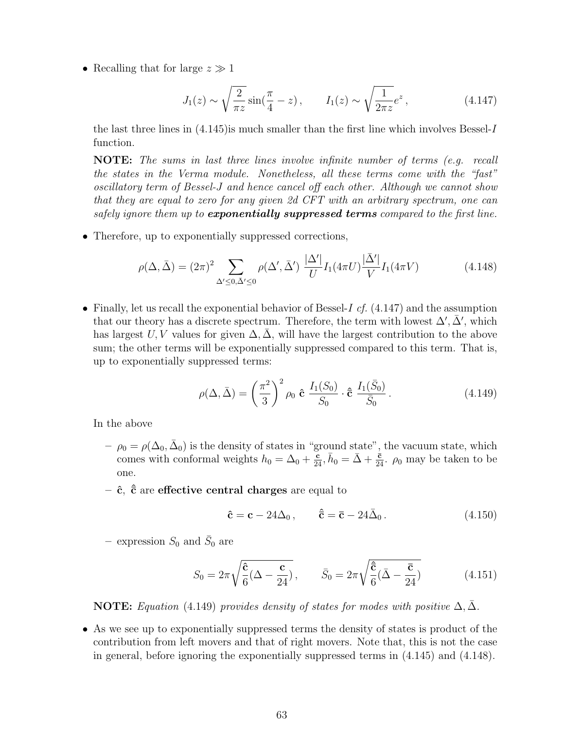- Recalling that for large $z \gg 1$

$$J_1(z) \sim \sqrt{\frac{2}{\pi z}} \sin(\frac{\pi}{4} - z)\,, \qquad I_1(z) \sim \sqrt{\frac{1}{2\pi z}} e^z\,, \tag{4.147}$$

  the last three lines in (4.145)is much smaller than the first line which involves Bessel-$I$ function.

  **NOTE:** *The sums in last three lines involve infinite number of terms (e.g. recall the states in the Verma module. Nonetheless, all these terms come with the "fast" oscillatory term of Bessel-J and hence cancel off each other. Although we cannot show that they are equal to zero for any given 2d CFT with an arbitrary spectrum, one can safely ignore them up to* ***exponentially suppressed terms*** *compared to the first line.*

- Therefore, up to exponentially suppressed corrections,

$$\rho(\Delta, \bar{\Delta}) = (2\pi)^2 \sum_{\Delta' \leq 0, \bar{\Delta}' \leq 0} \rho(\Delta', \bar{\Delta}')\, \frac{|\Delta'|}{U} I_1(4\pi U) \frac{|\bar{\Delta}'|}{V} I_1(4\pi V) \tag{4.148}$$

- Finally, let us recall the exponential behavior of Bessel-$I$ *cf.* (4.147) and the assumption that our theory has a discrete spectrum. Therefore, the term with lowest $\Delta', \bar{\Delta}'$, which has largest $U, V$ values for given $\Delta, \bar{\Delta}$, will have the largest contribution to the above sum; the other terms will be exponentially suppressed compared to this term. That is, up to exponentially suppressed terms:

$$\rho(\Delta, \bar{\Delta}) = \left(\frac{\pi^2}{3}\right)^2 \rho_0\; \hat{\mathbf{c}}\; \frac{I_1(S_0)}{S_0} \cdot \hat{\bar{\mathbf{c}}}\; \frac{I_1(\bar{S}_0)}{\bar{S}_0}\,. \tag{4.149}$$

  In the above

  - $\rho_0 = \rho(\Delta_0, \bar{\Delta}_0)$ is the density of states in "ground state", the vacuum state, which comes with conformal weights $h_0 = \Delta_0 + \frac{\mathbf{c}}{24}, \bar{h}_0 = \bar{\Delta} + \frac{\bar{\mathbf{c}}}{24}$. $\rho_0$ may be taken to be one.
  - $\hat{\mathbf{c}}$, $\hat{\bar{\mathbf{c}}}$ are **effective central charges** are equal to

$$\hat{\mathbf{c}} = \mathbf{c} - 24\Delta_0\,, \qquad \hat{\bar{\mathbf{c}}} = \bar{\mathbf{c}} - 24\bar{\Delta}_0\,. \tag{4.150}$$

  - expression $S_0$ and $\bar{S}_0$ are

$$S_0 = 2\pi\sqrt{\frac{\hat{\mathbf{c}}}{6}(\Delta - \frac{\mathbf{c}}{24})}\,, \qquad \bar{S}_0 = 2\pi\sqrt{\frac{\hat{\bar{\mathbf{c}}}}{6}(\bar{\Delta} - \frac{\bar{\mathbf{c}}}{24})} \tag{4.151}$$

  **NOTE:** *Equation* (4.149) *provides density of states for modes with positive* $\Delta, \bar{\Delta}$.

- As we see up to exponentially suppressed terms the density of states is product of the contribution from left movers and that of right movers. Note that, this is not the case in general, before ignoring the exponentially suppressed terms in (4.145) and (4.148).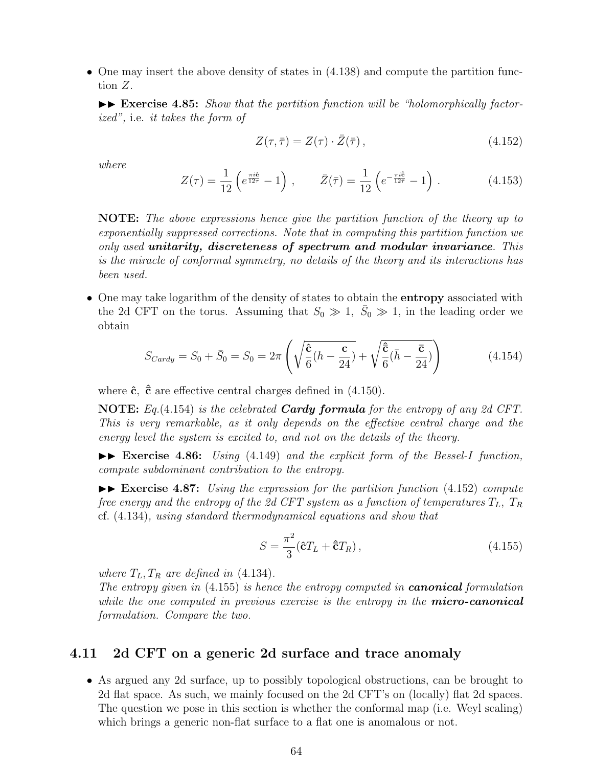- One may insert the above density of states in (4.138) and compute the partition function $Z$.

  ►► **Exercise 4.85:** *Show that the partition function will be "holomorphically factorized",* i.e. *it takes the form of*

$$Z(\tau, \bar{\tau}) = Z(\tau) \cdot \bar{Z}(\bar{\tau}), \tag{4.152}$$

  *where*

$$Z(\tau) = \frac{1}{12}\left(e^{\frac{\pi i \hat{\mathbf{c}}}{12\tau}} - 1\right), \qquad \bar{Z}(\bar{\tau}) = \frac{1}{12}\left(e^{-\frac{\pi i \hat{\bar{\mathbf{c}}}}{12\bar{\tau}}} - 1\right). \tag{4.153}$$

  **NOTE:** *The above expressions hence give the partition function of the theory up to exponentially suppressed corrections. Note that in computing this partition function we only used* ***unitarity, discreteness of spectrum and modular invariance****. This is the miracle of conformal symmetry, no details of the theory and its interactions has been used.*

- One may take logarithm of the density of states to obtain the **entropy** associated with the 2d CFT on the torus. Assuming that $S_0 \gg 1,\ \bar{S}_0 \gg 1$, in the leading order we obtain

$$S_{Cardy} = S_0 + \bar{S}_0 = S_0 = 2\pi\left(\sqrt{\frac{\hat{\mathbf{c}}}{6}(h - \frac{\mathbf{c}}{24})} + \sqrt{\frac{\hat{\bar{\mathbf{c}}}}{6}(\bar{h} - \frac{\bar{\mathbf{c}}}{24})}\right) \tag{4.154}$$

  where $\hat{\mathbf{c}},\ \hat{\bar{\mathbf{c}}}$ are effective central charges defined in (4.150).

  **NOTE:** *Eq.(4.154) is the celebrated* ***Cardy formula*** *for the entropy of any 2d CFT. This is very remarkable, as it only depends on the effective central charge and the energy level the system is excited to, and not on the details of the theory.*

  ►► **Exercise 4.86:** *Using (4.149) and the explicit form of the Bessel-I function, compute subdominant contribution to the entropy.*

  ►► **Exercise 4.87:** *Using the expression for the partition function (4.152) compute free energy and the entropy of the 2d CFT system as a function of temperatures $T_L,\ T_R$* cf. (4.134)*, using standard thermodynamical equations and show that*

$$S = \frac{\pi^2}{3}(\hat{\mathbf{c}} T_L + \hat{\bar{\mathbf{c}}} T_R), \tag{4.155}$$

  *where $T_L, T_R$ are defined in (4.134).*
  *The entropy given in (4.155) is hence the entropy computed in* ***canonical*** *formulation while the one computed in previous exercise is the entropy in the* ***micro-canonical*** *formulation. Compare the two.*

## 4.11 2d CFT on a generic 2d surface and trace anomaly

- As argued any 2d surface, up to possibly topological obstructions, can be brought to 2d flat space. As such, we mainly focused on the 2d CFT's on (locally) flat 2d spaces. The question we pose in this section is whether the conformal map (i.e. Weyl scaling) which brings a generic non-flat surface to a flat one is anomalous or not.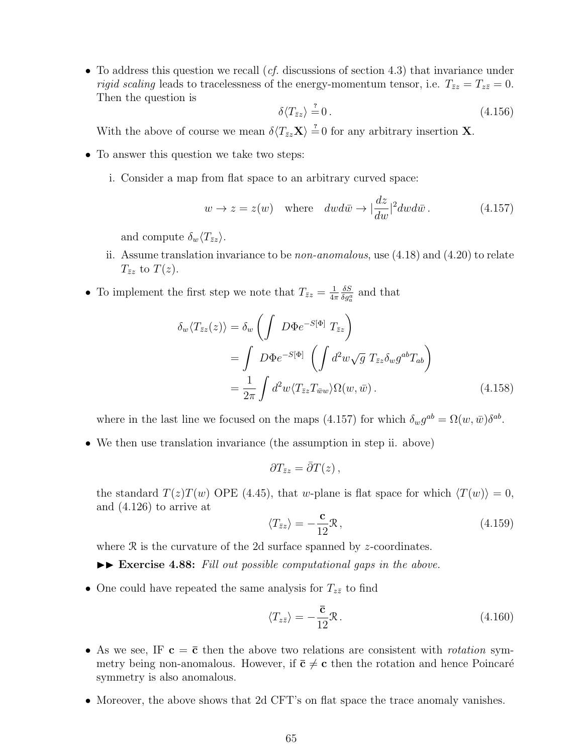- To address this question we recall (*cf.* discussions of section 4.3) that invariance under *rigid scaling* leads to tracelessness of the energy-momentum tensor, i.e. $T_{\bar{z}z} = T_{z\bar{z}} = 0$. Then the question is

$$\delta\langle T_{\bar{z}z}\rangle \overset{?}{=} 0\,. \tag{4.156}$$

With the above of course we mean $\delta\langle T_{\bar{z}z}\mathbf{X}\rangle \overset{?}{=} 0$ for any arbitrary insertion $\mathbf{X}$.

- To answer this question we take two steps:

    i. Consider a map from flat space to an arbitrary curved space:

    $$w \to z = z(w) \quad \text{where} \quad dwd\bar{w} \to |\frac{dz}{dw}|^2 dwd\bar{w}\,. \tag{4.157}$$

    and compute $\delta_w\langle T_{\bar{z}z}\rangle$.

    ii. Assume translation invariance to be *non-anomalous*, use (4.18) and (4.20) to relate $T_{\bar{z}z}$ to $T(z)$.

- To implement the first step we note that $T_{\bar{z}z} = \frac{1}{4\pi}\frac{\delta S}{\delta g^a_a}$ and that

$$\begin{aligned}
\delta_w\langle T_{\bar{z}z}(z)\rangle &= \delta_w\left(\int\ D\Phi e^{-S[\Phi]}\ T_{\bar{z}z}\right)\\
&= \int\ D\Phi e^{-S[\Phi]}\ \left(\int d^2w\sqrt{g}\ T_{\bar{z}z}\delta_w g^{ab}T_{ab}\right)\\
&= \frac{1}{2\pi}\int d^2w\langle T_{\bar{z}z}T_{\bar{w}w}\rangle\Omega(w,\bar{w})\,.
\end{aligned} \tag{4.158}$$

where in the last line we focused on the maps (4.157) for which $\delta_w g^{ab} = \Omega(w,\bar{w})\delta^{ab}$.

- We then use translation invariance (the assumption in step ii. above)

$$\partial T_{\bar{z}z} = \bar{\partial}T(z)\,,$$

the standard $T(z)T(w)$ OPE (4.45), that $w$-plane is flat space for which $\langle T(w)\rangle = 0$, and (4.126) to arrive at

$$\langle T_{\bar{z}z}\rangle = -\frac{\mathbf{c}}{12}\mathcal{R}\,, \tag{4.159}$$

where $\mathcal{R}$ is the curvature of the 2d surface spanned by $z$-coordinates.

►► **Exercise 4.88:** *Fill out possible computational gaps in the above.*

- One could have repeated the same analysis for $T_{z\bar{z}}$ to find

$$\langle T_{z\bar{z}}\rangle = -\frac{\bar{\mathbf{c}}}{12}\mathcal{R}\,. \tag{4.160}$$

- As we see, IF $\mathbf{c} = \bar{\mathbf{c}}$ then the above two relations are consistent with *rotation* symmetry being non-anomalous. However, if $\bar{\mathbf{c}} \neq \mathbf{c}$ then the rotation and hence Poincaré symmetry is also anomalous.

- Moreover, the above shows that 2d CFT's on flat space the trace anomaly vanishes.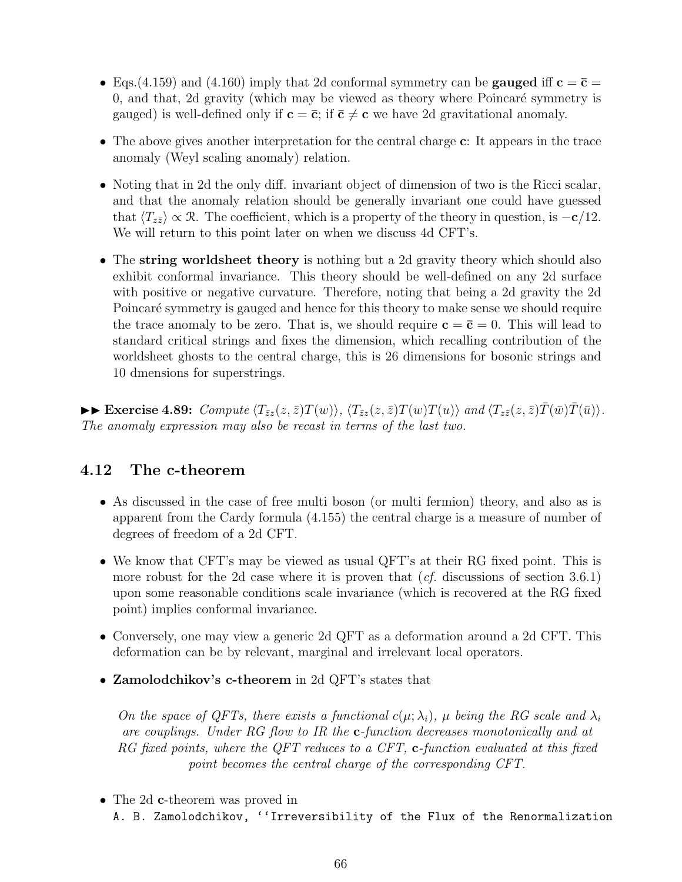- Eqs.(4.159) and (4.160) imply that 2d conformal symmetry can be **gauged** iff $\mathbf{c} = \bar{\mathbf{c}} = 0$, and that, 2d gravity (which may be viewed as theory where Poincaré symmetry is gauged) is well-defined only if $\mathbf{c} = \bar{\mathbf{c}}$; if $\bar{\mathbf{c}} \neq \mathbf{c}$ we have 2d gravitational anomaly.

- The above gives another interpretation for the central charge $\mathbf{c}$: It appears in the trace anomaly (Weyl scaling anomaly) relation.

- Noting that in 2d the only diff. invariant object of dimension of two is the Ricci scalar, and that the anomaly relation should be generally invariant one could have guessed that $\langle T_{z\bar{z}} \rangle \propto \mathcal{R}$. The coefficient, which is a property of the theory in question, is $-\mathbf{c}/12$. We will return to this point later on when we discuss 4d CFT's.

- The **string worldsheet theory** is nothing but a 2d gravity theory which should also exhibit conformal invariance. This theory should be well-defined on any 2d surface with positive or negative curvature. Therefore, noting that being a 2d gravity the 2d Poincaré symmetry is gauged and hence for this theory to make sense we should require the trace anomaly to be zero. That is, we should require $\mathbf{c} = \bar{\mathbf{c}} = 0$. This will lead to standard critical strings and fixes the dimension, which recalling contribution of the worldsheet ghosts to the central charge, this is 26 dimensions for bosonic strings and 10 dmensions for superstrings.

►► **Exercise 4.89:** *Compute* $\langle T_{\bar{z}z}(z, \bar{z})T(w)\rangle$, $\langle T_{\bar{z}z}(z, \bar{z})T(w)T(u)\rangle$ *and* $\langle T_{z\bar{z}}(z, \bar{z})\bar{T}(\bar{w})\bar{T}(\bar{u})\rangle$. *The anomaly expression may also be recast in terms of the last two.*

## 4.12 The c-theorem

- As discussed in the case of free multi boson (or multi fermion) theory, and also as is apparent from the Cardy formula (4.155) the central charge is a measure of number of degrees of freedom of a 2d CFT.

- We know that CFT's may be viewed as usual QFT's at their RG fixed point. This is more robust for the 2d case where it is proven that (*cf.* discussions of section 3.6.1) upon some reasonable conditions scale invariance (which is recovered at the RG fixed point) implies conformal invariance.

- Conversely, one may view a generic 2d QFT as a deformation around a 2d CFT. This deformation can be by relevant, marginal and irrelevant local operators.

- **Zamolodchikov's c-theorem** in 2d QFT's states that

  *On the space of QFTs, there exists a functional $c(\mu; \lambda_i)$, $\mu$ being the RG scale and $\lambda_i$ are couplings. Under RG flow to IR the* $\mathbf{c}$*-function decreases monotonically and at RG fixed points, where the QFT reduces to a CFT,* $\mathbf{c}$*-function evaluated at this fixed point becomes the central charge of the corresponding CFT.*

- The 2d $\mathbf{c}$-theorem was proved in
  `A. B. Zamolodchikov, ''Irreversibility of the Flux of the Renormalization`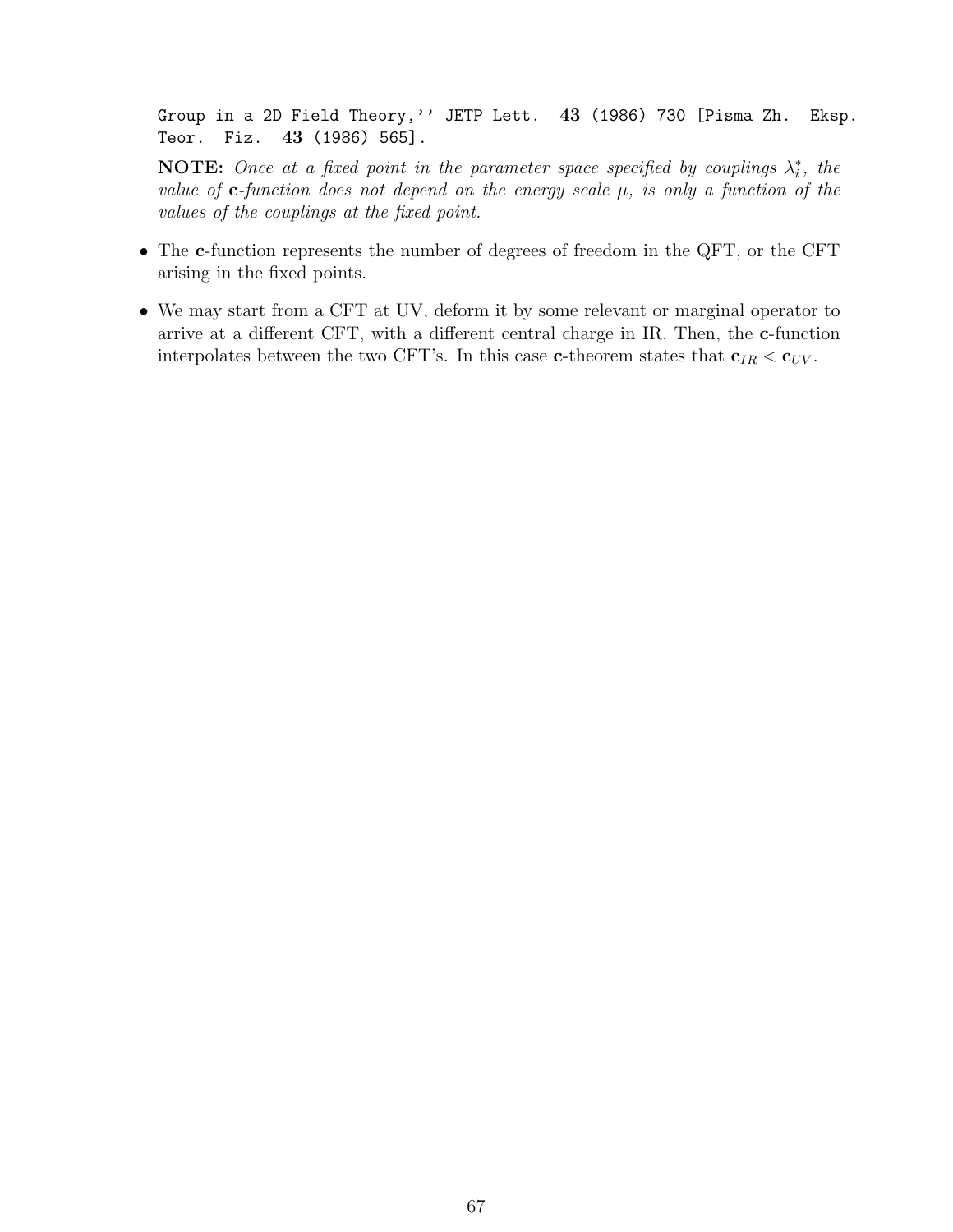`Group in a 2D Field Theory,'' JETP Lett.` **43** `(1986) 730 [Pisma Zh. Eksp. Teor. Fiz.` **43** `(1986) 565].`

**NOTE:** *Once at a fixed point in the parameter space specified by couplings $\lambda_i^*$, the value of* **c***-function does not depend on the energy scale $\mu$, is only a function of the values of the couplings at the fixed point.*

- The **c**-function represents the number of degrees of freedom in the QFT, or the CFT arising in the fixed points.
- We may start from a CFT at UV, deform it by some relevant or marginal operator to arrive at a different CFT, with a different central charge in IR. Then, the **c**-function interpolates between the two CFT's. In this case **c**-theorem states that $\mathbf{c}_{IR} < \mathbf{c}_{UV}$.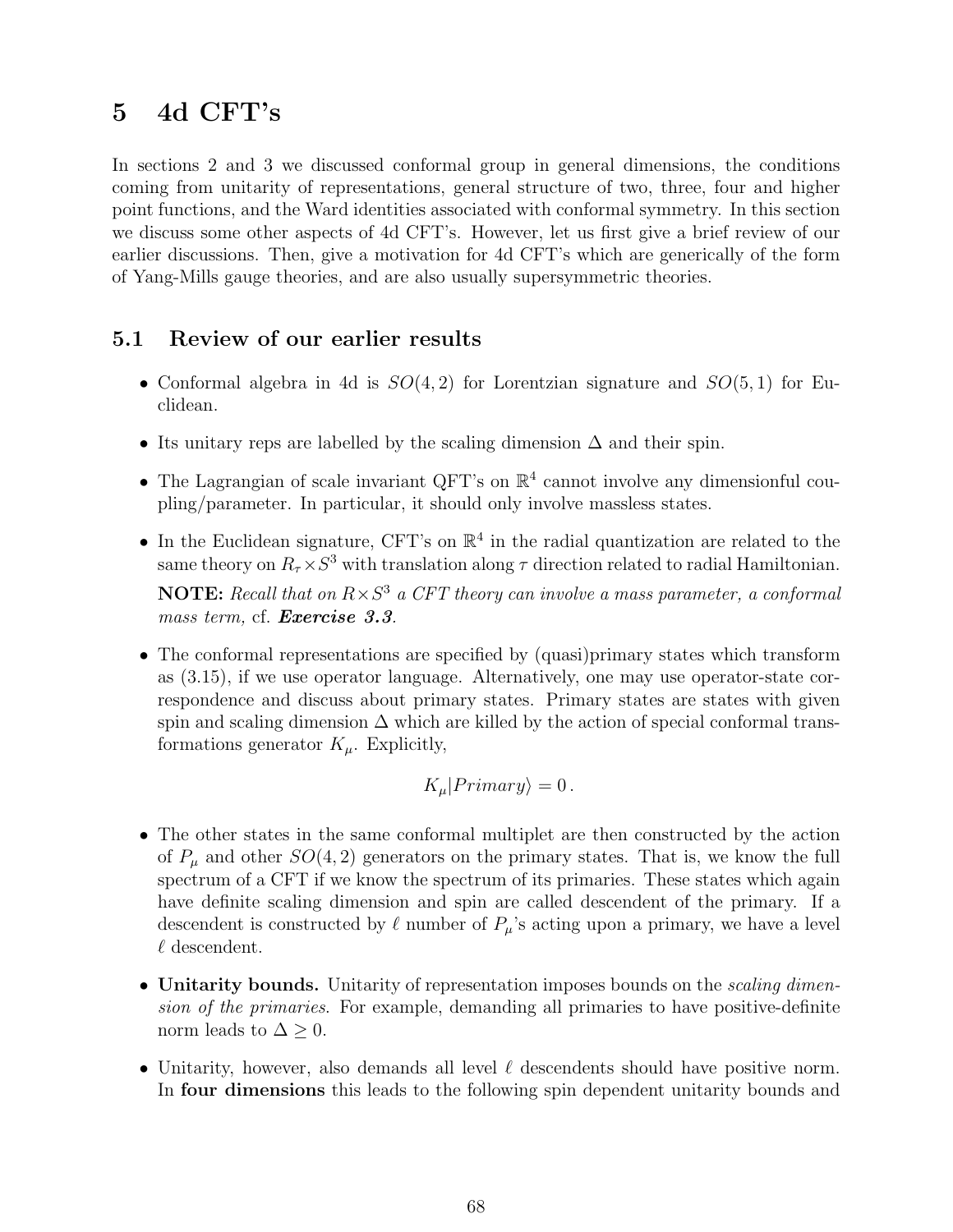# 5 4d CFT's

In sections 2 and 3 we discussed conformal group in general dimensions, the conditions coming from unitarity of representations, general structure of two, three, four and higher point functions, and the Ward identities associated with conformal symmetry. In this section we discuss some other aspects of 4d CFT's. However, let us first give a brief review of our earlier discussions. Then, give a motivation for 4d CFT's which are generically of the form of Yang-Mills gauge theories, and are also usually supersymmetric theories.

## 5.1 Review of our earlier results

- Conformal algebra in 4d is $SO(4,2)$ for Lorentzian signature and $SO(5,1)$ for Euclidean.
- Its unitary reps are labelled by the scaling dimension $\Delta$ and their spin.
- The Lagrangian of scale invariant QFT's on $\mathbb{R}^4$ cannot involve any dimensionful coupling/parameter. In particular, it should only involve massless states.
- In the Euclidean signature, CFT's on $\mathbb{R}^4$ in the radial quantization are related to the same theory on $R_\tau \times S^3$ with translation along $\tau$ direction related to radial Hamiltonian.

  **NOTE:** *Recall that on $R \times S^3$ a CFT theory can involve a mass parameter, a conformal mass term,* cf. ***Exercise 3.3***.
- The conformal representations are specified by (quasi)primary states which transform as (3.15), if we use operator language. Alternatively, one may use operator-state correspondence and discuss about primary states. Primary states are states with given spin and scaling dimension $\Delta$ which are killed by the action of special conformal transformations generator $K_\mu$. Explicitly,

$$K_\mu |Primary\rangle = 0\,.$$

- The other states in the same conformal multiplet are then constructed by the action of $P_\mu$ and other $SO(4,2)$ generators on the primary states. That is, we know the full spectrum of a CFT if we know the spectrum of its primaries. These states which again have definite scaling dimension and spin are called descendent of the primary. If a descendent is constructed by $\ell$ number of $P_\mu$'s acting upon a primary, we have a level $\ell$ descendent.
- **Unitarity bounds.** Unitarity of representation imposes bounds on the *scaling dimension of the primaries*. For example, demanding all primaries to have positive-definite norm leads to $\Delta \geq 0$.
- Unitarity, however, also demands all level $\ell$ descendents should have positive norm. In **four dimensions** this leads to the following spin dependent unitarity bounds and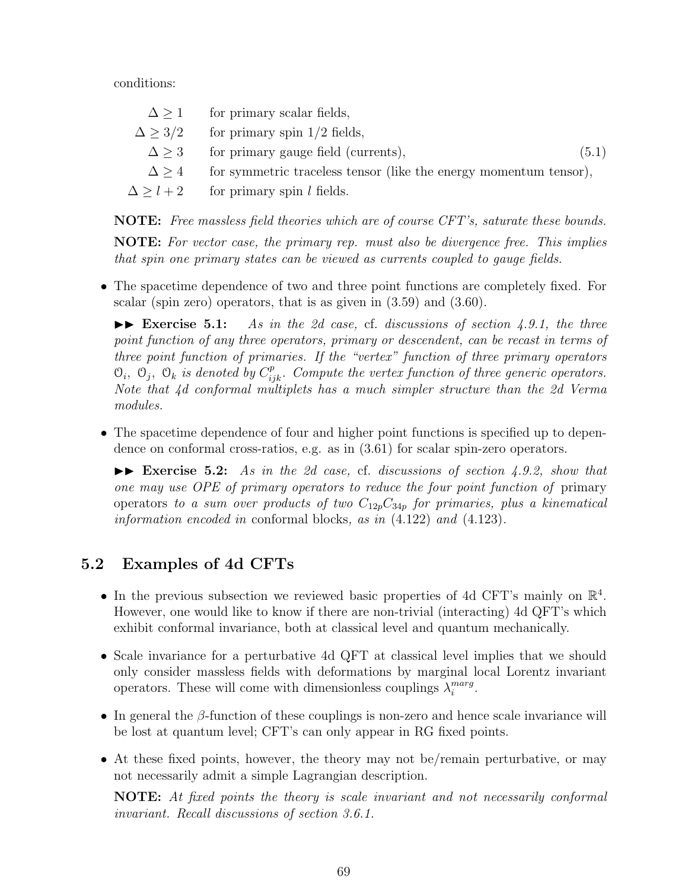conditions:

$$
\begin{array}{rll}
\Delta \geq 1 & \text{for primary scalar fields,} & \\
\Delta \geq 3/2 & \text{for primary spin } 1/2 \text{ fields,} & \\
\Delta \geq 3 & \text{for primary gauge field (currents),} & (5.1) \\
\Delta \geq 4 & \text{for symmetric traceless tensor (like the energy momentum tensor),} & \\
\Delta \geq l+2 & \text{for primary spin } l \text{ fields.} &
\end{array}
$$

**NOTE:** *Free massless field theories which are of course CFT's, saturate these bounds.*

**NOTE:** *For vector case, the primary rep. must also be divergence free. This implies that spin one primary states can be viewed as currents coupled to gauge fields.*

- The spacetime dependence of two and three point functions are completely fixed. For scalar (spin zero) operators, that is as given in (3.59) and (3.60).

  ►► **Exercise 5.1:** *As in the 2d case,* cf. *discussions of section 4.9.1, the three point function of any three operators, primary or descendent, can be recast in terms of three point function of primaries. If the "vertex" function of three primary operators $\mathcal{O}_i$, $\mathcal{O}_j$, $\mathcal{O}_k$ is denoted by $C^p_{ijk}$. Compute the vertex function of three generic operators. Note that 4d conformal multiplets has a much simpler structure than the 2d Verma modules.*

- The spacetime dependence of four and higher point functions is specified up to dependence on conformal cross-ratios, e.g. as in (3.61) for scalar spin-zero operators.

  ►► **Exercise 5.2:** *As in the 2d case,* cf. *discussions of section 4.9.2, show that one may use OPE of primary operators to reduce the four point function of* primary operators *to a sum over products of two $C_{12p}C_{34p}$ for primaries, plus a kinematical information encoded in* conformal blocks*, as in* (4.122) *and* (4.123).

## 5.2 Examples of 4d CFTs

- In the previous subsection we reviewed basic properties of 4d CFT's mainly on $\mathbb{R}^4$. However, one would like to know if there are non-trivial (interacting) 4d QFT's which exhibit conformal invariance, both at classical level and quantum mechanically.
- Scale invariance for a perturbative 4d QFT at classical level implies that we should only consider massless fields with deformations by marginal local Lorentz invariant operators. These will come with dimensionless couplings $\lambda_i^{marg}$.
- In general the $\beta$-function of these couplings is non-zero and hence scale invariance will be lost at quantum level; CFT's can only appear in RG fixed points.
- At these fixed points, however, the theory may not be/remain perturbative, or may not necessarily admit a simple Lagrangian description.

  **NOTE:** *At fixed points the theory is scale invariant and not necessarily conformal invariant. Recall discussions of section 3.6.1.*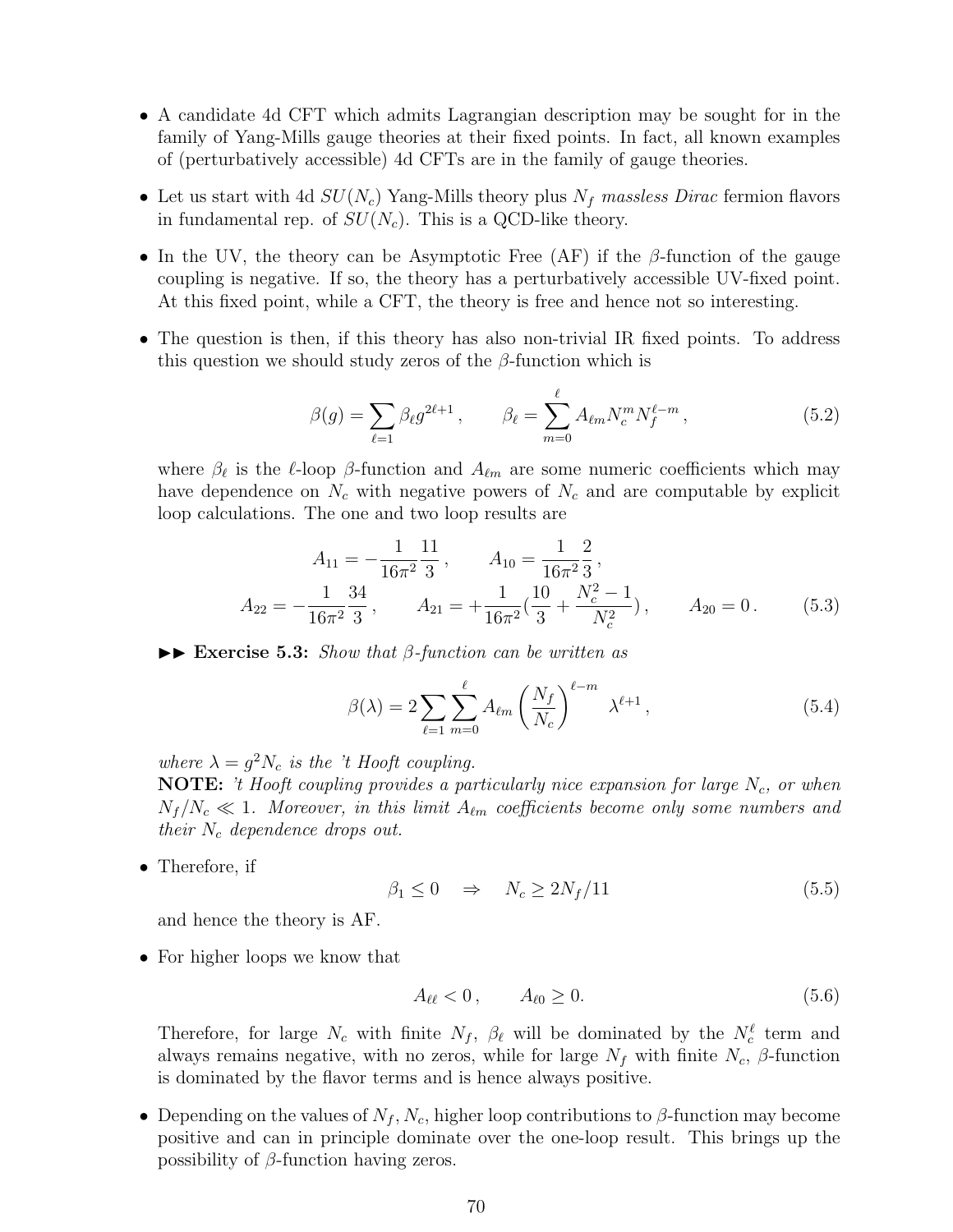- A candidate 4d CFT which admits Lagrangian description may be sought for in the family of Yang-Mills gauge theories at their fixed points. In fact, all known examples of (perturbatively accessible) 4d CFTs are in the family of gauge theories.

- Let us start with 4d $SU(N_c)$ Yang-Mills theory plus $N_f$ *massless Dirac* fermion flavors in fundamental rep. of $SU(N_c)$. This is a QCD-like theory.

- In the UV, the theory can be Asymptotic Free (AF) if the $\beta$-function of the gauge coupling is negative. If so, the theory has a perturbatively accessible UV-fixed point. At this fixed point, while a CFT, the theory is free and hence not so interesting.

- The question is then, if this theory has also non-trivial IR fixed points. To address this question we should study zeros of the $\beta$-function which is

$$\beta(g) = \sum_{\ell=1} \beta_\ell g^{2\ell+1}\,, \qquad \beta_\ell = \sum_{m=0}^{\ell} A_{\ell m} N_c^m N_f^{\ell-m}\,, \tag{5.2}$$

where $\beta_\ell$ is the $\ell$-loop $\beta$-function and $A_{\ell m}$ are some numeric coefficients which may have dependence on $N_c$ with negative powers of $N_c$ and are computable by explicit loop calculations. The one and two loop results are

$$A_{11} = -\frac{1}{16\pi^2}\frac{11}{3}\,, \qquad A_{10} = \frac{1}{16\pi^2}\frac{2}{3}\,,$$
$$A_{22} = -\frac{1}{16\pi^2}\frac{34}{3}\,, \qquad A_{21} = +\frac{1}{16\pi^2}\left(\frac{10}{3} + \frac{N_c^2-1}{N_c^2}\right)\,, \qquad A_{20} = 0\,. \tag{5.3}$$

►► **Exercise 5.3:** *Show that $\beta$-function can be written as*

$$\beta(\lambda) = 2\sum_{\ell=1}\sum_{m=0}^{\ell} A_{\ell m}\left(\frac{N_f}{N_c}\right)^{\ell-m} \lambda^{\ell+1}\,, \tag{5.4}$$

*where $\lambda = g^2 N_c$ is the 't Hooft coupling.*
**NOTE:** *'t Hooft coupling provides a particularly nice expansion for large $N_c$, or when $N_f/N_c \ll 1$. Moreover, in this limit $A_{\ell m}$ coefficients become only some numbers and their $N_c$ dependence drops out.*

- Therefore, if

$$\beta_1 \le 0 \quad \Rightarrow \quad N_c \ge 2N_f/11 \tag{5.5}$$

and hence the theory is AF.

- For higher loops we know that

$$A_{\ell\ell} < 0\,, \qquad A_{\ell 0} \ge 0. \tag{5.6}$$

Therefore, for large $N_c$ with finite $N_f$, $\beta_\ell$ will be dominated by the $N_c^\ell$ term and always remains negative, with no zeros, while for large $N_f$ with finite $N_c$, $\beta$-function is dominated by the flavor terms and is hence always positive.

- Depending on the values of $N_f, N_c$, higher loop contributions to $\beta$-function may become positive and can in principle dominate over the one-loop result. This brings up the possibility of $\beta$-function having zeros.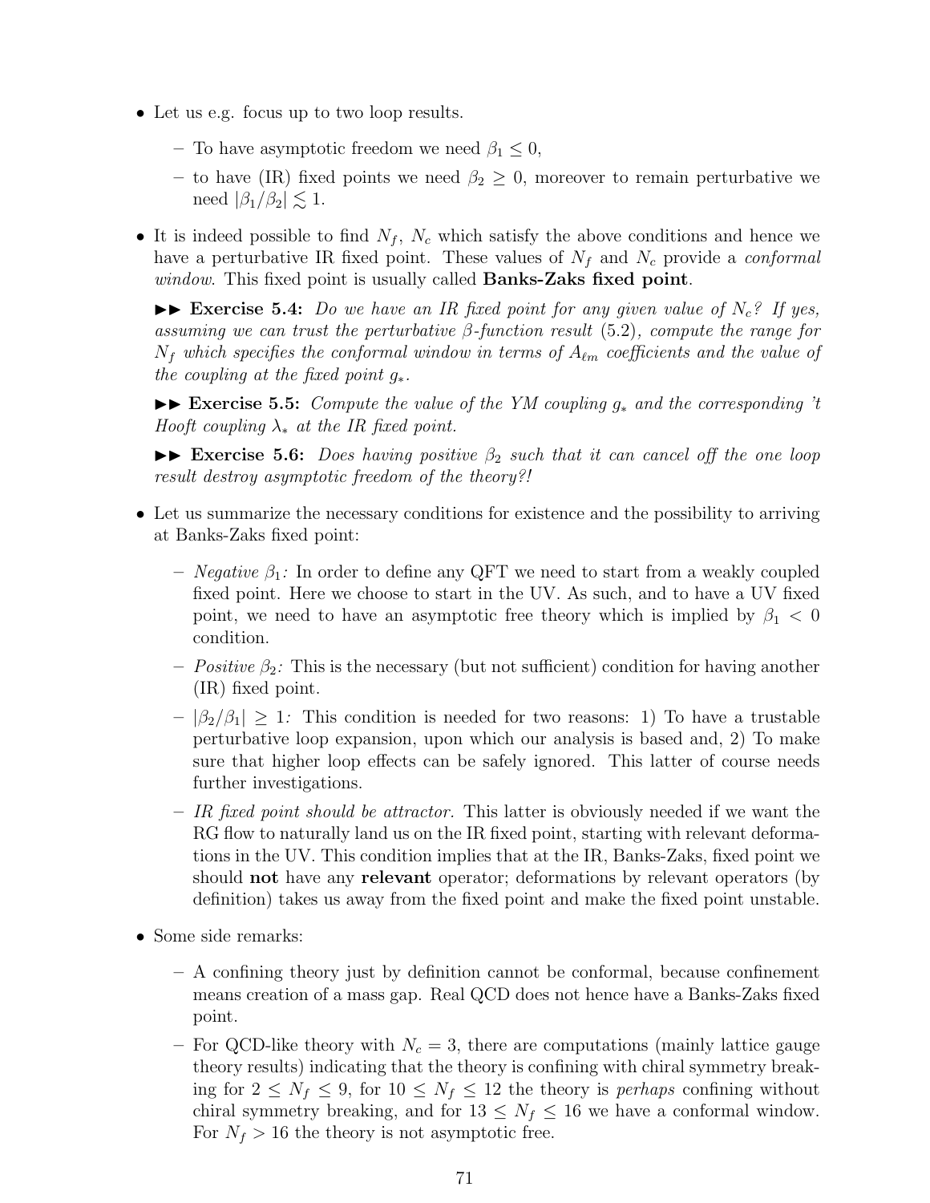- Let us e.g. focus up to two loop results.
  - To have asymptotic freedom we need $\beta_1 \leq 0$,
  - to have (IR) fixed points we need $\beta_2 \geq 0$, moreover to remain perturbative we need $|\beta_1/\beta_2| \lesssim 1$.
- It is indeed possible to find $N_f$, $N_c$ which satisfy the above conditions and hence we have a perturbative IR fixed point. These values of $N_f$ and $N_c$ provide a *conformal window*. This fixed point is usually called **Banks-Zaks fixed point**.

  ►► **Exercise 5.4:** *Do we have an IR fixed point for any given value of $N_c$? If yes, assuming we can trust the perturbative β-function result* (5.2)*, compute the range for $N_f$ which specifies the conformal window in terms of $A_{\ell m}$ coefficients and the value of the coupling at the fixed point $g_*$.*

  ►► **Exercise 5.5:** *Compute the value of the YM coupling $g_*$ and the corresponding 't Hooft coupling $\lambda_*$ at the IR fixed point.*

  ►► **Exercise 5.6:** *Does having positive $\beta_2$ such that it can cancel off the one loop result destroy asymptotic freedom of the theory?!*

- Let us summarize the necessary conditions for existence and the possibility to arriving at Banks-Zaks fixed point:
  - *Negative $\beta_1$:* In order to define any QFT we need to start from a weakly coupled fixed point. Here we choose to start in the UV. As such, and to have a UV fixed point, we need to have an asymptotic free theory which is implied by $\beta_1 < 0$ condition.
  - *Positive $\beta_2$:* This is the necessary (but not sufficient) condition for having another (IR) fixed point.
  - $|\beta_2/\beta_1| \geq 1$*:* This condition is needed for two reasons: 1) To have a trustable perturbative loop expansion, upon which our analysis is based and, 2) To make sure that higher loop effects can be safely ignored. This latter of course needs further investigations.
  - *IR fixed point should be attractor.* This latter is obviously needed if we want the RG flow to naturally land us on the IR fixed point, starting with relevant deformations in the UV. This condition implies that at the IR, Banks-Zaks, fixed point we should **not** have any **relevant** operator; deformations by relevant operators (by definition) takes us away from the fixed point and make the fixed point unstable.

- Some side remarks:
  - A confining theory just by definition cannot be conformal, because confinement means creation of a mass gap. Real QCD does not hence have a Banks-Zaks fixed point.
  - For QCD-like theory with $N_c = 3$, there are computations (mainly lattice gauge theory results) indicating that the theory is confining with chiral symmetry breaking for $2 \leq N_f \leq 9$, for $10 \leq N_f \leq 12$ the theory is *perhaps* confining without chiral symmetry breaking, and for $13 \leq N_f \leq 16$ we have a conformal window. For $N_f > 16$ the theory is not asymptotic free.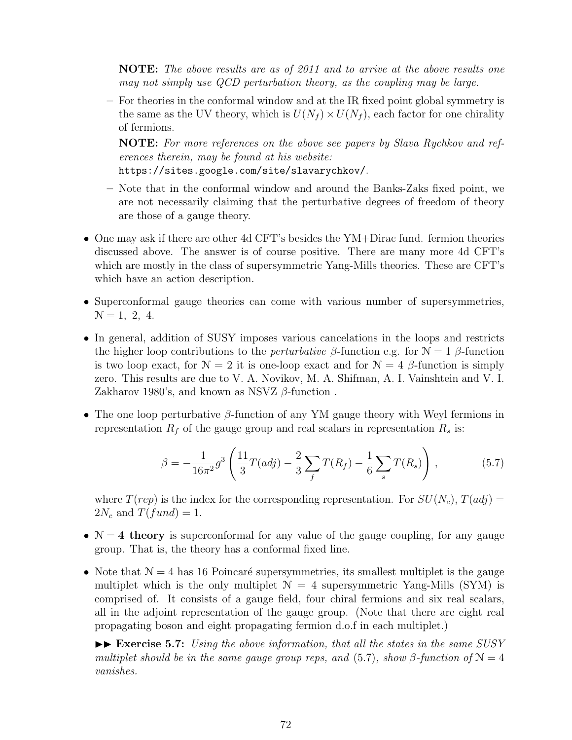**NOTE:** *The above results are as of 2011 and to arrive at the above results one may not simply use QCD perturbation theory, as the coupling may be large.*

- For theories in the conformal window and at the IR fixed point global symmetry is the same as the UV theory, which is $U(N_f) \times U(N_f)$, each factor for one chirality of fermions.

  **NOTE:** *For more references on the above see papers by Slava Rychkov and references therein, may be found at his website:*
  `https://sites.google.com/site/slavarychkov/`.

- Note that in the conformal window and around the Banks-Zaks fixed point, we are not necessarily claiming that the perturbative degrees of freedom of theory are those of a gauge theory.

- One may ask if there are other 4d CFT's besides the YM+Dirac fund. fermion theories discussed above. The answer is of course positive. There are many more 4d CFT's which are mostly in the class of supersymmetric Yang-Mills theories. These are CFT's which have an action description.

- Superconformal gauge theories can come with various number of supersymmetries, $\mathcal{N} = 1,\ 2,\ 4$.

- In general, addition of SUSY imposes various cancelations in the loops and restricts the higher loop contributions to the *perturbative* $\beta$-function e.g. for $\mathcal{N} = 1$ $\beta$-function is two loop exact, for $\mathcal{N} = 2$ it is one-loop exact and for $\mathcal{N} = 4$ $\beta$-function is simply zero. This results are due to V. A. Novikov, M. A. Shifman, A. I. Vainshtein and V. I. Zakharov 1980's, and known as NSVZ $\beta$-function .

- The one loop perturbative $\beta$-function of any YM gauge theory with Weyl fermions in representation $R_f$ of the gauge group and real scalars in representation $R_s$ is:

$$\beta = -\frac{1}{16\pi^2} g^3 \left( \frac{11}{3} T(adj) - \frac{2}{3} \sum_f T(R_f) - \frac{1}{6} \sum_s T(R_s) \right) , \tag{5.7}$$

  where $T(rep)$ is the index for the corresponding representation. For $SU(N_c)$, $T(adj) = 2N_c$ and $T(fund) = 1$.

- **$\mathcal{N} = 4$ theory** is superconformal for any value of the gauge coupling, for any gauge group. That is, the theory has a conformal fixed line.

- Note that $\mathcal{N} = 4$ has 16 Poincaré supersymmetries, its smallest multiplet is the gauge multiplet which is the only multiplet $\mathcal{N} = 4$ supersymmetric Yang-Mills (SYM) is comprised of. It consists of a gauge field, four chiral fermions and six real scalars, all in the adjoint representation of the gauge group. (Note that there are eight real propagating boson and eight propagating fermion d.o.f in each multiplet.)

  ►► **Exercise 5.7:** *Using the above information, that all the states in the same SUSY multiplet should be in the same gauge group reps, and (5.7), show $\beta$-function of $\mathcal{N} = 4$ vanishes.*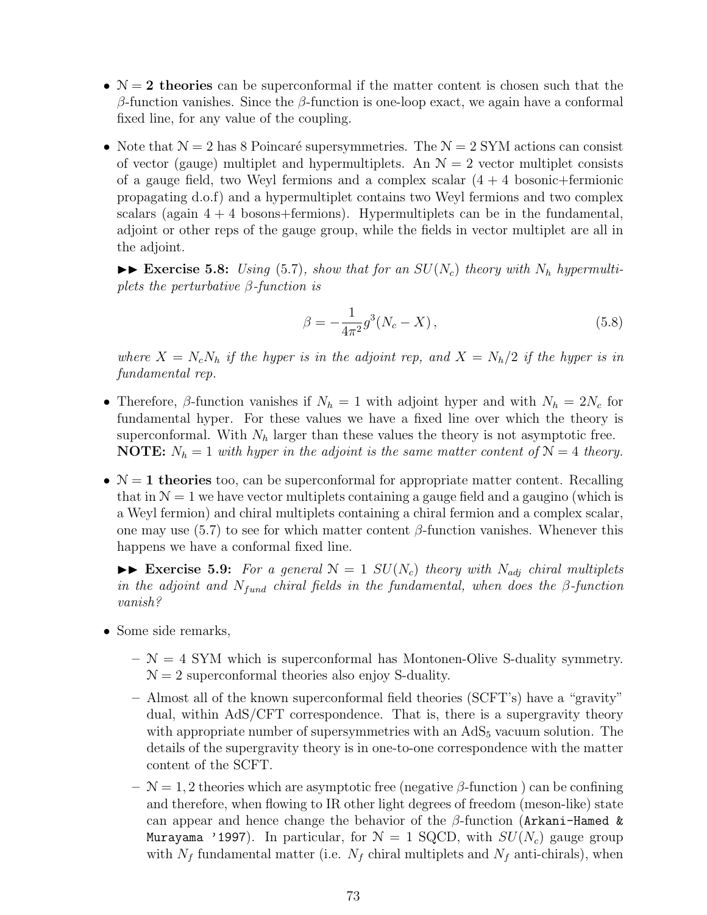- $\mathcal{N} = 2$ **theories** can be superconformal if the matter content is chosen such that the $\beta$-function vanishes. Since the $\beta$-function is one-loop exact, we again have a conformal fixed line, for any value of the coupling.

- Note that $\mathcal{N} = 2$ has 8 Poincaré supersymmetries. The $\mathcal{N} = 2$ SYM actions can consist of vector (gauge) multiplet and hypermultiplets. An $\mathcal{N} = 2$ vector multiplet consists of a gauge field, two Weyl fermions and a complex scalar ($4 + 4$ bosonic+fermionic propagating d.o.f) and a hypermultiplet contains two Weyl fermions and two complex scalars (again $4 + 4$ bosons+fermions). Hypermultiplets can be in the fundamental, adjoint or other reps of the gauge group, while the fields in vector multiplet are all in the adjoint.

  ►► **Exercise 5.8:** *Using (5.7), show that for an $SU(N_c)$ theory with $N_h$ hypermultiplets the perturbative $\beta$-function is*

$$\beta = -\frac{1}{4\pi^2} g^3 (N_c - X) \,, \tag{5.8}$$

  *where $X = N_c N_h$ if the hyper is in the adjoint rep, and $X = N_h/2$ if the hyper is in fundamental rep.*

- Therefore, $\beta$-function vanishes if $N_h = 1$ with adjoint hyper and with $N_h = 2N_c$ for fundamental hyper. For these values we have a fixed line over which the theory is superconformal. With $N_h$ larger than these values the theory is not asymptotic free.
  **NOTE:** *$N_h = 1$ with hyper in the adjoint is the same matter content of $\mathcal{N} = 4$ theory.*

- $\mathcal{N} = 1$ **theories** too, can be superconformal for appropriate matter content. Recalling that in $\mathcal{N} = 1$ we have vector multiplets containing a gauge field and a gaugino (which is a Weyl fermion) and chiral multiplets containing a chiral fermion and a complex scalar, one may use (5.7) to see for which matter content $\beta$-function vanishes. Whenever this happens we have a conformal fixed line.

  ►► **Exercise 5.9:** *For a general $\mathcal{N} = 1$ $SU(N_c)$ theory with $N_{adj}$ chiral multiplets in the adjoint and $N_{fund}$ chiral fields in the fundamental, when does the $\beta$-function vanish?*

- Some side remarks,

  – $\mathcal{N} = 4$ SYM which is superconformal has Montonen-Olive S-duality symmetry. $\mathcal{N} = 2$ superconformal theories also enjoy S-duality.

  – Almost all of the known superconformal field theories (SCFT's) have a "gravity" dual, within AdS/CFT correspondence. That is, there is a supergravity theory with appropriate number of supersymmetries with an $AdS_5$ vacuum solution. The details of the supergravity theory is in one-to-one correspondence with the matter content of the SCFT.

  – $\mathcal{N} = 1, 2$ theories which are asymptotic free (negative $\beta$-function ) can be confining and therefore, when flowing to IR other light degrees of freedom (meson-like) state can appear and hence change the behavior of the $\beta$-function (`Arkani-Hamed & Murayama '1997`). In particular, for $\mathcal{N} = 1$ SQCD, with $SU(N_c)$ gauge group with $N_f$ fundamental matter (i.e. $N_f$ chiral multplets and $N_f$ anti-chirals), when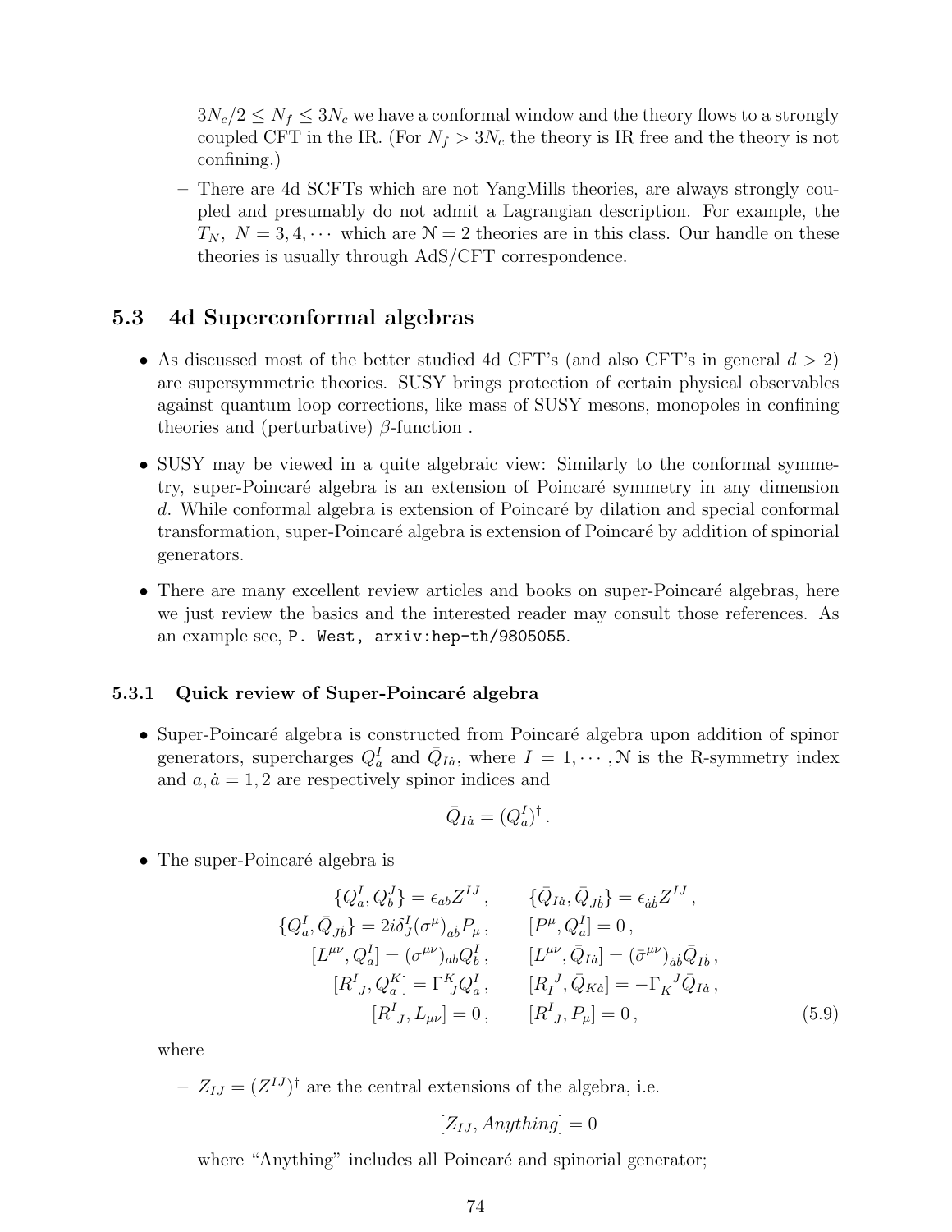$3N_c/2 \le N_f \le 3N_c$ we have a conformal window and the theory flows to a strongly coupled CFT in the IR. (For $N_f > 3N_c$ the theory is IR free and the theory is not confining.)

– There are 4d SCFTs which are not YangMills theories, are always strongly coupled and presumably do not admit a Lagrangian description. For example, the $T_N,\ N = 3, 4, \cdots$ which are $\mathcal{N} = 2$ theories are in this class. Our handle on these theories is usually through AdS/CFT correspondence.

## 5.3 4d Superconformal algebras

- As discussed most of the better studied 4d CFT's (and also CFT's in general $d > 2$) are supersymmetric theories. SUSY brings protection of certain physical observables against quantum loop corrections, like mass of SUSY mesons, monopoles in confining theories and (perturbative) $\beta$-function .
- SUSY may be viewed in a quite algebraic view: Similarly to the conformal symmetry, super-Poincaré algebra is an extension of Poincaré symmetry in any dimension $d$. While conformal algebra is extension of Poincaré by dilation and special conformal transformation, super-Poincaré algebra is extension of Poincaré by addition of spinorial generators.
- There are many excellent review articles and books on super-Poincaré algebras, here we just review the basics and the interested reader may consult those references. As an example see, `P. West, arxiv:hep-th/9805055`.

### 5.3.1 Quick review of Super-Poincaré algebra

- Super-Poincaré algebra is constructed from Poincaré algebra upon addition of spinor generators, supercharges $Q_a^I$ and $\bar{Q}_{I\dot{a}}$, where $I = 1, \cdots, \mathcal{N}$ is the R-symmetry index and $a, \dot{a} = 1, 2$ are respectively spinor indices and

$$\bar{Q}_{I\dot{a}} = (Q_a^I)^\dagger\,.$$

- The super-Poincaré algebra is

$$\begin{aligned}
\{Q_a^I, Q_b^J\} &= \epsilon_{ab} Z^{IJ}\,, & \{\bar{Q}_{I\dot{a}}, \bar{Q}_{J\dot{b}}\} &= \epsilon_{\dot{a}\dot{b}} Z^{IJ}\,,\\
\{Q_a^I, \bar{Q}_{J\dot{b}}\} &= 2i\delta_J^I (\sigma^\mu)_{a\dot{b}} P_\mu\,, & [P^\mu, Q_a^I] &= 0\,,\\
[L^{\mu\nu}, Q_a^I] &= (\sigma^{\mu\nu})_{ab} Q_b^I\,, & [L^{\mu\nu}, \bar{Q}_{I\dot{a}}] &= (\bar{\sigma}^{\mu\nu})_{\dot{a}\dot{b}} \bar{Q}_{I\dot{b}}\,,\\
[R^I{}_J, Q_a^K] &= \Gamma^K{}_J Q_a^I\,, & [R_I{}^J, \bar{Q}_{K\dot{a}}] &= -\Gamma_K{}^J \bar{Q}_{I\dot{a}}\,,\\
[R^I{}_J, L_{\mu\nu}] &= 0\,, & [R^I{}_J, P_\mu] &= 0\,,
\end{aligned} \tag{5.9}$$

where

– $Z_{IJ} = (Z^{IJ})^\dagger$ are the central extensions of the algebra, i.e.

$$[Z_{IJ}, \mathit{Anything}] = 0$$

where "Anything" includes all Poincaré and spinorial generator;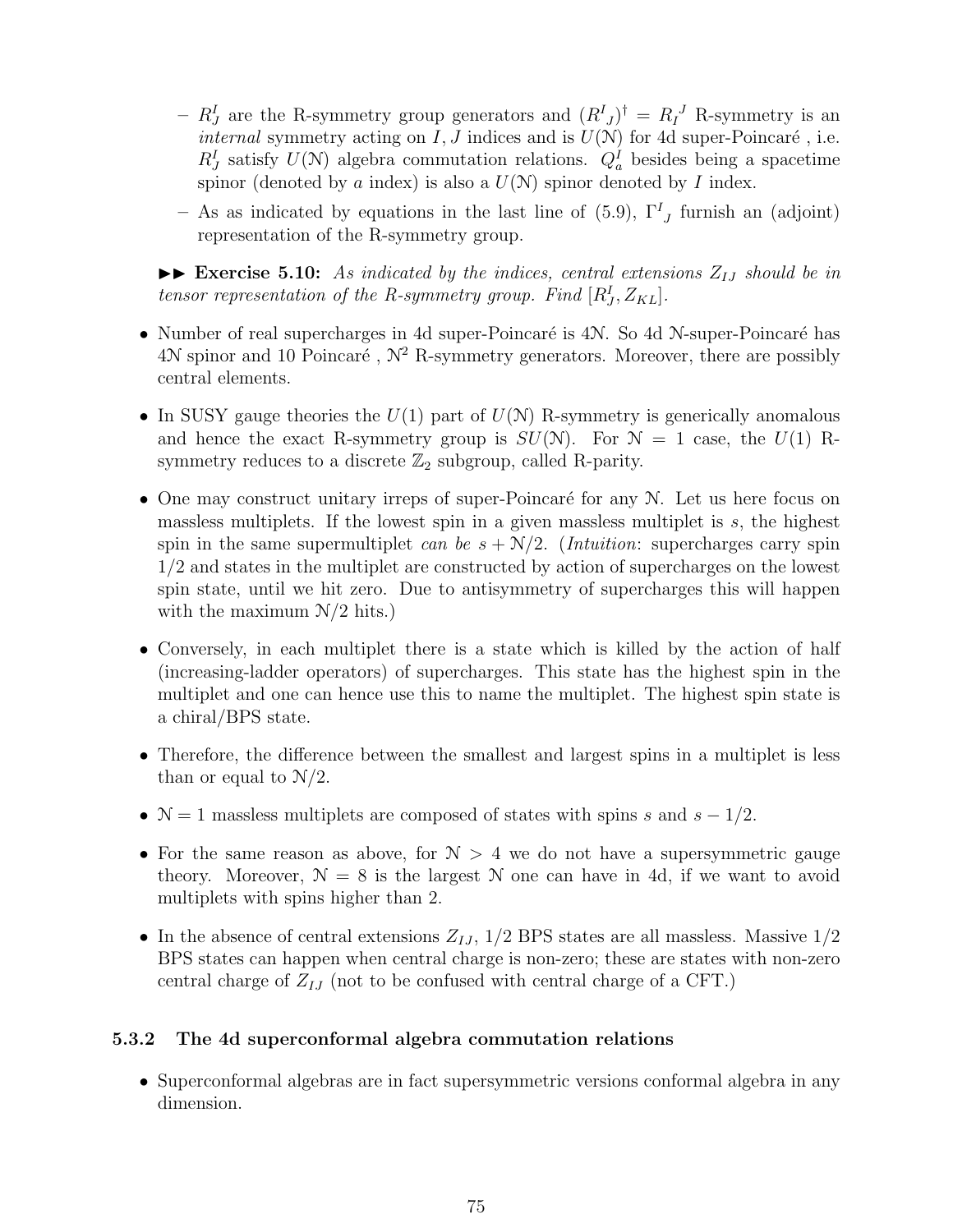- $R^I_J$ are the R-symmetry group generators and $(R^I{}_J)^\dagger = R_I{}^J$ R-symmetry is an *internal* symmetry acting on $I, J$ indices and is $U(\mathcal{N})$ for 4d super-Poincaré , i.e. $R^I_J$ satisfy $U(\mathcal{N})$ algebra commutation relations. $Q^I_a$ besides being a spacetime spinor (denoted by $a$ index) is also a $U(\mathcal{N})$ spinor denoted by $I$ index.
  - As as indicated by equations in the last line of (5.9), $\Gamma^I{}_J$ furnish an (adjoint) representation of the R-symmetry group.

►► **Exercise 5.10:** *As indicated by the indices, central extensions $Z_{IJ}$ should be in tensor representation of the R-symmetry group. Find $[R^I_J, Z_{KL}]$.*

- Number of real supercharges in 4d super-Poincaré is $4\mathcal{N}$. So 4d $\mathcal{N}$-super-Poincaré has $4\mathcal{N}$ spinor and 10 Poincaré , $\mathcal{N}^2$ R-symmetry generators. Moreover, there are possibly central elements.

- In SUSY gauge theories the $U(1)$ part of $U(\mathcal{N})$ R-symmetry is generically anomalous and hence the exact R-symmetry group is $SU(\mathcal{N})$. For $\mathcal{N} = 1$ case, the $U(1)$ R-symmetry reduces to a discrete $\mathbb{Z}_2$ subgroup, called R-parity.

- One may construct unitary irreps of super-Poincaré for any $\mathcal{N}$. Let us here focus on massless multiplets. If the lowest spin in a given massless multiplet is $s$, the highest spin in the same supermultiplet *can be* $s + \mathcal{N}/2$. (*Intuition*: supercharges carry spin $1/2$ and states in the multiplet are constructed by action of supercharges on the lowest spin state, until we hit zero. Due to antisymmetry of supercharges this will happen with the maximum $\mathcal{N}/2$ hits.)

- Conversely, in each multiplet there is a state which is killed by the action of half (increasing-ladder operators) of supercharges. This state has the highest spin in the multiplet and one can hence use this to name the multiplet. The highest spin state is a chiral/BPS state.

- Therefore, the difference between the smallest and largest spins in a multiplet is less than or equal to $\mathcal{N}/2$.

- $\mathcal{N} = 1$ massless multiplets are composed of states with spins $s$ and $s - 1/2$.

- For the same reason as above, for $\mathcal{N} > 4$ we do not have a supersymmetric gauge theory. Moreover, $\mathcal{N} = 8$ is the largest $\mathcal{N}$ one can have in 4d, if we want to avoid multiplets with spins higher than 2.

- In the absence of central extensions $Z_{IJ}$, 1/2 BPS states are all massless. Massive 1/2 BPS states can happen when central charge is non-zero; these are states with non-zero central charge of $Z_{IJ}$ (not to be confused with central charge of a CFT.)

### 5.3.2 The 4d superconformal algebra commutation relations

- Superconformal algebras are in fact supersymmetric versions conformal algebra in any dimension.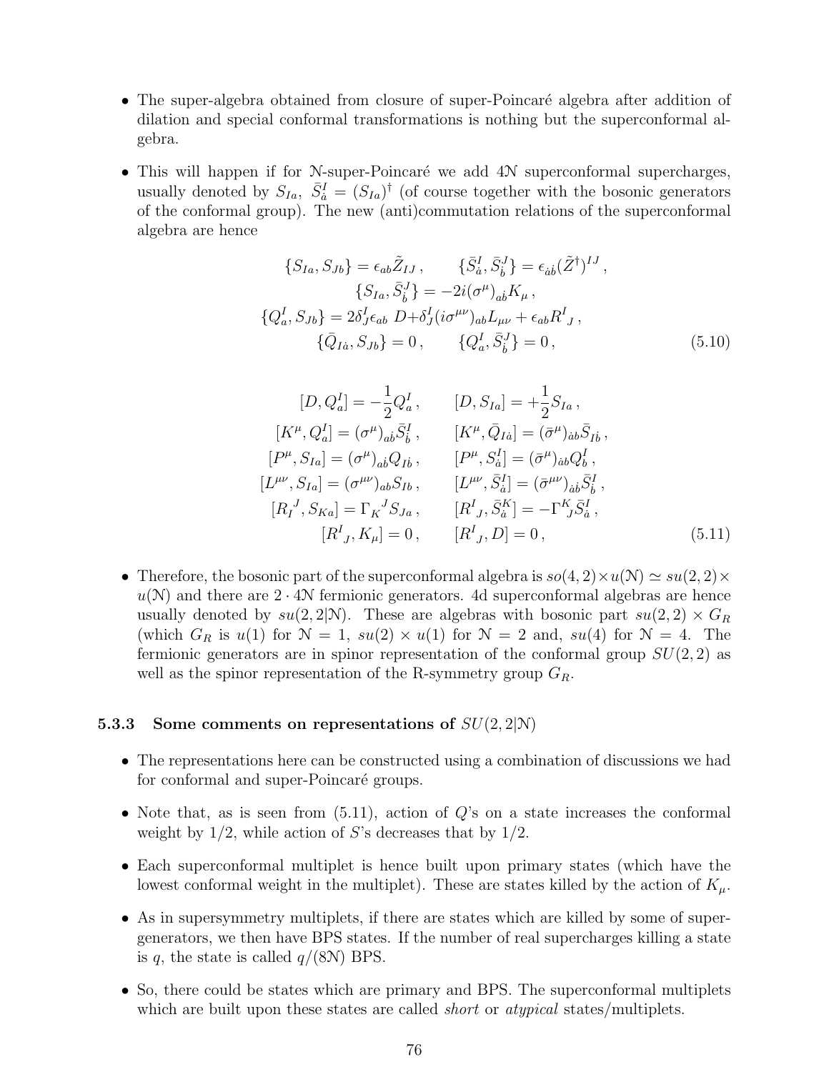- The super-algebra obtained from closure of super-Poincaré algebra after addition of dilation and special conformal transformations is nothing but the superconformal algebra.

- This will happen if for $\mathcal{N}$-super-Poincaré we add $4\mathcal{N}$ superconformal supercharges, usually denoted by $S_{Ia}$, $\bar{S}^I_{\dot{a}} = (S_{Ia})^\dagger$ (of course together with the bosonic generators of the conformal group). The new (anti)commutation relations of the superconformal algebra are hence

$$
\begin{gathered}
\{S_{Ia}, S_{Jb}\} = \epsilon_{ab}\tilde{Z}_{IJ}\,, \qquad \{\bar{S}^I_{\dot{a}}, \bar{S}^J_{\dot{b}}\} = \epsilon_{\dot{a}\dot{b}}(\tilde{Z}^\dagger)^{IJ}\,, \\
\{S_{Ia}, \bar{S}^J_{\dot{b}}\} = -2i(\sigma^\mu)_{a\dot{b}}K_\mu\,, \\
\{Q^I_a, S_{Jb}\} = 2\delta^I_J\epsilon_{ab}\; D + \delta^I_J(i\sigma^{\mu\nu})_{ab}L_{\mu\nu} + \epsilon_{ab}R^I{}_J\,, \\
\{\bar{Q}_{I\dot{a}}, S_{Jb}\} = 0\,, \qquad \{Q^I_a, \bar{S}^J_{\dot{b}}\} = 0\,,
\end{gathered}
\tag{5.10}
$$

$$
\begin{aligned}
[D, Q^I_a] &= -\frac{1}{2}Q^I_a\,, & [D, S_{Ia}] &= +\frac{1}{2}S_{Ia}\,, \\
[K^\mu, Q^I_a] &= (\sigma^\mu)_{a\dot{b}}\bar{S}^I_{\dot{b}}\,, & [K^\mu, \bar{Q}_{I\dot{a}}] &= (\bar{\sigma}^\mu)_{\dot{a}b}\bar{S}_{I\dot{b}}\,, \\
[P^\mu, S_{Ia}] &= (\sigma^\mu)_{a\dot{b}}Q_{I\dot{b}}\,, & [P^\mu, S^I_{\dot{a}}] &= (\bar{\sigma}^\mu)_{\dot{a}b}Q^I_b\,, \\
[L^{\mu\nu}, S_{Ia}] &= (\sigma^{\mu\nu})_{ab}S_{Ib}\,, & [L^{\mu\nu}, \bar{S}^I_{\dot{a}}] &= (\bar{\sigma}^{\mu\nu})_{\dot{a}\dot{b}}\bar{S}^I_{\dot{b}}\,, \\
[R_I{}^J, S_{Ka}] &= \Gamma_K{}^J S_{Ja}\,, & [R^I{}_J, \bar{S}^K_{\dot{a}}] &= -\Gamma^K{}_J\bar{S}^I_{\dot{a}}\,, \\
[R^I{}_J, K_\mu] &= 0\,, & [R^I{}_J, D] &= 0\,,
\end{aligned}
\tag{5.11}
$$

- Therefore, the bosonic part of the superconformal algebra is $so(4,2)\times u(\mathcal{N}) \simeq su(2,2)\times u(\mathcal{N})$ and there are $2\cdot 4\mathcal{N}$ fermionic generators. 4d superconformal algebras are hence usually denoted by $su(2,2|\mathcal{N})$. These are algebras with bosonic part $su(2,2)\times G_R$ (which $G_R$ is $u(1)$ for $\mathcal{N}=1$, $su(2)\times u(1)$ for $\mathcal{N}=2$ and, $su(4)$ for $\mathcal{N}=4$. The fermionic generators are in spinor representation of the conformal group $SU(2,2)$ as well as the spinor representation of the R-symmetry group $G_R$.

### 5.3.3 Some comments on representations of $SU(2,2|\mathcal{N})$

- The representations here can be constructed using a combination of discussions we had for conformal and super-Poincaré groups.

- Note that, as is seen from (5.11), action of $Q$'s on a state increases the conformal weight by 1/2, while action of $S$'s decreases that by 1/2.

- Each superconformal multiplet is hence built upon primary states (which have the lowest conformal weight in the multiplet). These are states killed by the action of $K_\mu$.

- As in supersymmetry multiplets, if there are states which are killed by some of super-generators, we then have BPS states. If the number of real supercharges killing a state is $q$, the state is called $q/(8\mathcal{N})$ BPS.

- So, there could be states which are primary and BPS. The superconformal multiplets which are built upon these states are called *short* or *atypical* states/multiplets.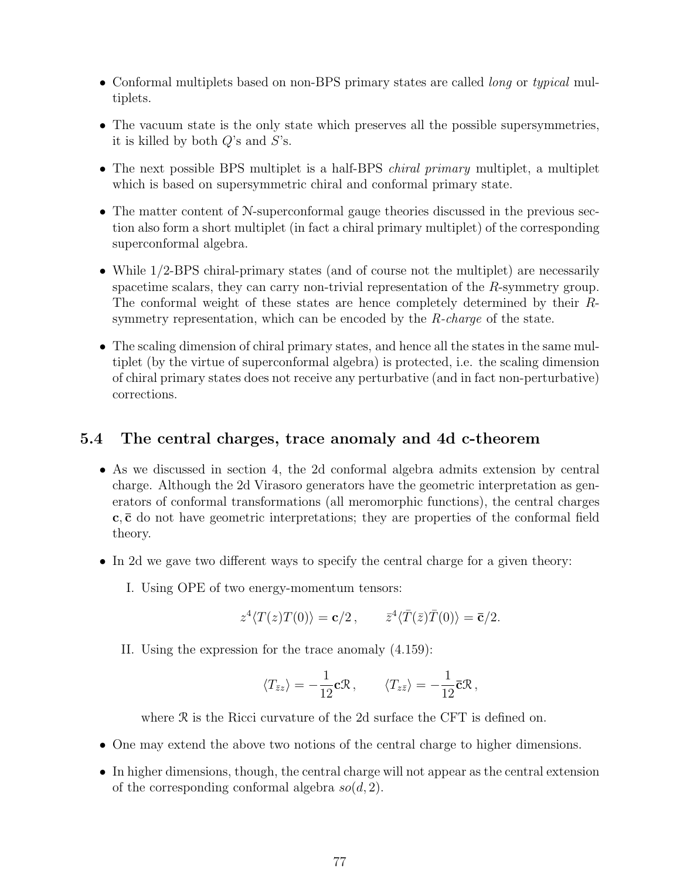- Conformal multiplets based on non-BPS primary states are called *long* or *typical* multiplets.

- The vacuum state is the only state which preserves all the possible supersymmetries, it is killed by both $Q$'s and $S$'s.

- The next possible BPS multiplet is a half-BPS *chiral primary* multiplet, a multiplet which is based on supersymmetric chiral and conformal primary state.

- The matter content of $\mathcal{N}$-superconformal gauge theories discussed in the previous section also form a short multiplet (in fact a chiral primary multiplet) of the corresponding superconformal algebra.

- While 1/2-BPS chiral-primary states (and of course not the multiplet) are necessarily spacetime scalars, they can carry non-trivial representation of the $R$-symmetry group. The conformal weight of these states are hence completely determined by their $R$-symmetry representation, which can be encoded by the *R-charge* of the state.

- The scaling dimension of chiral primary states, and hence all the states in the same multiplet (by the virtue of superconformal algebra) is protected, i.e. the scaling dimension of chiral primary states does not receive any perturbative (and in fact non-perturbative) corrections.

## 5.4 The central charges, trace anomaly and 4d c-theorem

- As we discussed in section 4, the 2d conformal algebra admits extension by central charge. Although the 2d Virasoro generators have the geometric interpretation as generators of conformal transformations (all meromorphic functions), the central charges $\mathbf{c}, \bar{\mathbf{c}}$ do not have geometric interpretations; they are properties of the conformal field theory.

- In 2d we gave two different ways to specify the central charge for a given theory:

  I. Using OPE of two energy-momentum tensors:

  $$z^4\langle T(z)T(0)\rangle = \mathbf{c}/2\,, \qquad \bar{z}^4\langle \bar{T}(\bar{z})\bar{T}(0)\rangle = \bar{\mathbf{c}}/2.$$

  II. Using the expression for the trace anomaly (4.159):

  $$\langle T_{\bar{z}z}\rangle = -\frac{1}{12}\mathbf{c}\mathcal{R}\,, \qquad \langle T_{z\bar{z}}\rangle = -\frac{1}{12}\bar{\mathbf{c}}\mathcal{R}\,,$$

  where $\mathcal{R}$ is the Ricci curvature of the 2d surface the CFT is defined on.

- One may extend the above two notions of the central charge to higher dimensions.

- In higher dimensions, though, the central charge will not appear as the central extension of the corresponding conformal algebra $so(d, 2)$.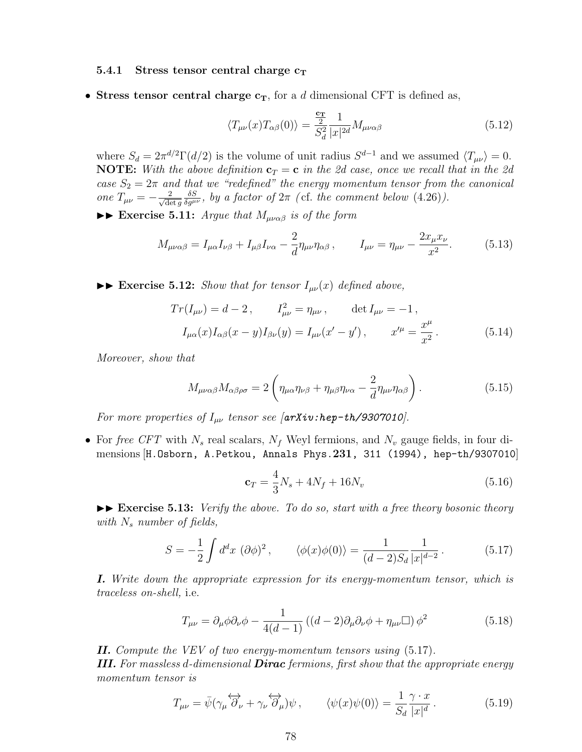#### 5.4.1 Stress tensor central charge $\mathbf{c_T}$

- **Stress tensor central charge $\mathbf{c_T}$**, for a $d$ dimensional CFT is defined as,

$$\langle T_{\mu\nu}(x)T_{\alpha\beta}(0)\rangle = \frac{\frac{\mathbf{c_T}}{2}}{S_d^2}\frac{1}{|x|^{2d}}M_{\mu\nu\alpha\beta} \tag{5.12}$$

where $S_d = 2\pi^{d/2}\Gamma(d/2)$ is the volume of unit radius $S^{d-1}$ and we assumed $\langle T_{\mu\nu}\rangle = 0$.
**NOTE:** *With the above definition $\mathbf{c}_T = \mathbf{c}$ in the 2d case, once we recall that in the 2d case $S_2 = 2\pi$ and that we "redefined" the energy momentum tensor from the canonical one $T_{\mu\nu} = -\frac{2}{\sqrt{\det g}}\frac{\delta S}{\delta g^{\mu\nu}}$, by a factor of $2\pi$ (*cf. *the comment below (4.26)).*

►► **Exercise 5.11:** *Argue that $M_{\mu\nu\alpha\beta}$ is of the form*

$$M_{\mu\nu\alpha\beta} = I_{\mu\alpha}I_{\nu\beta} + I_{\mu\beta}I_{\nu\alpha} - \frac{2}{d}\eta_{\mu\nu}\eta_{\alpha\beta}\,, \qquad I_{\mu\nu} = \eta_{\mu\nu} - \frac{2x_\mu x_\nu}{x^2}. \tag{5.13}$$

►► **Exercise 5.12:** *Show that for tensor $I_{\mu\nu}(x)$ defined above,*

$$\begin{aligned} Tr(I_{\mu\nu}) = d-2\,, \qquad I^2_{\mu\nu} = \eta_{\mu\nu}\,, \qquad \det I_{\mu\nu} = -1\,, \\ I_{\mu\alpha}(x)I_{\alpha\beta}(x-y)I_{\beta\nu}(y) = I_{\mu\nu}(x'-y')\,, \qquad x'^\mu = \frac{x^\mu}{x^2}\,. \end{aligned} \tag{5.14}$$

*Moreover, show that*

$$M_{\mu\nu\alpha\beta}M_{\alpha\beta\rho\sigma} = 2\left(\eta_{\mu\alpha}\eta_{\nu\beta} + \eta_{\mu\beta}\eta_{\nu\alpha} - \frac{2}{d}\eta_{\mu\nu}\eta_{\alpha\beta}\right). \tag{5.15}$$

*For more properties of $I_{\mu\nu}$ tensor see [**arXiv:hep-th/9307010**].*

- For *free CFT* with $N_s$ real scalars, $N_f$ Weyl fermions, and $N_v$ gauge fields, in four dimensions [H.Osborn, A.Petkou, Annals Phys. **231**, 311 (1994), hep-th/9307010]

$$\mathbf{c}_T = \frac{4}{3}N_s + 4N_f + 16N_v \tag{5.16}$$

►► **Exercise 5.13:** *Verify the above. To do so, start with a free theory bosonic theory with $N_s$ number of fields,*

$$S = -\frac{1}{2}\int d^dx\ (\partial\phi)^2\,, \qquad \langle\phi(x)\phi(0)\rangle = \frac{1}{(d-2)S_d}\frac{1}{|x|^{d-2}}\,. \tag{5.17}$$

***I.*** *Write down the appropriate expression for its energy-momentum tensor, which is traceless on-shell,* i.e.

$$T_{\mu\nu} = \partial_\mu\phi\partial_\nu\phi - \frac{1}{4(d-1)}\left((d-2)\partial_\mu\partial_\nu\phi + \eta_{\mu\nu}\Box\right)\phi^2 \tag{5.18}$$

***II.*** *Compute the VEV of two energy-momentum tensors using* (5.17).
***III.*** *For massless d-dimensional **Dirac** fermions, first show that the appropriate energy momentum tensor is*

$$T_{\mu\nu} = \bar\psi(\gamma_\mu \overleftrightarrow{\partial}_\nu + \gamma_\nu \overleftrightarrow{\partial}_\mu)\psi\,, \qquad \langle\psi(x)\psi(0)\rangle = \frac{1}{S_d}\frac{\gamma\cdot x}{|x|^d}\,. \tag{5.19}$$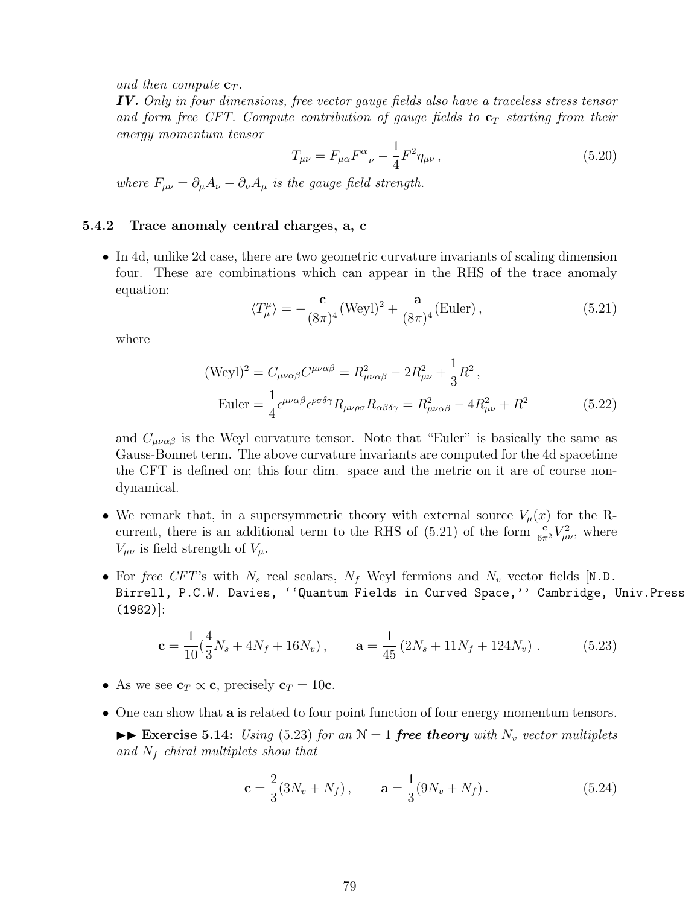*and then compute* $\mathbf{c}_T$.

***IV.*** *Only in four dimensions, free vector gauge fields also have a traceless stress tensor and form free CFT. Compute contribution of gauge fields to* $\mathbf{c}_T$ *starting from their energy momentum tensor*

$$T_{\mu\nu} = F_{\mu\alpha}F^{\alpha}{}_{\nu} - \frac{1}{4}F^2\eta_{\mu\nu}\,, \tag{5.20}$$

*where* $F_{\mu\nu} = \partial_\mu A_\nu - \partial_\nu A_\mu$ *is the gauge field strength.*

### 5.4.2 Trace anomaly central charges, a, c

- In 4d, unlike 2d case, there are two geometric curvature invariants of scaling dimension four. These are combinations which can appear in the RHS of the trace anomaly equation:

$$\langle T^\mu_\mu \rangle = -\frac{\mathbf{c}}{(8\pi)^4}(\text{Weyl})^2 + \frac{\mathbf{a}}{(8\pi)^4}(\text{Euler})\,, \tag{5.21}$$

where

$$\begin{aligned}(\text{Weyl})^2 &= C_{\mu\nu\alpha\beta}C^{\mu\nu\alpha\beta} = R^2_{\mu\nu\alpha\beta} - 2R^2_{\mu\nu} + \frac{1}{3}R^2\,,\\ \text{Euler} &= \frac{1}{4}\epsilon^{\mu\nu\alpha\beta}\epsilon^{\rho\sigma\delta\gamma}R_{\mu\nu\rho\sigma}R_{\alpha\beta\delta\gamma} = R^2_{\mu\nu\alpha\beta} - 4R^2_{\mu\nu} + R^2\end{aligned} \tag{5.22}$$

and $C_{\mu\nu\alpha\beta}$ is the Weyl curvature tensor. Note that "Euler" is basically the same as Gauss-Bonnet term. The above curvature invariants are computed for the 4d spacetime the CFT is defined on; this four dim. space and the metric on it are of course non-dynamical.

- We remark that, in a supersymmetric theory with external source $V_\mu(x)$ for the R-current, there is an additional term to the RHS of (5.21) of the form $\frac{\mathbf{c}}{6\pi^2}V^2_{\mu\nu}$, where $V_{\mu\nu}$ is field strength of $V_\mu$.

- For *free CFT*'s with $N_s$ real scalars, $N_f$ Weyl fermions and $N_v$ vector fields [`N.D. Birrell, P.C.W. Davies, ''Quantum Fields in Curved Space,'' Cambridge, Univ.Press (1982)`]:

$$\mathbf{c} = \frac{1}{10}\left(\frac{4}{3}N_s + 4N_f + 16N_v\right), \qquad \mathbf{a} = \frac{1}{45}\left(2N_s + 11N_f + 124N_v\right). \tag{5.23}$$

- As we see $\mathbf{c}_T \propto \mathbf{c}$, precisely $\mathbf{c}_T = 10\mathbf{c}$.

- One can show that $\mathbf{a}$ is related to four point function of four energy momentum tensors.

  ►► **Exercise 5.14:** *Using* (5.23) *for an* $\mathcal{N} = 1$ ***free theory*** *with* $N_v$ *vector multiplets and* $N_f$ *chiral multiplets show that*

$$\mathbf{c} = \frac{2}{3}(3N_v + N_f)\,, \qquad \mathbf{a} = \frac{1}{3}(9N_v + N_f)\,. \tag{5.24}$$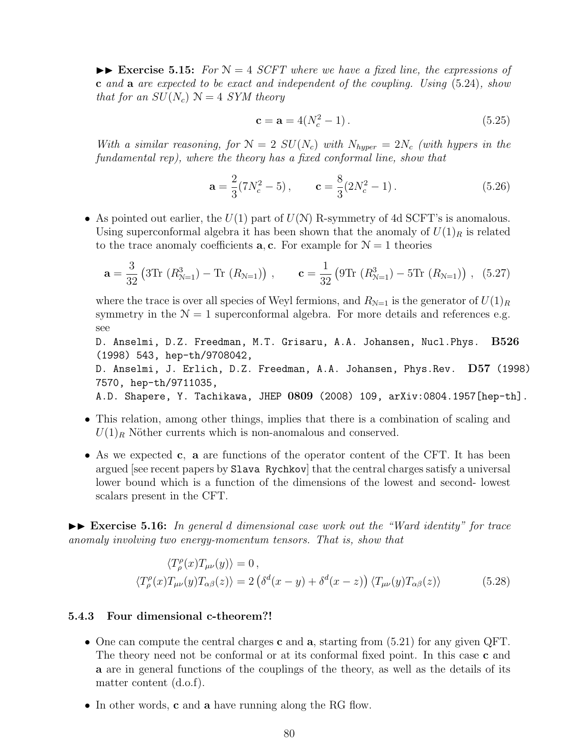▶▶ **Exercise 5.15:** *For $\mathcal{N}=4$ SCFT where we have a fixed line, the expressions of* **c** *and* **a** *are expected to be exact and independent of the coupling. Using (5.24), show that for an $SU(N_c)$ $\mathcal{N}=4$ SYM theory*

$$\mathbf{c} = \mathbf{a} = 4(N_c^2 - 1)\,. \tag{5.25}$$

*With a similar reasoning, for $\mathcal{N}=2$ $SU(N_c)$ with $N_{hyper}=2N_c$ (with hypers in the fundamental rep), where the theory has a fixed conformal line, show that*

$$\mathbf{a} = \frac{2}{3}(7N_c^2 - 5)\,, \qquad \mathbf{c} = \frac{8}{3}(2N_c^2 - 1)\,. \tag{5.26}$$

- As pointed out earlier, the $U(1)$ part of $U(\mathcal{N})$ R-symmetry of 4d SCFT's is anomalous. Using superconformal algebra it has been shown that the anomaly of $U(1)_R$ is related to the trace anomaly coefficients $\mathbf{a}, \mathbf{c}$. For example for $\mathcal{N}=1$ theories

$$\mathbf{a} = \frac{3}{32}\left(3\text{Tr }(R^3_{\mathcal{N}=1}) - \text{Tr }(R_{\mathcal{N}=1})\right)\,, \qquad \mathbf{c} = \frac{1}{32}\left(9\text{Tr }(R^3_{\mathcal{N}=1}) - 5\text{Tr }(R_{\mathcal{N}=1})\right)\,, \tag{5.27}$$

  where the trace is over all species of Weyl fermions, and $R_{\mathcal{N}=1}$ is the generator of $U(1)_R$ symmetry in the $\mathcal{N}=1$ superconformal algebra. For more details and references e.g. see
  D. Anselmi, D.Z. Freedman, M.T. Grisaru, A.A. Johansen, Nucl.Phys. **B526** (1998) 543, hep-th/9708042,
  D. Anselmi, J. Erlich, D.Z. Freedman, A.A. Johansen, Phys.Rev. **D57** (1998) 7570, hep-th/9711035,
  A.D. Shapere, Y. Tachikawa, JHEP **0809** (2008) 109, arXiv:0804.1957[hep-th].

- This relation, among other things, implies that there is a combination of scaling and $U(1)_R$ Nöther currents which is non-anomalous and conserved.

- As we expected **c**, **a** are functions of the operator content of the CFT. It has been argued [see recent papers by Slava Rychkov] that the central charges satisfy a universal lower bound which is a function of the dimensions of the lowest and second- lowest scalars present in the CFT.

▶▶ **Exercise 5.16:** *In general d dimensional case work out the "Ward identity" for trace anomaly involving two energy-momentum tensors. That is, show that*

$$\begin{aligned}
\langle T^\rho_\rho(x) T_{\mu\nu}(y)\rangle &= 0\,, \\
\langle T^\rho_\rho(x) T_{\mu\nu}(y) T_{\alpha\beta}(z)\rangle &= 2\left(\delta^d(x-y) + \delta^d(x-z)\right)\langle T_{\mu\nu}(y) T_{\alpha\beta}(z)\rangle
\end{aligned} \tag{5.28}$$

### 5.4.3 Four dimensional c-theorem?!

- One can compute the central charges **c** and **a**, starting from (5.21) for any given QFT. The theory need not be conformal or at its conformal fixed point. In this case **c** and **a** are in general functions of the couplings of the theory, as well as the details of its matter content (d.o.f).

- In other words, **c** and **a** have running along the RG flow.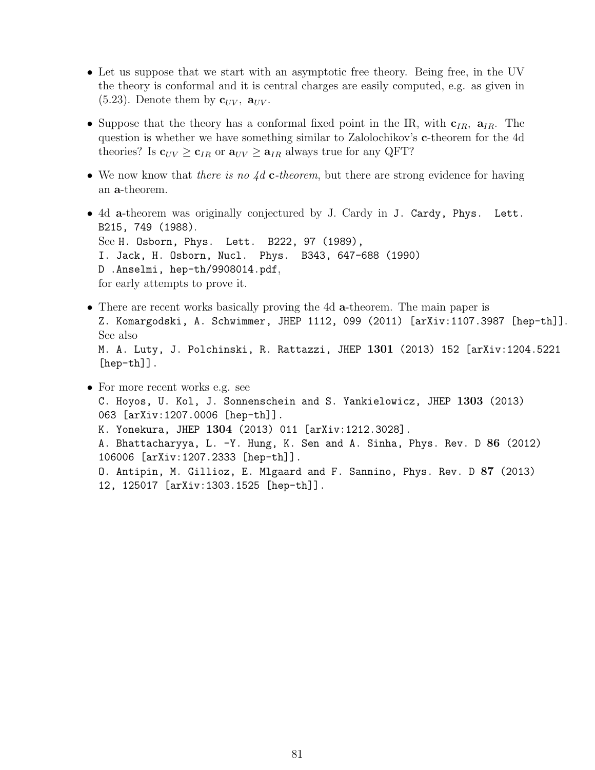- Let us suppose that we start with an asymptotic free theory. Being free, in the UV the theory is conformal and it is central charges are easily computed, e.g. as given in (5.23). Denote them by $\mathbf{c}_{UV}$, $\mathbf{a}_{UV}$.

- Suppose that the theory has a conformal fixed point in the IR, with $\mathbf{c}_{IR}$, $\mathbf{a}_{IR}$. The question is whether we have something similar to Zalolochikov's **c**-theorem for the 4d theories? Is $\mathbf{c}_{UV} \geq \mathbf{c}_{IR}$ or $\mathbf{a}_{UV} \geq \mathbf{a}_{IR}$ always true for any QFT?

- We now know that *there is no 4d* **c***-theorem*, but there are strong evidence for having an **a**-theorem.

- 4d **a**-theorem was originally conjectured by J. Cardy in `J. Cardy, Phys. Lett. B215, 749 (1988)`.
  See `H. Osborn, Phys. Lett. B222, 97 (1989),`
  `I. Jack, H. Osborn, Nucl. Phys. B343, 647-688 (1990)`
  `D .Anselmi, hep-th/9908014.pdf`,
  for early attempts to prove it.

- There are recent works basically proving the 4d **a**-theorem. The main paper is
  `Z. Komargodski, A. Schwimmer, JHEP 1112, 099 (2011) [arXiv:1107.3987 [hep-th]]`.
  See also
  `M. A. Luty, J. Polchinski, R. Rattazzi, JHEP` **1301** `(2013) 152 [arXiv:1204.5221 [hep-th]]`.

- For more recent works e.g. see
  `C. Hoyos, U. Kol, J. Sonnenschein and S. Yankielowicz, JHEP` **1303** `(2013) 063 [arXiv:1207.0006 [hep-th]]`.
  `K. Yonekura, JHEP` **1304** `(2013) 011 [arXiv:1212.3028]`.
  `A. Bhattacharyya, L. -Y. Hung, K. Sen and A. Sinha, Phys. Rev. D` **86** `(2012) 106006 [arXiv:1207.2333 [hep-th]]`.
  `O. Antipin, M. Gillioz, E. Mlgaard and F. Sannino, Phys. Rev. D` **87** `(2013) 12, 125017 [arXiv:1303.1525 [hep-th]]`.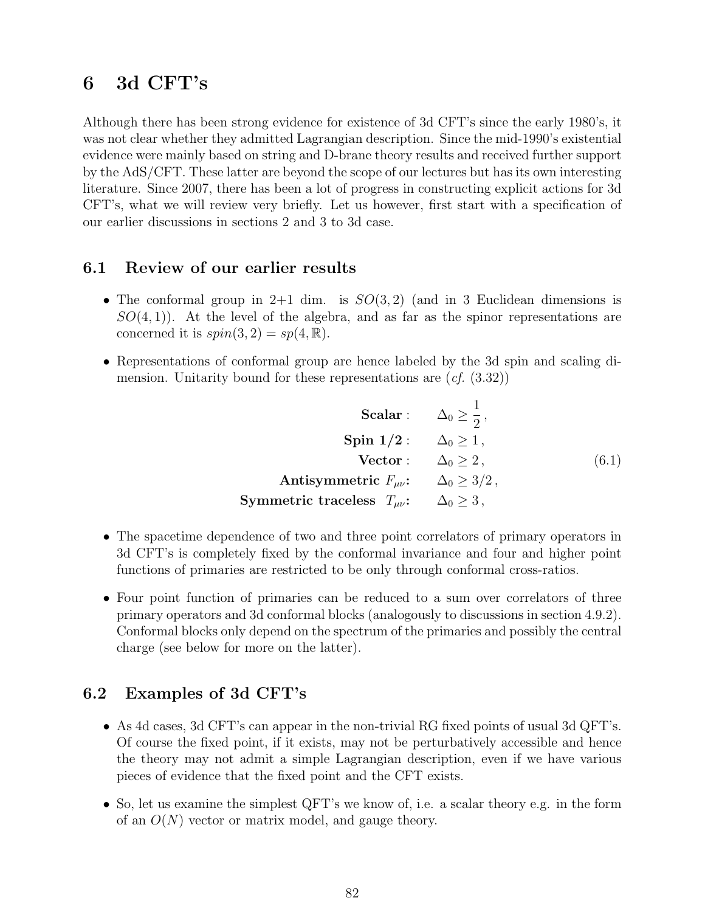# 6 3d CFT's

Although there has been strong evidence for existence of 3d CFT's since the early 1980's, it was not clear whether they admitted Lagrangian description. Since the mid-1990's existential evidence were mainly based on string and D-brane theory results and received further support by the AdS/CFT. These latter are beyond the scope of our lectures but has its own interesting literature. Since 2007, there has been a lot of progress in constructing explicit actions for 3d CFT's, what we will review very briefly. Let us however, first start with a specification of our earlier discussions in sections 2 and 3 to 3d case.

## 6.1 Review of our earlier results

- The conformal group in 2+1 dim. is $SO(3,2)$ (and in 3 Euclidean dimensions is $SO(4,1)$). At the level of the algebra, and as far as the spinor representations are concerned it is $spin(3,2) = sp(4,\mathbb{R})$.
- Representations of conformal group are hence labeled by the 3d spin and scaling dimension. Unitarity bound for these representations are (*cf.* (3.32))

$$
\begin{aligned}
\textbf{Scalar}: &\qquad \Delta_0 \geq \frac{1}{2}\,,\\
\textbf{Spin 1/2}: &\qquad \Delta_0 \geq 1\,,\\
\textbf{Vector}: &\qquad \Delta_0 \geq 2\,,\\
\textbf{Antisymmetric } F_{\mu\nu}\textbf{:} &\qquad \Delta_0 \geq 3/2\,,\\
\textbf{Symmetric traceless } T_{\mu\nu}\textbf{:} &\qquad \Delta_0 \geq 3\,,
\end{aligned}
\tag{6.1}
$$

- The spacetime dependence of two and three point correlators of primary operators in 3d CFT's is completely fixed by the conformal invariance and four and higher point functions of primaries are restricted to be only through conformal cross-ratios.
- Four point function of primaries can be reduced to a sum over correlators of three primary operators and 3d conformal blocks (analogously to discussions in section 4.9.2). Conformal blocks only depend on the spectrum of the primaries and possibly the central charge (see below for more on the latter).

## 6.2 Examples of 3d CFT's

- As 4d cases, 3d CFT's can appear in the non-trivial RG fixed points of usual 3d QFT's. Of course the fixed point, if it exists, may not be perturbatively accessible and hence the theory may not admit a simple Lagrangian description, even if we have various pieces of evidence that the fixed point and the CFT exists.
- So, let us examine the simplest QFT's we know of, i.e. a scalar theory e.g. in the form of an $O(N)$ vector or matrix model, and gauge theory.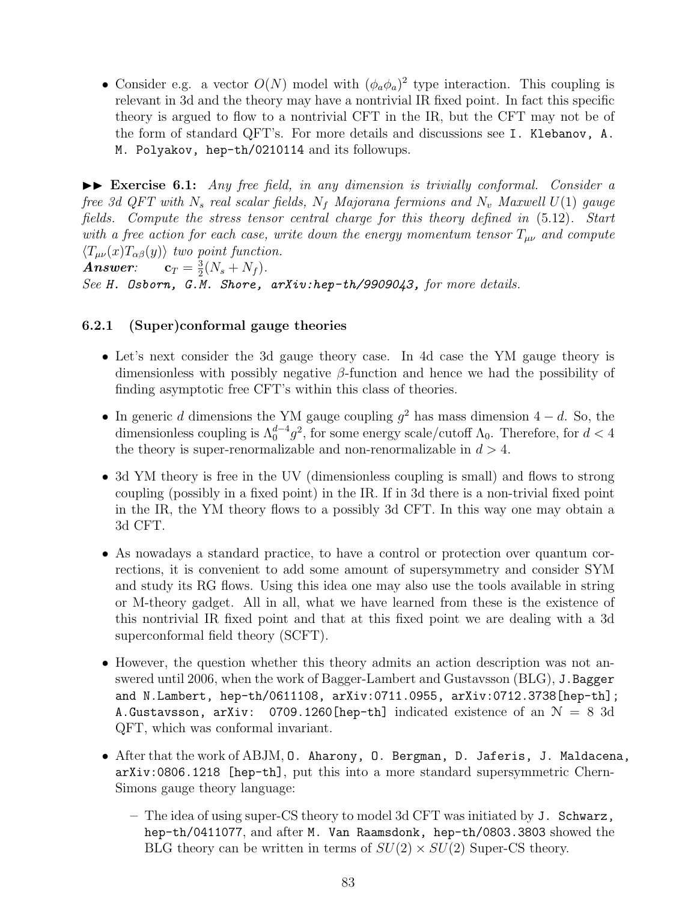- Consider e.g. a vector $O(N)$ model with $(\phi_a\phi_a)^2$ type interaction. This coupling is relevant in 3d and the theory may have a nontrivial IR fixed point. In fact this specific theory is argued to flow to a nontrivial CFT in the IR, but the CFT may not be of the form of standard QFT's. For more details and discussions see `I. Klebanov, A. M. Polyakov, hep-th/0210114` and its followups.

►► **Exercise 6.1:** *Any free field, in any dimension is trivially conformal. Consider a free 3d QFT with $N_s$ real scalar fields, $N_f$ Majorana fermions and $N_v$ Maxwell $U(1)$ gauge fields. Compute the stress tensor central charge for this theory defined in (5.12). Start with a free action for each case, write down the energy momentum tensor $T_{\mu\nu}$ and compute $\langle T_{\mu\nu}(x)T_{\alpha\beta}(y)\rangle$ two point function.*

***Answer:*** $\mathbf{c}_T = \frac{3}{2}(N_s + N_f)$.

*See* ***H. Osborn, G.M. Shore, arXiv:hep-th/9909043,*** *for more details.*

### 6.2.1 (Super)conformal gauge theories

- Let's next consider the 3d gauge theory case. In 4d case the YM gauge theory is dimensionless with possibly negative $\beta$-function and hence we had the possibility of finding asymptotic free CFT's within this class of theories.
- In generic $d$ dimensions the YM gauge coupling $g^2$ has mass dimension $4-d$. So, the dimensionless coupling is $\Lambda_0^{d-4}g^2$, for some energy scale/cutoff $\Lambda_0$. Therefore, for $d < 4$ the theory is super-renormalizable and non-renormalizable in $d > 4$.
- 3d YM theory is free in the UV (dimensionless coupling is small) and flows to strong coupling (possibly in a fixed point) in the IR. If in 3d there is a non-trivial fixed point in the IR, the YM theory flows to a possibly 3d CFT. In this way one may obtain a 3d CFT.
- As nowadays a standard practice, to have a control or protection over quantum corrections, it is convenient to add some amount of supersymmetry and consider SYM and study its RG flows. Using this idea one may also use the tools available in string or M-theory gadget. All in all, what we have learned from these is the existence of this nontrivial IR fixed point and that at this fixed point we are dealing with a 3d superconformal field theory (SCFT).
- However, the question whether this theory admits an action description was not answered until 2006, when the work of Bagger-Lambert and Gustavsson (BLG), `J.Bagger and N.Lambert, hep-th/0611108, arXiv:0711.0955, arXiv:0712.3738[hep-th]; A.Gustavsson, arXiv: 0709.1260[hep-th]` indicated existence of an $\mathcal{N} = 8$ 3d QFT, which was conformal invariant.
- After that the work of ABJM, `O. Aharony, O. Bergman, D. Jaferis, J. Maldacena, arXiv:0806.1218 [hep-th]`, put this into a more standard supersymmetric Chern-Simons gauge theory language:
  - The idea of using super-CS theory to model 3d CFT was initiated by `J. Schwarz, hep-th/0411077`, and after `M. Van Raamsdonk, hep-th/0803.3803` showed the BLG theory can be written in terms of $SU(2) \times SU(2)$ Super-CS theory.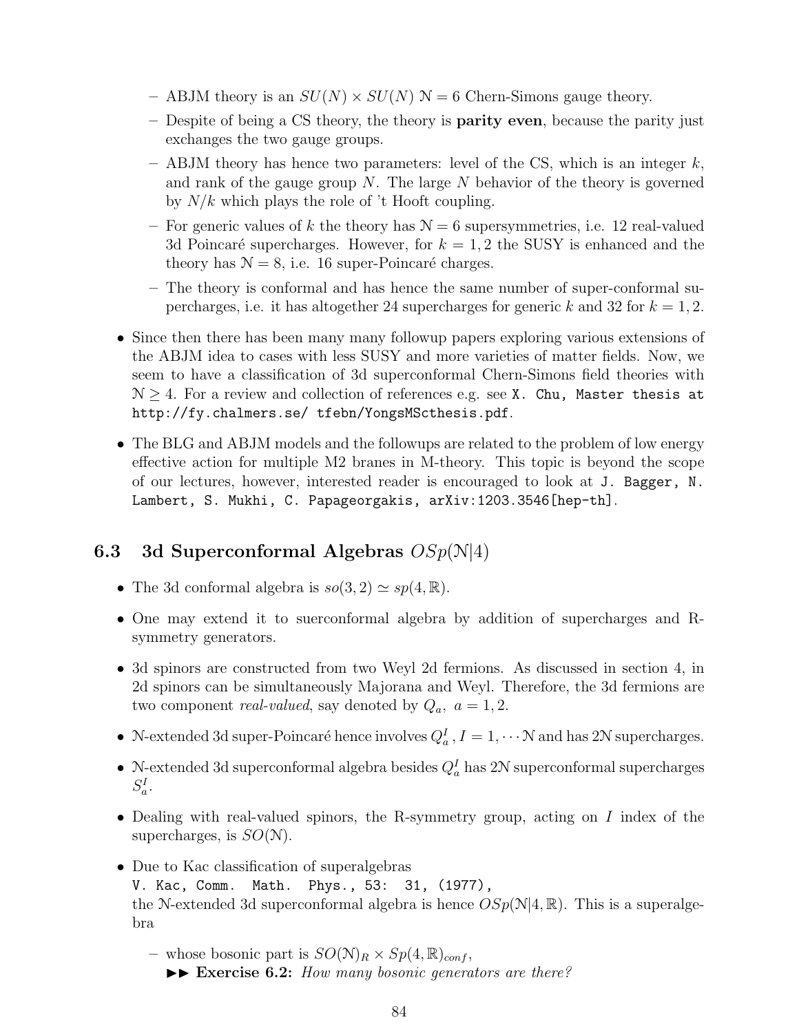- ABJM theory is an $SU(N) \times SU(N)$ $\mathcal{N} = 6$ Chern-Simons gauge theory.
- Despite of being a CS theory, the theory is **parity even**, because the parity just exchanges the two gauge groups.
- ABJM theory has hence two parameters: level of the CS, which is an integer $k$, and rank of the gauge group $N$. The large $N$ behavior of the theory is governed by $N/k$ which plays the role of 't Hooft coupling.
- For generic values of $k$ the theory has $\mathcal{N} = 6$ supersymmetries, i.e. 12 real-valued 3d Poincaré supercharges. However, for $k = 1, 2$ the SUSY is enhanced and the theory has $\mathcal{N} = 8$, i.e. 16 super-Poincaré charges.
- The theory is conformal and has hence the same number of super-conformal supercharges, i.e. it has altogether 24 supercharges for generic $k$ and 32 for $k = 1, 2$.

- Since then there has been many many followup papers exploring various extensions of the ABJM idea to cases with less SUSY and more varieties of matter fields. Now, we seem to have a classification of 3d superconformal Chern-Simons field theories with $\mathcal{N} \geq 4$. For a review and collection of references e.g. see `X. Chu, Master thesis at http://fy.chalmers.se/ tfebn/YongsMScthesis.pdf`.

- The BLG and ABJM models and the followups are related to the problem of low energy effective action for multiple M2 branes in M-theory. This topic is beyond the scope of our lectures, however, interested reader is encouraged to look at `J. Bagger, N. Lambert, S. Mukhi, C. Papageorgakis, arXiv:1203.3546[hep-th]`.

### 6.3 3d Superconformal Algebras $OSp(\mathcal{N}|4)$

- The 3d conformal algebra is $so(3, 2) \simeq sp(4, \mathbb{R})$.

- One may extend it to suerconformal algebra by addition of supercharges and R-symmetry generators.

- 3d spinors are constructed from two Weyl 2d fermions. As discussed in section 4, in 2d spinors can be simultaneously Majorana and Weyl. Therefore, the 3d fermions are two component *real-valued*, say denoted by $Q_a,\ a = 1, 2$.

- $\mathcal{N}$-extended 3d super-Poincaré hence involves $Q^I_a, I = 1, \cdots \mathcal{N}$ and has $2\mathcal{N}$ supercharges.

- $\mathcal{N}$-extended 3d superconformal algebra besides $Q^I_a$ has $2\mathcal{N}$ superconformal supercharges $S^I_a$.

- Dealing with real-valued spinors, the R-symmetry group, acting on $I$ index of the supercharges, is $SO(\mathcal{N})$.

- Due to Kac classification of superalgebras
  `V. Kac, Comm. Math. Phys., 53: 31, (1977),`
  the $\mathcal{N}$-extended 3d superconformal algebra is hence $OSp(\mathcal{N}|4, \mathbb{R})$. This is a superalgebra

  - whose bosonic part is $SO(\mathcal{N})_R \times Sp(4, \mathbb{R})_{conf}$,
    ►► **Exercise 6.2:** *How many bosonic generators are there?*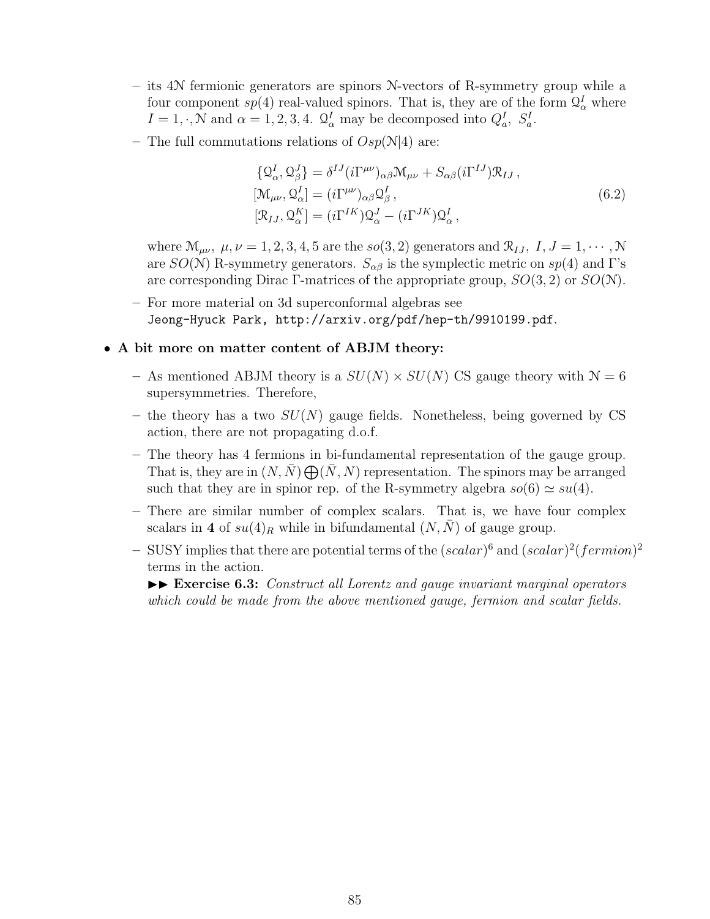- its $4\mathcal{N}$ fermionic generators are spinors $\mathcal{N}$-vectors of R-symmetry group while a four component $sp(4)$ real-valued spinors. That is, they are of the form $\mathcal{Q}^I_\alpha$ where $I = 1, \cdot, \mathcal{N}$ and $\alpha = 1, 2, 3, 4$. $\mathcal{Q}^I_\alpha$ may be decomposed into $Q^I_a$, $S^I_a$.
- The full commutations relations of $Osp(\mathcal{N}|4)$ are:

$$
\begin{aligned}
\{\mathcal{Q}^I_\alpha, \mathcal{Q}^J_\beta\} &= \delta^{IJ}(i\Gamma^{\mu\nu})_{\alpha\beta}\mathcal{M}_{\mu\nu} + S_{\alpha\beta}(i\Gamma^{IJ})\mathcal{R}_{IJ}\,, \\
[\mathcal{M}_{\mu\nu}, \mathcal{Q}^I_\alpha] &= (i\Gamma^{\mu\nu})_{\alpha\beta}\mathcal{Q}^I_\beta\,, \\
[\mathcal{R}_{IJ}, \mathcal{Q}^K_\alpha] &= (i\Gamma^{IK})\mathcal{Q}^J_\alpha - (i\Gamma^{JK})\mathcal{Q}^I_\alpha\,,
\end{aligned}
\tag{6.2}
$$

  where $\mathcal{M}_{\mu\nu}$, $\mu, \nu = 1, 2, 3, 4, 5$ are the $so(3, 2)$ generators and $\mathcal{R}_{IJ}$, $I, J = 1, \cdots, \mathcal{N}$ are $SO(\mathcal{N})$ R-symmetry generators. $S_{\alpha\beta}$ is the symplectic metric on $sp(4)$ and $\Gamma$'s are corresponding Dirac $\Gamma$-matrices of the appropriate group, $SO(3, 2)$ or $SO(\mathcal{N})$.
- For more material on 3d superconformal algebras see `Jeong-Hyuck Park, http://arxiv.org/pdf/hep-th/9910199.pdf`.

- **A bit more on matter content of ABJM theory:**
  - As mentioned ABJM theory is a $SU(N) \times SU(N)$ CS gauge theory with $\mathcal{N} = 6$ supersymmetries. Therefore,
  - the theory has a two $SU(N)$ gauge fields. Nonetheless, being governed by CS action, there are not propagating d.o.f.
  - The theory has 4 fermions in bi-fundamental representation of the gauge group. That is, they are in $(N, \bar{N}) \bigoplus (\bar{N}, N)$ representation. The spinors may be arranged such that they are in spinor rep. of the R-symmetry algebra $so(6) \simeq su(4)$.
  - There are similar number of complex scalars. That is, we have four complex scalars in $\mathbf{4}$ of $su(4)_R$ while in bifundamental $(N, \bar{N})$ of gauge group.
  - SUSY implies that there are potential terms of the $(scalar)^6$ and $(scalar)^2(fermion)^2$ terms in the action.

    ►► **Exercise 6.3:** *Construct all Lorentz and gauge invariant marginal operators which could be made from the above mentioned gauge, fermion and scalar fields.*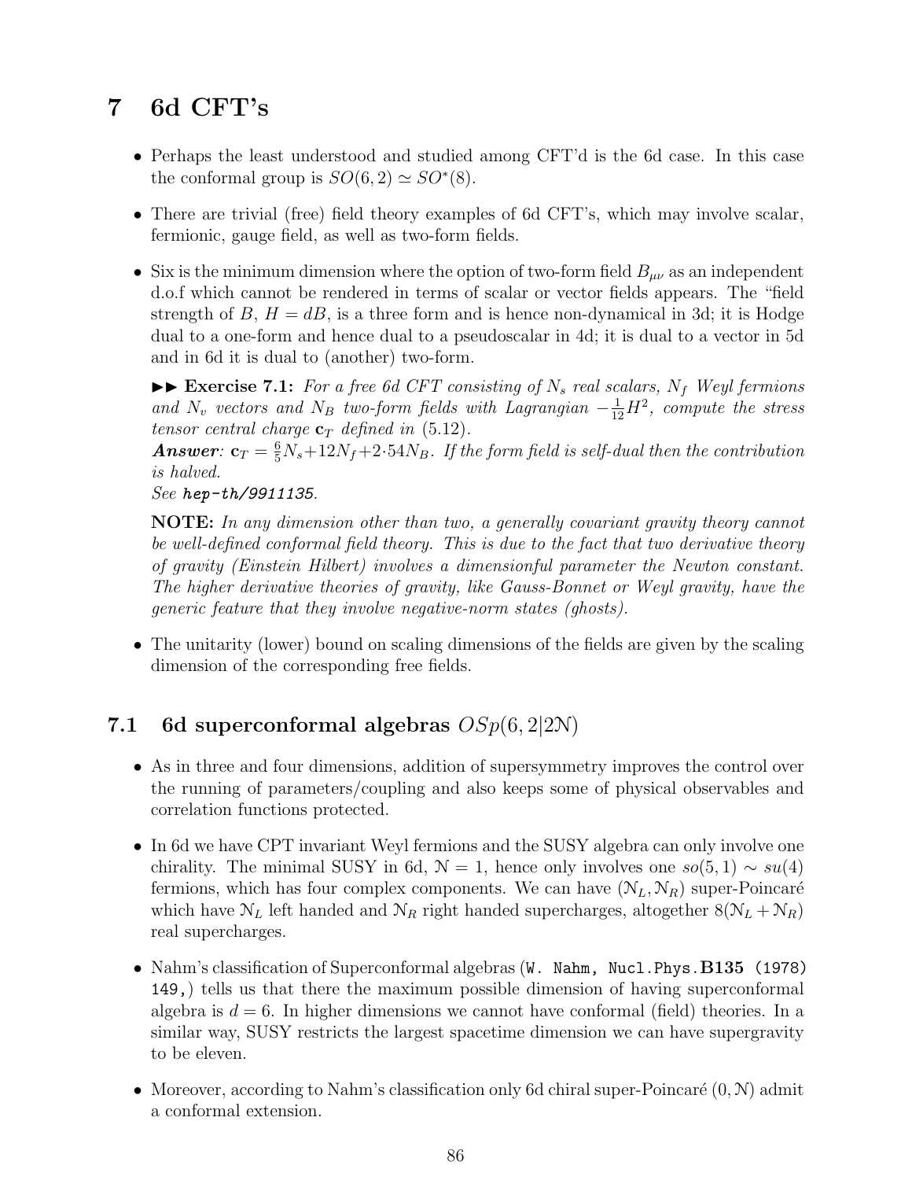# 7 6d CFT's

- Perhaps the least understood and studied among CFT'd is the 6d case. In this case the conformal group is $SO(6,2) \simeq SO^*(8)$.

- There are trivial (free) field theory examples of 6d CFT's, which may involve scalar, fermionic, gauge field, as well as two-form fields.

- Six is the minimum dimension where the option of two-form field $B_{\mu\nu}$ as an independent d.o.f which cannot be rendered in terms of scalar or vector fields appears. The "field strength of $B$, $H = dB$, is a three form and is hence non-dynamical in 3d; it is Hodge dual to a one-form and hence dual to a pseudoscalar in 4d; it is dual to a vector in 5d and in 6d it is dual to (another) two-form.

  ►► **Exercise 7.1:** *For a free 6d CFT consisting of $N_s$ real scalars, $N_f$ Weyl fermions and $N_v$ vectors and $N_B$ two-form fields with Lagrangian $-\frac{1}{12}H^2$, compute the stress tensor central charge $\mathbf{c}_T$ defined in* (5.12).
  ***Answer:*** $\mathbf{c}_T = \frac{6}{5}N_s + 12N_f + 2\cdot 54 N_B$. *If the form field is self-dual then the contribution is halved.*
  *See* ***hep-th/9911135****.*

  **NOTE:** *In any dimension other than two, a generally covariant gravity theory cannot be well-defined conformal field theory. This is due to the fact that two derivative theory of gravity (Einstein Hilbert) involves a dimensionful parameter the Newton constant. The higher derivative theories of gravity, like Gauss-Bonnet or Weyl gravity, have the generic feature that they involve negative-norm states (ghosts).*

- The unitarity (lower) bound on scaling dimensions of the fields are given by the scaling dimension of the corresponding free fields.

## 7.1 6d superconformal algebras $OSp(6,2|2\mathcal{N})$

- As in three and four dimensions, addition of supersymmetry improves the control over the running of parameters/coupling and also keeps some of physical observables and correlation functions protected.

- In 6d we have CPT invariant Weyl fermions and the SUSY algebra can only involve one chirality. The minimal SUSY in 6d, $\mathcal{N} = 1$, hence only involves one $so(5,1) \sim su(4)$ fermions, which has four complex components. We can have $(\mathcal{N}_L, \mathcal{N}_R)$ super-Poincaré which have $\mathcal{N}_L$ left handed and $\mathcal{N}_R$ right handed supercharges, altogether $8(\mathcal{N}_L + \mathcal{N}_R)$ real supercharges.

- Nahm's classification of Superconformal algebras (`W. Nahm, Nucl.Phys.`**B135**` (1978) 149,`) tells us that there the maximum possible dimension of having superconformal algebra is $d = 6$. In higher dimensions we cannot have conformal (field) theories. In a similar way, SUSY restricts the largest spacetime dimension we can have supergravity to be eleven.

- Moreover, according to Nahm's classification only 6d chiral super-Poincaré $(0, \mathcal{N})$ admit a conformal extension.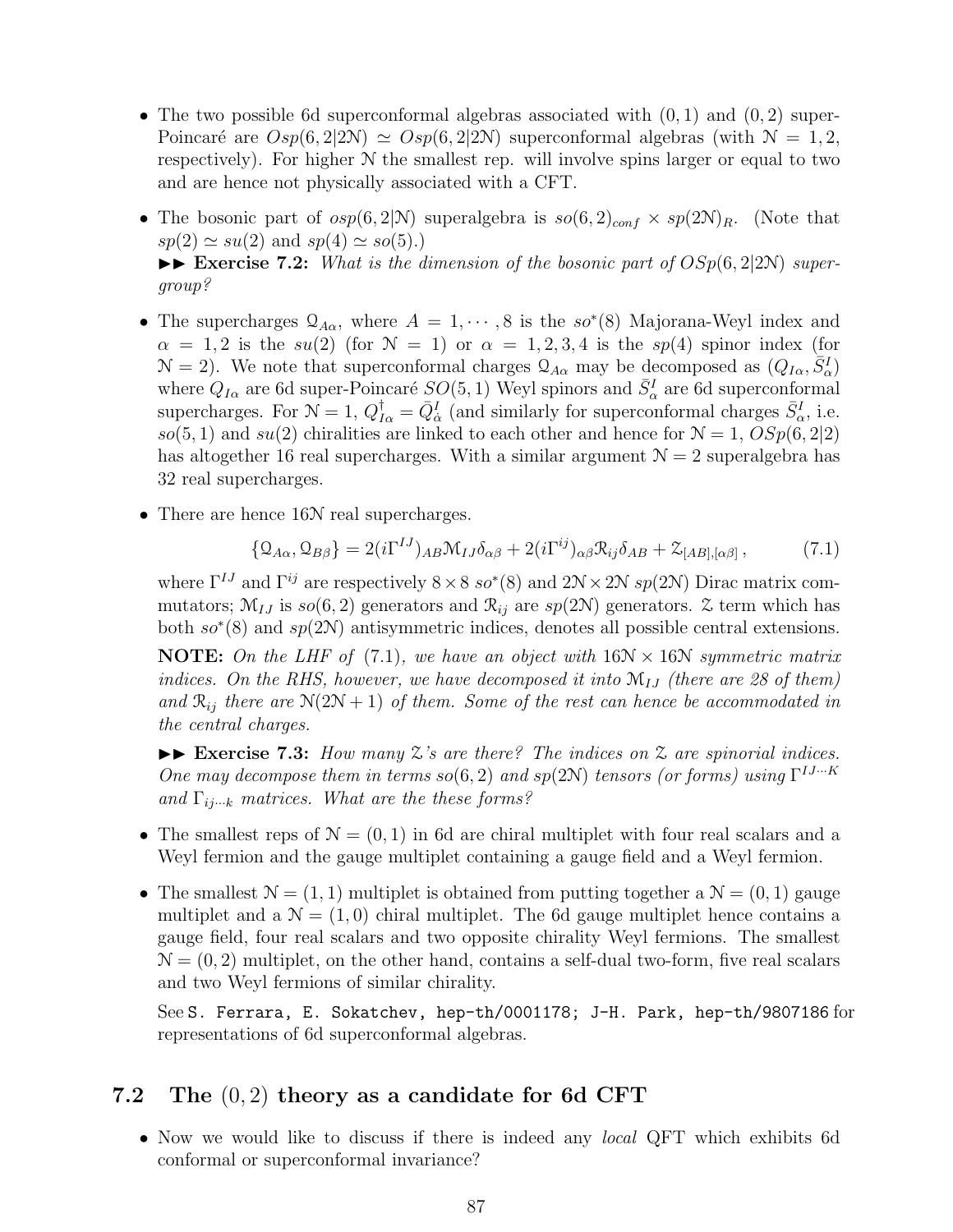- The two possible 6d superconformal algebras associated with $(0,1)$ and $(0,2)$ super-Poincaré are $Osp(6,2|2\mathcal{N}) \simeq Osp(6,2|2\mathcal{N})$ superconformal algebras (with $\mathcal{N}=1,2$, respectively). For higher $\mathcal{N}$ the smallest rep. will involve spins larger or equal to two and are hence not physically associated with a CFT.

- The bosonic part of $osp(6,2|\mathcal{N})$ superalgebra is $so(6,2)_{conf} \times sp(2\mathcal{N})_R$. (Note that $sp(2) \simeq su(2)$ and $sp(4) \simeq so(5)$.)

  ►► **Exercise 7.2:** *What is the dimension of the bosonic part of $OSp(6,2|2\mathcal{N})$ supergroup?*

- The supercharges $\mathcal{Q}_{A\alpha}$, where $A = 1,\cdots,8$ is the $so^*(8)$ Majorana-Weyl index and $\alpha = 1,2$ is the $su(2)$ (for $\mathcal{N}=1$) or $\alpha = 1,2,3,4$ is the $sp(4)$ spinor index (for $\mathcal{N}=2$). We note that superconformal charges $\mathcal{Q}_{A\alpha}$ may be decomposed as $(Q_{I\alpha}, \bar{S}^I_{\alpha})$ where $Q_{I\alpha}$ are 6d super-Poincaré $SO(5,1)$ Weyl spinors and $\bar{S}^I_\alpha$ are 6d superconformal supercharges. For $\mathcal{N}=1$, $Q^\dagger_{I\alpha} = \bar{Q}^I_{\dot\alpha}$ (and similarly for superconformal charges $\bar{S}^I_\alpha$, i.e. $so(5,1)$ and $su(2)$ chiralities are linked to each other and hence for $\mathcal{N}=1$, $OSp(6,2|2)$ has altogether 16 real supercharges. With a similar argument $\mathcal{N}=2$ superalgebra has 32 real supercharges.

- There are hence $16\mathcal{N}$ real supercharges.

$$\{\mathcal{Q}_{A\alpha}, \mathcal{Q}_{B\beta}\} = 2(i\Gamma^{IJ})_{AB}\mathcal{M}_{IJ}\delta_{\alpha\beta} + 2(i\Gamma^{ij})_{\alpha\beta}\mathcal{R}_{ij}\delta_{AB} + \mathcal{Z}_{[AB],[\alpha\beta]}\,, \tag{7.1}$$

  where $\Gamma^{IJ}$ and $\Gamma^{ij}$ are respectively $8\times 8$ $so^*(8)$ and $2\mathcal{N}\times 2\mathcal{N}$ $sp(2\mathcal{N})$ Dirac matrix commutators; $\mathcal{M}_{IJ}$ is $so(6,2)$ generators and $\mathcal{R}_{ij}$ are $sp(2\mathcal{N})$ generators. $\mathcal{Z}$ term which has both $so^*(8)$ and $sp(2\mathcal{N})$ antisymmetric indices, denotes all possible central extensions.

  **NOTE:** *On the LHF of (7.1), we have an object with $16\mathcal{N}\times 16\mathcal{N}$ symmetric matrix indices. On the RHS, however, we have decomposed it into $\mathcal{M}_{IJ}$ (there are 28 of them) and $\mathcal{R}_{ij}$ there are $\mathcal{N}(2\mathcal{N}+1)$ of them. Some of the rest can hence be accommodated in the central charges.*

  ►► **Exercise 7.3:** *How many $\mathcal{Z}$'s are there? The indices on $\mathcal{Z}$ are spinorial indices. One may decompose them in terms $so(6,2)$ and $sp(2\mathcal{N})$ tensors (or forms) using $\Gamma^{IJ\cdots K}$ and $\Gamma_{ij\cdots k}$ matrices. What are the these forms?*

- The smallest reps of $\mathcal{N}=(0,1)$ in 6d are chiral multiplet with four real scalars and a Weyl fermion and the gauge multiplet containing a gauge field and a Weyl fermion.

- The smallest $\mathcal{N}=(1,1)$ multiplet is obtained from putting together a $\mathcal{N}=(0,1)$ gauge multiplet and a $\mathcal{N}=(1,0)$ chiral multiplet. The 6d gauge multiplet hence contains a gauge field, four real scalars and two opposite chirality Weyl fermions. The smallest $\mathcal{N}=(0,2)$ multiplet, on the other hand, contains a self-dual two-form, five real scalars and two Weyl fermions of similar chirality.

  See `S. Ferrara, E. Sokatchev, hep-th/0001178; J-H. Park, hep-th/9807186` for representations of 6d superconformal algebras.

## 7.2 The $(0,2)$ theory as a candidate for 6d CFT

- Now we would like to discuss if there is indeed any *local* QFT which exhibits 6d conformal or superconformal invariance?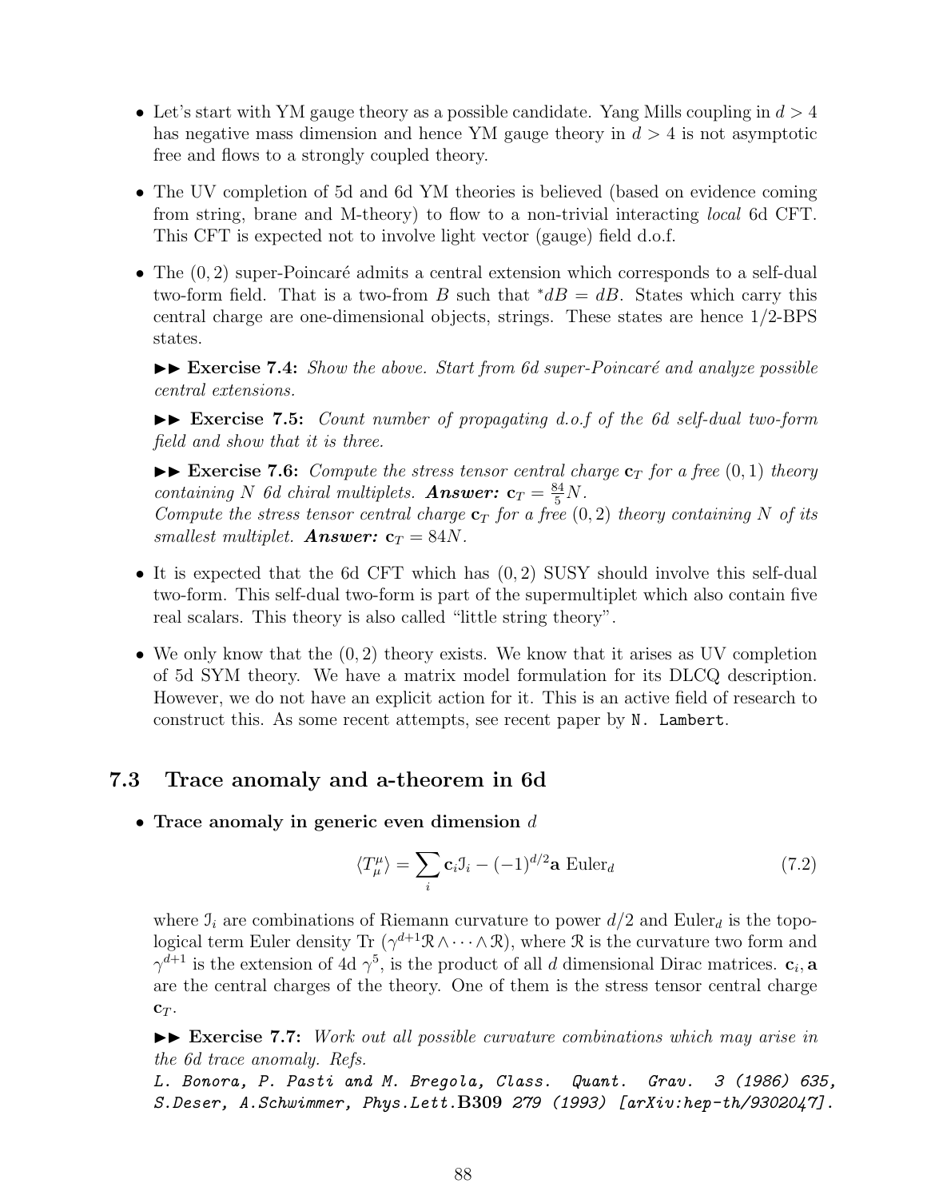- Let's start with YM gauge theory as a possible candidate. Yang Mills coupling in $d > 4$ has negative mass dimension and hence YM gauge theory in $d > 4$ is not asymptotic free and flows to a strongly coupled theory.

- The UV completion of 5d and 6d YM theories is believed (based on evidence coming from string, brane and M-theory) to flow to a non-trivial interacting *local* 6d CFT. This CFT is expected not to involve light vector (gauge) field d.o.f.

- The $(0, 2)$ super-Poincaré admits a central extension which corresponds to a self-dual two-form field. That is a two-from $B$ such that ${}^*dB = dB$. States which carry this central charge are one-dimensional objects, strings. These states are hence 1/2-BPS states.

  ▶▶ **Exercise 7.4:** *Show the above. Start from 6d super-Poincaré and analyze possible central extensions.*

  ▶▶ **Exercise 7.5:** *Count number of propagating d.o.f of the 6d self-dual two-form field and show that it is three.*

  ▶▶ **Exercise 7.6:** *Compute the stress tensor central charge $\mathbf{c}_T$ for a free $(0, 1)$ theory containing $N$ 6d chiral multiplets.* ***Answer:*** $\mathbf{c}_T = \frac{84}{5}N$.
  *Compute the stress tensor central charge $\mathbf{c}_T$ for a free $(0, 2)$ theory containing $N$ of its smallest multiplet.* ***Answer:*** $\mathbf{c}_T = 84N$.

- It is expected that the 6d CFT which has $(0, 2)$ SUSY should involve this self-dual two-form. This self-dual two-form is part of the supermultiplet which also contain five real scalars. This theory is also called "little string theory".

- We only know that the $(0, 2)$ theory exists. We know that it arises as UV completion of 5d SYM theory. We have a matrix model formulation for its DLCQ description. However, we do not have an explicit action for it. This is an active field of research to construct this. As some recent attempts, see recent paper by `N. Lambert`.

## 7.3 Trace anomaly and a-theorem in 6d

- **Trace anomaly in generic even dimension** $d$

$$\langle T^\mu_\mu \rangle = \sum_i \mathbf{c}_i \mathcal{I}_i - (-1)^{d/2} \mathbf{a} \ \text{Euler}_d \tag{7.2}$$

where $\mathcal{I}_i$ are combinations of Riemann curvature to power $d/2$ and $\text{Euler}_d$ is the topological term Euler density $\text{Tr}\ (\gamma^{d+1} \mathcal{R} \wedge \cdots \wedge \mathcal{R})$, where $\mathcal{R}$ is the curvature two form and $\gamma^{d+1}$ is the extension of 4d $\gamma^5$, is the product of all $d$ dimensional Dirac matrices. $\mathbf{c}_i, \mathbf{a}$ are the central charges of the theory. One of them is the stress tensor central charge $\mathbf{c}_T$.

▶▶ **Exercise 7.7:** *Work out all possible curvature combinations which may arise in the 6d trace anomaly. Refs.*
*L. Bonora, P. Pasti and M. Bregola, Class. Quant. Grav. 3 (1986) 635, S.Deser, A.Schwimmer, Phys.Lett.***B309** *279 (1993) [arXiv:hep-th/9302047].*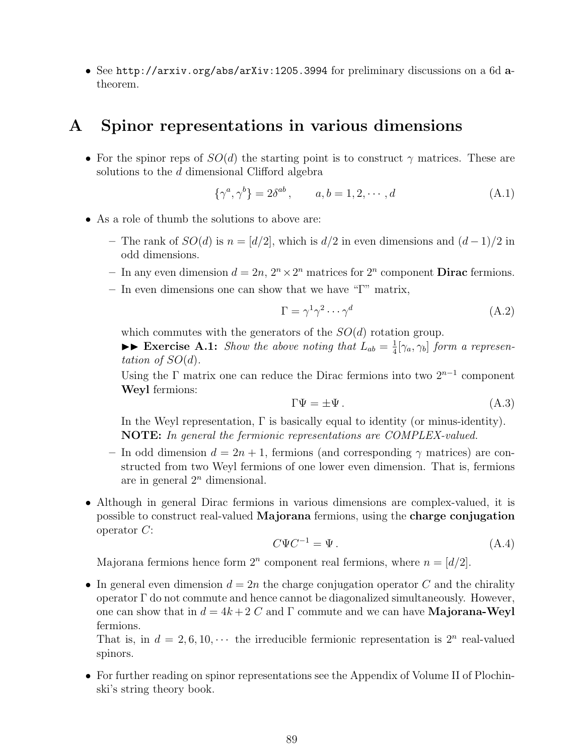- See http://arxiv.org/abs/arXiv:1205.3994 for preliminary discussions on a 6d **a**-theorem.

# A Spinor representations in various dimensions

- For the spinor reps of $SO(d)$ the starting point is to construct $\gamma$ matrices. These are solutions to the $d$ dimensional Clifford algebra

$$\{\gamma^a, \gamma^b\} = 2\delta^{ab}\,, \qquad a, b = 1, 2, \cdots, d \tag{A.1}$$

- As a role of thumb the solutions to above are:
  - The rank of $SO(d)$ is $n = [d/2]$, which is $d/2$ in even dimensions and $(d-1)/2$ in odd dimensions.
  - In any even dimension $d = 2n$, $2^n \times 2^n$ matrices for $2^n$ component **Dirac** fermions.
  - In even dimensions one can show that we have "$\Gamma$" matrix,

    $$\Gamma = \gamma^1 \gamma^2 \cdots \gamma^d \tag{A.2}$$

    which commutes with the generators of the $SO(d)$ rotation group.
    ►► **Exercise A.1:** *Show the above noting that $L_{ab} = \frac{1}{4}[\gamma_a, \gamma_b]$ form a representation of $SO(d)$.*
    Using the $\Gamma$ matrix one can reduce the Dirac fermions into two $2^{n-1}$ component **Weyl** fermions:

    $$\Gamma\Psi = \pm\Psi\,. \tag{A.3}$$

    In the Weyl representation, $\Gamma$ is basically equal to identity (or minus-identity).
    **NOTE:** *In general the fermionic representations are COMPLEX-valued.*
  - In odd dimension $d = 2n + 1$, fermions (and corresponding $\gamma$ matrices) are constructed from two Weyl fermions of one lower even dimension. That is, fermions are in general $2^n$ dimensional.

- Although in general Dirac fermions in various dimensions are complex-valued, it is possible to construct real-valued **Majorana** fermions, using the **charge conjugation** operator $C$:

$$C\Psi C^{-1} = \Psi\,. \tag{A.4}$$

  Majorana fermions hence form $2^n$ component real fermions, where $n = [d/2]$.

- In general even dimension $d = 2n$ the charge conjugation operator $C$ and the chirality operator $\Gamma$ do not commute and hence cannot be diagonalized simultaneously. However, one can show that in $d = 4k + 2$ $C$ and $\Gamma$ commute and we can have **Majorana-Weyl** fermions.
  That is, in $d = 2, 6, 10, \cdots$ the irreducible fermionic representation is $2^n$ real-valued spinors.

- For further reading on spinor representations see the Appendix of Volume II of Plochinski's string theory book.